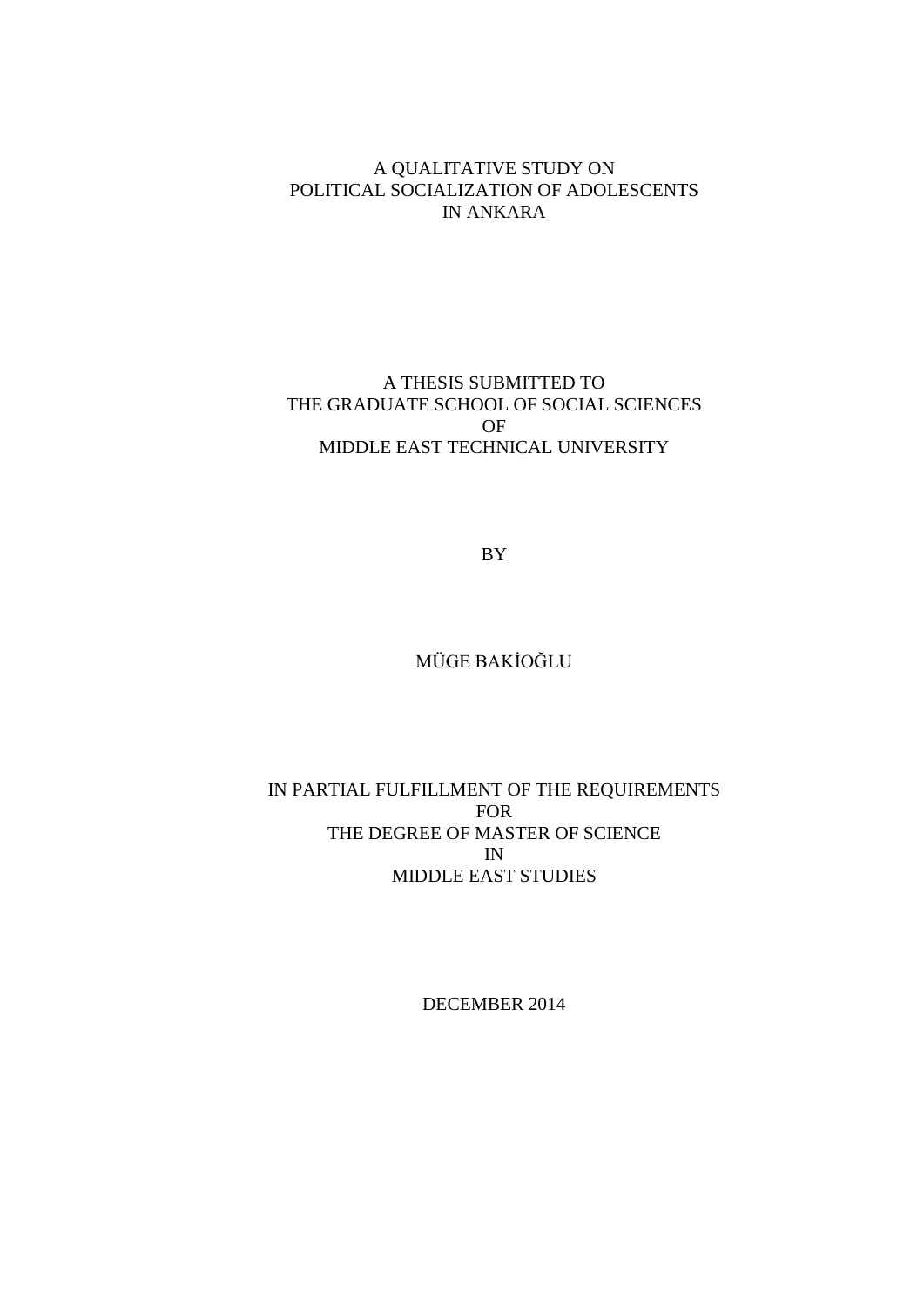# A QUALITATIVE STUDY ON POLITICAL SOCIALIZATION OF ADOLESCENTS IN ANKARA

A THESIS SUBMITTED TO
THE GRADUATE SCHOOL OF SOCIAL SCIENCES
OF
MIDDLE EAST TECHNICAL UNIVERSITY

BY

MÜGE BAKİOĞLU

IN PARTIAL FULFILLMENT OF THE REQUIREMENTS
FOR
THE DEGREE OF MASTER OF SCIENCE
IN
MIDDLE EAST STUDIES

DECEMBER 2014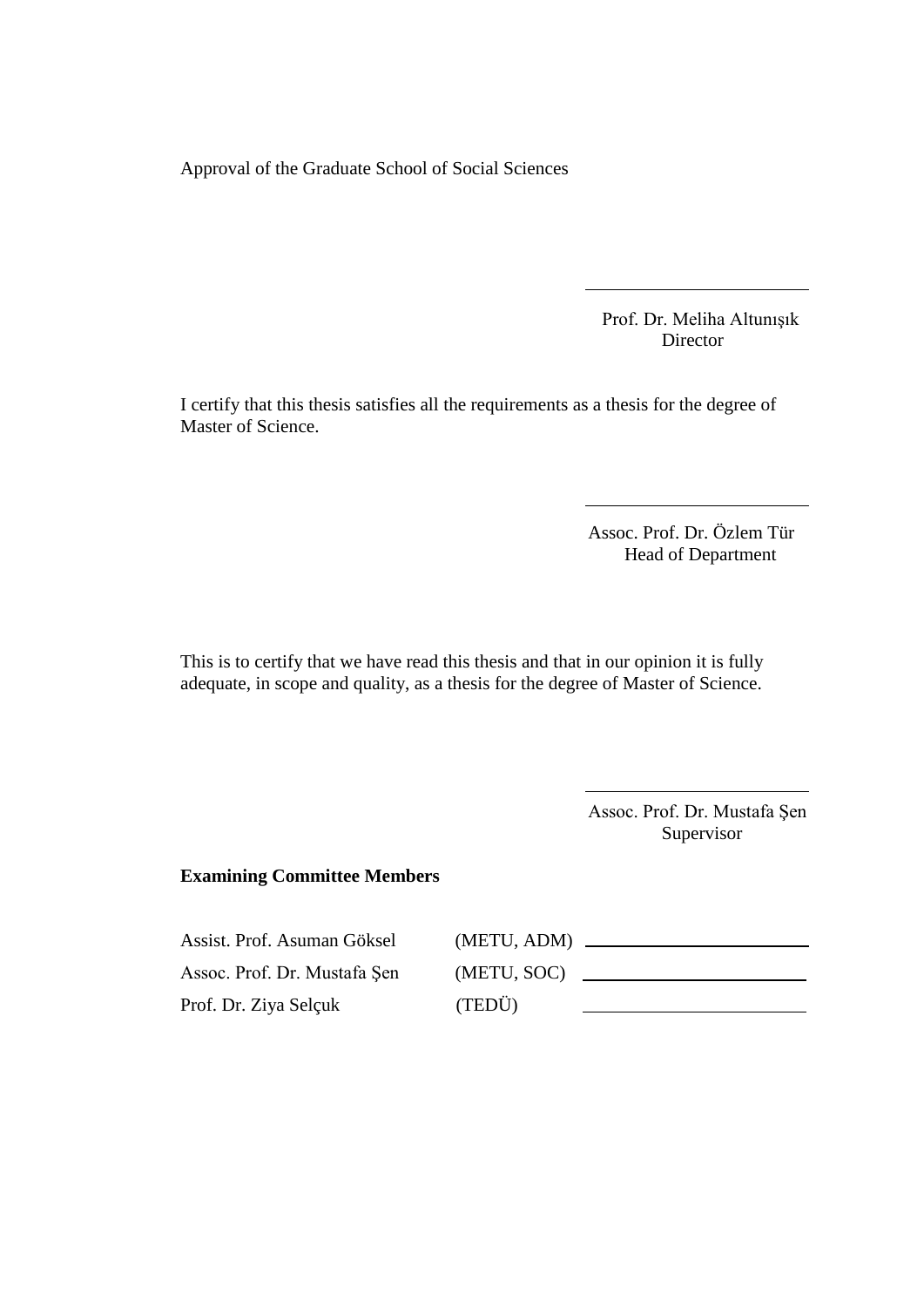Approval of the Graduate School of Social Sciences

Prof. Dr. Meliha Altunışık
Director

I certify that this thesis satisfies all the requirements as a thesis for the degree of Master of Science.

Assoc. Prof. Dr. Özlem Tür
Head of Department

This is to certify that we have read this thesis and that in our opinion it is fully adequate, in scope and quality, as a thesis for the degree of Master of Science.

Assoc. Prof. Dr. Mustafa Şen
Supervisor

**Examining Committee Members**

| | | |
|---|---|---|
| Assist. Prof. Asuman Göksel | (METU, ADM) | |
| Assoc. Prof. Dr. Mustafa Şen | (METU, SOC) | |
| Prof. Dr. Ziya Selçuk | (TEDÜ) | |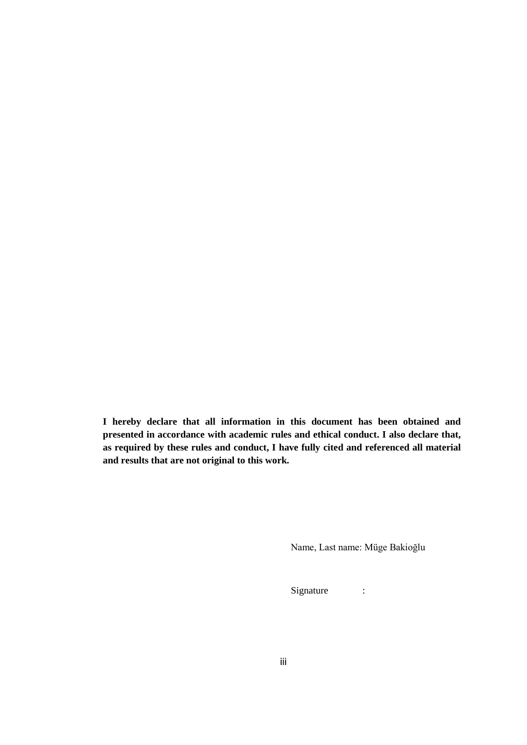**I hereby declare that all information in this document has been obtained and presented in accordance with academic rules and ethical conduct. I also declare that, as required by these rules and conduct, I have fully cited and referenced all material and results that are not original to this work.**

Name, Last name: Müge Bakioğlu

Signature :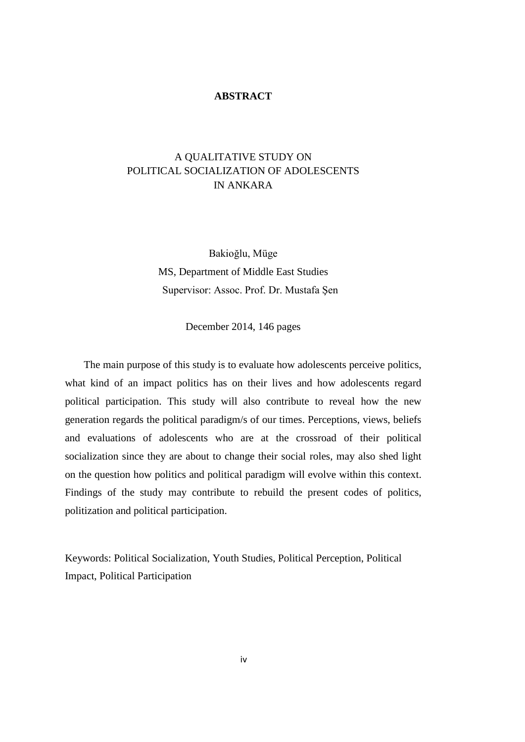# ABSTRACT

A QUALITATIVE STUDY ON
POLITICAL SOCIALIZATION OF ADOLESCENTS
IN ANKARA

Bakioğlu, Müge
MS, Department of Middle East Studies
Supervisor: Assoc. Prof. Dr. Mustafa Şen

December 2014, 146 pages

The main purpose of this study is to evaluate how adolescents perceive politics, what kind of an impact politics has on their lives and how adolescents regard political participation. This study will also contribute to reveal how the new generation regards the political paradigm/s of our times. Perceptions, views, beliefs and evaluations of adolescents who are at the crossroad of their political socialization since they are about to change their social roles, may also shed light on the question how politics and political paradigm will evolve within this context. Findings of the study may contribute to rebuild the present codes of politics, politization and political participation.

Keywords: Political Socialization, Youth Studies, Political Perception, Political Impact, Political Participation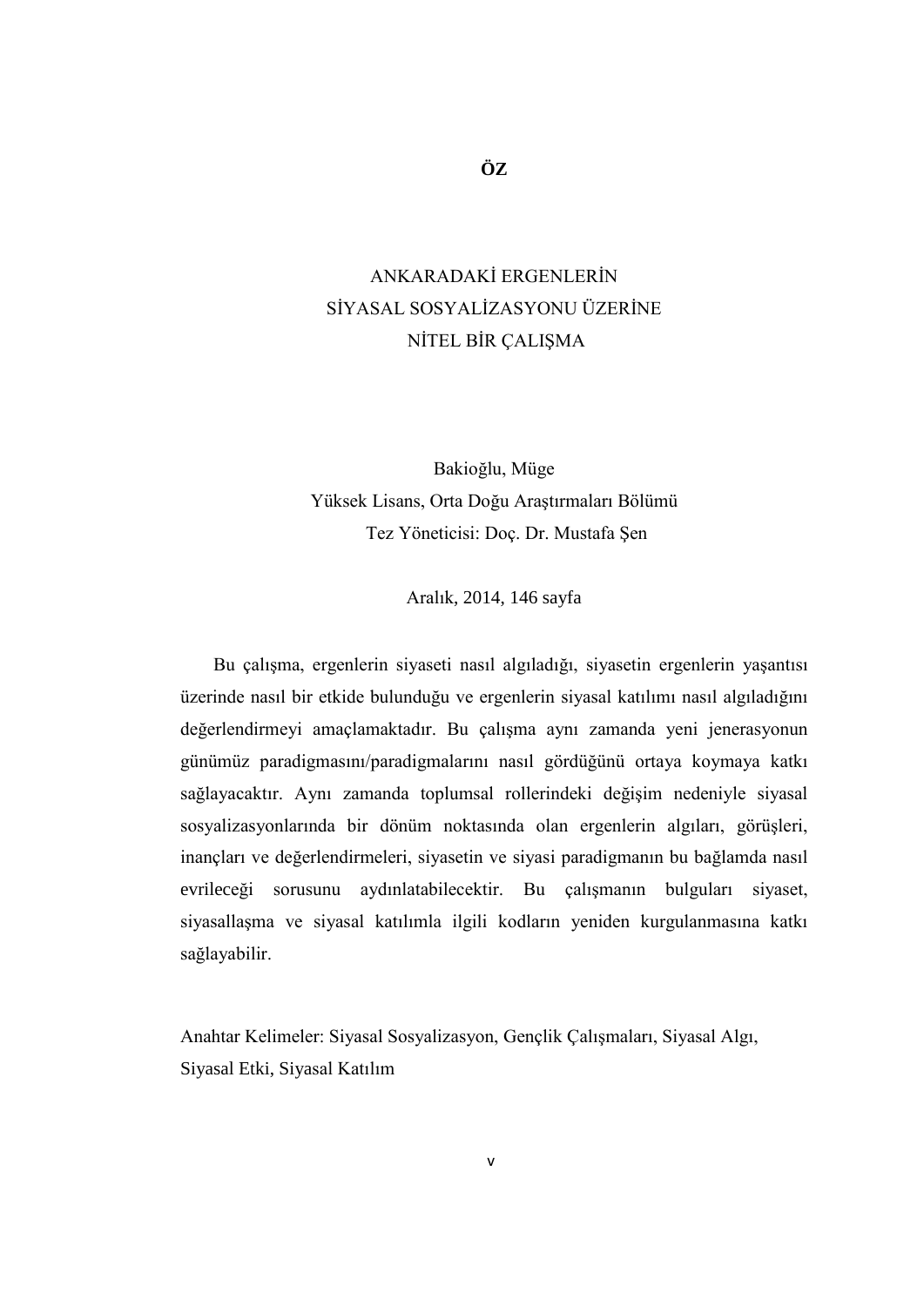# ÖZ

ANKARADAKİ ERGENLERİN
SİYASAL SOSYALİZASYONU ÜZERİNE
NİTEL BİR ÇALIŞMA

Bakioğlu, Müge
Yüksek Lisans, Orta Doğu Araştırmaları Bölümü
Tez Yöneticisi: Doç. Dr. Mustafa Şen

Aralık, 2014, 146 sayfa

Bu çalışma, ergenlerin siyaseti nasıl algıladığı, siyasetin ergenlerin yaşantısı üzerinde nasıl bir etkide bulunduğu ve ergenlerin siyasal katılımı nasıl algıladığını değerlendirmeyi amaçlamaktadır. Bu çalışma aynı zamanda yeni jenerasyonun günümüz paradigmasını/paradigmalarını nasıl gördüğünü ortaya koymaya katkı sağlayacaktır. Aynı zamanda toplumsal rollerindeki değişim nedeniyle siyasal sosyalizasyonlarında bir dönüm noktasında olan ergenlerin algıları, görüşleri, inançları ve değerlendirmeleri, siyasetin ve siyasi paradigmanın bu bağlamda nasıl evrileceği sorusunu aydınlatabilecektir. Bu çalışmanın bulguları siyaset, siyasallaşma ve siyasal katılımla ilgili kodların yeniden kurgulanmasına katkı sağlayabilir.

Anahtar Kelimeler: Siyasal Sosyalizasyon, Gençlik Çalışmaları, Siyasal Algı, Siyasal Etki, Siyasal Katılım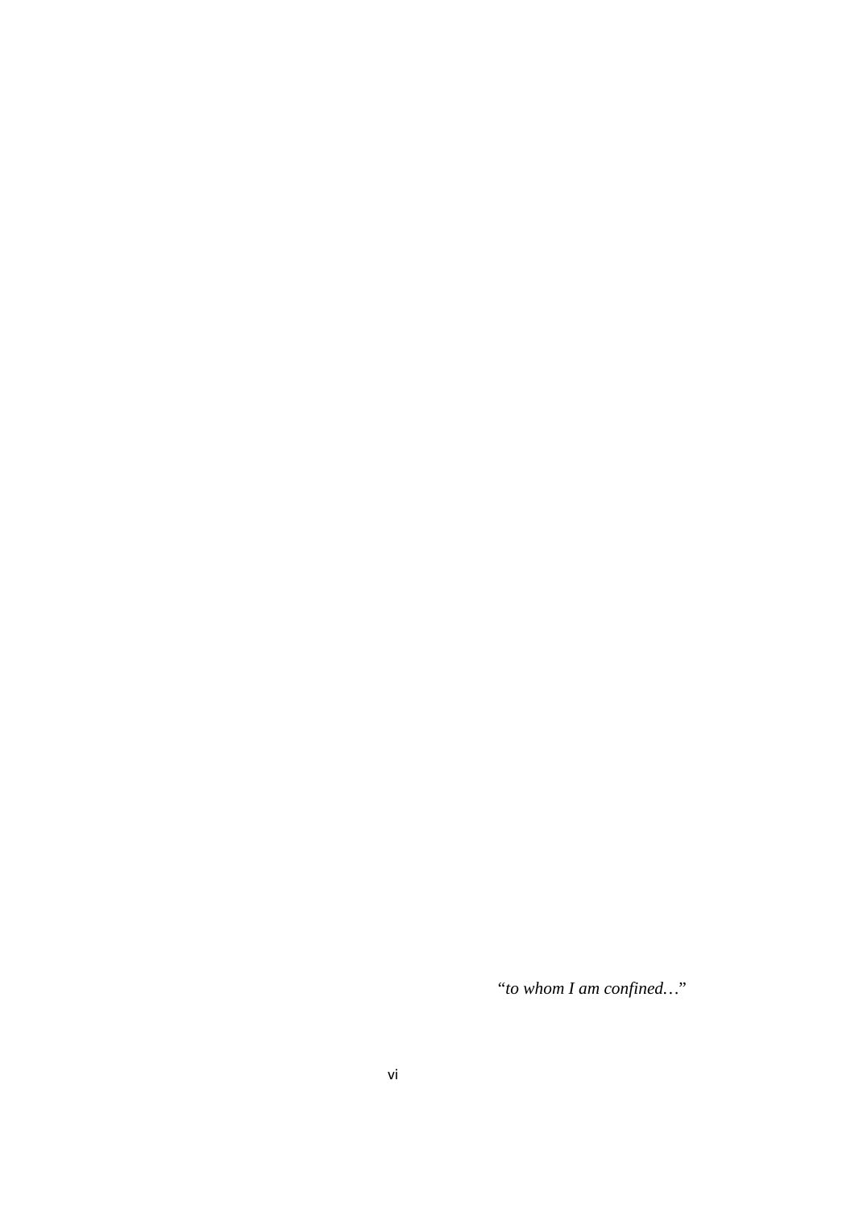"*to whom I am confined…*"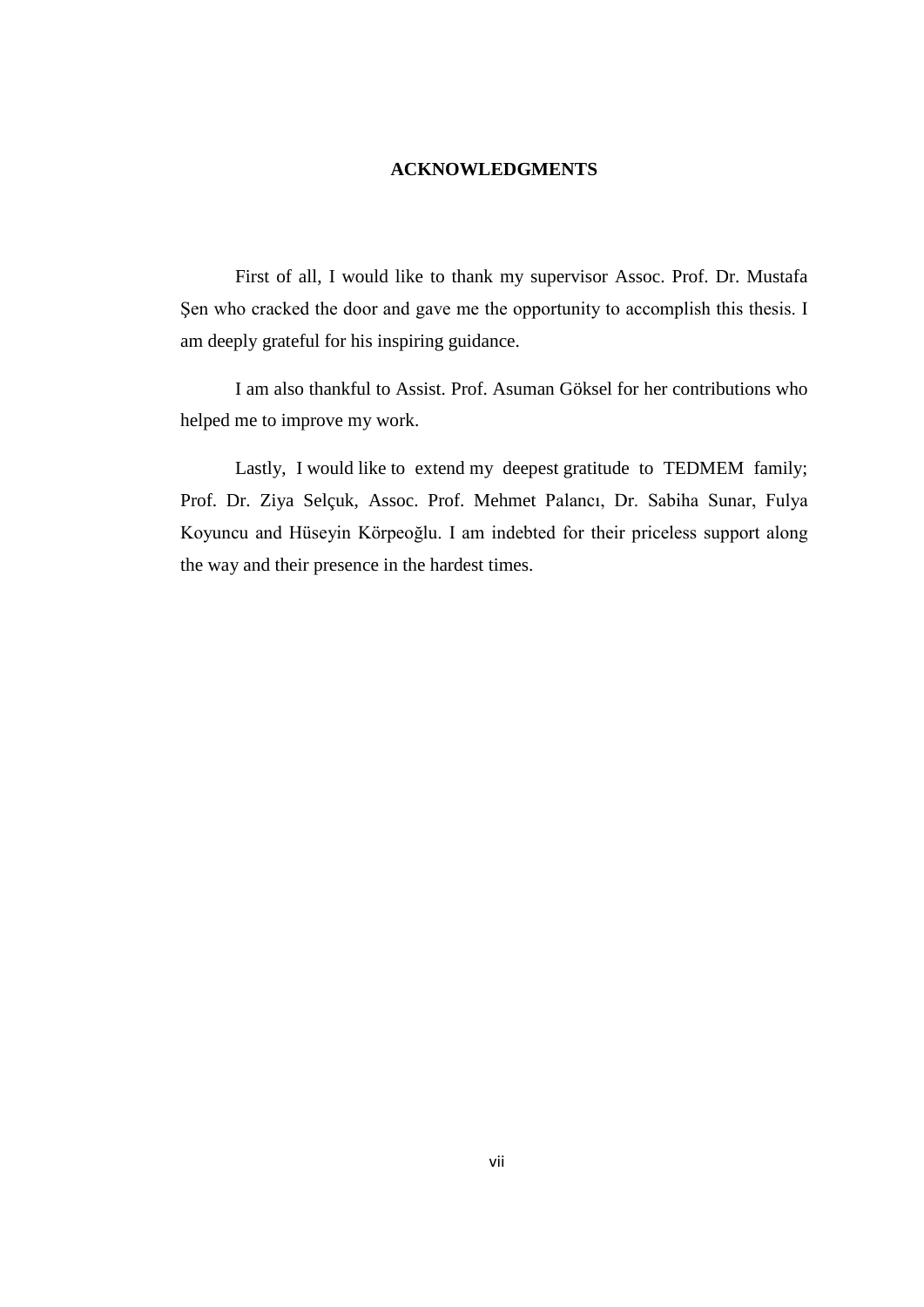# ACKNOWLEDGMENTS

First of all, I would like to thank my supervisor Assoc. Prof. Dr. Mustafa Şen who cracked the door and gave me the opportunity to accomplish this thesis. I am deeply grateful for his inspiring guidance.

I am also thankful to Assist. Prof. Asuman Göksel for her contributions who helped me to improve my work.

Lastly, I would like to extend my deepest gratitude to TEDMEM family; Prof. Dr. Ziya Selçuk, Assoc. Prof. Mehmet Palancı, Dr. Sabiha Sunar, Fulya Koyuncu and Hüseyin Körpeoğlu. I am indebted for their priceless support along the way and their presence in the hardest times.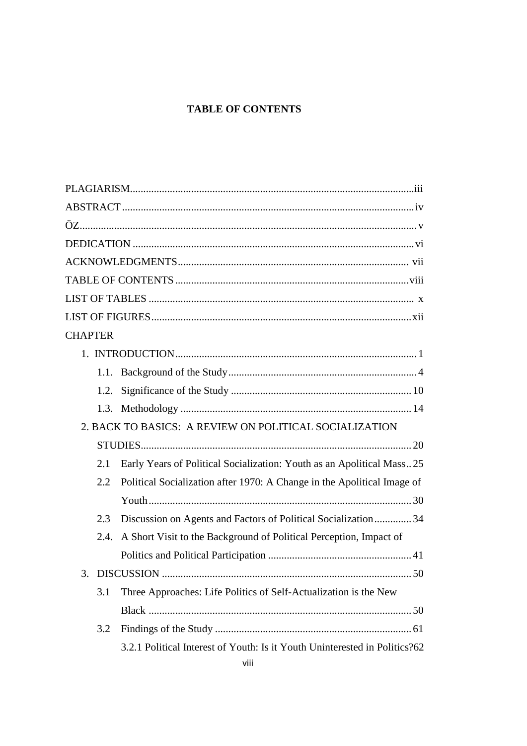# TABLE OF CONTENTS

PLAGIARISM.......................................................................................................iii
ABSTRACT.........................................................................................................iv
ÖZ.......................................................................................................................v
DEDICATION.....................................................................................................vi
ACKNOWLEDGMENTS.....................................................................................vii
TABLE OF CONTENTS.....................................................................................viii
LIST OF TABLES...............................................................................................x
LIST OF FIGURES.............................................................................................xii
CHAPTER

1. INTRODUCTION.............................................................................................1
   1.1. Background of the Study..........................................................................4
   1.2. Significance of the Study.........................................................................10
   1.3. Methodology............................................................................................14
2. BACK TO BASICS: A REVIEW ON POLITICAL SOCIALIZATION STUDIES........................................................................................................20
   2.1 Early Years of Political Socialization: Youth as an Apolitical Mass..25
   2.2 Political Socialization after 1970: A Change in the Apolitical Image of Youth................................................................................................................30
   2.3 Discussion on Agents and Factors of Political Socialization..............34
   2.4. A Short Visit to the Background of Political Perception, Impact of Politics and Political Participation...................................................................41
3. DISCUSSION...................................................................................................50
   3.1 Three Approaches: Life Politics of Self-Actualization is the New Black................................................................................................................50
   3.2 Findings of the Study..................................................................................61
      3.2.1 Political Interest of Youth: Is it Youth Uninterested in Politics?62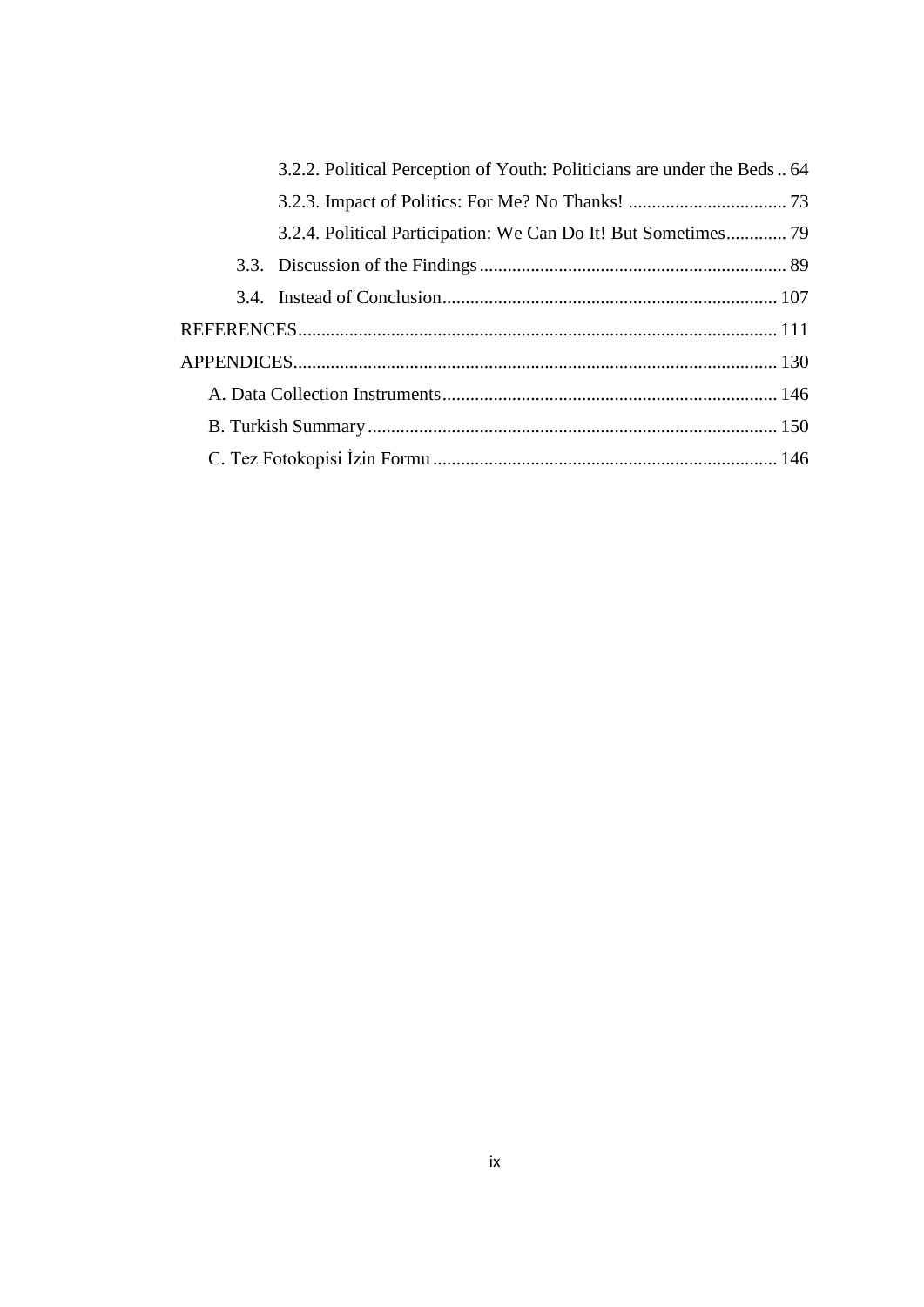3.2.2. Political Perception of Youth: Politicians are under the Beds .. 64

3.2.3. Impact of Politics: For Me? No Thanks! .................................. 73

3.2.4. Political Participation: We Can Do It! But Sometimes............. 79

3.3. Discussion of the Findings.................................................................. 89

3.4. Instead of Conclusion........................................................................ 107

REFERENCES...................................................................................................... 111

APPENDICES....................................................................................................... 130

A. Data Collection Instruments........................................................................ 146

B. Turkish Summary....................................................................................... 150

C. Tez Fotokopisi İzin Formu.......................................................................... 146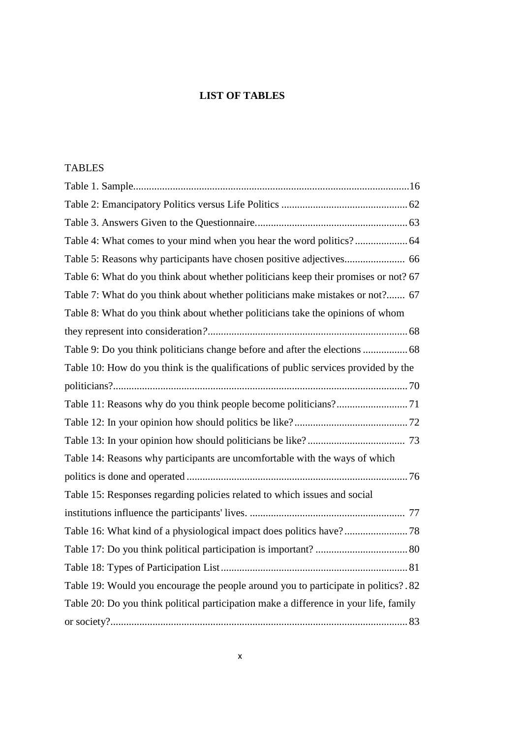# LIST OF TABLES

TABLES

Table 1. Sample....................................................................................................16

Table 2: Emancipatory Politics versus Life Politics ................................................62

Table 3. Answers Given to the Questionnaire.........................................................63

Table 4: What comes to your mind when you hear the word politics?....................64

Table 5: Reasons why participants have chosen positive adjectives....................... 66

Table 6: What do you think about whether politicians keep their promises or not? 67

Table 7: What do you think about whether politicians make mistakes or not?....... 67

Table 8: What do you think about whether politicians take the opinions of whom they represent into consideration?...........................................................................68

Table 9: Do you think politicians change before and after the elections .................68

Table 10: How do you think is the qualifications of public services provided by the politicians?...............................................................................................................70

Table 11: Reasons why do you think people become politicians?...........................71

Table 12: In your opinion how should politics be like?...........................................72

Table 13: In your opinion how should politicians be like?..................................... 73

Table 14: Reasons why participants are uncomfortable with the ways of which politics is done and operated...................................................................................76

Table 15: Responses regarding policies related to which issues and social institutions influence the participants' lives. ........................................................... 77

Table 16: What kind of a physiological impact does politics have?........................78

Table 17: Do you think political participation is important? ...................................80

Table 18: Types of Participation List.......................................................................81

Table 19: Would you encourage the people around you to participate in politics? . 82

Table 20: Do you think political participation make a difference in your life, family or society?...............................................................................................................83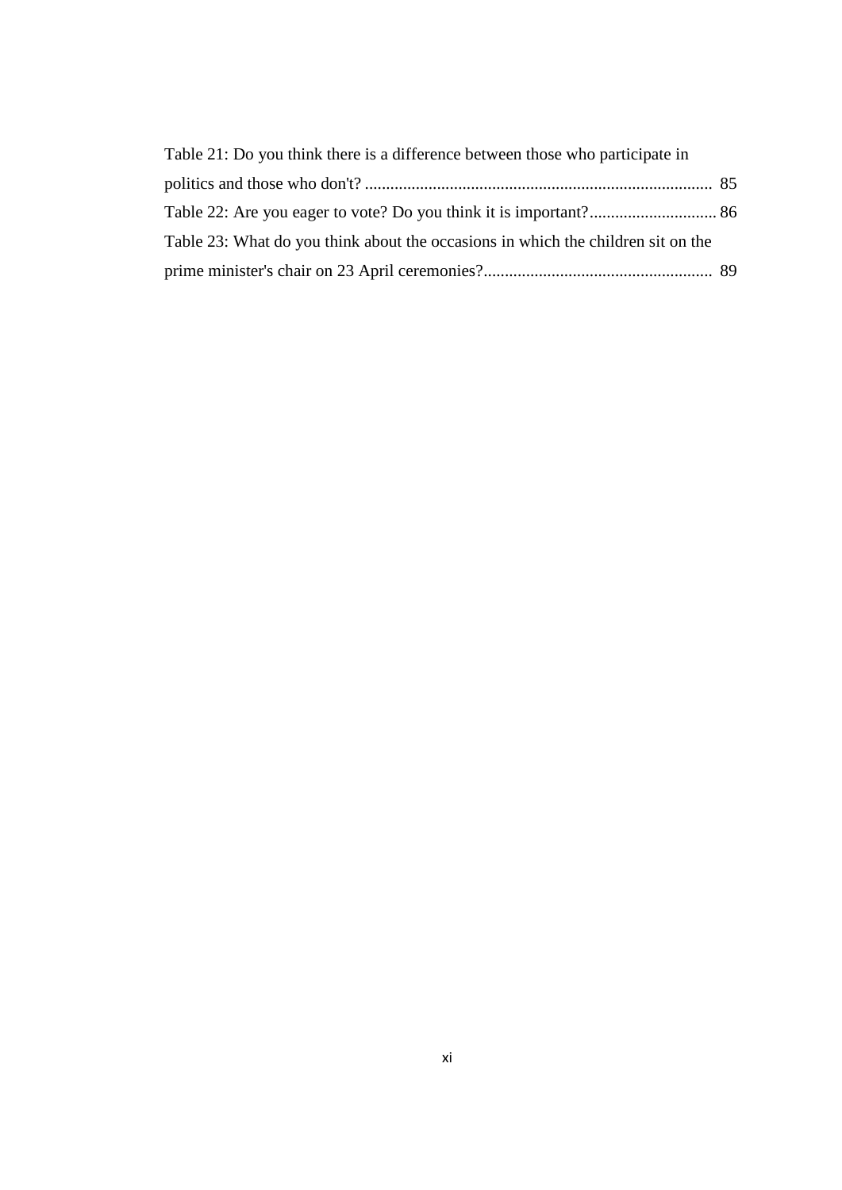Table 21: Do you think there is a difference between those who participate in politics and those who don't? .................................................................................. 85

Table 22: Are you eager to vote? Do you think it is important?.............................. 86

Table 23: What do you think about the occasions in which the children sit on the prime minister's chair on 23 April ceremonies?...................................................... 89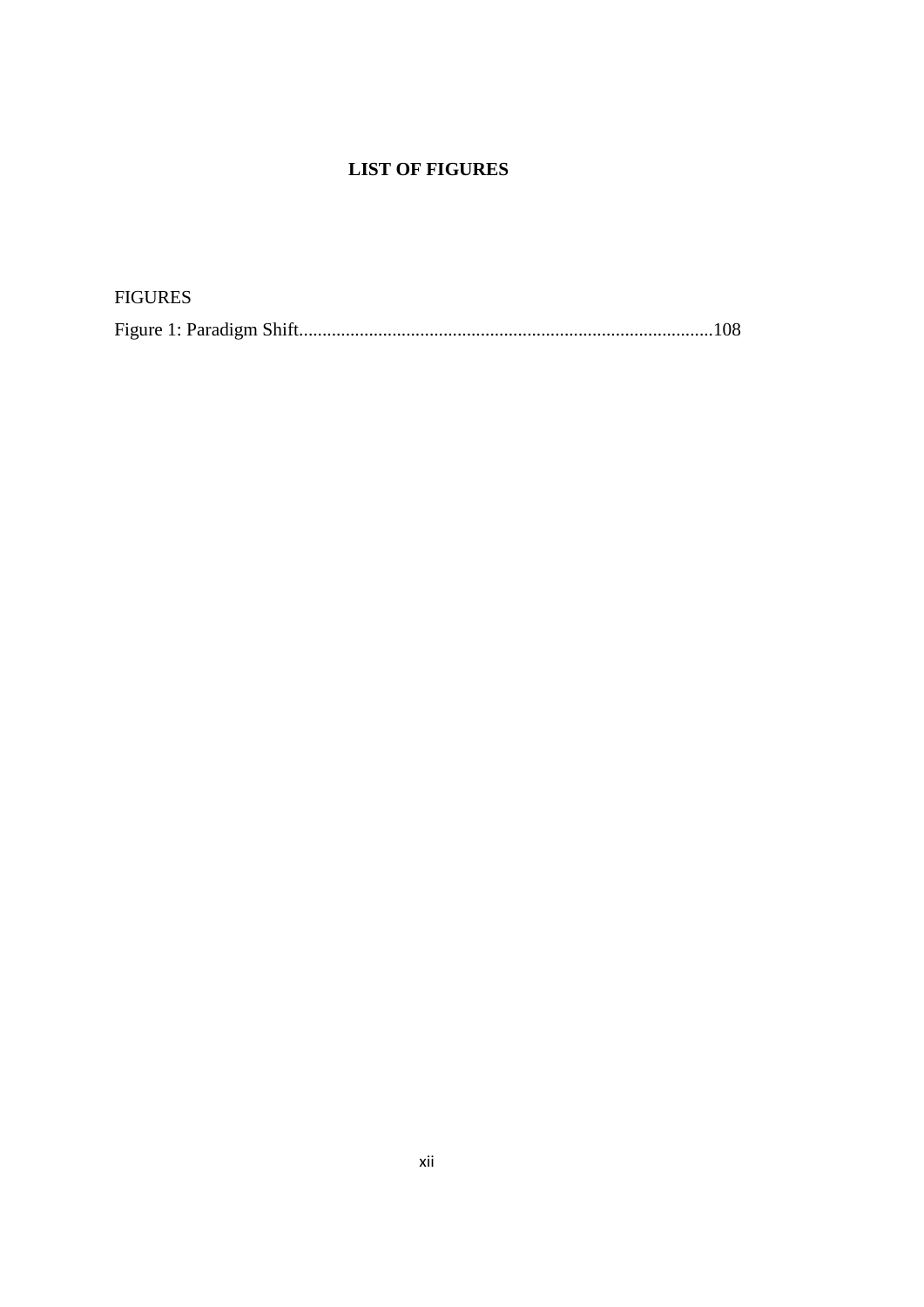# LIST OF FIGURES

FIGURES

Figure 1: Paradigm Shift.........................................................................................108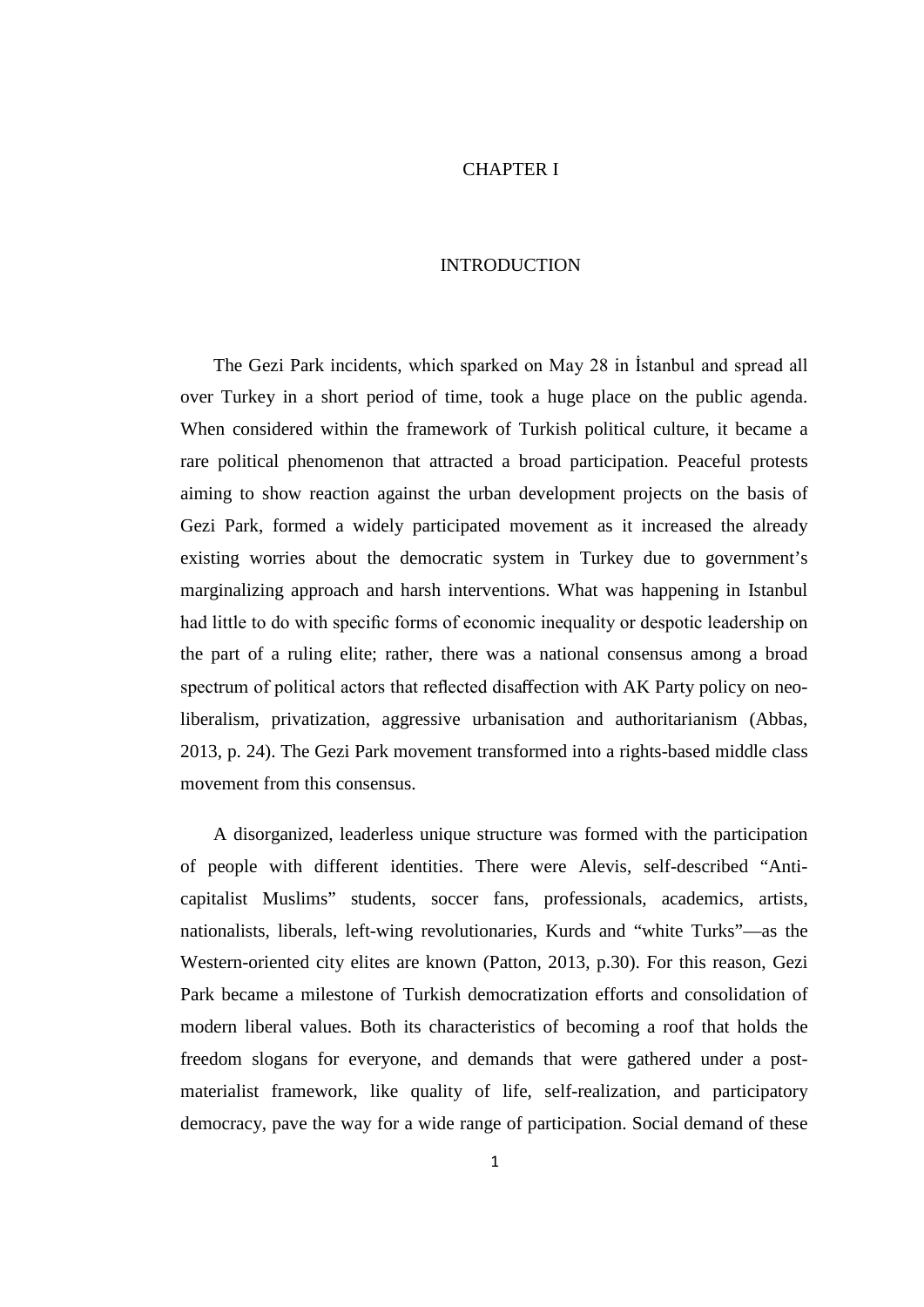# CHAPTER I

# INTRODUCTION

The Gezi Park incidents, which sparked on May 28 in İstanbul and spread all over Turkey in a short period of time, took a huge place on the public agenda. When considered within the framework of Turkish political culture, it became a rare political phenomenon that attracted a broad participation. Peaceful protests aiming to show reaction against the urban development projects on the basis of Gezi Park, formed a widely participated movement as it increased the already existing worries about the democratic system in Turkey due to government's marginalizing approach and harsh interventions. What was happening in Istanbul had little to do with specific forms of economic inequality or despotic leadership on the part of a ruling elite; rather, there was a national consensus among a broad spectrum of political actors that reflected disaffection with AK Party policy on neo-liberalism, privatization, aggressive urbanisation and authoritarianism (Abbas, 2013, p. 24). The Gezi Park movement transformed into a rights-based middle class movement from this consensus.

A disorganized, leaderless unique structure was formed with the participation of people with different identities. There were Alevis, self-described "Anti-capitalist Muslims" students, soccer fans, professionals, academics, artists, nationalists, liberals, left-wing revolutionaries, Kurds and "white Turks"—as the Western-oriented city elites are known (Patton, 2013, p.30). For this reason, Gezi Park became a milestone of Turkish democratization efforts and consolidation of modern liberal values. Both its characteristics of becoming a roof that holds the freedom slogans for everyone, and demands that were gathered under a post-materialist framework, like quality of life, self-realization, and participatory democracy, pave the way for a wide range of participation. Social demand of these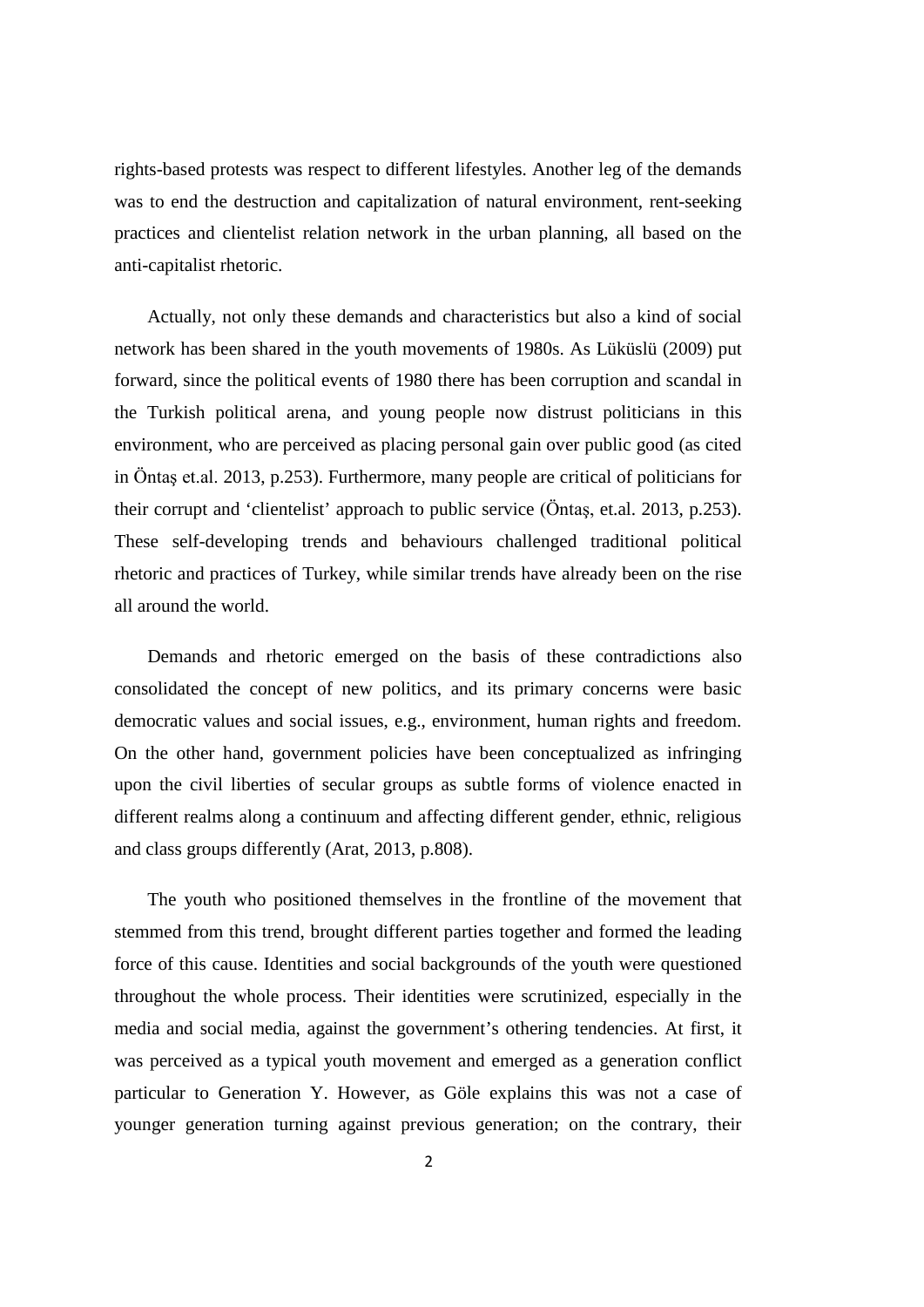rights-based protests was respect to different lifestyles. Another leg of the demands was to end the destruction and capitalization of natural environment, rent-seeking practices and clientelist relation network in the urban planning, all based on the anti-capitalist rhetoric.

Actually, not only these demands and characteristics but also a kind of social network has been shared in the youth movements of 1980s. As Lüküslü (2009) put forward, since the political events of 1980 there has been corruption and scandal in the Turkish political arena, and young people now distrust politicians in this environment, who are perceived as placing personal gain over public good (as cited in Öntaş et.al. 2013, p.253). Furthermore, many people are critical of politicians for their corrupt and 'clientelist' approach to public service (Öntaş, et.al. 2013, p.253). These self-developing trends and behaviours challenged traditional political rhetoric and practices of Turkey, while similar trends have already been on the rise all around the world.

Demands and rhetoric emerged on the basis of these contradictions also consolidated the concept of new politics, and its primary concerns were basic democratic values and social issues, e.g., environment, human rights and freedom. On the other hand, government policies have been conceptualized as infringing upon the civil liberties of secular groups as subtle forms of violence enacted in different realms along a continuum and affecting different gender, ethnic, religious and class groups differently (Arat, 2013, p.808).

The youth who positioned themselves in the frontline of the movement that stemmed from this trend, brought different parties together and formed the leading force of this cause. Identities and social backgrounds of the youth were questioned throughout the whole process. Their identities were scrutinized, especially in the media and social media, against the government's othering tendencies. At first, it was perceived as a typical youth movement and emerged as a generation conflict particular to Generation Y. However, as Göle explains this was not a case of younger generation turning against previous generation; on the contrary, their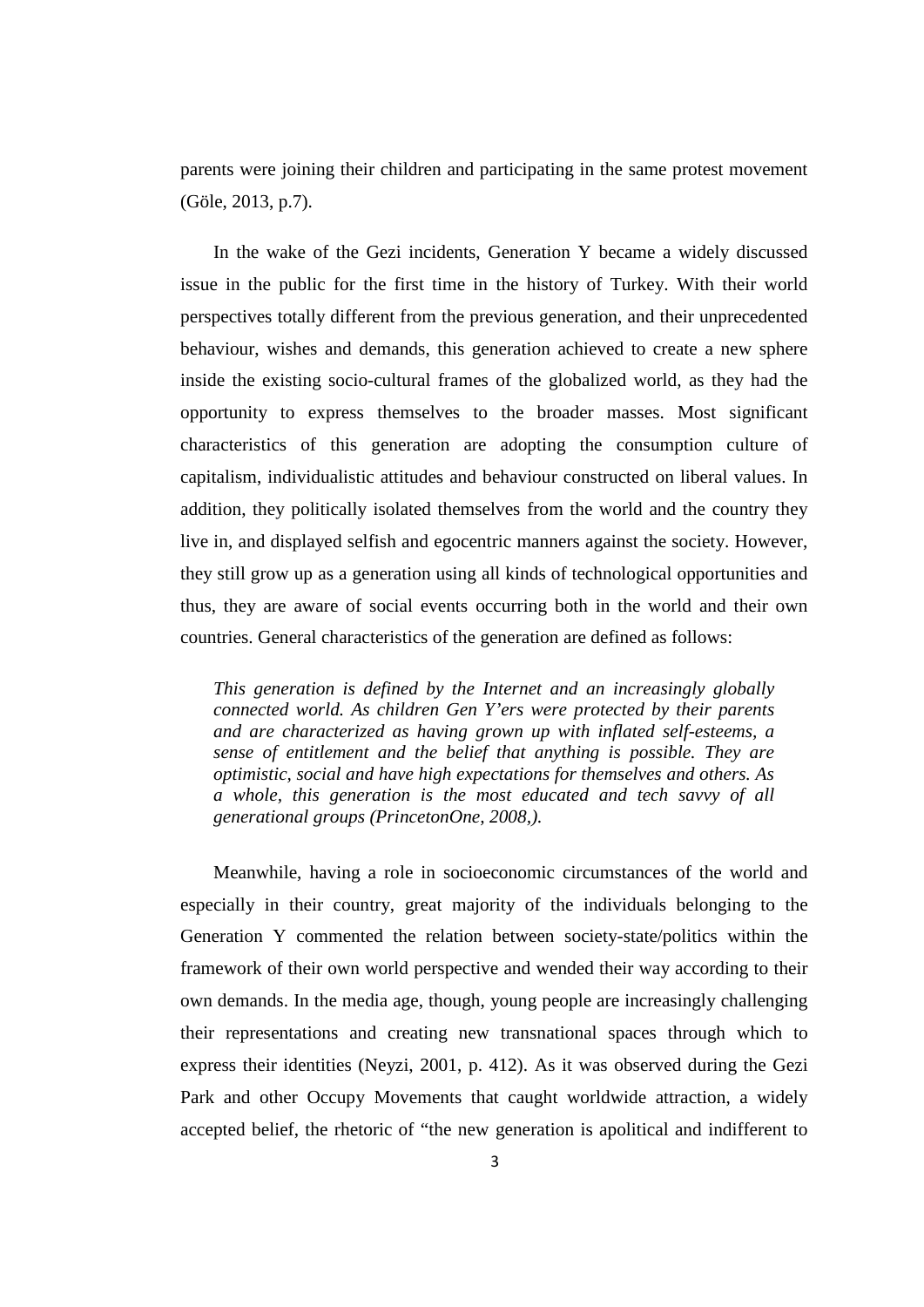parents were joining their children and participating in the same protest movement (Göle, 2013, p.7).

In the wake of the Gezi incidents, Generation Y became a widely discussed issue in the public for the first time in the history of Turkey. With their world perspectives totally different from the previous generation, and their unprecedented behaviour, wishes and demands, this generation achieved to create a new sphere inside the existing socio-cultural frames of the globalized world, as they had the opportunity to express themselves to the broader masses. Most significant characteristics of this generation are adopting the consumption culture of capitalism, individualistic attitudes and behaviour constructed on liberal values. In addition, they politically isolated themselves from the world and the country they live in, and displayed selfish and egocentric manners against the society. However, they still grow up as a generation using all kinds of technological opportunities and thus, they are aware of social events occurring both in the world and their own countries. General characteristics of the generation are defined as follows:

> *This generation is defined by the Internet and an increasingly globally connected world. As children Gen Y'ers were protected by their parents and are characterized as having grown up with inflated self-esteems, a sense of entitlement and the belief that anything is possible. They are optimistic, social and have high expectations for themselves and others. As a whole, this generation is the most educated and tech savvy of all generational groups (PrincetonOne, 2008,).*

Meanwhile, having a role in socioeconomic circumstances of the world and especially in their country, great majority of the individuals belonging to the Generation Y commented the relation between society-state/politics within the framework of their own world perspective and wended their way according to their own demands. In the media age, though, young people are increasingly challenging their representations and creating new transnational spaces through which to express their identities (Neyzi, 2001, p. 412). As it was observed during the Gezi Park and other Occupy Movements that caught worldwide attraction, a widely accepted belief, the rhetoric of "the new generation is apolitical and indifferent to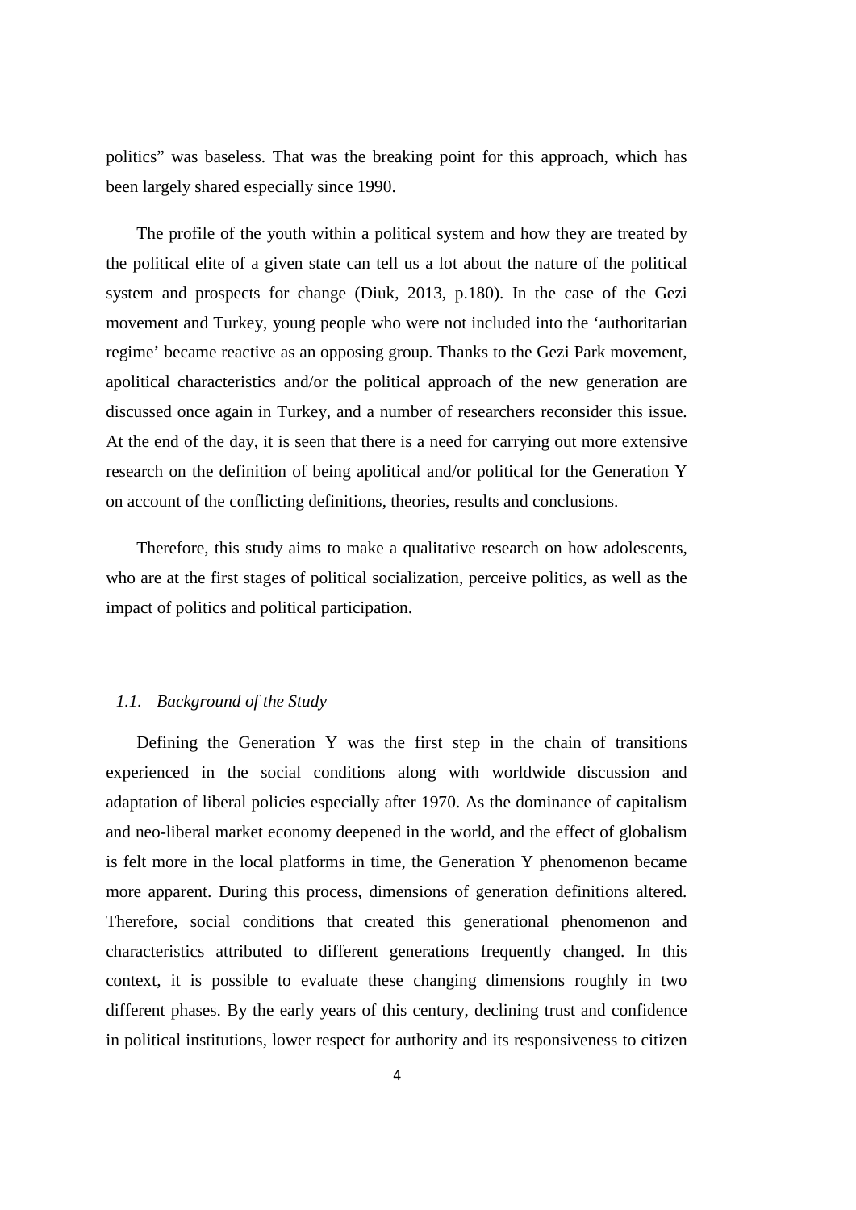politics" was baseless. That was the breaking point for this approach, which has been largely shared especially since 1990.

The profile of the youth within a political system and how they are treated by the political elite of a given state can tell us a lot about the nature of the political system and prospects for change (Diuk, 2013, p.180). In the case of the Gezi movement and Turkey, young people who were not included into the 'authoritarian regime' became reactive as an opposing group. Thanks to the Gezi Park movement, apolitical characteristics and/or the political approach of the new generation are discussed once again in Turkey, and a number of researchers reconsider this issue. At the end of the day, it is seen that there is a need for carrying out more extensive research on the definition of being apolitical and/or political for the Generation Y on account of the conflicting definitions, theories, results and conclusions.

Therefore, this study aims to make a qualitative research on how adolescents, who are at the first stages of political socialization, perceive politics, as well as the impact of politics and political participation.

### *1.1. Background of the Study*

Defining the Generation Y was the first step in the chain of transitions experienced in the social conditions along with worldwide discussion and adaptation of liberal policies especially after 1970. As the dominance of capitalism and neo-liberal market economy deepened in the world, and the effect of globalism is felt more in the local platforms in time, the Generation Y phenomenon became more apparent. During this process, dimensions of generation definitions altered. Therefore, social conditions that created this generational phenomenon and characteristics attributed to different generations frequently changed. In this context, it is possible to evaluate these changing dimensions roughly in two different phases. By the early years of this century, declining trust and confidence in political institutions, lower respect for authority and its responsiveness to citizen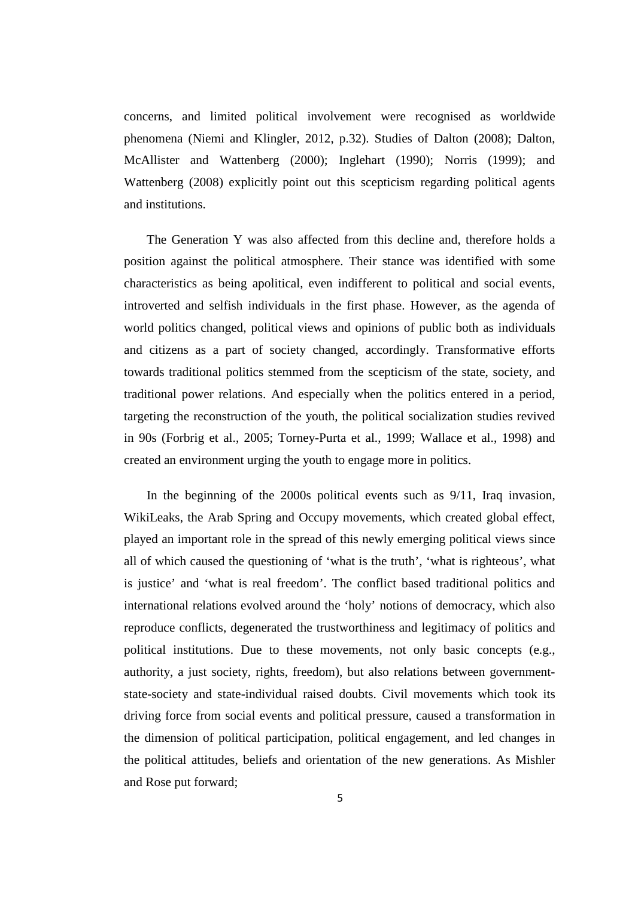concerns, and limited political involvement were recognised as worldwide phenomena (Niemi and Klingler, 2012, p.32). Studies of Dalton (2008); Dalton, McAllister and Wattenberg (2000); Inglehart (1990); Norris (1999); and Wattenberg (2008) explicitly point out this scepticism regarding political agents and institutions.

The Generation Y was also affected from this decline and, therefore holds a position against the political atmosphere. Their stance was identified with some characteristics as being apolitical, even indifferent to political and social events, introverted and selfish individuals in the first phase. However, as the agenda of world politics changed, political views and opinions of public both as individuals and citizens as a part of society changed, accordingly. Transformative efforts towards traditional politics stemmed from the scepticism of the state, society, and traditional power relations. And especially when the politics entered in a period, targeting the reconstruction of the youth, the political socialization studies revived in 90s (Forbrig et al., 2005; Torney-Purta et al., 1999; Wallace et al., 1998) and created an environment urging the youth to engage more in politics.

In the beginning of the 2000s political events such as 9/11, Iraq invasion, WikiLeaks, the Arab Spring and Occupy movements, which created global effect, played an important role in the spread of this newly emerging political views since all of which caused the questioning of 'what is the truth', 'what is righteous', what is justice' and 'what is real freedom'. The conflict based traditional politics and international relations evolved around the 'holy' notions of democracy, which also reproduce conflicts, degenerated the trustworthiness and legitimacy of politics and political institutions. Due to these movements, not only basic concepts (e.g., authority, a just society, rights, freedom), but also relations between government-state-society and state-individual raised doubts. Civil movements which took its driving force from social events and political pressure, caused a transformation in the dimension of political participation, political engagement, and led changes in the political attitudes, beliefs and orientation of the new generations. As Mishler and Rose put forward;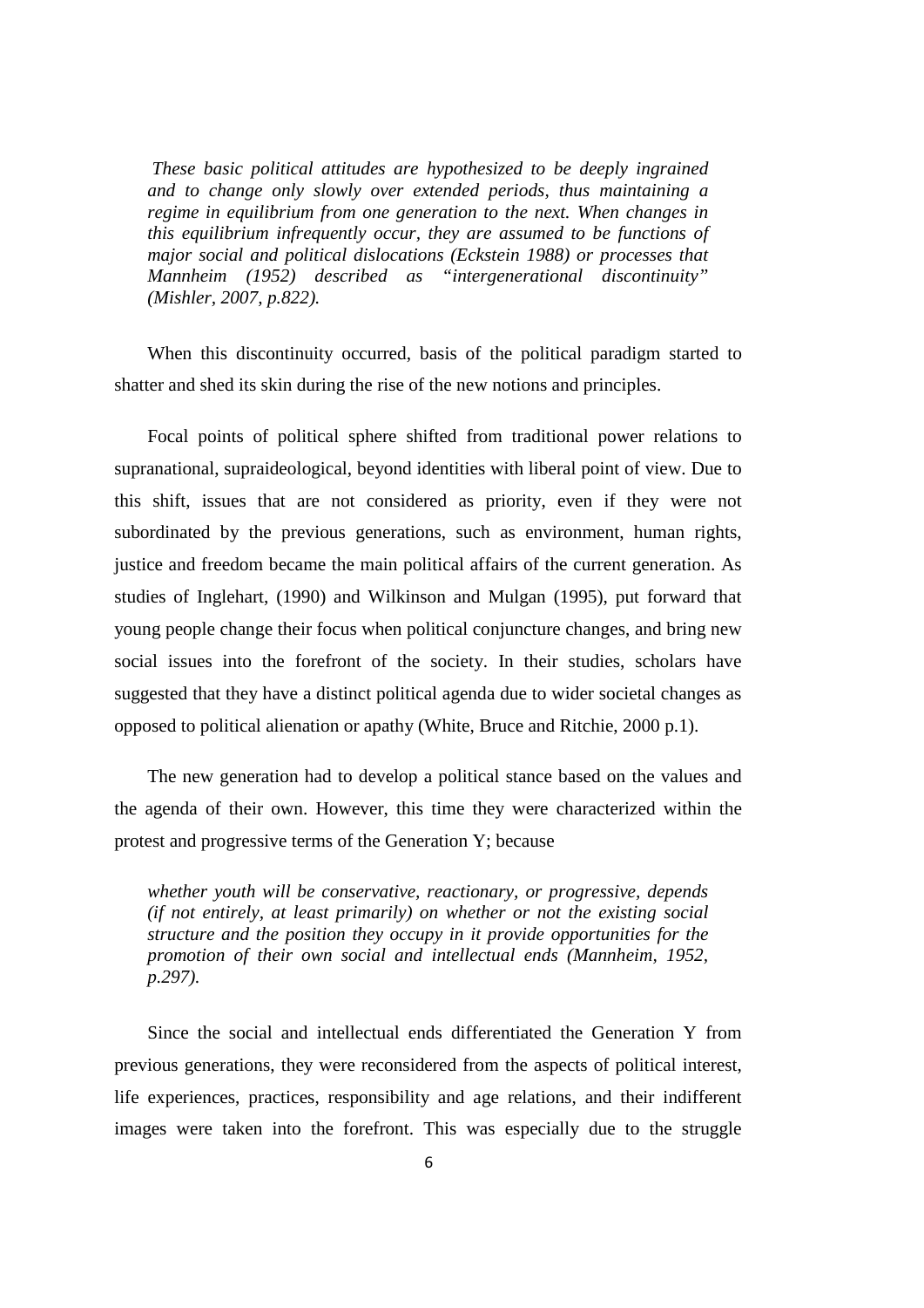> *These basic political attitudes are hypothesized to be deeply ingrained and to change only slowly over extended periods, thus maintaining a regime in equilibrium from one generation to the next. When changes in this equilibrium infrequently occur, they are assumed to be functions of major social and political dislocations (Eckstein 1988) or processes that Mannheim (1952) described as "intergenerational discontinuity" (Mishler, 2007, p.822).*

When this discontinuity occurred, basis of the political paradigm started to shatter and shed its skin during the rise of the new notions and principles.

Focal points of political sphere shifted from traditional power relations to supranational, supraideological, beyond identities with liberal point of view. Due to this shift, issues that are not considered as priority, even if they were not subordinated by the previous generations, such as environment, human rights, justice and freedom became the main political affairs of the current generation. As studies of Inglehart, (1990) and Wilkinson and Mulgan (1995), put forward that young people change their focus when political conjuncture changes, and bring new social issues into the forefront of the society. In their studies, scholars have suggested that they have a distinct political agenda due to wider societal changes as opposed to political alienation or apathy (White, Bruce and Ritchie, 2000 p.1).

The new generation had to develop a political stance based on the values and the agenda of their own. However, this time they were characterized within the protest and progressive terms of the Generation Y; because

> *whether youth will be conservative, reactionary, or progressive, depends (if not entirely, at least primarily) on whether or not the existing social structure and the position they occupy in it provide opportunities for the promotion of their own social and intellectual ends (Mannheim, 1952, p.297).*

Since the social and intellectual ends differentiated the Generation Y from previous generations, they were reconsidered from the aspects of political interest, life experiences, practices, responsibility and age relations, and their indifferent images were taken into the forefront. This was especially due to the struggle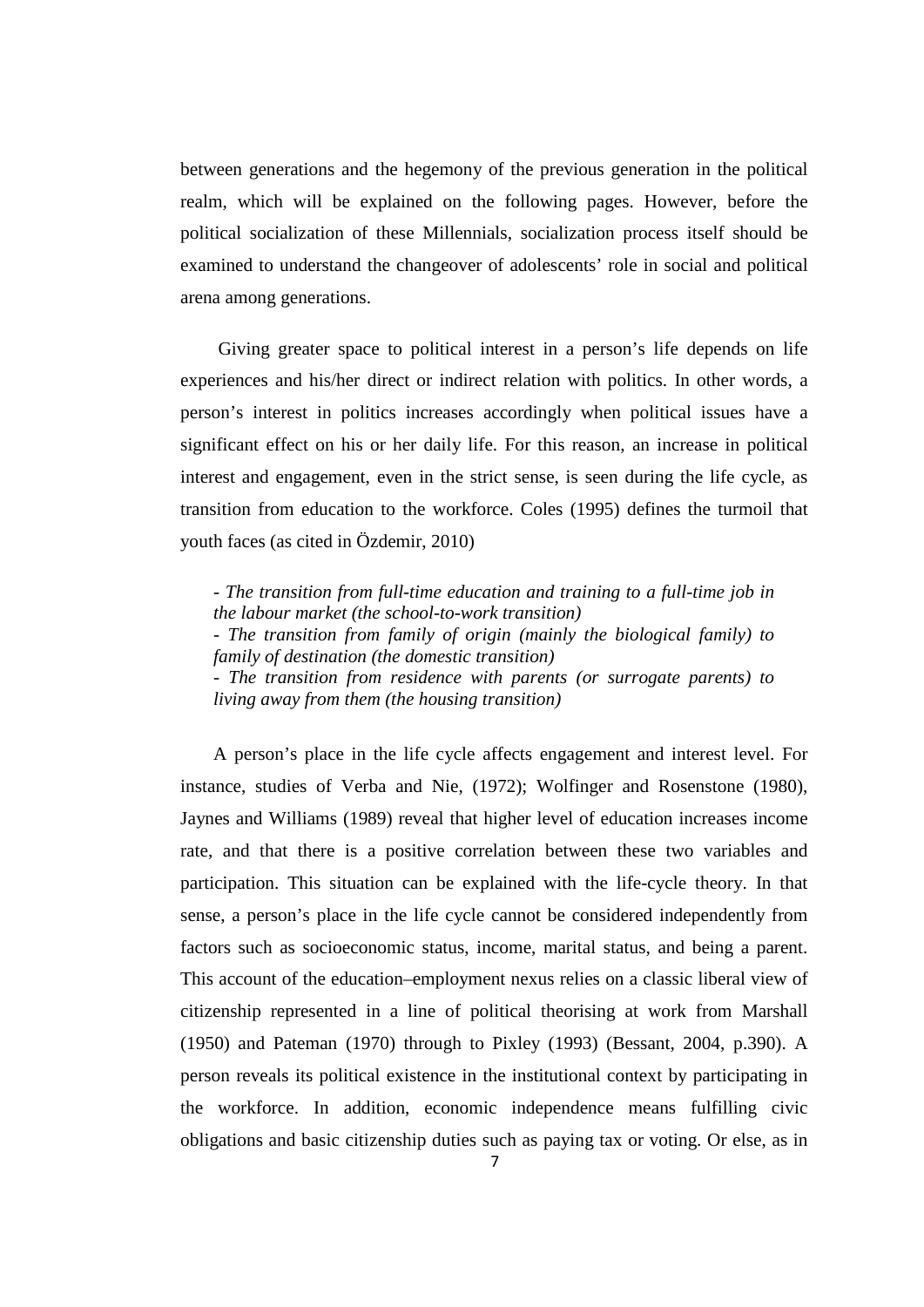between generations and the hegemony of the previous generation in the political realm, which will be explained on the following pages. However, before the political socialization of these Millennials, socialization process itself should be examined to understand the changeover of adolescents' role in social and political arena among generations.

Giving greater space to political interest in a person's life depends on life experiences and his/her direct or indirect relation with politics. In other words, a person's interest in politics increases accordingly when political issues have a significant effect on his or her daily life. For this reason, an increase in political interest and engagement, even in the strict sense, is seen during the life cycle, as transition from education to the workforce. Coles (1995) defines the turmoil that youth faces (as cited in Özdemir, 2010)

> *- The transition from full-time education and training to a full-time job in the labour market (the school-to-work transition)*
> *- The transition from family of origin (mainly the biological family) to family of destination (the domestic transition)*
> *- The transition from residence with parents (or surrogate parents) to living away from them (the housing transition)*

A person's place in the life cycle affects engagement and interest level. For instance, studies of Verba and Nie, (1972); Wolfinger and Rosenstone (1980), Jaynes and Williams (1989) reveal that higher level of education increases income rate, and that there is a positive correlation between these two variables and participation. This situation can be explained with the life-cycle theory. In that sense, a person's place in the life cycle cannot be considered independently from factors such as socioeconomic status, income, marital status, and being a parent. This account of the education–employment nexus relies on a classic liberal view of citizenship represented in a line of political theorising at work from Marshall (1950) and Pateman (1970) through to Pixley (1993) (Bessant, 2004, p.390). A person reveals its political existence in the institutional context by participating in the workforce. In addition, economic independence means fulfilling civic obligations and basic citizenship duties such as paying tax or voting. Or else, as in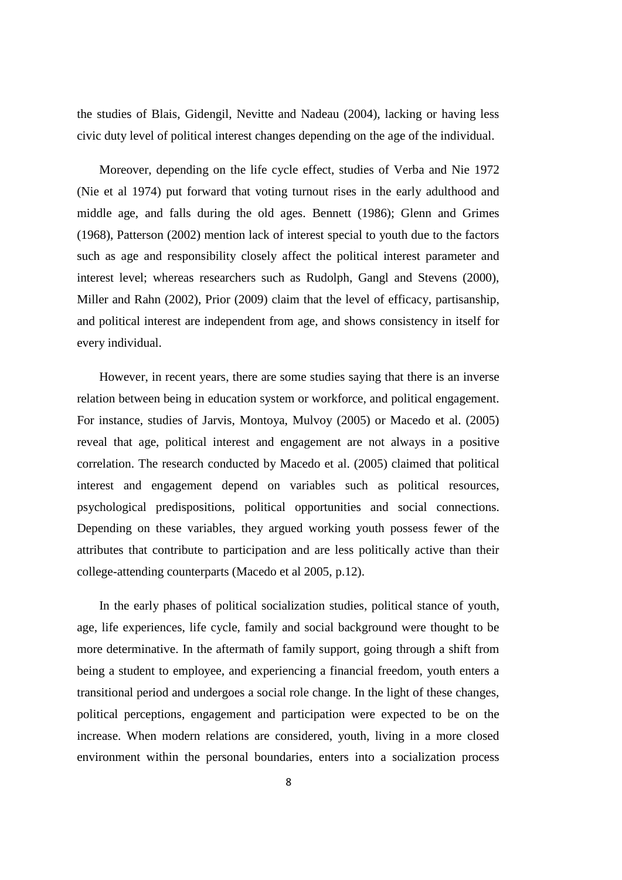the studies of Blais, Gidengil, Nevitte and Nadeau (2004), lacking or having less civic duty level of political interest changes depending on the age of the individual.

Moreover, depending on the life cycle effect, studies of Verba and Nie 1972 (Nie et al 1974) put forward that voting turnout rises in the early adulthood and middle age, and falls during the old ages. Bennett (1986); Glenn and Grimes (1968), Patterson (2002) mention lack of interest special to youth due to the factors such as age and responsibility closely affect the political interest parameter and interest level; whereas researchers such as Rudolph, Gangl and Stevens (2000), Miller and Rahn (2002), Prior (2009) claim that the level of efficacy, partisanship, and political interest are independent from age, and shows consistency in itself for every individual.

However, in recent years, there are some studies saying that there is an inverse relation between being in education system or workforce, and political engagement. For instance, studies of Jarvis, Montoya, Mulvoy (2005) or Macedo et al. (2005) reveal that age, political interest and engagement are not always in a positive correlation. The research conducted by Macedo et al. (2005) claimed that political interest and engagement depend on variables such as political resources, psychological predispositions, political opportunities and social connections. Depending on these variables, they argued working youth possess fewer of the attributes that contribute to participation and are less politically active than their college-attending counterparts (Macedo et al 2005, p.12).

In the early phases of political socialization studies, political stance of youth, age, life experiences, life cycle, family and social background were thought to be more determinative. In the aftermath of family support, going through a shift from being a student to employee, and experiencing a financial freedom, youth enters a transitional period and undergoes a social role change. In the light of these changes, political perceptions, engagement and participation were expected to be on the increase. When modern relations are considered, youth, living in a more closed environment within the personal boundaries, enters into a socialization process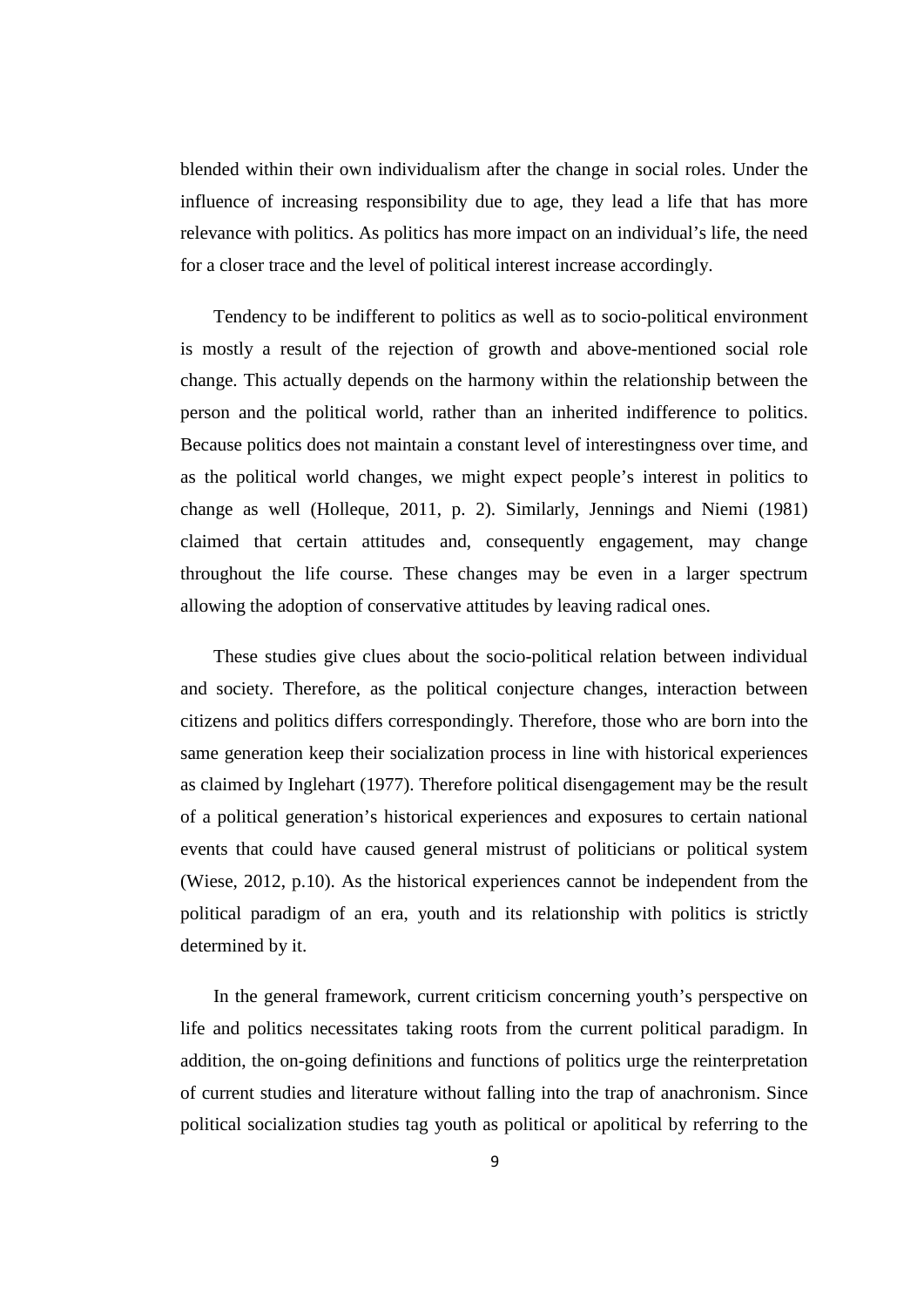blended within their own individualism after the change in social roles. Under the influence of increasing responsibility due to age, they lead a life that has more relevance with politics. As politics has more impact on an individual's life, the need for a closer trace and the level of political interest increase accordingly.

Tendency to be indifferent to politics as well as to socio-political environment is mostly a result of the rejection of growth and above-mentioned social role change. This actually depends on the harmony within the relationship between the person and the political world, rather than an inherited indifference to politics. Because politics does not maintain a constant level of interestingness over time, and as the political world changes, we might expect people's interest in politics to change as well (Holleque, 2011, p. 2). Similarly, Jennings and Niemi (1981) claimed that certain attitudes and, consequently engagement, may change throughout the life course. These changes may be even in a larger spectrum allowing the adoption of conservative attitudes by leaving radical ones.

These studies give clues about the socio-political relation between individual and society. Therefore, as the political conjecture changes, interaction between citizens and politics differs correspondingly. Therefore, those who are born into the same generation keep their socialization process in line with historical experiences as claimed by Inglehart (1977). Therefore political disengagement may be the result of a political generation's historical experiences and exposures to certain national events that could have caused general mistrust of politicians or political system (Wiese, 2012, p.10). As the historical experiences cannot be independent from the political paradigm of an era, youth and its relationship with politics is strictly determined by it.

In the general framework, current criticism concerning youth's perspective on life and politics necessitates taking roots from the current political paradigm. In addition, the on-going definitions and functions of politics urge the reinterpretation of current studies and literature without falling into the trap of anachronism. Since political socialization studies tag youth as political or apolitical by referring to the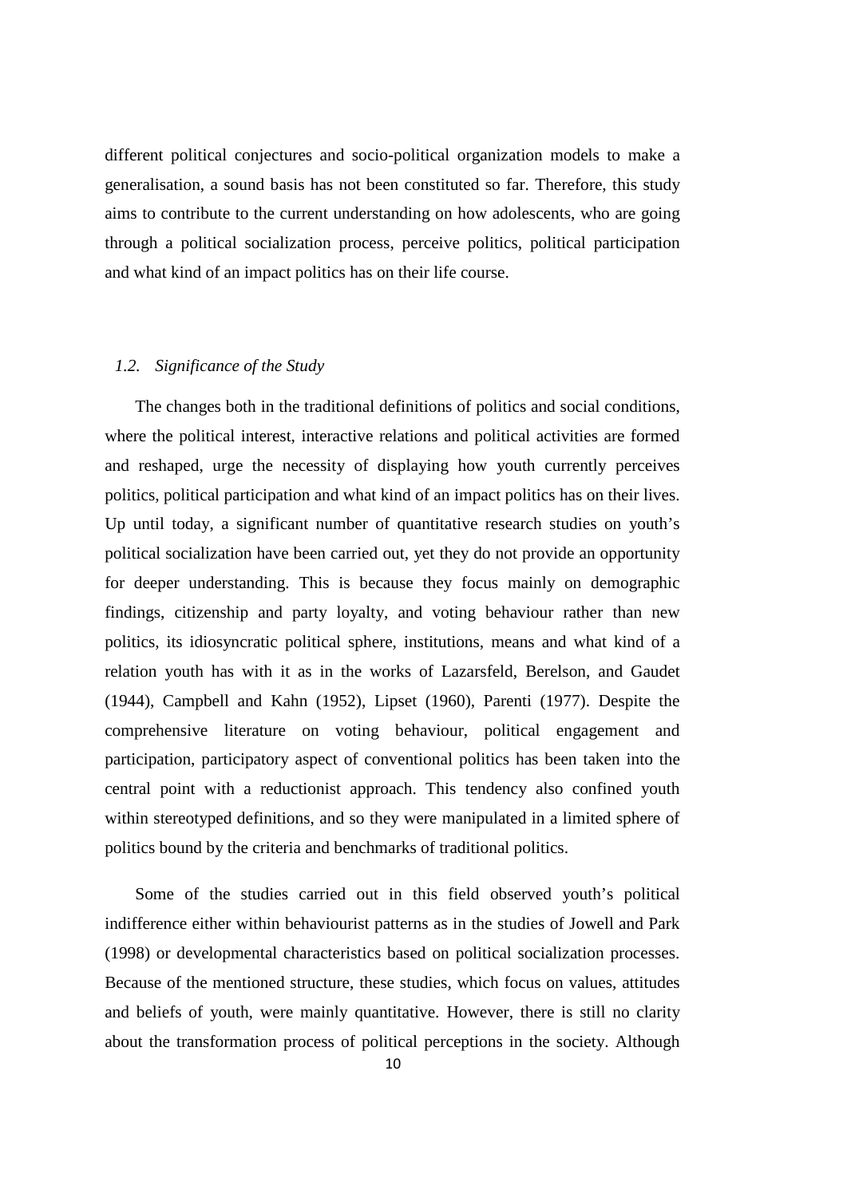different political conjectures and socio-political organization models to make a generalisation, a sound basis has not been constituted so far. Therefore, this study aims to contribute to the current understanding on how adolescents, who are going through a political socialization process, perceive politics, political participation and what kind of an impact politics has on their life course.

### *1.2. Significance of the Study*

The changes both in the traditional definitions of politics and social conditions, where the political interest, interactive relations and political activities are formed and reshaped, urge the necessity of displaying how youth currently perceives politics, political participation and what kind of an impact politics has on their lives. Up until today, a significant number of quantitative research studies on youth's political socialization have been carried out, yet they do not provide an opportunity for deeper understanding. This is because they focus mainly on demographic findings, citizenship and party loyalty, and voting behaviour rather than new politics, its idiosyncratic political sphere, institutions, means and what kind of a relation youth has with it as in the works of Lazarsfeld, Berelson, and Gaudet (1944), Campbell and Kahn (1952), Lipset (1960), Parenti (1977). Despite the comprehensive literature on voting behaviour, political engagement and participation, participatory aspect of conventional politics has been taken into the central point with a reductionist approach. This tendency also confined youth within stereotyped definitions, and so they were manipulated in a limited sphere of politics bound by the criteria and benchmarks of traditional politics.

Some of the studies carried out in this field observed youth's political indifference either within behaviourist patterns as in the studies of Jowell and Park (1998) or developmental characteristics based on political socialization processes. Because of the mentioned structure, these studies, which focus on values, attitudes and beliefs of youth, were mainly quantitative. However, there is still no clarity about the transformation process of political perceptions in the society. Although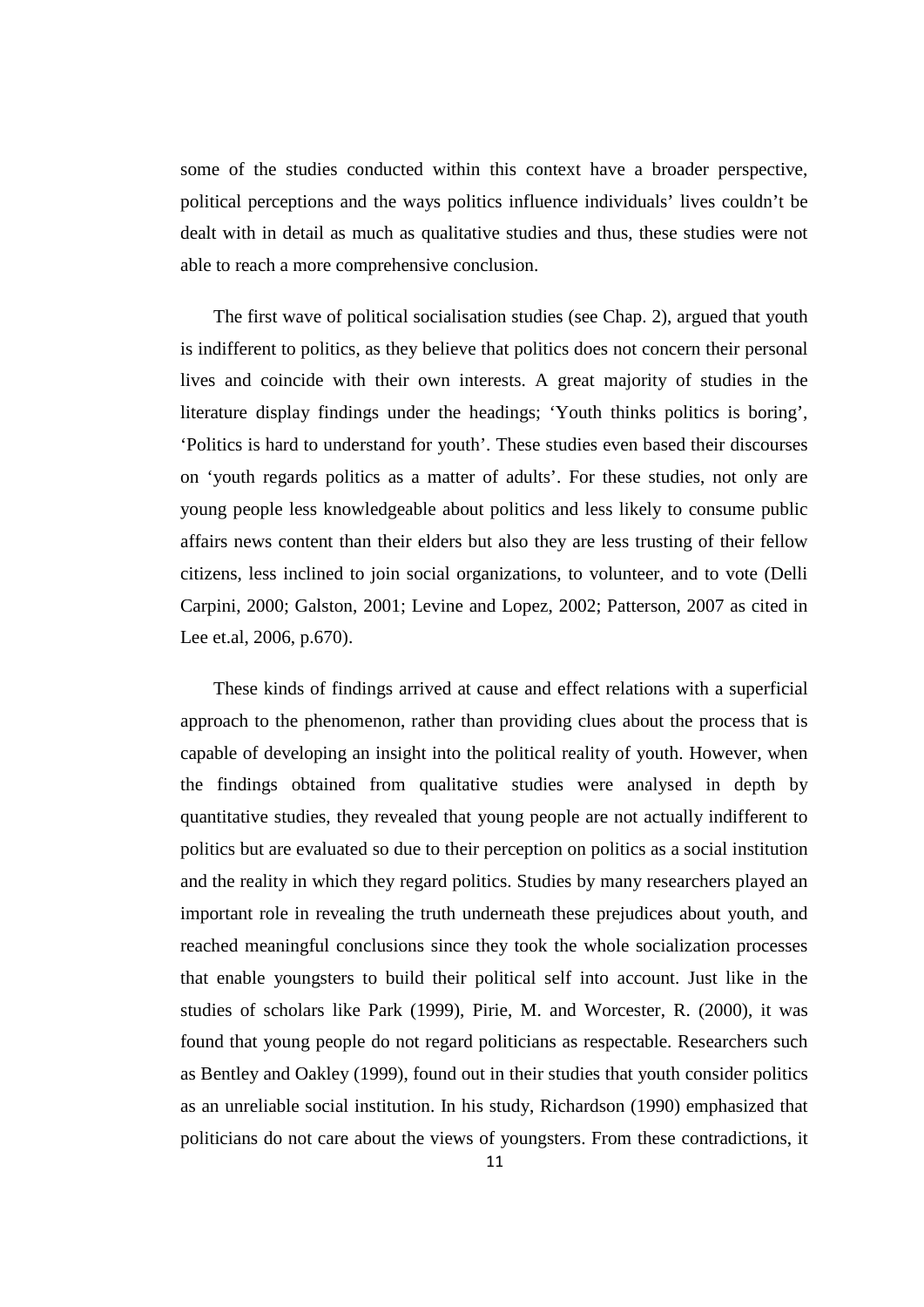some of the studies conducted within this context have a broader perspective, political perceptions and the ways politics influence individuals' lives couldn't be dealt with in detail as much as qualitative studies and thus, these studies were not able to reach a more comprehensive conclusion.

The first wave of political socialisation studies (see Chap. 2), argued that youth is indifferent to politics, as they believe that politics does not concern their personal lives and coincide with their own interests. A great majority of studies in the literature display findings under the headings; 'Youth thinks politics is boring', 'Politics is hard to understand for youth'. These studies even based their discourses on 'youth regards politics as a matter of adults'. For these studies, not only are young people less knowledgeable about politics and less likely to consume public affairs news content than their elders but also they are less trusting of their fellow citizens, less inclined to join social organizations, to volunteer, and to vote (Delli Carpini, 2000; Galston, 2001; Levine and Lopez, 2002; Patterson, 2007 as cited in Lee et.al, 2006, p.670).

These kinds of findings arrived at cause and effect relations with a superficial approach to the phenomenon, rather than providing clues about the process that is capable of developing an insight into the political reality of youth. However, when the findings obtained from qualitative studies were analysed in depth by quantitative studies, they revealed that young people are not actually indifferent to politics but are evaluated so due to their perception on politics as a social institution and the reality in which they regard politics. Studies by many researchers played an important role in revealing the truth underneath these prejudices about youth, and reached meaningful conclusions since they took the whole socialization processes that enable youngsters to build their political self into account. Just like in the studies of scholars like Park (1999), Pirie, M. and Worcester, R. (2000), it was found that young people do not regard politicians as respectable. Researchers such as Bentley and Oakley (1999), found out in their studies that youth consider politics as an unreliable social institution. In his study, Richardson (1990) emphasized that politicians do not care about the views of youngsters. From these contradictions, it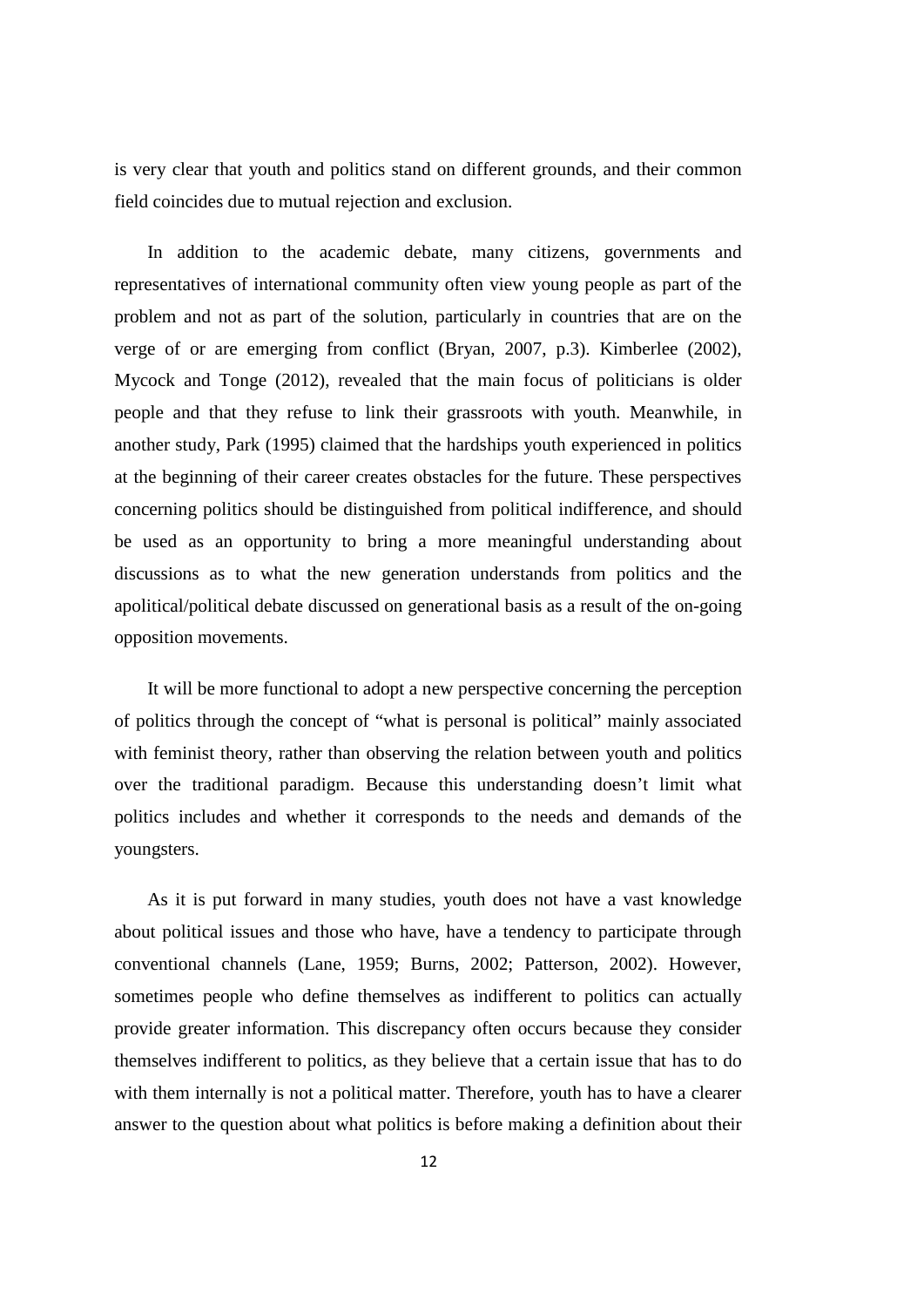is very clear that youth and politics stand on different grounds, and their common field coincides due to mutual rejection and exclusion.

In addition to the academic debate, many citizens, governments and representatives of international community often view young people as part of the problem and not as part of the solution, particularly in countries that are on the verge of or are emerging from conflict (Bryan, 2007, p.3). Kimberlee (2002), Mycock and Tonge (2012), revealed that the main focus of politicians is older people and that they refuse to link their grassroots with youth. Meanwhile, in another study, Park (1995) claimed that the hardships youth experienced in politics at the beginning of their career creates obstacles for the future. These perspectives concerning politics should be distinguished from political indifference, and should be used as an opportunity to bring a more meaningful understanding about discussions as to what the new generation understands from politics and the apolitical/political debate discussed on generational basis as a result of the on-going opposition movements.

It will be more functional to adopt a new perspective concerning the perception of politics through the concept of "what is personal is political" mainly associated with feminist theory, rather than observing the relation between youth and politics over the traditional paradigm. Because this understanding doesn't limit what politics includes and whether it corresponds to the needs and demands of the youngsters.

As it is put forward in many studies, youth does not have a vast knowledge about political issues and those who have, have a tendency to participate through conventional channels (Lane, 1959; Burns, 2002; Patterson, 2002). However, sometimes people who define themselves as indifferent to politics can actually provide greater information. This discrepancy often occurs because they consider themselves indifferent to politics, as they believe that a certain issue that has to do with them internally is not a political matter. Therefore, youth has to have a clearer answer to the question about what politics is before making a definition about their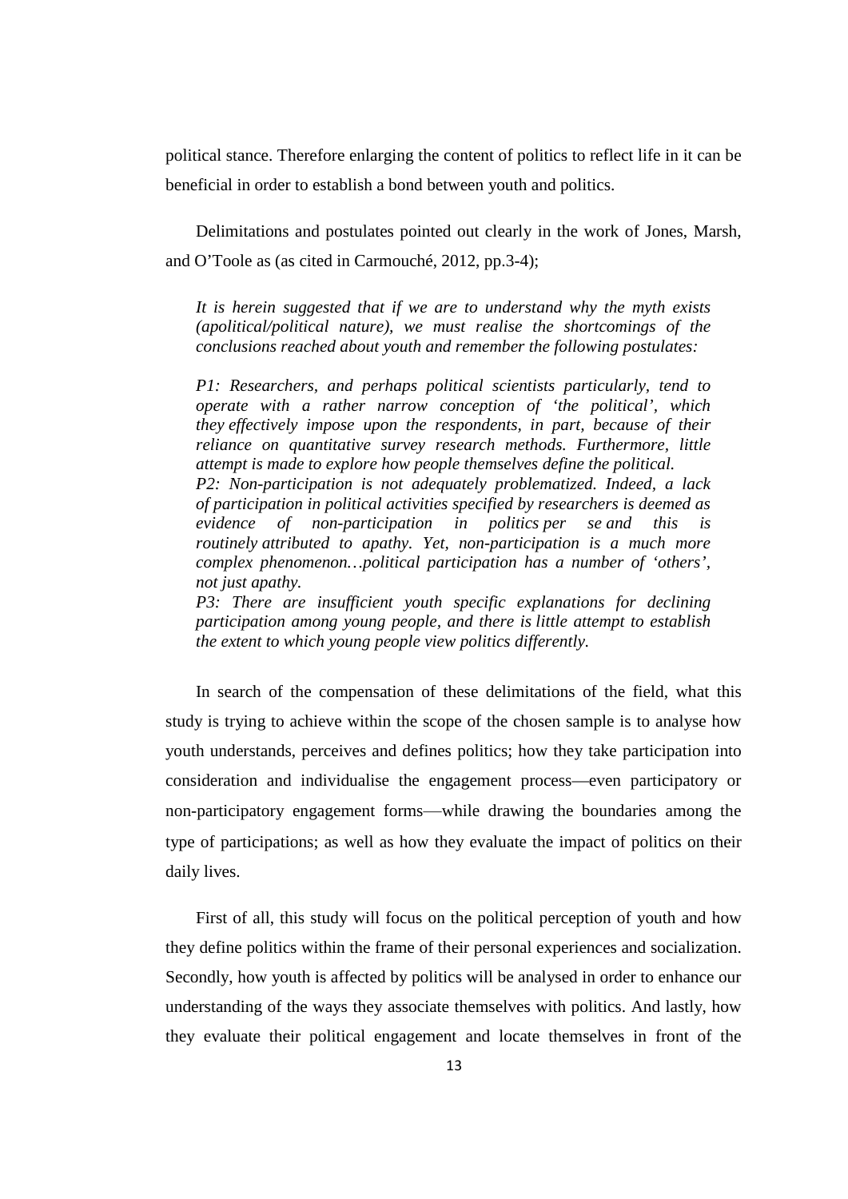political stance. Therefore enlarging the content of politics to reflect life in it can be beneficial in order to establish a bond between youth and politics.

Delimitations and postulates pointed out clearly in the work of Jones, Marsh, and O'Toole as (as cited in Carmouché, 2012, pp.3-4);

> *It is herein suggested that if we are to understand why the myth exists (apolitical/political nature), we must realise the shortcomings of the conclusions reached about youth and remember the following postulates:*
>
> *P1: Researchers, and perhaps political scientists particularly, tend to operate with a rather narrow conception of 'the political', which they effectively impose upon the respondents, in part, because of their reliance on quantitative survey research methods. Furthermore, little attempt is made to explore how people themselves define the political.*
> *P2: Non-participation is not adequately problematized. Indeed, a lack of participation in political activities specified by researchers is deemed as evidence of non-participation in politics per se and this is routinely attributed to apathy. Yet, non-participation is a much more complex phenomenon…political participation has a number of 'others', not just apathy.*
> *P3: There are insufficient youth specific explanations for declining participation among young people, and there is little attempt to establish the extent to which young people view politics differently.*

In search of the compensation of these delimitations of the field, what this study is trying to achieve within the scope of the chosen sample is to analyse how youth understands, perceives and defines politics; how they take participation into consideration and individualise the engagement process—even participatory or non-participatory engagement forms—while drawing the boundaries among the type of participations; as well as how they evaluate the impact of politics on their daily lives.

First of all, this study will focus on the political perception of youth and how they define politics within the frame of their personal experiences and socialization. Secondly, how youth is affected by politics will be analysed in order to enhance our understanding of the ways they associate themselves with politics. And lastly, how they evaluate their political engagement and locate themselves in front of the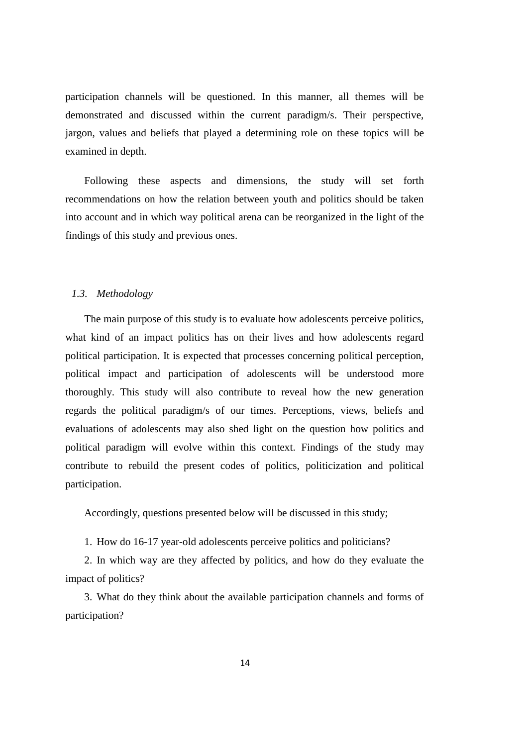participation channels will be questioned. In this manner, all themes will be demonstrated and discussed within the current paradigm/s. Their perspective, jargon, values and beliefs that played a determining role on these topics will be examined in depth.

Following these aspects and dimensions, the study will set forth recommendations on how the relation between youth and politics should be taken into account and in which way political arena can be reorganized in the light of the findings of this study and previous ones.

### *1.3. Methodology*

The main purpose of this study is to evaluate how adolescents perceive politics, what kind of an impact politics has on their lives and how adolescents regard political participation. It is expected that processes concerning political perception, political impact and participation of adolescents will be understood more thoroughly. This study will also contribute to reveal how the new generation regards the political paradigm/s of our times. Perceptions, views, beliefs and evaluations of adolescents may also shed light on the question how politics and political paradigm will evolve within this context. Findings of the study may contribute to rebuild the present codes of politics, politicization and political participation.

Accordingly, questions presented below will be discussed in this study;

1. How do 16-17 year-old adolescents perceive politics and politicians?
2. In which way are they affected by politics, and how do they evaluate the impact of politics?
3. What do they think about the available participation channels and forms of participation?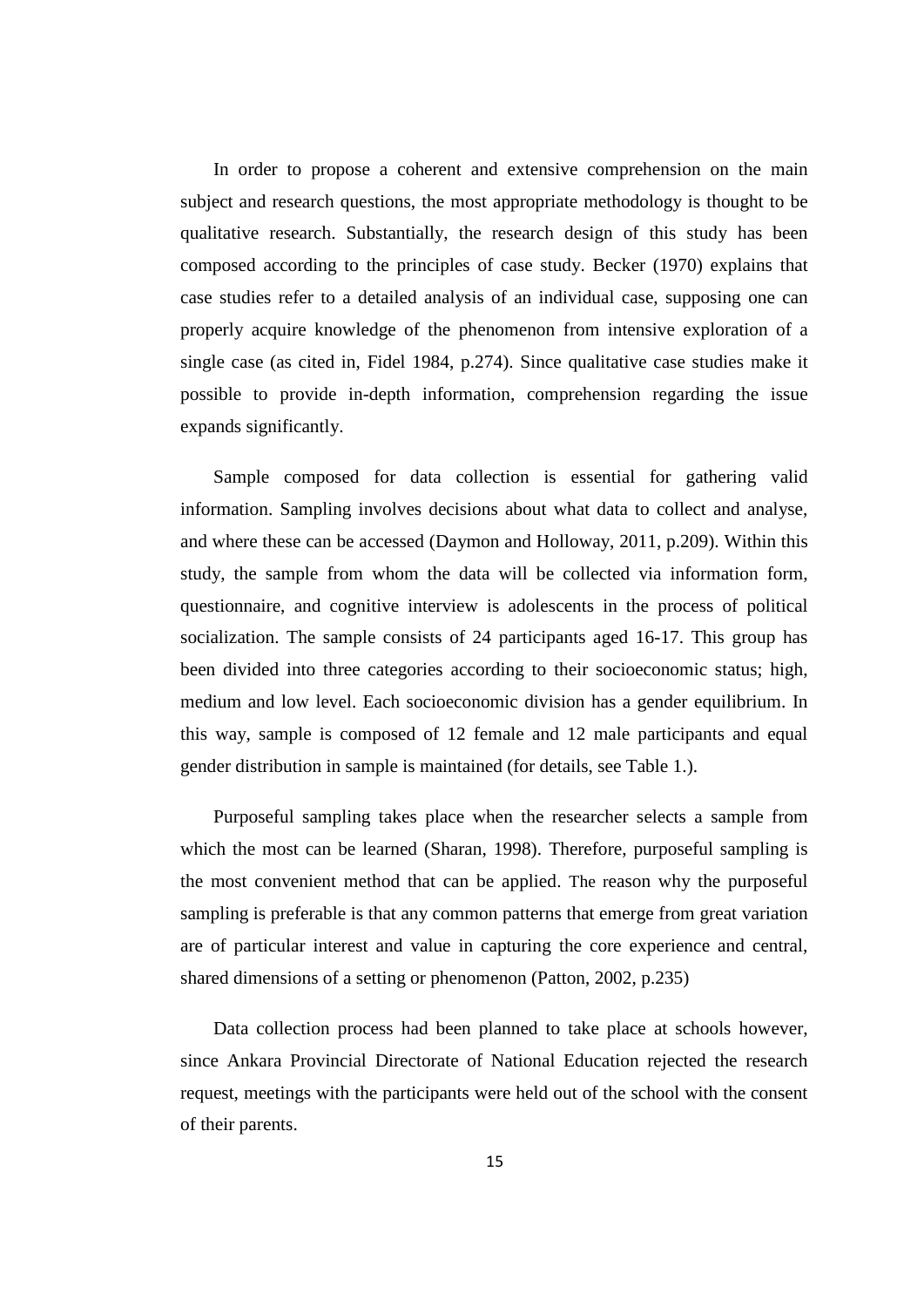In order to propose a coherent and extensive comprehension on the main subject and research questions, the most appropriate methodology is thought to be qualitative research. Substantially, the research design of this study has been composed according to the principles of case study. Becker (1970) explains that case studies refer to a detailed analysis of an individual case, supposing one can properly acquire knowledge of the phenomenon from intensive exploration of a single case (as cited in, Fidel 1984, p.274). Since qualitative case studies make it possible to provide in-depth information, comprehension regarding the issue expands significantly.

Sample composed for data collection is essential for gathering valid information. Sampling involves decisions about what data to collect and analyse, and where these can be accessed (Daymon and Holloway, 2011, p.209). Within this study, the sample from whom the data will be collected via information form, questionnaire, and cognitive interview is adolescents in the process of political socialization. The sample consists of 24 participants aged 16-17. This group has been divided into three categories according to their socioeconomic status; high, medium and low level. Each socioeconomic division has a gender equilibrium. In this way, sample is composed of 12 female and 12 male participants and equal gender distribution in sample is maintained (for details, see Table 1.).

Purposeful sampling takes place when the researcher selects a sample from which the most can be learned (Sharan, 1998). Therefore, purposeful sampling is the most convenient method that can be applied. The reason why the purposeful sampling is preferable is that any common patterns that emerge from great variation are of particular interest and value in capturing the core experience and central, shared dimensions of a setting or phenomenon (Patton, 2002, p.235)

Data collection process had been planned to take place at schools however, since Ankara Provincial Directorate of National Education rejected the research request, meetings with the participants were held out of the school with the consent of their parents.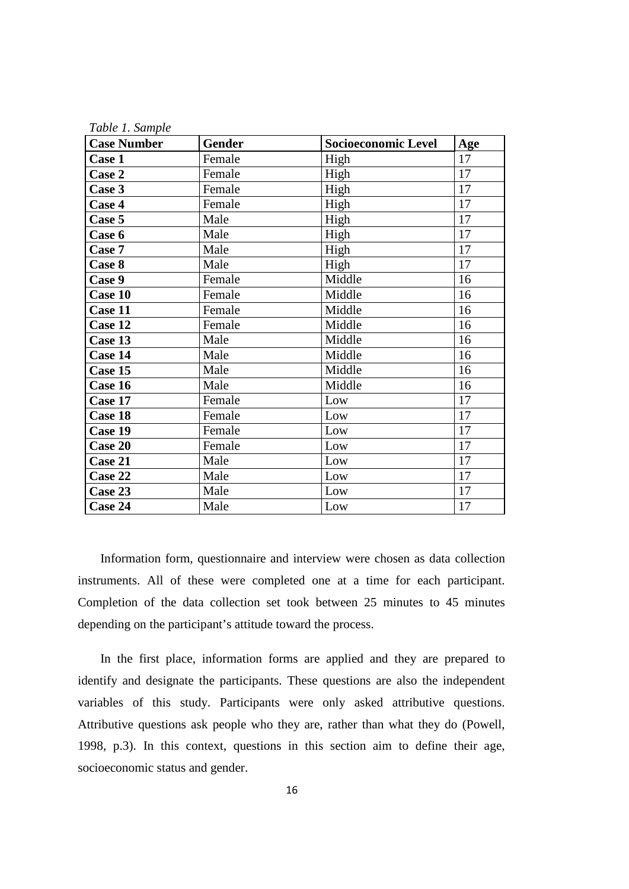*Table 1. Sample*

| **Case Number** | **Gender** | **Socioeconomic Level** | **Age** |
|---|---|---|---|
| **Case 1** | Female | High | 17 |
| **Case 2** | Female | High | 17 |
| **Case 3** | Female | High | 17 |
| **Case 4** | Female | High | 17 |
| **Case 5** | Male | High | 17 |
| **Case 6** | Male | High | 17 |
| **Case 7** | Male | High | 17 |
| **Case 8** | Male | High | 17 |
| **Case 9** | Female | Middle | 16 |
| **Case 10** | Female | Middle | 16 |
| **Case 11** | Female | Middle | 16 |
| **Case 12** | Female | Middle | 16 |
| **Case 13** | Male | Middle | 16 |
| **Case 14** | Male | Middle | 16 |
| **Case 15** | Male | Middle | 16 |
| **Case 16** | Male | Middle | 16 |
| **Case 17** | Female | Low | 17 |
| **Case 18** | Female | Low | 17 |
| **Case 19** | Female | Low | 17 |
| **Case 20** | Female | Low | 17 |
| **Case 21** | Male | Low | 17 |
| **Case 22** | Male | Low | 17 |
| **Case 23** | Male | Low | 17 |
| **Case 24** | Male | Low | 17 |

Information form, questionnaire and interview were chosen as data collection instruments. All of these were completed one at a time for each participant. Completion of the data collection set took between 25 minutes to 45 minutes depending on the participant's attitude toward the process.

In the first place, information forms are applied and they are prepared to identify and designate the participants. These questions are also the independent variables of this study. Participants were only asked attributive questions. Attributive questions ask people who they are, rather than what they do (Powell, 1998, p.3). In this context, questions in this section aim to define their age, socioeconomic status and gender.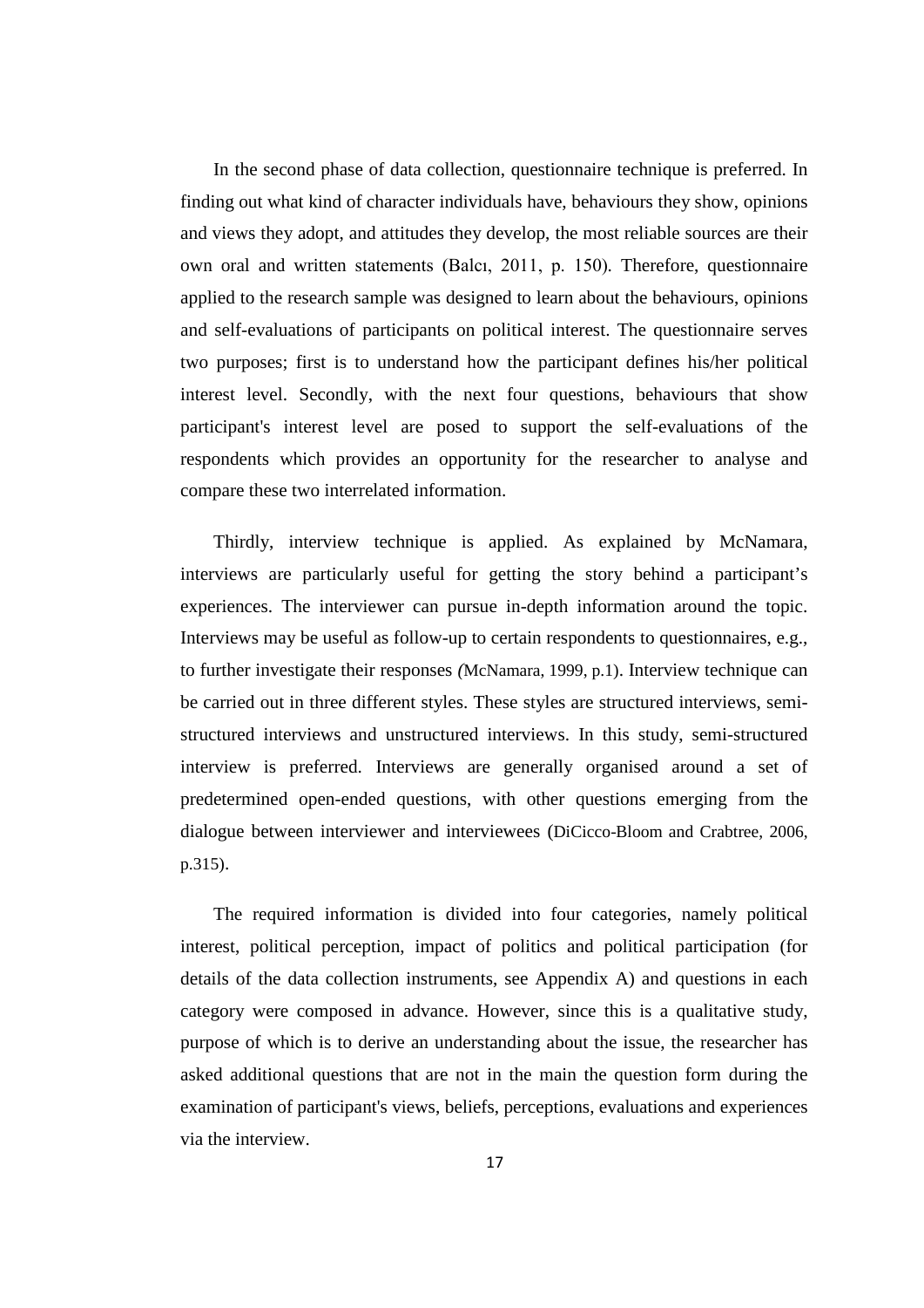In the second phase of data collection, questionnaire technique is preferred. In finding out what kind of character individuals have, behaviours they show, opinions and views they adopt, and attitudes they develop, the most reliable sources are their own oral and written statements (Balcı, 2011, p. 150). Therefore, questionnaire applied to the research sample was designed to learn about the behaviours, opinions and self-evaluations of participants on political interest. The questionnaire serves two purposes; first is to understand how the participant defines his/her political interest level. Secondly, with the next four questions, behaviours that show participant's interest level are posed to support the self-evaluations of the respondents which provides an opportunity for the researcher to analyse and compare these two interrelated information.

Thirdly, interview technique is applied. As explained by McNamara, interviews are particularly useful for getting the story behind a participant's experiences. The interviewer can pursue in-depth information around the topic. Interviews may be useful as follow-up to certain respondents to questionnaires, e.g., to further investigate their responses *(*McNamara, 1999, p.1). Interview technique can be carried out in three different styles. These styles are structured interviews, semi-structured interviews and unstructured interviews. In this study, semi-structured interview is preferred. Interviews are generally organised around a set of predetermined open-ended questions, with other questions emerging from the dialogue between interviewer and interviewees (DiCicco-Bloom and Crabtree, 2006, p.315).

The required information is divided into four categories, namely political interest, political perception, impact of politics and political participation (for details of the data collection instruments, see Appendix A) and questions in each category were composed in advance. However, since this is a qualitative study, purpose of which is to derive an understanding about the issue, the researcher has asked additional questions that are not in the main the question form during the examination of participant's views, beliefs, perceptions, evaluations and experiences via the interview.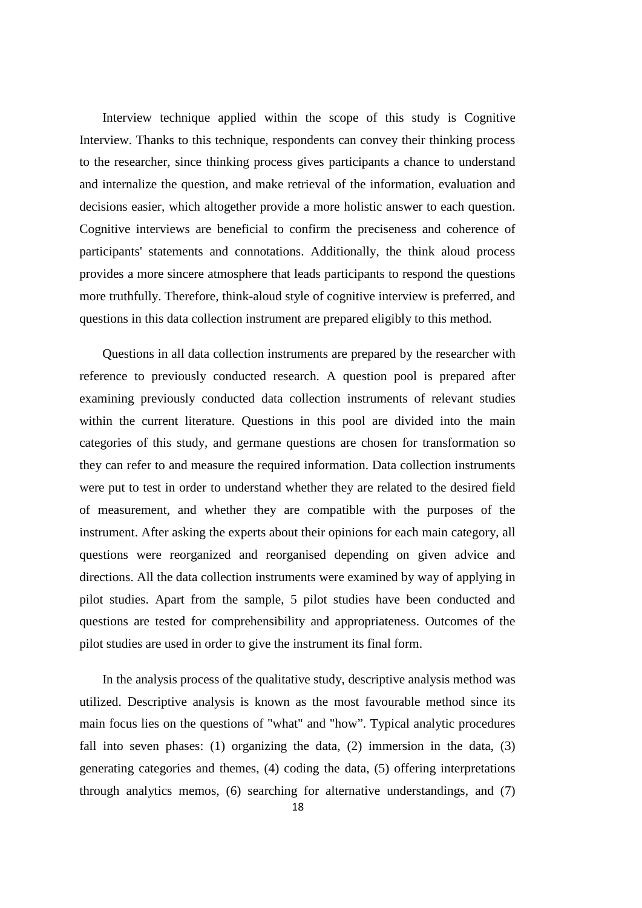Interview technique applied within the scope of this study is Cognitive Interview. Thanks to this technique, respondents can convey their thinking process to the researcher, since thinking process gives participants a chance to understand and internalize the question, and make retrieval of the information, evaluation and decisions easier, which altogether provide a more holistic answer to each question. Cognitive interviews are beneficial to confirm the preciseness and coherence of participants' statements and connotations. Additionally, the think aloud process provides a more sincere atmosphere that leads participants to respond the questions more truthfully. Therefore, think-aloud style of cognitive interview is preferred, and questions in this data collection instrument are prepared eligibly to this method.

Questions in all data collection instruments are prepared by the researcher with reference to previously conducted research. A question pool is prepared after examining previously conducted data collection instruments of relevant studies within the current literature. Questions in this pool are divided into the main categories of this study, and germane questions are chosen for transformation so they can refer to and measure the required information. Data collection instruments were put to test in order to understand whether they are related to the desired field of measurement, and whether they are compatible with the purposes of the instrument. After asking the experts about their opinions for each main category, all questions were reorganized and reorganised depending on given advice and directions. All the data collection instruments were examined by way of applying in pilot studies. Apart from the sample, 5 pilot studies have been conducted and questions are tested for comprehensibility and appropriateness. Outcomes of the pilot studies are used in order to give the instrument its final form.

In the analysis process of the qualitative study, descriptive analysis method was utilized. Descriptive analysis is known as the most favourable method since its main focus lies on the questions of "what" and "how”. Typical analytic procedures fall into seven phases: (1) organizing the data, (2) immersion in the data, (3) generating categories and themes, (4) coding the data, (5) offering interpretations through analytics memos, (6) searching for alternative understandings, and (7)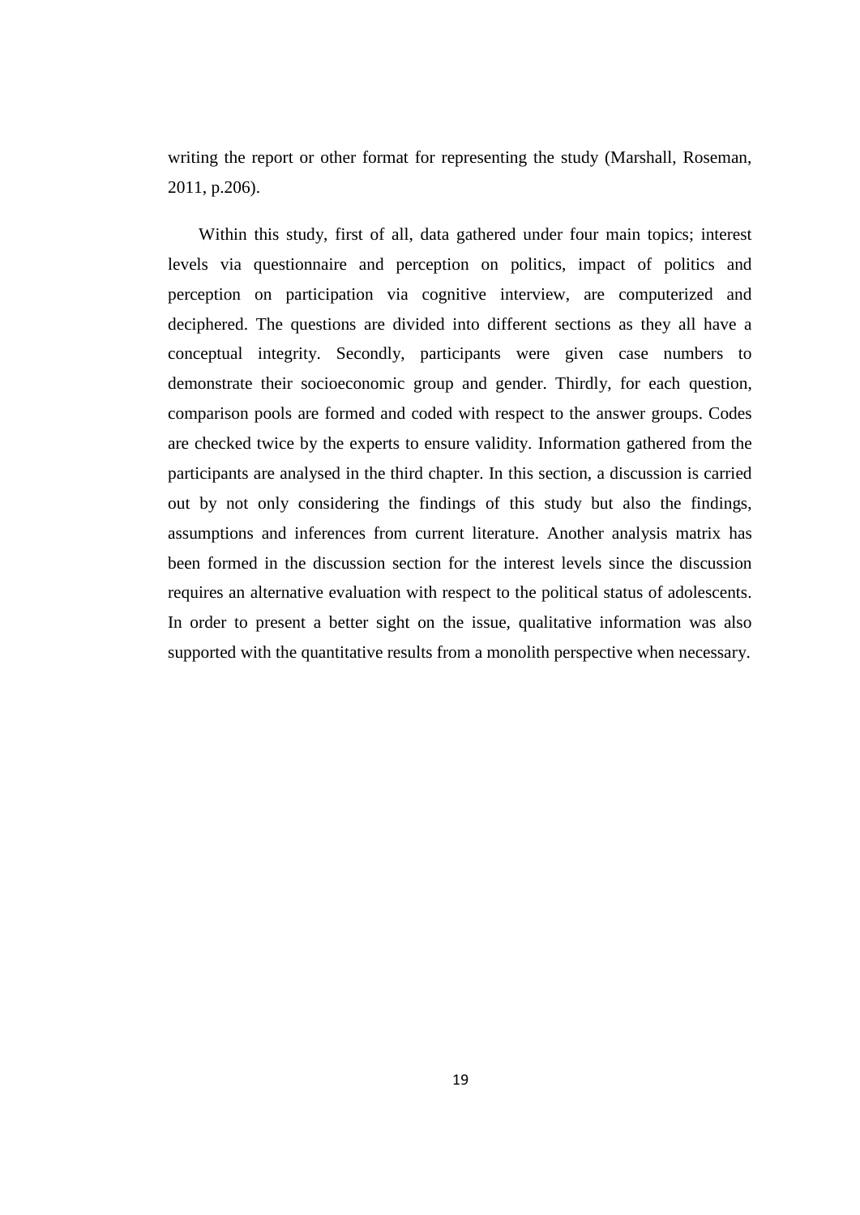writing the report or other format for representing the study (Marshall, Roseman, 2011, p.206).

Within this study, first of all, data gathered under four main topics; interest levels via questionnaire and perception on politics, impact of politics and perception on participation via cognitive interview, are computerized and deciphered. The questions are divided into different sections as they all have a conceptual integrity. Secondly, participants were given case numbers to demonstrate their socioeconomic group and gender. Thirdly, for each question, comparison pools are formed and coded with respect to the answer groups. Codes are checked twice by the experts to ensure validity. Information gathered from the participants are analysed in the third chapter. In this section, a discussion is carried out by not only considering the findings of this study but also the findings, assumptions and inferences from current literature. Another analysis matrix has been formed in the discussion section for the interest levels since the discussion requires an alternative evaluation with respect to the political status of adolescents. In order to present a better sight on the issue, qualitative information was also supported with the quantitative results from a monolith perspective when necessary.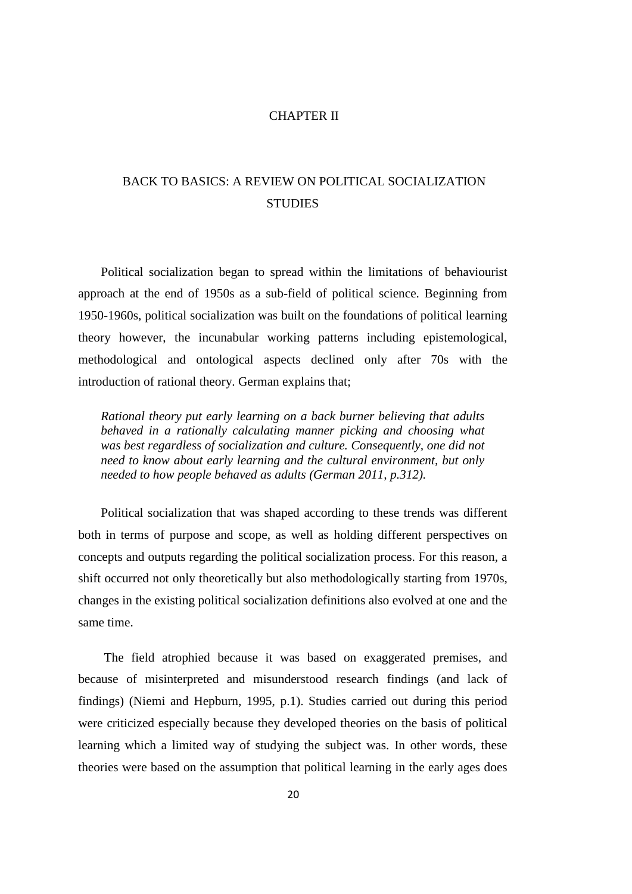# CHAPTER II

# BACK TO BASICS: A REVIEW ON POLITICAL SOCIALIZATION STUDIES

Political socialization began to spread within the limitations of behaviourist approach at the end of 1950s as a sub-field of political science. Beginning from 1950-1960s, political socialization was built on the foundations of political learning theory however, the incunabular working patterns including epistemological, methodological and ontological aspects declined only after 70s with the introduction of rational theory. German explains that;

> *Rational theory put early learning on a back burner believing that adults behaved in a rationally calculating manner picking and choosing what was best regardless of socialization and culture. Consequently, one did not need to know about early learning and the cultural environment, but only needed to how people behaved as adults (German 2011, p.312).*

Political socialization that was shaped according to these trends was different both in terms of purpose and scope, as well as holding different perspectives on concepts and outputs regarding the political socialization process. For this reason, a shift occurred not only theoretically but also methodologically starting from 1970s, changes in the existing political socialization definitions also evolved at one and the same time.

The field atrophied because it was based on exaggerated premises, and because of misinterpreted and misunderstood research findings (and lack of findings) (Niemi and Hepburn, 1995, p.1). Studies carried out during this period were criticized especially because they developed theories on the basis of political learning which a limited way of studying the subject was. In other words, these theories were based on the assumption that political learning in the early ages does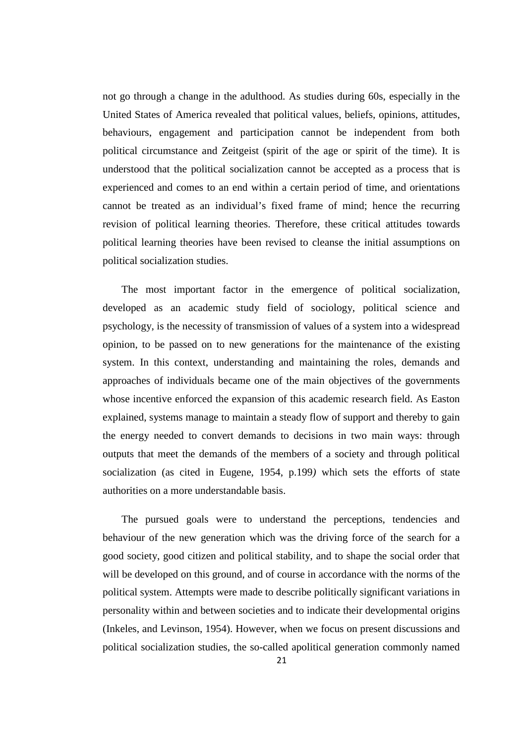not go through a change in the adulthood. As studies during 60s, especially in the United States of America revealed that political values, beliefs, opinions, attitudes, behaviours, engagement and participation cannot be independent from both political circumstance and Zeitgeist (spirit of the age or spirit of the time). It is understood that the political socialization cannot be accepted as a process that is experienced and comes to an end within a certain period of time, and orientations cannot be treated as an individual's fixed frame of mind; hence the recurring revision of political learning theories. Therefore, these critical attitudes towards political learning theories have been revised to cleanse the initial assumptions on political socialization studies.

The most important factor in the emergence of political socialization, developed as an academic study field of sociology, political science and psychology, is the necessity of transmission of values of a system into a widespread opinion, to be passed on to new generations for the maintenance of the existing system. In this context, understanding and maintaining the roles, demands and approaches of individuals became one of the main objectives of the governments whose incentive enforced the expansion of this academic research field. As Easton explained, systems manage to maintain a steady flow of support and thereby to gain the energy needed to convert demands to decisions in two main ways: through outputs that meet the demands of the members of a society and through political socialization (as cited in Eugene, 1954, p.199*)* which sets the efforts of state authorities on a more understandable basis.

The pursued goals were to understand the perceptions, tendencies and behaviour of the new generation which was the driving force of the search for a good society, good citizen and political stability, and to shape the social order that will be developed on this ground, and of course in accordance with the norms of the political system. Attempts were made to describe politically significant variations in personality within and between societies and to indicate their developmental origins (Inkeles, and Levinson, 1954). However, when we focus on present discussions and political socialization studies, the so-called apolitical generation commonly named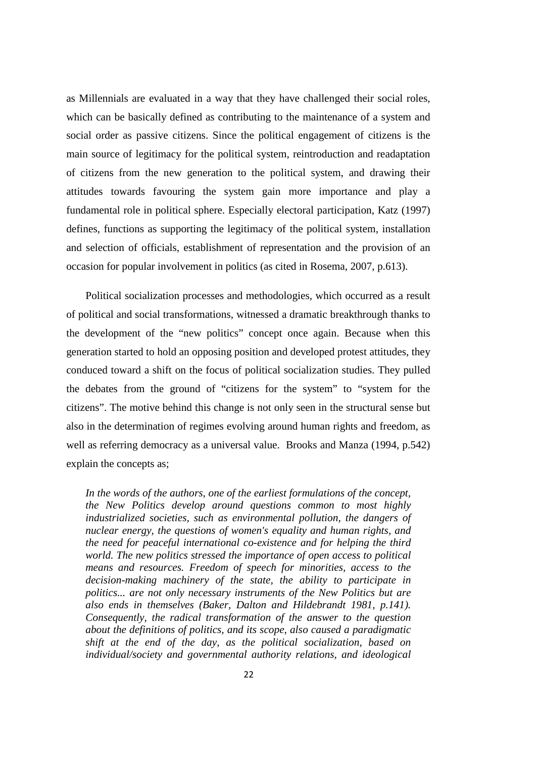as Millennials are evaluated in a way that they have challenged their social roles, which can be basically defined as contributing to the maintenance of a system and social order as passive citizens. Since the political engagement of citizens is the main source of legitimacy for the political system, reintroduction and readaptation of citizens from the new generation to the political system, and drawing their attitudes towards favouring the system gain more importance and play a fundamental role in political sphere. Especially electoral participation, Katz (1997) defines, functions as supporting the legitimacy of the political system, installation and selection of officials, establishment of representation and the provision of an occasion for popular involvement in politics (as cited in Rosema, 2007, p.613).

Political socialization processes and methodologies, which occurred as a result of political and social transformations, witnessed a dramatic breakthrough thanks to the development of the "new politics" concept once again. Because when this generation started to hold an opposing position and developed protest attitudes, they conduced toward a shift on the focus of political socialization studies. They pulled the debates from the ground of "citizens for the system" to "system for the citizens". The motive behind this change is not only seen in the structural sense but also in the determination of regimes evolving around human rights and freedom, as well as referring democracy as a universal value. Brooks and Manza (1994, p.542) explain the concepts as;

> *In the words of the authors, one of the earliest formulations of the concept, the New Politics develop around questions common to most highly industrialized societies, such as environmental pollution, the dangers of nuclear energy, the questions of women's equality and human rights, and the need for peaceful international co-existence and for helping the third world. The new politics stressed the importance of open access to political means and resources. Freedom of speech for minorities, access to the decision-making machinery of the state, the ability to participate in politics... are not only necessary instruments of the New Politics but are also ends in themselves (Baker, Dalton and Hildebrandt 1981, p.141). Consequently, the radical transformation of the answer to the question about the definitions of politics, and its scope, also caused a paradigmatic shift at the end of the day, as the political socialization, based on individual/society and governmental authority relations, and ideological*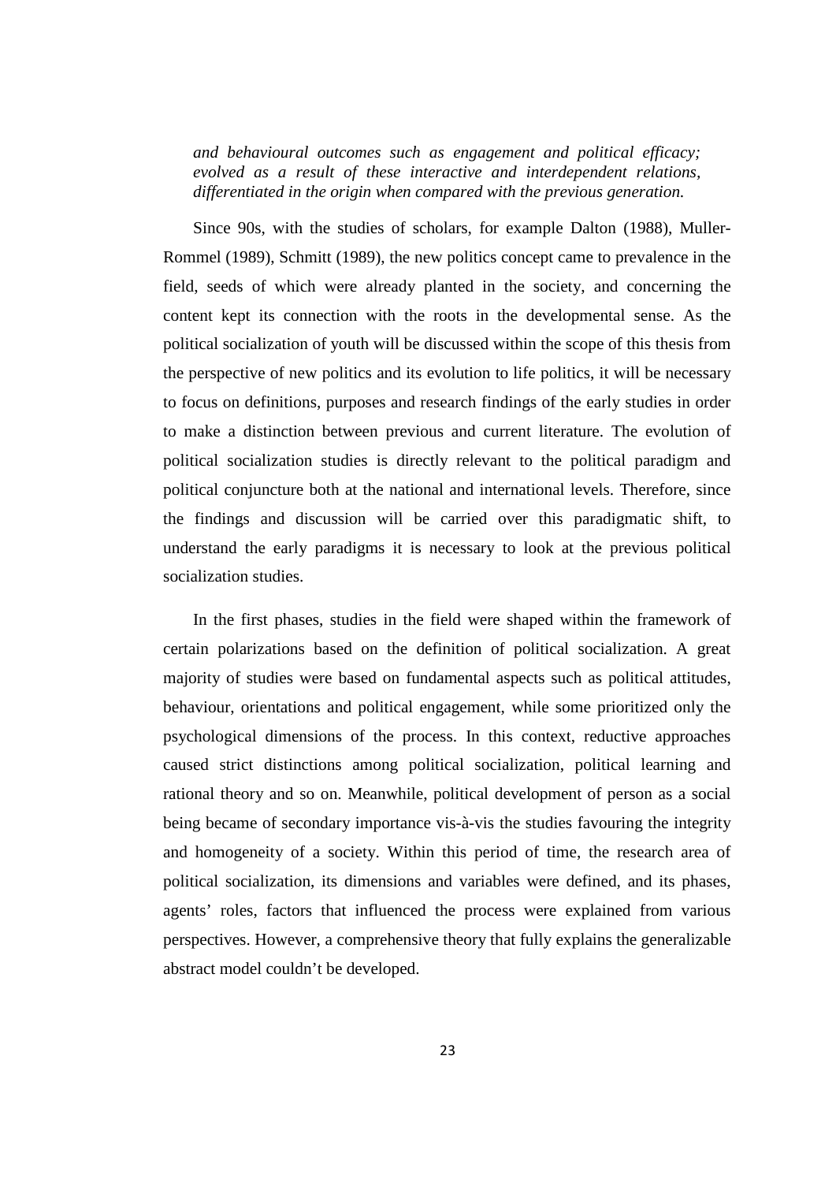*and behavioural outcomes such as engagement and political efficacy; evolved as a result of these interactive and interdependent relations, differentiated in the origin when compared with the previous generation.*

Since 90s, with the studies of scholars, for example Dalton (1988), Muller-Rommel (1989), Schmitt (1989), the new politics concept came to prevalence in the field, seeds of which were already planted in the society, and concerning the content kept its connection with the roots in the developmental sense. As the political socialization of youth will be discussed within the scope of this thesis from the perspective of new politics and its evolution to life politics, it will be necessary to focus on definitions, purposes and research findings of the early studies in order to make a distinction between previous and current literature. The evolution of political socialization studies is directly relevant to the political paradigm and political conjuncture both at the national and international levels. Therefore, since the findings and discussion will be carried over this paradigmatic shift, to understand the early paradigms it is necessary to look at the previous political socialization studies.

In the first phases, studies in the field were shaped within the framework of certain polarizations based on the definition of political socialization. A great majority of studies were based on fundamental aspects such as political attitudes, behaviour, orientations and political engagement, while some prioritized only the psychological dimensions of the process. In this context, reductive approaches caused strict distinctions among political socialization, political learning and rational theory and so on. Meanwhile, political development of person as a social being became of secondary importance vis-à-vis the studies favouring the integrity and homogeneity of a society. Within this period of time, the research area of political socialization, its dimensions and variables were defined, and its phases, agents' roles, factors that influenced the process were explained from various perspectives. However, a comprehensive theory that fully explains the generalizable abstract model couldn't be developed.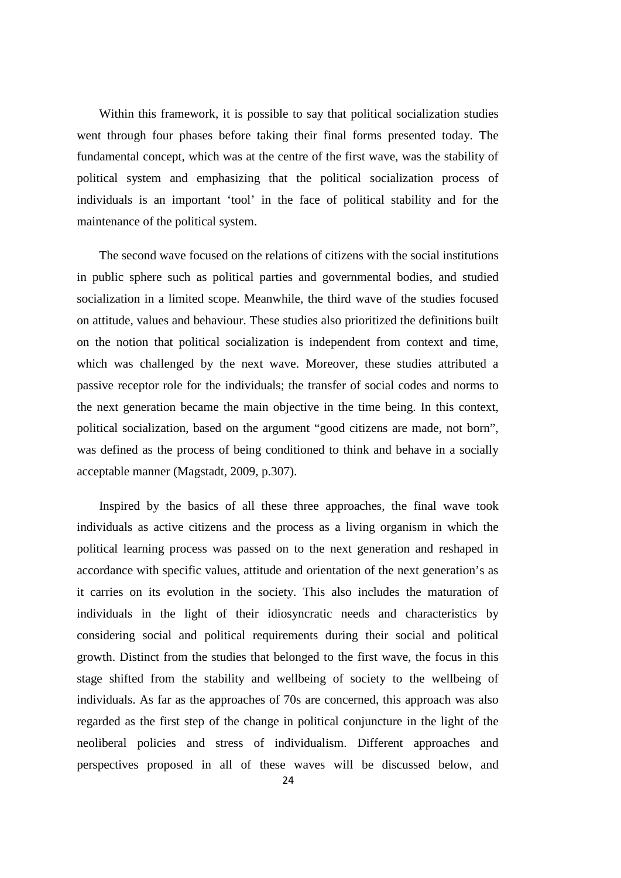Within this framework, it is possible to say that political socialization studies went through four phases before taking their final forms presented today. The fundamental concept, which was at the centre of the first wave, was the stability of political system and emphasizing that the political socialization process of individuals is an important 'tool' in the face of political stability and for the maintenance of the political system.

The second wave focused on the relations of citizens with the social institutions in public sphere such as political parties and governmental bodies, and studied socialization in a limited scope. Meanwhile, the third wave of the studies focused on attitude, values and behaviour. These studies also prioritized the definitions built on the notion that political socialization is independent from context and time, which was challenged by the next wave. Moreover, these studies attributed a passive receptor role for the individuals; the transfer of social codes and norms to the next generation became the main objective in the time being. In this context, political socialization, based on the argument "good citizens are made, not born", was defined as the process of being conditioned to think and behave in a socially acceptable manner (Magstadt, 2009, p.307).

Inspired by the basics of all these three approaches, the final wave took individuals as active citizens and the process as a living organism in which the political learning process was passed on to the next generation and reshaped in accordance with specific values, attitude and orientation of the next generation's as it carries on its evolution in the society. This also includes the maturation of individuals in the light of their idiosyncratic needs and characteristics by considering social and political requirements during their social and political growth. Distinct from the studies that belonged to the first wave, the focus in this stage shifted from the stability and wellbeing of society to the wellbeing of individuals. As far as the approaches of 70s are concerned, this approach was also regarded as the first step of the change in political conjuncture in the light of the neoliberal policies and stress of individualism. Different approaches and perspectives proposed in all of these waves will be discussed below, and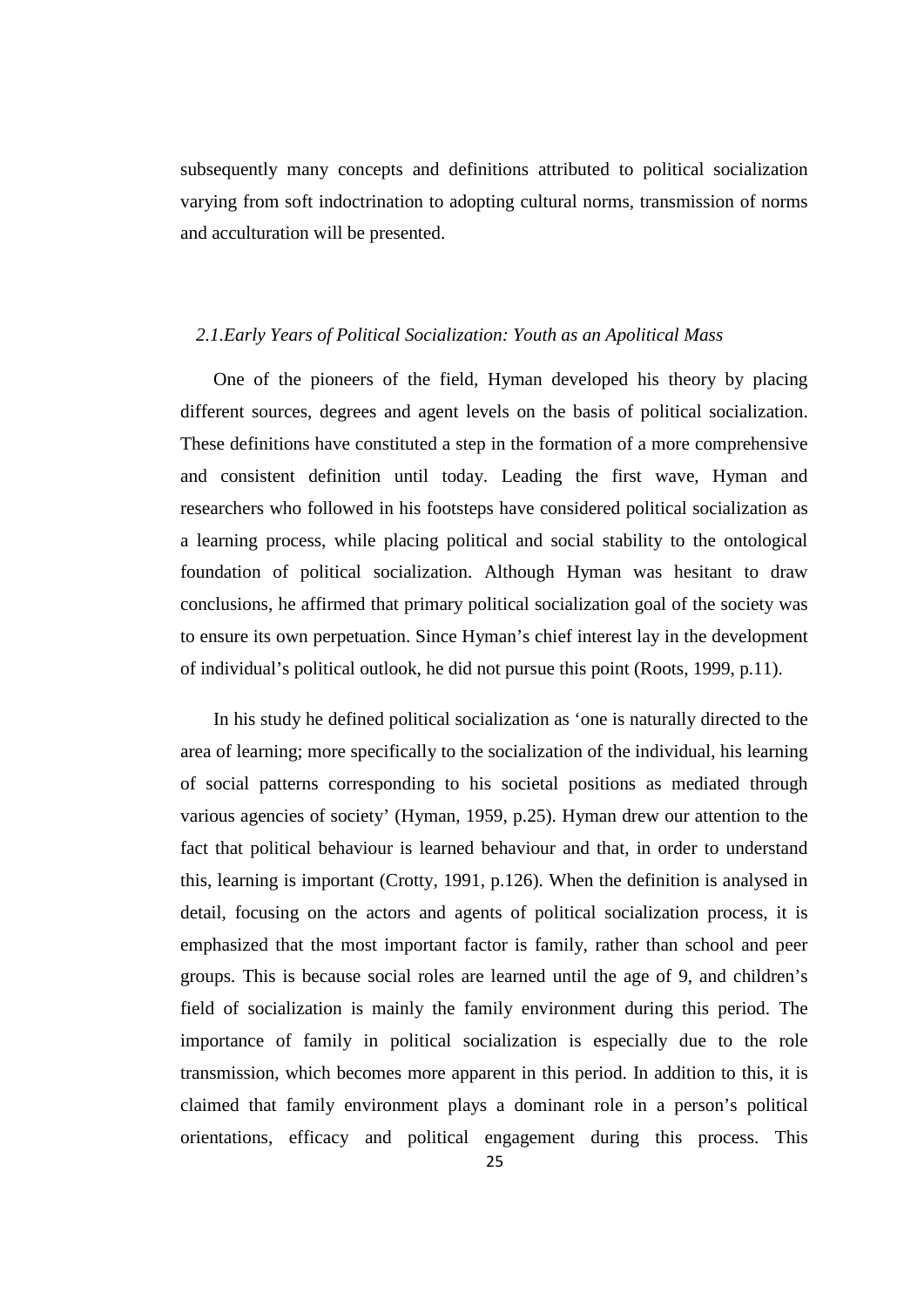subsequently many concepts and definitions attributed to political socialization varying from soft indoctrination to adopting cultural norms, transmission of norms and acculturation will be presented.

### *2.1.Early Years of Political Socialization: Youth as an Apolitical Mass*

One of the pioneers of the field, Hyman developed his theory by placing different sources, degrees and agent levels on the basis of political socialization. These definitions have constituted a step in the formation of a more comprehensive and consistent definition until today. Leading the first wave, Hyman and researchers who followed in his footsteps have considered political socialization as a learning process, while placing political and social stability to the ontological foundation of political socialization. Although Hyman was hesitant to draw conclusions, he affirmed that primary political socialization goal of the society was to ensure its own perpetuation. Since Hyman's chief interest lay in the development of individual's political outlook, he did not pursue this point (Roots, 1999, p.11).

In his study he defined political socialization as 'one is naturally directed to the area of learning; more specifically to the socialization of the individual, his learning of social patterns corresponding to his societal positions as mediated through various agencies of society' (Hyman, 1959, p.25). Hyman drew our attention to the fact that political behaviour is learned behaviour and that, in order to understand this, learning is important (Crotty, 1991, p.126). When the definition is analysed in detail, focusing on the actors and agents of political socialization process, it is emphasized that the most important factor is family, rather than school and peer groups. This is because social roles are learned until the age of 9, and children's field of socialization is mainly the family environment during this period. The importance of family in political socialization is especially due to the role transmission, which becomes more apparent in this period. In addition to this, it is claimed that family environment plays a dominant role in a person's political orientations, efficacy and political engagement during this process. This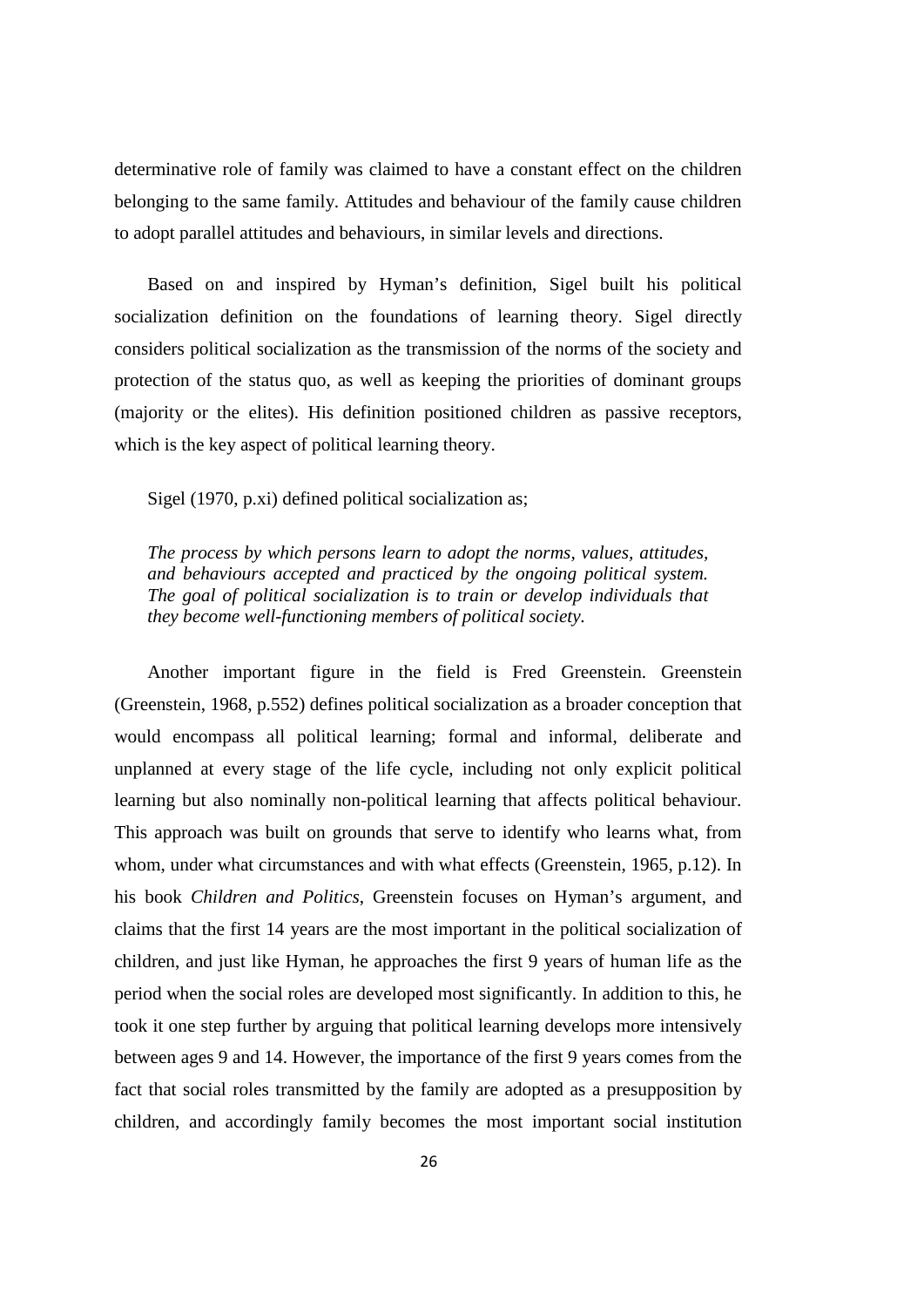determinative role of family was claimed to have a constant effect on the children belonging to the same family. Attitudes and behaviour of the family cause children to adopt parallel attitudes and behaviours, in similar levels and directions.

Based on and inspired by Hyman's definition, Sigel built his political socialization definition on the foundations of learning theory. Sigel directly considers political socialization as the transmission of the norms of the society and protection of the status quo, as well as keeping the priorities of dominant groups (majority or the elites). His definition positioned children as passive receptors, which is the key aspect of political learning theory.

Sigel (1970, p.xi) defined political socialization as;

> *The process by which persons learn to adopt the norms, values, attitudes, and behaviours accepted and practiced by the ongoing political system. The goal of political socialization is to train or develop individuals that they become well-functioning members of political society.*

Another important figure in the field is Fred Greenstein. Greenstein (Greenstein, 1968, p.552) defines political socialization as a broader conception that would encompass all political learning; formal and informal, deliberate and unplanned at every stage of the life cycle, including not only explicit political learning but also nominally non-political learning that affects political behaviour. This approach was built on grounds that serve to identify who learns what, from whom, under what circumstances and with what effects (Greenstein, 1965, p.12). In his book *Children and Politics*, Greenstein focuses on Hyman's argument, and claims that the first 14 years are the most important in the political socialization of children, and just like Hyman, he approaches the first 9 years of human life as the period when the social roles are developed most significantly. In addition to this, he took it one step further by arguing that political learning develops more intensively between ages 9 and 14. However, the importance of the first 9 years comes from the fact that social roles transmitted by the family are adopted as a presupposition by children, and accordingly family becomes the most important social institution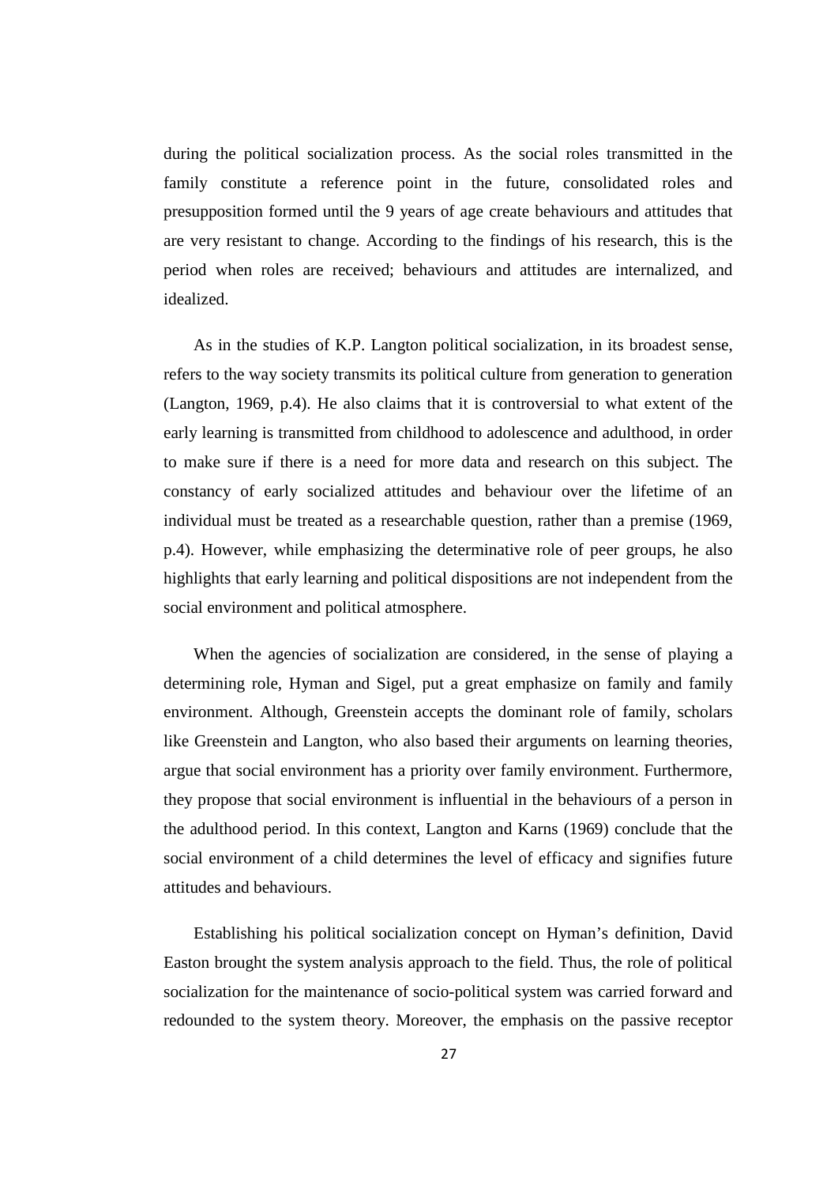during the political socialization process. As the social roles transmitted in the family constitute a reference point in the future, consolidated roles and presupposition formed until the 9 years of age create behaviours and attitudes that are very resistant to change. According to the findings of his research, this is the period when roles are received; behaviours and attitudes are internalized, and idealized.

As in the studies of K.P. Langton political socialization, in its broadest sense, refers to the way society transmits its political culture from generation to generation (Langton, 1969, p.4). He also claims that it is controversial to what extent of the early learning is transmitted from childhood to adolescence and adulthood, in order to make sure if there is a need for more data and research on this subject. The constancy of early socialized attitudes and behaviour over the lifetime of an individual must be treated as a researchable question, rather than a premise (1969, p.4). However, while emphasizing the determinative role of peer groups, he also highlights that early learning and political dispositions are not independent from the social environment and political atmosphere.

When the agencies of socialization are considered, in the sense of playing a determining role, Hyman and Sigel, put a great emphasize on family and family environment. Although, Greenstein accepts the dominant role of family, scholars like Greenstein and Langton, who also based their arguments on learning theories, argue that social environment has a priority over family environment. Furthermore, they propose that social environment is influential in the behaviours of a person in the adulthood period. In this context, Langton and Karns (1969) conclude that the social environment of a child determines the level of efficacy and signifies future attitudes and behaviours.

Establishing his political socialization concept on Hyman's definition, David Easton brought the system analysis approach to the field. Thus, the role of political socialization for the maintenance of socio-political system was carried forward and redounded to the system theory. Moreover, the emphasis on the passive receptor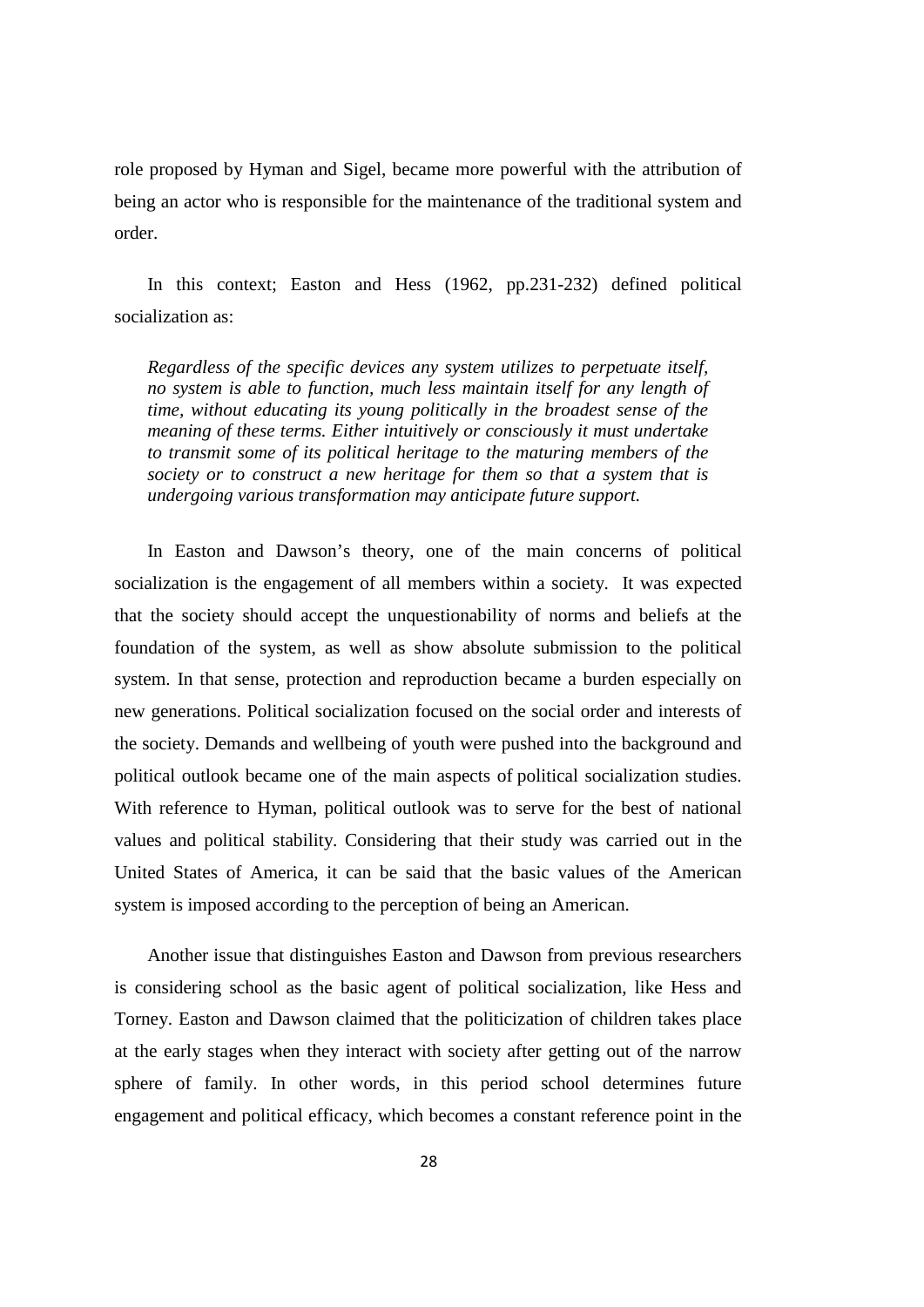role proposed by Hyman and Sigel, became more powerful with the attribution of being an actor who is responsible for the maintenance of the traditional system and order.

In this context; Easton and Hess (1962, pp.231-232) defined political socialization as:

> *Regardless of the specific devices any system utilizes to perpetuate itself, no system is able to function, much less maintain itself for any length of time, without educating its young politically in the broadest sense of the meaning of these terms. Either intuitively or consciously it must undertake to transmit some of its political heritage to the maturing members of the society or to construct a new heritage for them so that a system that is undergoing various transformation may anticipate future support.*

In Easton and Dawson's theory, one of the main concerns of political socialization is the engagement of all members within a society. It was expected that the society should accept the unquestionability of norms and beliefs at the foundation of the system, as well as show absolute submission to the political system. In that sense, protection and reproduction became a burden especially on new generations. Political socialization focused on the social order and interests of the society. Demands and wellbeing of youth were pushed into the background and political outlook became one of the main aspects of political socialization studies. With reference to Hyman, political outlook was to serve for the best of national values and political stability. Considering that their study was carried out in the United States of America, it can be said that the basic values of the American system is imposed according to the perception of being an American.

Another issue that distinguishes Easton and Dawson from previous researchers is considering school as the basic agent of political socialization, like Hess and Torney. Easton and Dawson claimed that the politicization of children takes place at the early stages when they interact with society after getting out the narrow sphere of family. In other words, in this period school determines future engagement and political efficacy, which becomes a constant reference point in the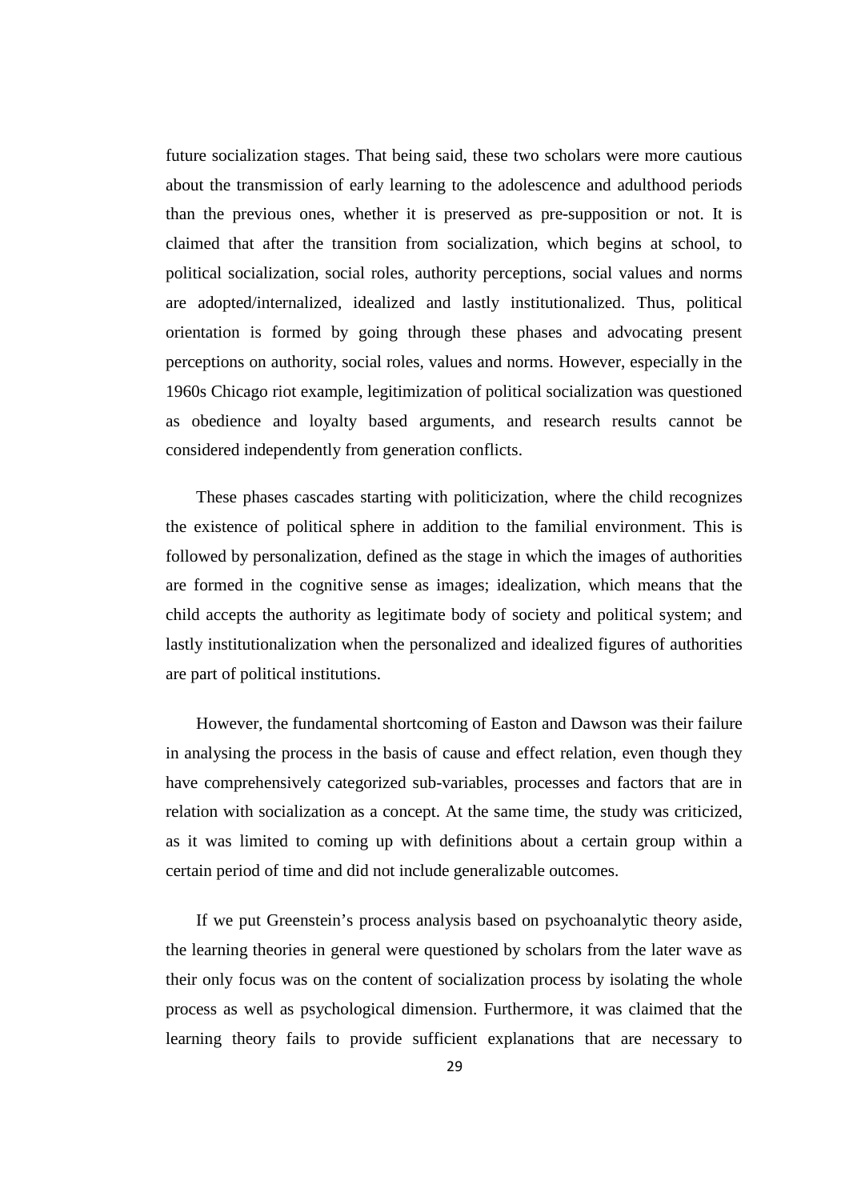future socialization stages. That being said, these two scholars were more cautious about the transmission of early learning to the adolescence and adulthood periods than the previous ones, whether it is preserved as pre-supposition or not. It is claimed that after the transition from socialization, which begins at school, to political socialization, social roles, authority perceptions, social values and norms are adopted/internalized, idealized and lastly institutionalized. Thus, political orientation is formed by going through these phases and advocating present perceptions on authority, social roles, values and norms. However, especially in the 1960s Chicago riot example, legitimization of political socialization was questioned as obedience and loyalty based arguments, and research results cannot be considered independently from generation conflicts.

These phases cascades starting with politicization, where the child recognizes the existence of political sphere in addition to the familial environment. This is followed by personalization, defined as the stage in which the images of authorities are formed in the cognitive sense as images; idealization, which means that the child accepts the authority as legitimate body of society and political system; and lastly institutionalization when the personalized and idealized figures of authorities are part of political institutions.

However, the fundamental shortcoming of Easton and Dawson was their failure in analysing the process in the basis of cause and effect relation, even though they have comprehensively categorized sub-variables, processes and factors that are in relation with socialization as a concept. At the same time, the study was criticized, as it was limited to coming up with definitions about a certain group within a certain period of time and did not include generalizable outcomes.

If we put Greenstein's process analysis based on psychoanalytic theory aside, the learning theories in general were questioned by scholars from the later wave as their only focus was on the content of socialization process by isolating the whole process as well as psychological dimension. Furthermore, it was claimed that the learning theory fails to provide sufficient explanations that are necessary to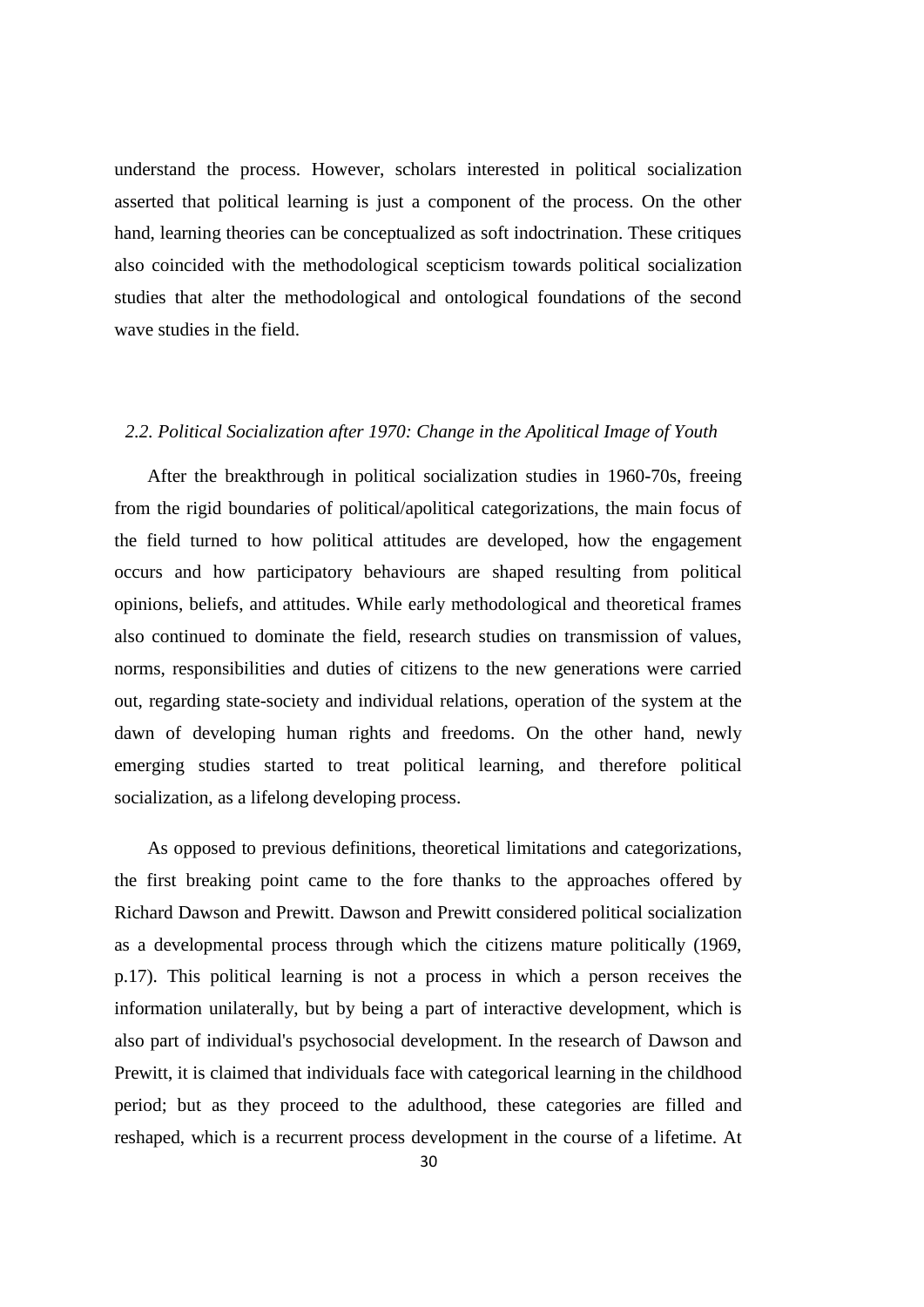understand the process. However, scholars interested in political socialization asserted that political learning is just a component of the process. On the other hand, learning theories can be conceptualized as soft indoctrination. These critiques also coincided with the methodological scepticism towards political socialization studies that alter the methodological and ontological foundations of the second wave studies in the field.

### *2.2. Political Socialization after 1970: Change in the Apolitical Image of Youth*

After the breakthrough in political socialization studies in 1960-70s, freeing from the rigid boundaries of political/apolitical categorizations, the main focus of the field turned to how political attitudes are developed, how the engagement occurs and how participatory behaviours are shaped resulting from political opinions, beliefs, and attitudes. While early methodological and theoretical frames also continued to dominate the field, research studies on transmission of values, norms, responsibilities and duties of citizens to the new generations were carried out, regarding state-society and individual relations, operation of the system at the dawn of developing human rights and freedoms. On the other hand, newly emerging studies started to treat political learning, and therefore political socialization, as a lifelong developing process.

As opposed to previous definitions, theoretical limitations and categorizations, the first breaking point came to the fore thanks to the approaches offered by Richard Dawson and Prewitt. Dawson and Prewitt considered political socialization as a developmental process through which the citizens mature politically (1969, p.17). This political learning is not a process in which a person receives the information unilaterally, but by being a part of interactive development, which is also part of individual's psychosocial development. In the research of Dawson and Prewitt, it is claimed that individuals face with categorical learning in the childhood period; but as they proceed to the adulthood, these categories are filled and reshaped, which is a recurrent process development in the course of a lifetime. At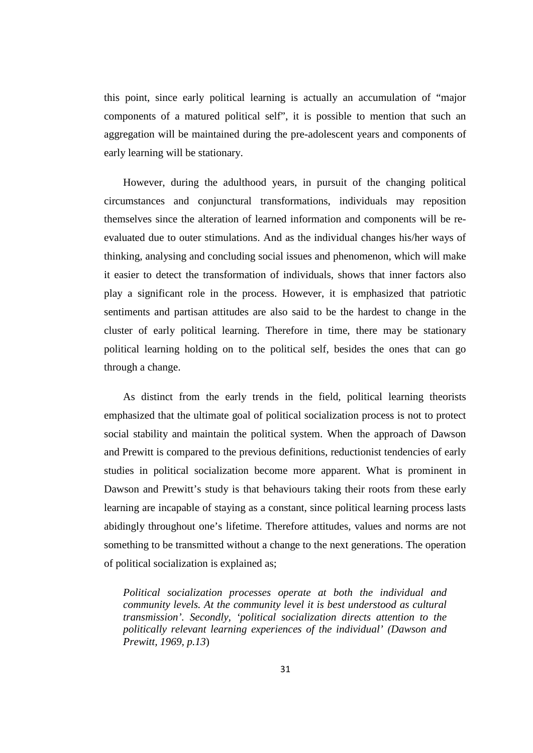this point, since early political learning is actually an accumulation of "major components of a matured political self", it is possible to mention that such an aggregation will be maintained during the pre-adolescent years and components of early learning will be stationary.

However, during the adulthood years, in pursuit of the changing political circumstances and conjunctural transformations, individuals may reposition themselves since the alteration of learned information and components will be re-evaluated due to outer stimulations. And as the individual changes his/her ways of thinking, analysing and concluding social issues and phenomenon, which will make it easier to detect the transformation of individuals, shows that inner factors also play a significant role in the process. However, it is emphasized that patriotic sentiments and partisan attitudes are also said to be the hardest to change in the cluster of early political learning. Therefore in time, there may be stationary political learning holding on to the political self, besides the ones that can go through a change.

As distinct from the early trends in the field, political learning theorists emphasized that the ultimate goal of political socialization process is not to protect social stability and maintain the political system. When the approach of Dawson and Prewitt is compared to the previous definitions, reductionist tendencies of early studies in political socialization become more apparent. What is prominent in Dawson and Prewitt's study is that behaviours taking their roots from these early learning are incapable of staying as a constant, since political learning process lasts abidingly throughout one's lifetime. Therefore attitudes, values and norms are not something to be transmitted without a change to the next generations. The operation of political socialization is explained as;

> *Political socialization processes operate at both the individual and community levels. At the community level it is best understood as cultural transmission'. Secondly, 'political socialization directs attention to the politically relevant learning experiences of the individual' (Dawson and Prewitt, 1969, p.13*)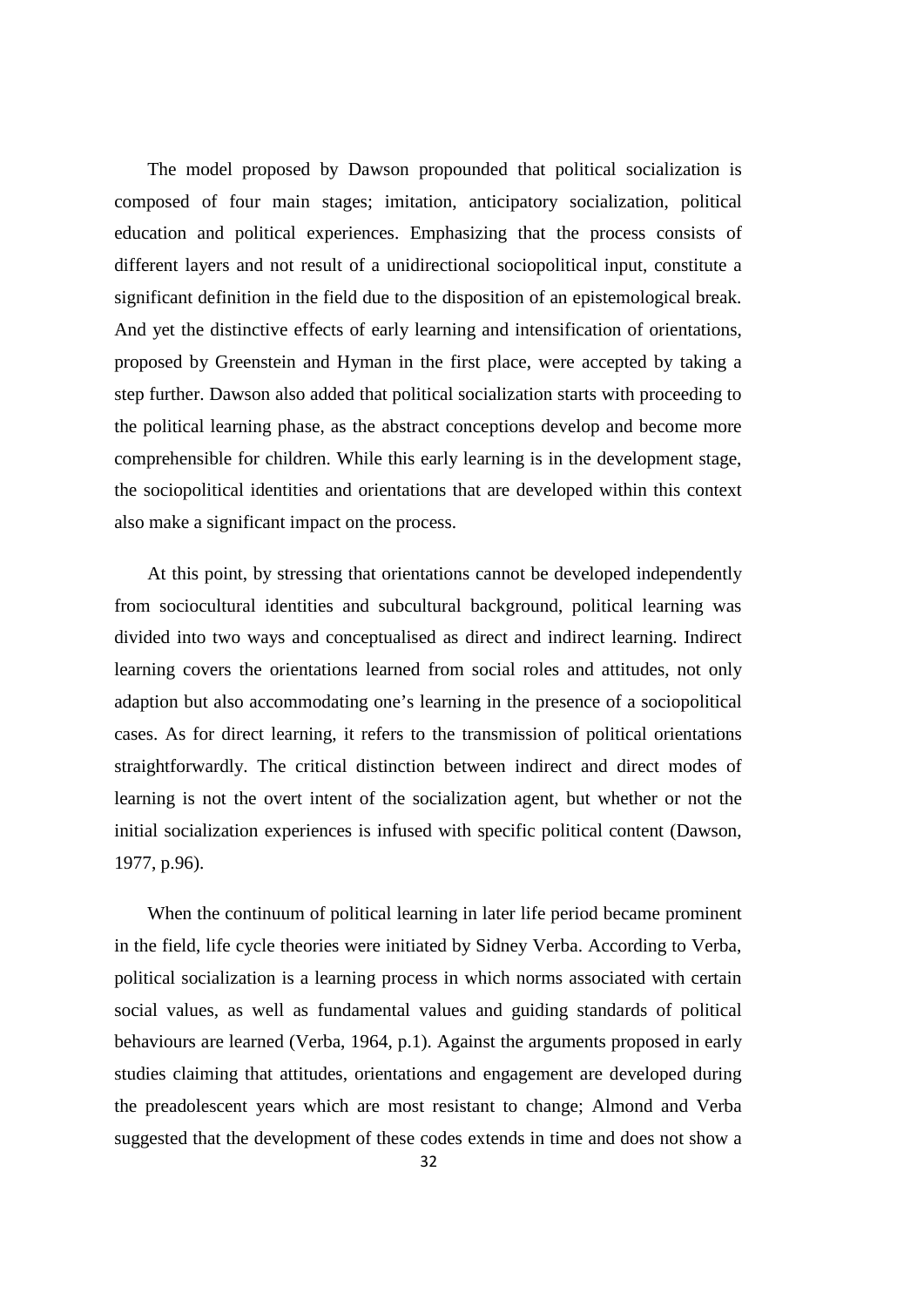The model proposed by Dawson propounded that political socialization is composed of four main stages; imitation, anticipatory socialization, political education and political experiences. Emphasizing that the process consists of different layers and not result of a unidirectional sociopolitical input, constitute a significant definition in the field due to the disposition of an epistemological break. And yet the distinctive effects of early learning and intensification of orientations, proposed by Greenstein and Hyman in the first place, were accepted by taking a step further. Dawson also added that political socialization starts with proceeding to the political learning phase, as the abstract conceptions develop and become more comprehensible for children. While this early learning is in the development stage, the sociopolitical identities and orientations that are developed within this context also make a significant impact on the process.

At this point, by stressing that orientations cannot be developed independently from sociocultural identities and subcultural background, political learning was divided into two ways and conceptualised as direct and indirect learning. Indirect learning covers the orientations learned from social roles and attitudes, not only adaption but also accommodating one's learning in the presence of a sociopolitical cases. As for direct learning, it refers to the transmission of political orientations straightforwardly. The critical distinction between indirect and direct modes of learning is not the overt intent of the socialization agent, but whether or not the initial socialization experiences is infused with specific political content (Dawson, 1977, p.96).

When the continuum of political learning in later life period became prominent in the field, life cycle theories were initiated by Sidney Verba. According to Verba, political socialization is a learning process in which norms associated with certain social values, as well as fundamental values and guiding standards of political behaviours are learned (Verba, 1964, p.1). Against the arguments proposed in early studies claiming that attitudes, orientations and engagement are developed during the preadolescent years which are most resistant to change; Almond and Verba suggested that the development of these codes extends in time and does not show a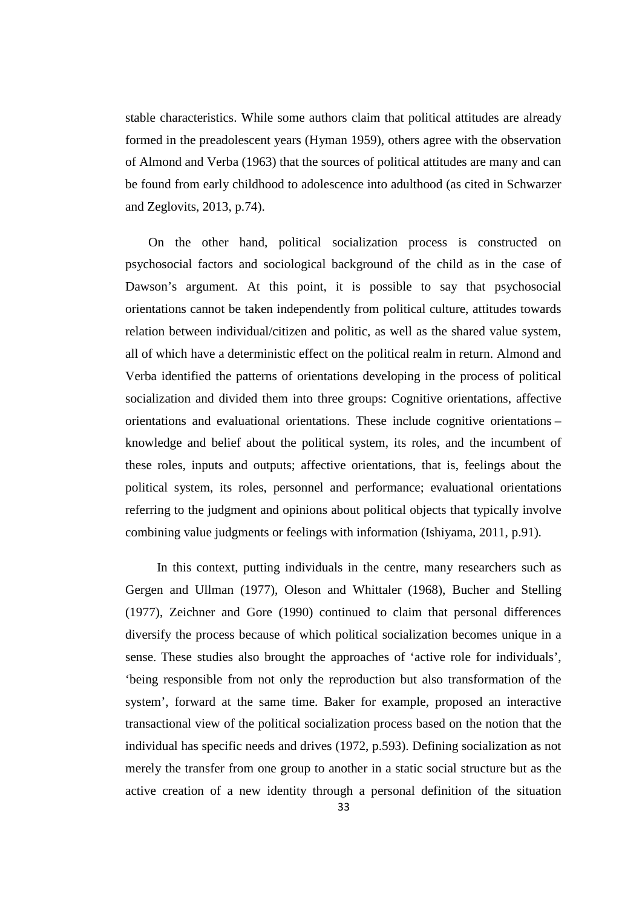stable characteristics. While some authors claim that political attitudes are already formed in the preadolescent years (Hyman 1959), others agree with the observation of Almond and Verba (1963) that the sources of political attitudes are many and can be found from early childhood to adolescence into adulthood (as cited in Schwarzer and Zeglovits, 2013, p.74).

On the other hand, political socialization process is constructed on psychosocial factors and sociological background of the child as in the case of Dawson's argument. At this point, it is possible to say that psychosocial orientations cannot be taken independently from political culture, attitudes towards relation between individual/citizen and politic, as well as the shared value system, all of which have a deterministic effect on the political realm in return. Almond and Verba identified the patterns of orientations developing in the process of political socialization and divided them into three groups: Cognitive orientations, affective orientations and evaluational orientations. These include cognitive orientations – knowledge and belief about the political system, its roles, and the incumbent of these roles, inputs and outputs; affective orientations, that is, feelings about the political system, its roles, personnel and performance; evaluational orientations referring to the judgment and opinions about political objects that typically involve combining value judgments or feelings with information (Ishiyama, 2011, p.91).

In this context, putting individuals in the centre, many researchers such as Gergen and Ullman (1977), Oleson and Whittaler (1968), Bucher and Stelling (1977), Zeichner and Gore (1990) continued to claim that personal differences diversify the process because of which political socialization becomes unique in a sense. These studies also brought the approaches of 'active role for individuals', 'being responsible from not only the reproduction but also transformation of the system', forward at the same time. Baker for example, proposed an interactive transactional view of the political socialization process based on the notion that the individual has specific needs and drives (1972, p.593). Defining socialization as not merely the transfer from one group to another in a static social structure but as the active creation of a new identity through a personal definition of the situation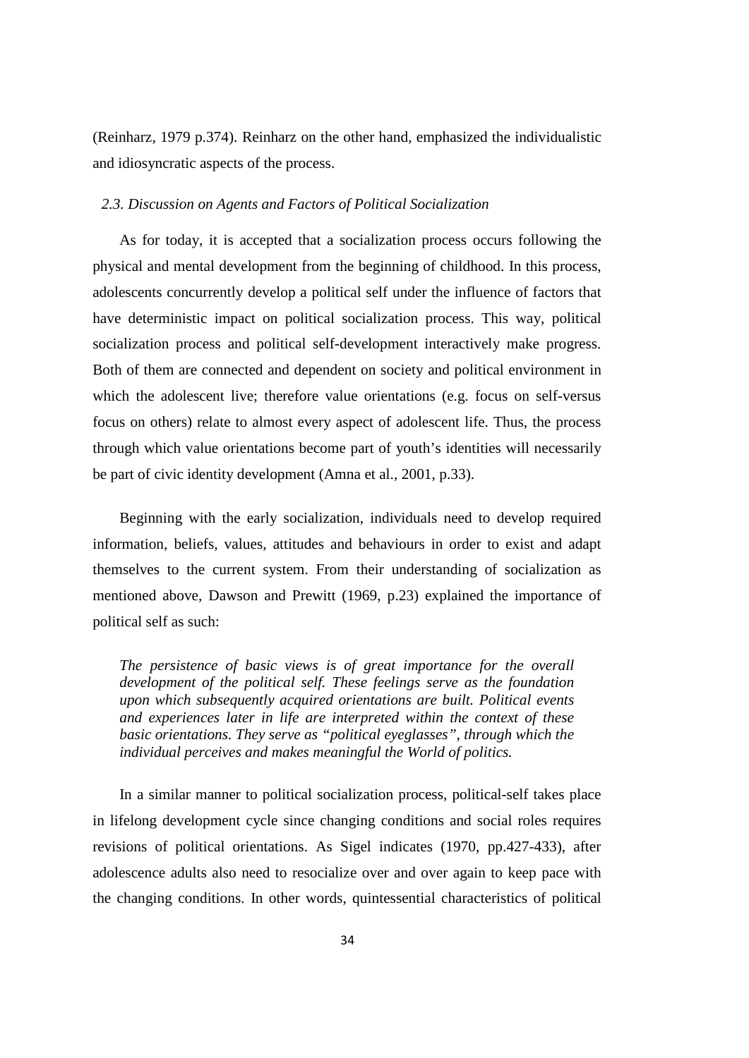(Reinharz, 1979 p.374). Reinharz on the other hand, emphasized the individualistic and idiosyncratic aspects of the process.

### *2.3. Discussion on Agents and Factors of Political Socialization*

As for today, it is accepted that a socialization process occurs following the physical and mental development from the beginning of childhood. In this process, adolescents concurrently develop a political self under the influence of factors that have deterministic impact on political socialization process. This way, political socialization process and political self-development interactively make progress. Both of them are connected and dependent on society and political environment in which the adolescent live; therefore value orientations (e.g. focus on self-versus focus on others) relate to almost every aspect of adolescent life. Thus, the process through which value orientations become part of youth's identities will necessarily be part of civic identity development (Amna et al., 2001, p.33).

Beginning with the early socialization, individuals need to develop required information, beliefs, values, attitudes and behaviours in order to exist and adapt themselves to the current system. From their understanding of socialization as mentioned above, Dawson and Prewitt (1969, p.23) explained the importance of political self as such:

> *The persistence of basic views is of great importance for the overall development of the political self. These feelings serve as the foundation upon which subsequently acquired orientations are built. Political events and experiences later in life are interpreted within the context of these basic orientations. They serve as "political eyeglasses", through which the individual perceives and makes meaningful the World of politics.*

In a similar manner to political socialization process, political-self takes place in lifelong development cycle since changing conditions and social roles requires revisions of political orientations. As Sigel indicates (1970, pp.427-433), after adolescence adults also need to resocialize over and over again to keep pace with the changing conditions. In other words, quintessential characteristics of political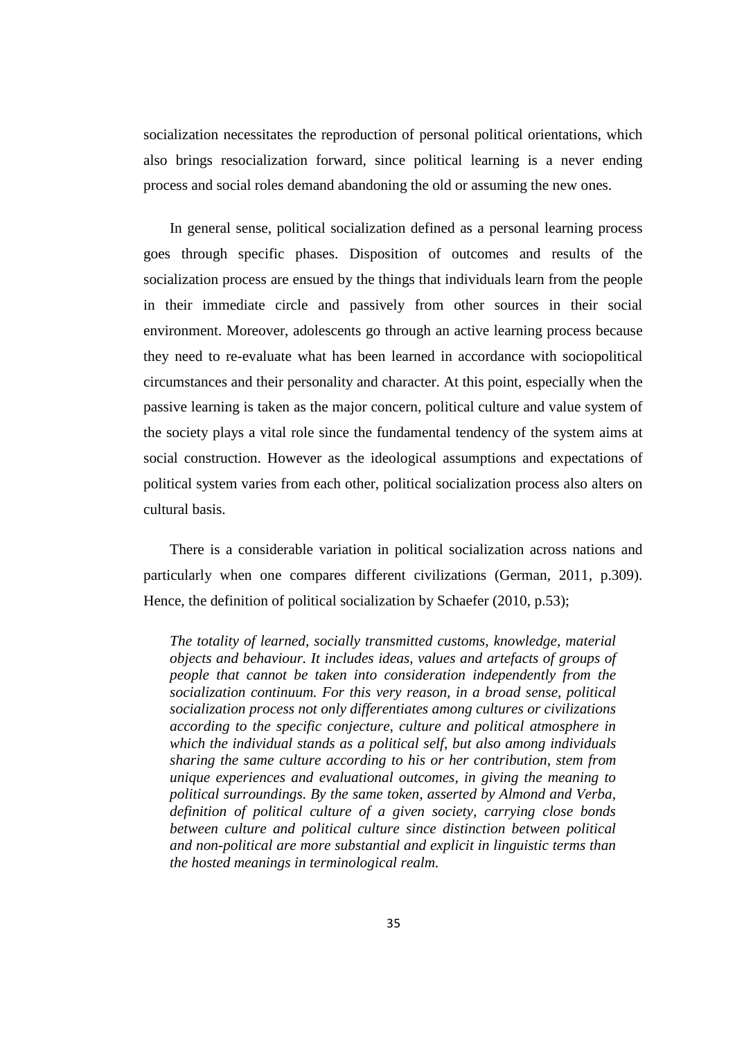socialization necessitates the reproduction of personal political orientations, which also brings resocialization forward, since political learning is a never ending process and social roles demand abandoning the old or assuming the new ones.

In general sense, political socialization defined as a personal learning process goes through specific phases. Disposition of outcomes and results of the socialization process are ensued by the things that individuals learn from the people in their immediate circle and passively from other sources in their social environment. Moreover, adolescents go through an active learning process because they need to re-evaluate what has been learned in accordance with sociopolitical circumstances and their personality and character. At this point, especially when the passive learning is taken as the major concern, political culture and value system of the society plays a vital role since the fundamental tendency of the system aims at social construction. However as the ideological assumptions and expectations of political system varies from each other, political socialization process also alters on cultural basis.

There is a considerable variation in political socialization across nations and particularly when one compares different civilizations (German, 2011, p.309). Hence, the definition of political socialization by Schaefer (2010, p.53);

> *The totality of learned, socially transmitted customs, knowledge, material objects and behaviour. It includes ideas, values and artefacts of groups of people that cannot be taken into consideration independently from the socialization continuum. For this very reason, in a broad sense, political socialization process not only differentiates among cultures or civilizations according to the specific conjecture, culture and political atmosphere in which the individual stands as a political self, but also among individuals sharing the same culture according to his or her contribution, stem from unique experiences and evaluational outcomes, in giving the meaning to political surroundings. By the same token, asserted by Almond and Verba, definition of political culture of a given society, carrying close bonds between culture and political culture since distinction between political and non-political are more substantial and explicit in linguistic terms than the hosted meanings in terminological realm.*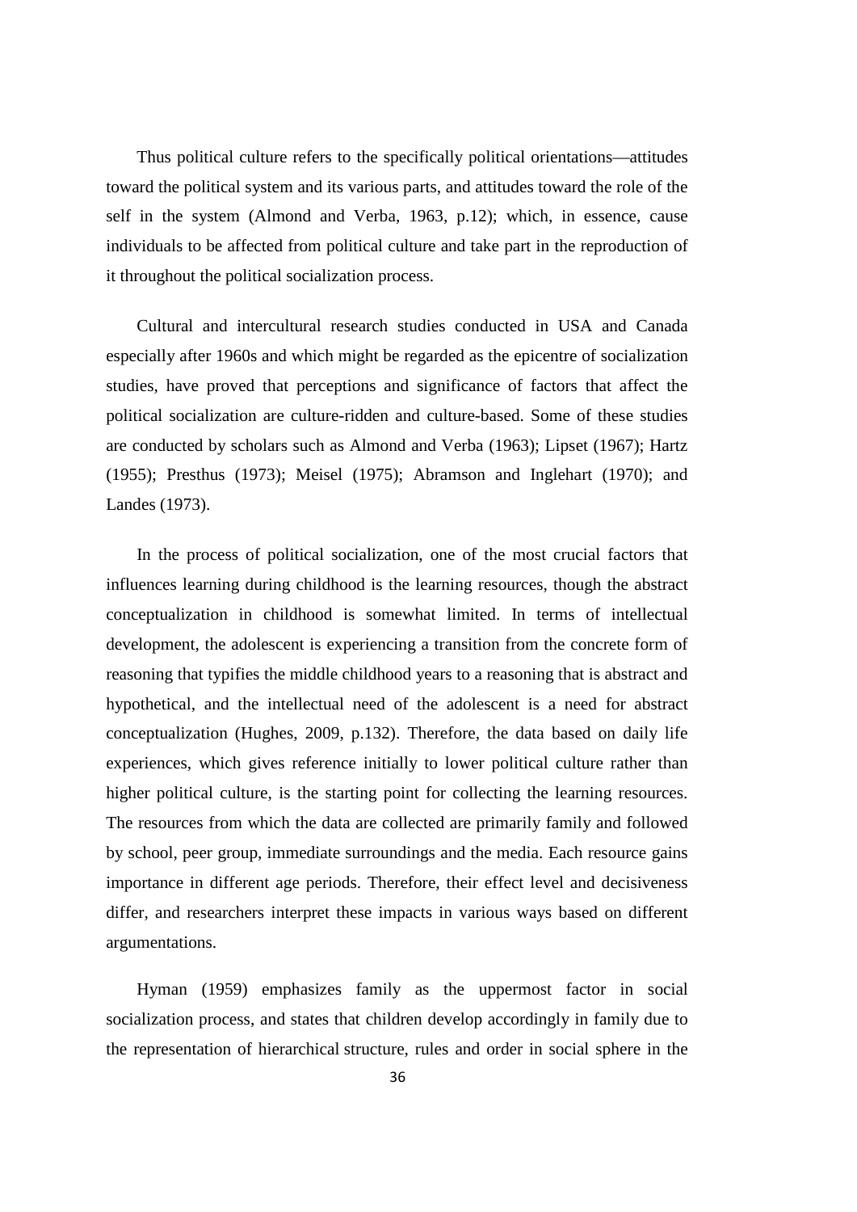Thus political culture refers to the specifically political orientations—attitudes toward the political system and its various parts, and attitudes toward the role of the self in the system (Almond and Verba, 1963, p.12); which, in essence, cause individuals to be affected from political culture and take part in the reproduction of it throughout the political socialization process.

Cultural and intercultural research studies conducted in USA and Canada especially after 1960s and which might be regarded as the epicentre of socialization studies, have proved that perceptions and significance of factors that affect the political socialization are culture-ridden and culture-based. Some of these studies are conducted by scholars such as Almond and Verba (1963); Lipset (1967); Hartz (1955); Presthus (1973); Meisel (1975); Abramson and Inglehart (1970); and Landes (1973).

In the process of political socialization, one of the most crucial factors that influences learning during childhood is the learning resources, though the abstract conceptualization in childhood is somewhat limited. In terms of intellectual development, the adolescent is experiencing a transition from the concrete form of reasoning that typifies the middle childhood years to a reasoning that is abstract and hypothetical, and the intellectual need of the adolescent is a need for abstract conceptualization (Hughes, 2009, p.132). Therefore, the data based on daily life experiences, which gives reference initially to lower political culture rather than higher political culture, is the starting point for collecting the learning resources. The resources from which the data are collected are primarily family and followed by school, peer group, immediate surroundings and the media. Each resource gains importance in different age periods. Therefore, their effect level and decisiveness differ, and researchers interpret these impacts in various ways based on different argumentations.

Hyman (1959) emphasizes family as the uppermost factor in social socialization process, and states that children develop accordingly in family due to the representation of hierarchical structure, rules and order in social sphere in the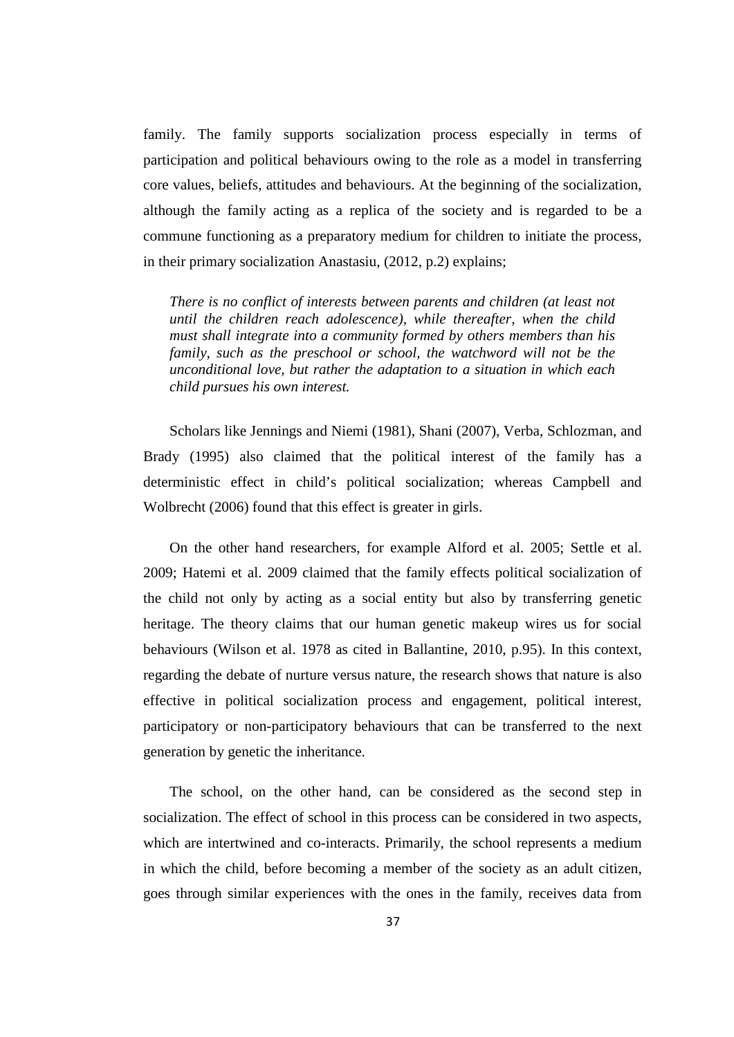family. The family supports socialization process especially in terms of participation and political behaviours owing to the role as a model in transferring core values, beliefs, attitudes and behaviours. At the beginning of the socialization, although the family acting as a replica of the society and is regarded to be a commune functioning as a preparatory medium for children to initiate the process, in their primary socialization Anastasiu, (2012, p.2) explains;

> *There is no conflict of interests between parents and children (at least not until the children reach adolescence), while thereafter, when the child must shall integrate into a community formed by others members than his family, such as the preschool or school, the watchword will not be the unconditional love, but rather the adaptation to a situation in which each child pursues his own interest.*

Scholars like Jennings and Niemi (1981), Shani (2007), Verba, Schlozman, and Brady (1995) also claimed that the political interest of the family has a deterministic effect in child's political socialization; whereas Campbell and Wolbrecht (2006) found that this effect is greater in girls.

On the other hand researchers, for example Alford et al. 2005; Settle et al. 2009; Hatemi et al. 2009 claimed that the family effects political socialization of the child not only by acting as a social entity but also by transferring genetic heritage. The theory claims that our human genetic makeup wires us for social behaviours (Wilson et al. 1978 as cited in Ballantine, 2010, p.95). In this context, regarding the debate of nurture versus nature, the research shows that nature is also effective in political socialization process and engagement, political interest, participatory or non-participatory behaviours that can be transferred to the next generation by genetic the inheritance.

The school, on the other hand, can be considered as the second step in socialization. The effect of school in this process can be considered in two aspects, which are intertwined and co-interacts. Primarily, the school represents a medium in which the child, before becoming a member of the society as an adult citizen, goes through similar experiences with the ones in the family, receives data from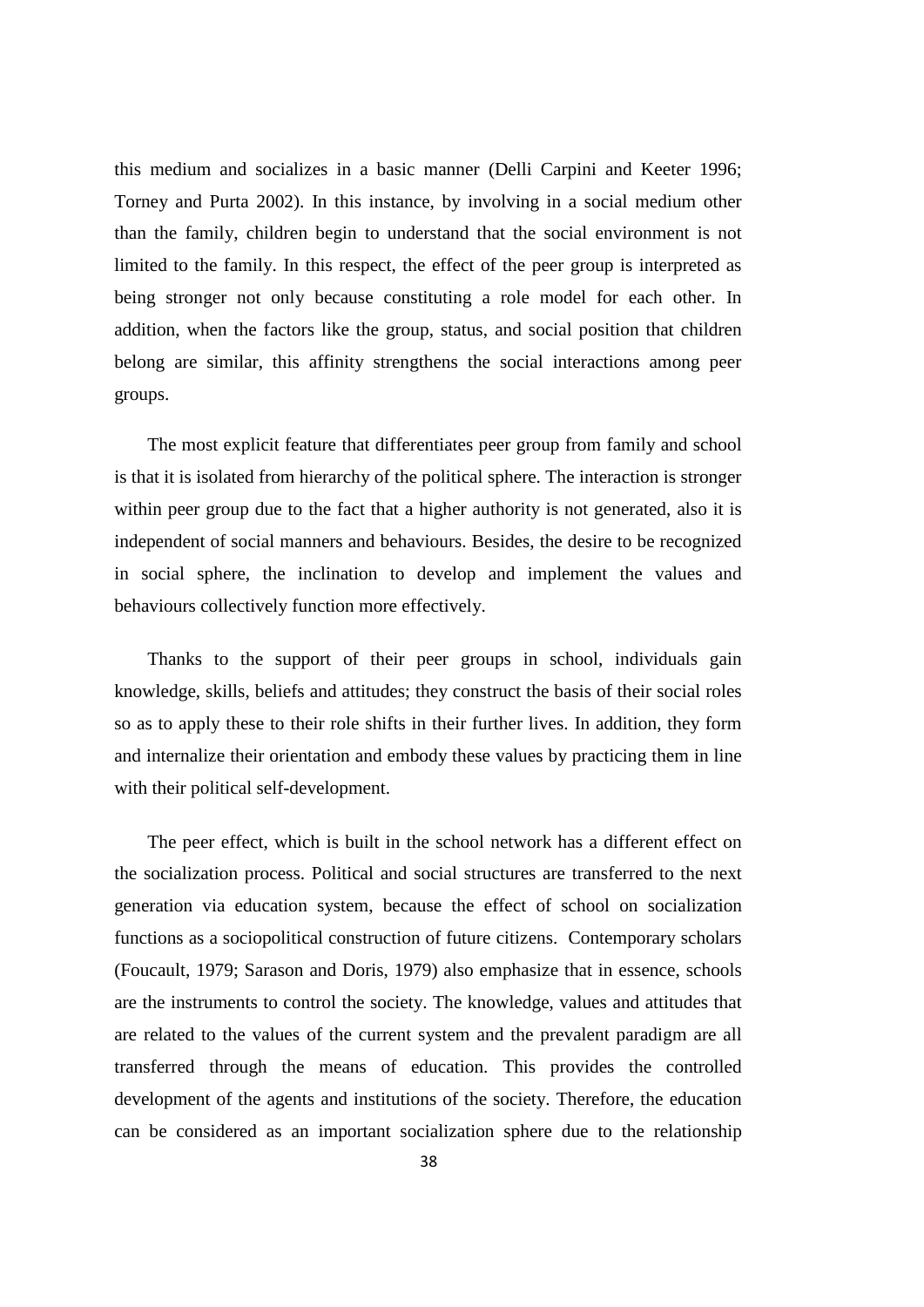this medium and socializes in a basic manner (Delli Carpini and Keeter 1996; Torney and Purta 2002). In this instance, by involving in a social medium other than the family, children begin to understand that the social environment is not limited to the family. In this respect, the effect of the peer group is interpreted as being stronger not only because constituting a role model for each other. In addition, when the factors like the group, status, and social position that children belong are similar, this affinity strengthens the social interactions among peer groups.

The most explicit feature that differentiates peer group from family and school is that it is isolated from hierarchy of the political sphere. The interaction is stronger within peer group due to the fact that a higher authority is not generated, also it is independent of social manners and behaviours. Besides, the desire to be recognized in social sphere, the inclination to develop and implement the values and behaviours collectively function more effectively.

Thanks to the support of their peer groups in school, individuals gain knowledge, skills, beliefs and attitudes; they construct the basis of their social roles so as to apply these to their role shifts in their further lives. In addition, they form and internalize their orientation and embody these values by practicing them in line with their political self-development.

The peer effect, which is built in the school network has a different effect on the socialization process. Political and social structures are transferred to the next generation via education system, because the effect of school on socialization functions as a sociopolitical construction of future citizens. Contemporary scholars (Foucault, 1979; Sarason and Doris, 1979) also emphasize that in essence, schools are the instruments to control the society. The knowledge, values and attitudes that are related to the values of the current system and the prevalent paradigm are all transferred through the means of education. This provides the controlled development of the agents and institutions of the society. Therefore, the education can be considered as an important socialization sphere due to the relationship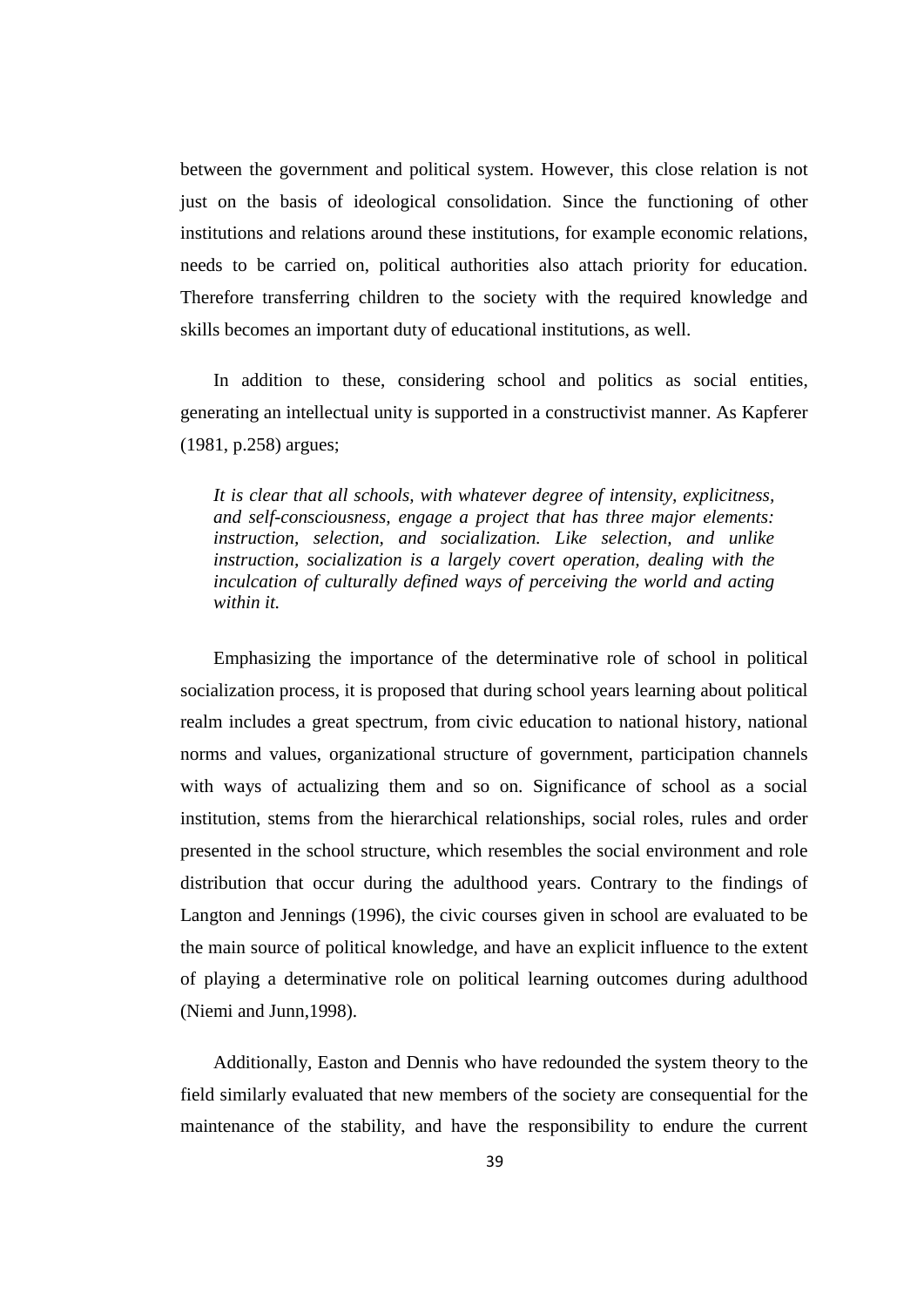between the government and political system. However, this close relation is not just on the basis of ideological consolidation. Since the functioning of other institutions and relations around these institutions, for example economic relations, needs to be carried on, political authorities also attach priority for education. Therefore transferring children to the society with the required knowledge and skills becomes an important duty of educational institutions, as well.

In addition to these, considering school and politics as social entities, generating an intellectual unity is supported in a constructivist manner. As Kapferer (1981, p.258) argues;

> *It is clear that all schools, with whatever degree of intensity, explicitness, and self-consciousness, engage a project that has three major elements: instruction, selection, and socialization. Like selection, and unlike instruction, socialization is a largely covert operation, dealing with the inculcation of culturally defined ways of perceiving the world and acting within it.*

Emphasizing the importance of the determinative role of school in political socialization process, it is proposed that during school years learning about political realm includes a great spectrum, from civic education to national history, national norms and values, organizational structure of government, participation channels with ways of actualizing them and so on. Significance of school as a social institution, stems from the hierarchical relationships, social roles, rules and order presented in the school structure, which resembles the social environment and role distribution that occur during the adulthood years. Contrary to the findings of Langton and Jennings (1996), the civic courses given in school are evaluated to be the main source of political knowledge, and have an explicit influence to the extent of playing a determinative role on political learning outcomes during adulthood (Niemi and Junn,1998).

Additionally, Easton and Dennis who have redounded the system theory to the field similarly evaluated that new members of the society are consequential for the maintenance of the stability, and have the responsibility to endure the current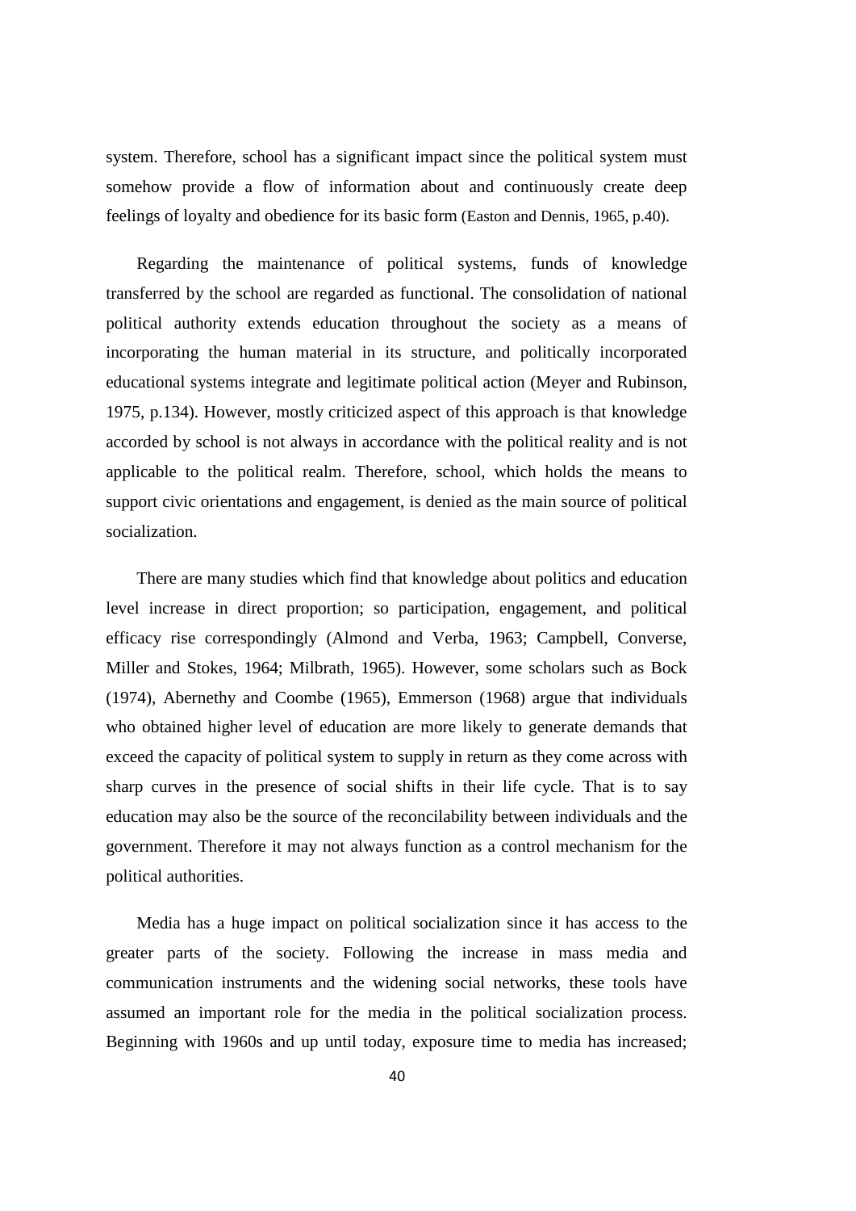system. Therefore, school has a significant impact since the political system must somehow provide a flow of information about and continuously create deep feelings of loyalty and obedience for its basic form (Easton and Dennis, 1965, p.40).

Regarding the maintenance of political systems, funds of knowledge transferred by the school are regarded as functional. The consolidation of national political authority extends education throughout the society as a means of incorporating the human material in its structure, and politically incorporated educational systems integrate and legitimate political action (Meyer and Rubinson, 1975, p.134). However, mostly criticized aspect of this approach is that knowledge accorded by school is not always in accordance with the political reality and is not applicable to the political realm. Therefore, school, which holds the means to support civic orientations and engagement, is denied as the main source of political socialization.

There are many studies which find that knowledge about politics and education level increase in direct proportion; so participation, engagement, and political efficacy rise correspondingly (Almond and Verba, 1963; Campbell, Converse, Miller and Stokes, 1964; Milbrath, 1965). However, some scholars such as Bock (1974), Abernethy and Coombe (1965), Emmerson (1968) argue that individuals who obtained higher level of education are more likely to generate demands that exceed the capacity of political system to supply in return as they come across with sharp curves in the presence of social shifts in their life cycle. That is to say education may also be the source of the reconcilability between individuals and the government. Therefore it may not always function as a control mechanism for the political authorities.

Media has a huge impact on political socialization since it has access to the greater parts of the society. Following the increase in mass media and communication instruments and the widening social networks, these tools have assumed an important role for the media in the political socialization process. Beginning with 1960s and up until today, exposure time to media has increased;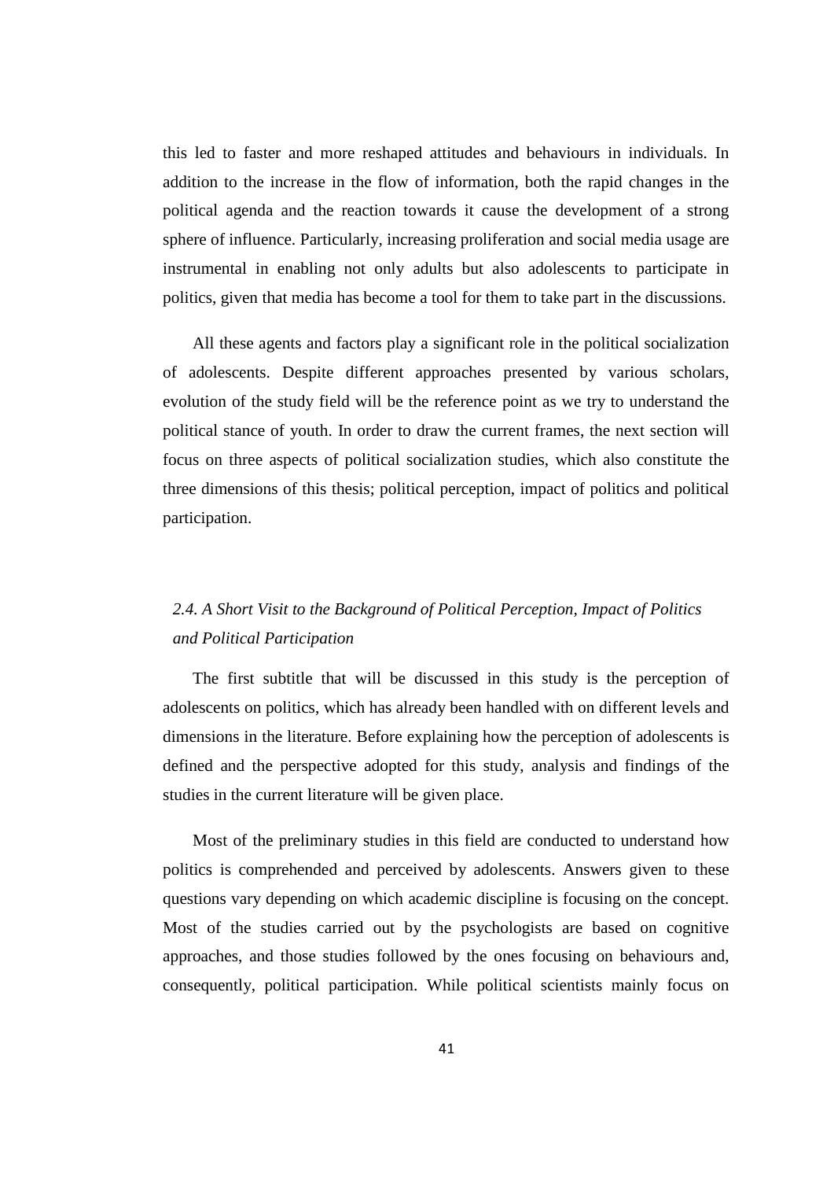this led to faster and more reshaped attitudes and behaviours in individuals. In addition to the increase in the flow of information, both the rapid changes in the political agenda and the reaction towards it cause the development of a strong sphere of influence. Particularly, increasing proliferation and social media usage are instrumental in enabling not only adults but also adolescents to participate in politics, given that media has become a tool for them to take part in the discussions.

All these agents and factors play a significant role in the political socialization of adolescents. Despite different approaches presented by various scholars, evolution of the study field will be the reference point as we try to understand the political stance of youth. In order to draw the current frames, the next section will focus on three aspects of political socialization studies, which also constitute the three dimensions of this thesis; political perception, impact of politics and political participation.

### *2.4. A Short Visit to the Background of Political Perception, Impact of Politics and Political Participation*

The first subtitle that will be discussed in this study is the perception of adolescents on politics, which has already been handled with on different levels and dimensions in the literature. Before explaining how the perception of adolescents is defined and the perspective adopted for this study, analysis and findings of the studies in the current literature will be given place.

Most of the preliminary studies in this field are conducted to understand how politics is comprehended and perceived by adolescents. Answers given to these questions vary depending on which academic discipline is focusing on the concept. Most of the studies carried out by the psychologists are based on cognitive approaches, and those studies followed by the ones focusing on behaviours and, consequently, political participation. While political scientists mainly focus on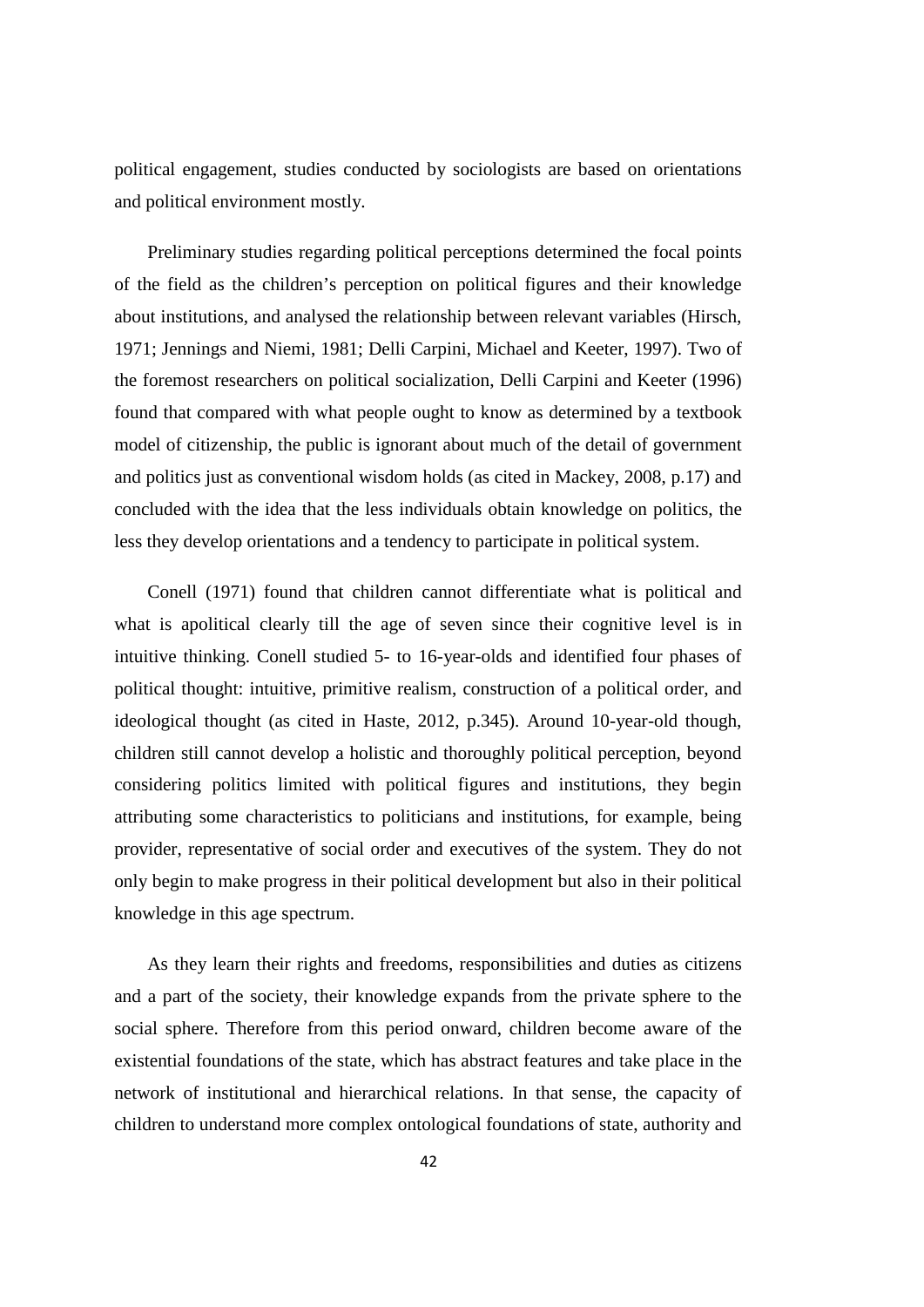political engagement, studies conducted by sociologists are based on orientations and political environment mostly.

Preliminary studies regarding political perceptions determined the focal points of the field as the children's perception on political figures and their knowledge about institutions, and analysed the relationship between relevant variables (Hirsch, 1971; Jennings and Niemi, 1981; Delli Carpini, Michael and Keeter, 1997). Two of the foremost researchers on political socialization, Delli Carpini and Keeter (1996) found that compared with what people ought to know as determined by a textbook model of citizenship, the public is ignorant about much of the detail of government and politics just as conventional wisdom holds (as cited in Mackey, 2008, p.17) and concluded with the idea that the less individuals obtain knowledge on politics, the less they develop orientations and a tendency to participate in political system.

Conell (1971) found that children cannot differentiate what is political and what is apolitical clearly till the age of seven since their cognitive level is in intuitive thinking. Conell studied 5- to 16-year-olds and identified four phases of political thought: intuitive, primitive realism, construction of a political order, and ideological thought (as cited in Haste, 2012, p.345). Around 10-year-old though, children still cannot develop a holistic and thoroughly political perception, beyond considering politics limited with political figures and institutions, they begin attributing some characteristics to politicians and institutions, for example, being provider, representative of social order and executives of the system. They do not only begin to make progress in their political development but also in their political knowledge in this age spectrum.

As they learn their rights and freedoms, responsibilities and duties as citizens and a part of the society, their knowledge expands from the private sphere to the social sphere. Therefore from this period onward, children become aware of the existential foundations of the state, which has abstract features and take place in the network of institutional and hierarchical relations. In that sense, the capacity of children to understand more complex ontological foundations of state, authority and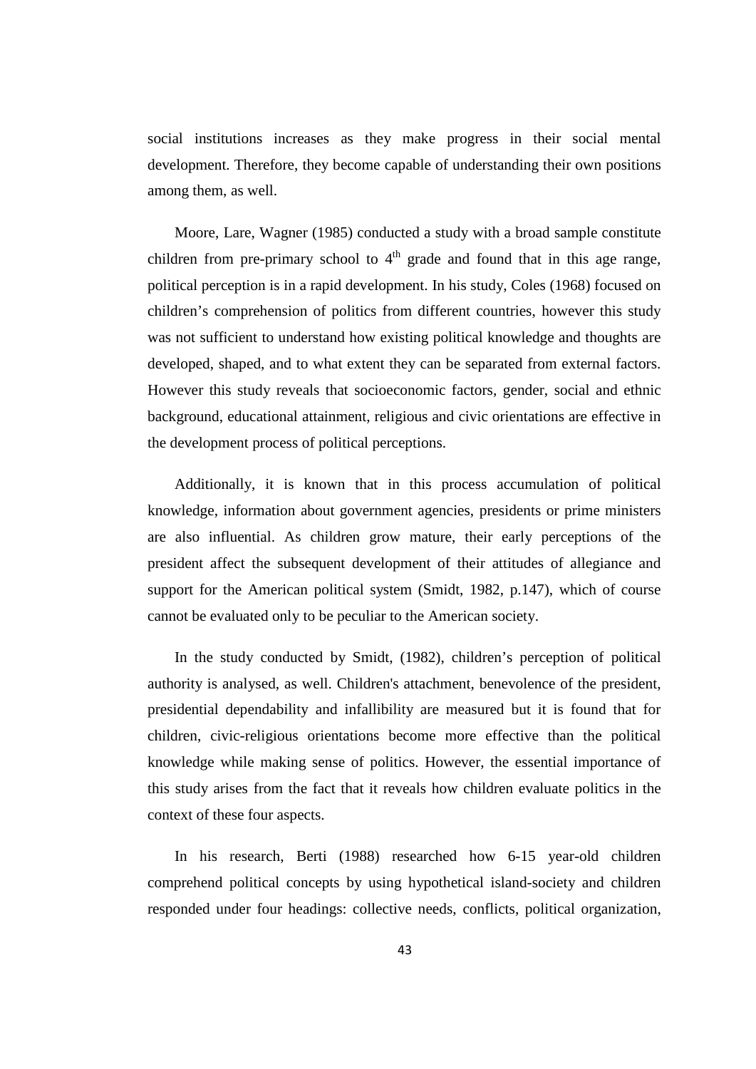social institutions increases as they make progress in their social mental development. Therefore, they become capable of understanding their own positions among them, as well.

Moore, Lare, Wagner (1985) conducted a study with a broad sample constitute children from pre-primary school to 4th grade and found that in this age range, political perception is in a rapid development. In his study, Coles (1968) focused on children's comprehension of politics from different countries, however this study was not sufficient to understand how existing political knowledge and thoughts are developed, shaped, and to what extent they can be separated from external factors. However this study reveals that socioeconomic factors, gender, social and ethnic background, educational attainment, religious and civic orientations are effective in the development process of political perceptions.

Additionally, it is known that in this process accumulation of political knowledge, information about government agencies, presidents or prime ministers are also influential. As children grow mature, their early perceptions of the president affect the subsequent development of their attitudes of allegiance and support for the American political system (Smidt, 1982, p.147), which of course cannot be evaluated only to be peculiar to the American society.

In the study conducted by Smidt, (1982), children's perception of political authority is analysed, as well. Children's attachment, benevolence of the president, presidential dependability and infallibility are measured but it is found that for children, civic-religious orientations become more effective than the political knowledge while making sense of politics. However, the essential importance of this study arises from the fact that it reveals how children evaluate politics in the context of these four aspects.

In his research, Berti (1988) researched how 6-15 year-old children comprehend political concepts by using hypothetical island-society and children responded under four headings: collective needs, conflicts, political organization,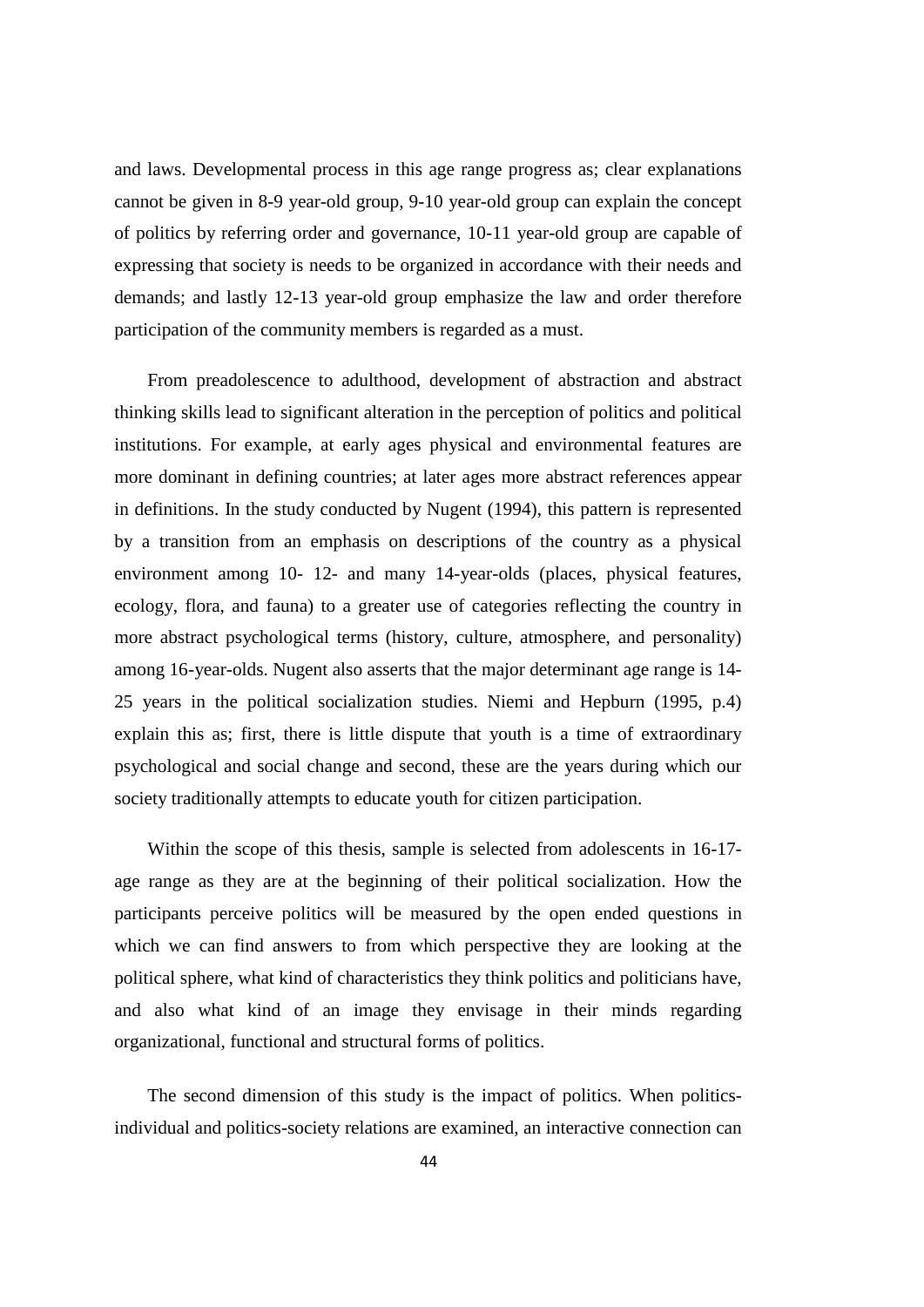and laws. Developmental process in this age range progress as; clear explanations cannot be given in 8-9 year-old group, 9-10 year-old group can explain the concept of politics by referring order and governance, 10-11 year-old group are capable of expressing that society is needs to be organized in accordance with their needs and demands; and lastly 12-13 year-old group emphasize the law and order therefore participation of the community members is regarded as a must.

From preadolescence to adulthood, development of abstraction and abstract thinking skills lead to significant alteration in the perception of politics and political institutions. For example, at early ages physical and environmental features are more dominant in defining countries; at later ages more abstract references appear in definitions. In the study conducted by Nugent (1994), this pattern is represented by a transition from an emphasis on descriptions of the country as a physical environment among 10- 12- and many 14-year-olds (places, physical features, ecology, flora, and fauna) to a greater use of categories reflecting the country in more abstract psychological terms (history, culture, atmosphere, and personality) among 16-year-olds. Nugent also asserts that the major determinant age range is 14-25 years in the political socialization studies. Niemi and Hepburn (1995, p.4) explain this as; first, there is little dispute that youth is a time of extraordinary psychological and social change and second, these are the years during which our society traditionally attempts to educate youth for citizen participation.

Within the scope of this thesis, sample is selected from adolescents in 16-17-age range as they are at the beginning of their political socialization. How the participants perceive politics will be measured by the open ended questions in which we can find answers to from which perspective they are looking at the political sphere, what kind of characteristics they think politics and politicians have, and also what kind of an image they envisage in their minds regarding organizational, functional and structural forms of politics.

The second dimension of this study is the impact of politics. When politics-individual and politics-society relations are examined, an interactive connection can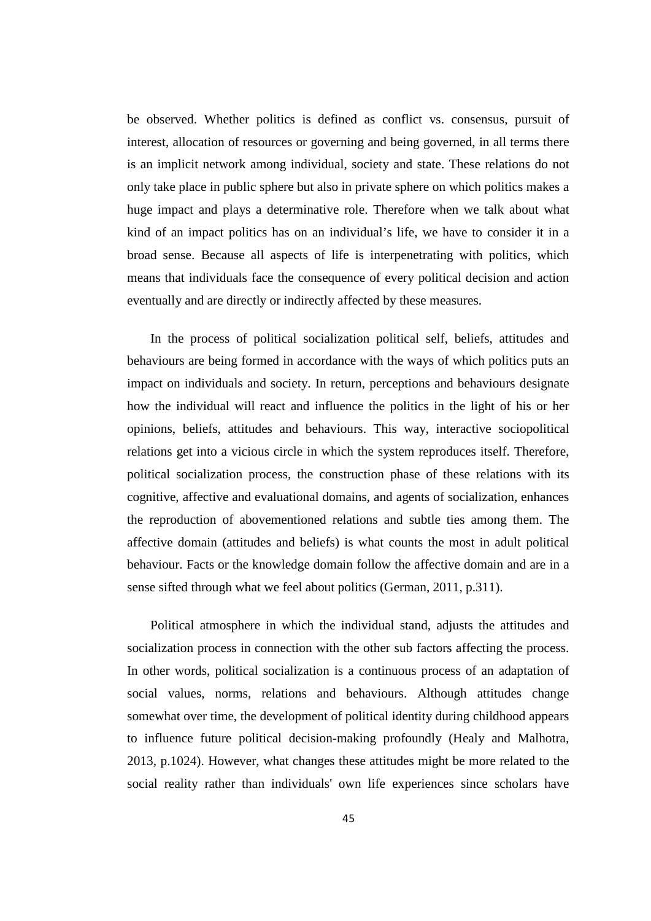be observed. Whether politics is defined as conflict vs. consensus, pursuit of interest, allocation of resources or governing and being governed, in all terms there is an implicit network among individual, society and state. These relations do not only take place in public sphere but also in private sphere on which politics makes a huge impact and plays a determinative role. Therefore when we talk about what kind of an impact politics has on an individual's life, we have to consider it in a broad sense. Because all aspects of life is interpenetrating with politics, which means that individuals face the consequence of every political decision and action eventually and are directly or indirectly affected by these measures.

In the process of political socialization political self, beliefs, attitudes and behaviours are being formed in accordance with the ways of which politics puts an impact on individuals and society. In return, perceptions and behaviours designate how the individual will react and influence the politics in the light of his or her opinions, beliefs, attitudes and behaviours. This way, interactive sociopolitical relations get into a vicious circle in which the system reproduces itself. Therefore, political socialization process, the construction phase of these relations with its cognitive, affective and evaluational domains, and agents of socialization, enhances the reproduction of abovementioned relations and subtle ties among them. The affective domain (attitudes and beliefs) is what counts the most in adult political behaviour. Facts or the knowledge domain follow the affective domain and are in a sense sifted through what we feel about politics (German, 2011, p.311).

Political atmosphere in which the individual stand, adjusts the attitudes and socialization process in connection with the other sub factors affecting the process. In other words, political socialization is a continuous process of an adaptation of social values, norms, relations and behaviours. Although attitudes change somewhat over time, the development of political identity during childhood appears to influence future political decision-making profoundly (Healy and Malhotra, 2013, p.1024). However, what changes these attitudes might be more related to the social reality rather than individuals' own life experiences since scholars have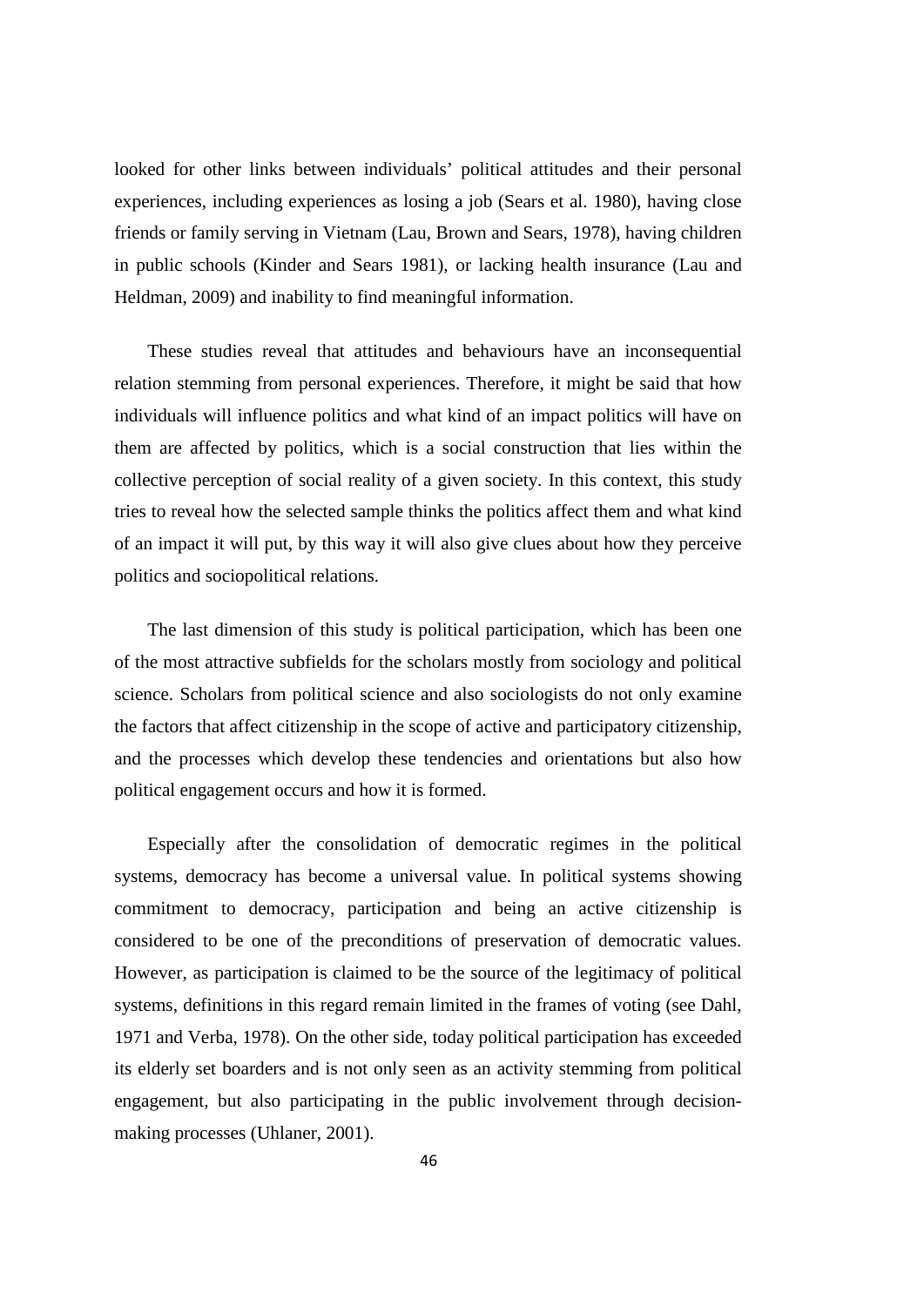looked for other links between individuals' political attitudes and their personal experiences, including experiences as losing a job (Sears et al. 1980), having close friends or family serving in Vietnam (Lau, Brown and Sears, 1978), having children in public schools (Kinder and Sears 1981), or lacking health insurance (Lau and Heldman, 2009) and inability to find meaningful information.

These studies reveal that attitudes and behaviours have an inconsequential relation stemming from personal experiences. Therefore, it might be said that how individuals will influence politics and what kind of an impact politics will have on them are affected by politics, which is a social construction that lies within the collective perception of social reality of a given society. In this context, this study tries to reveal how the selected sample thinks the politics affect them and what kind of an impact it will put, by this way it will also give clues about how they perceive politics and sociopolitical relations.

The last dimension of this study is political participation, which has been one of the most attractive subfields for the scholars mostly from sociology and political science. Scholars from political science and also sociologists do not only examine the factors that affect citizenship in the scope of active and participatory citizenship, and the processes which develop these tendencies and orientations but also how political engagement occurs and how it is formed.

Especially after the consolidation of democratic regimes in the political systems, democracy has become a universal value. In political systems showing commitment to democracy, participation and being an active citizenship is considered to be one of the preconditions of preservation of democratic values. However, as participation is claimed to be the source of the legitimacy of political systems, definitions in this regard remain limited in the frames of voting (see Dahl, 1971 and Verba, 1978). On the other side, today political participation has exceeded its elderly set boarders and is not only seen as an activity stemming from political engagement, but also participating in the public involvement through decision-making processes (Uhlaner, 2001).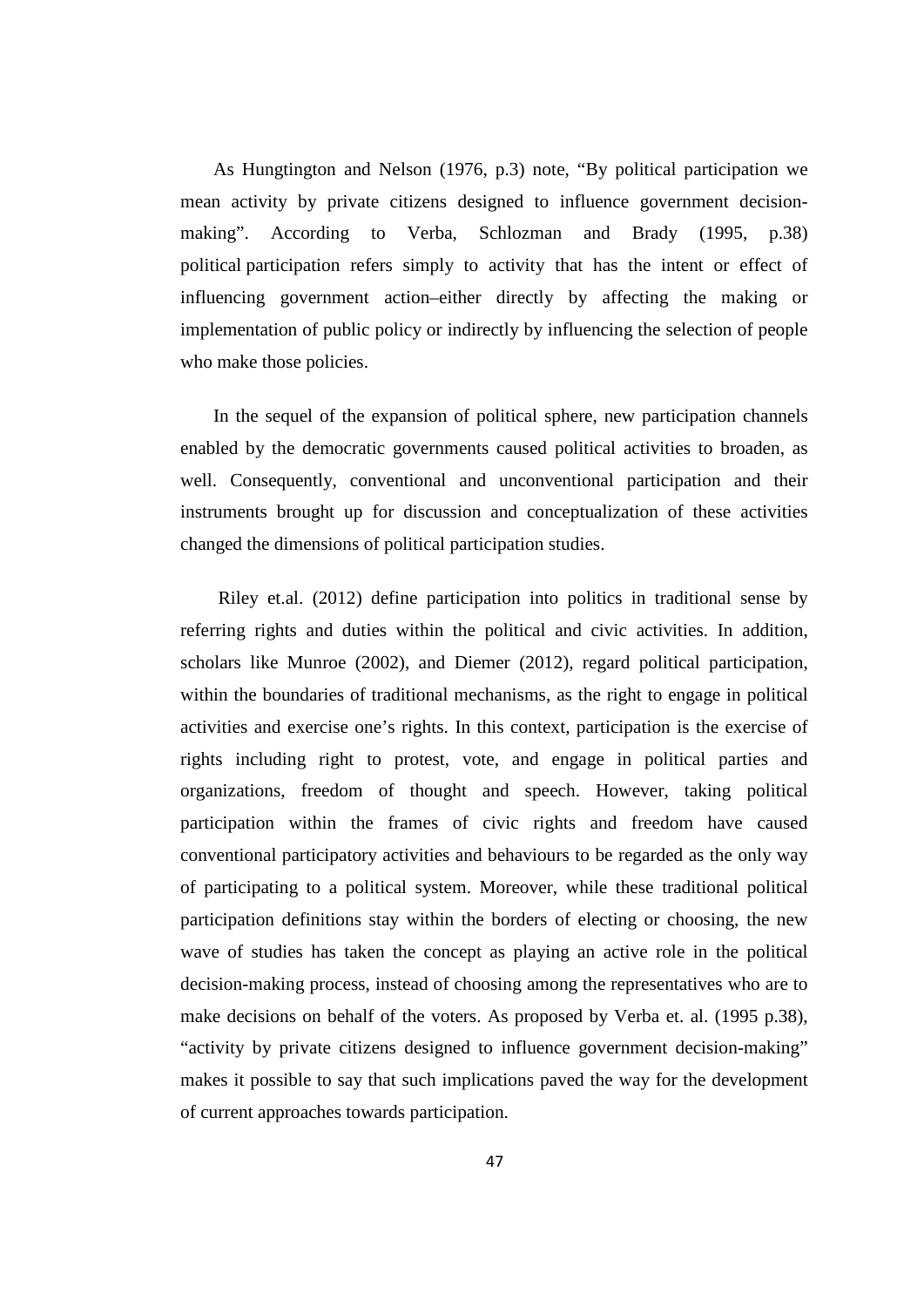As Hungtington and Nelson (1976, p.3) note, “By political participation we mean activity by private citizens designed to influence government decision-making”. According to Verba, Schlozman and Brady (1995, p.38) political participation refers simply to activity that has the intent or effect of influencing government action–either directly by affecting the making or implementation of public policy or indirectly by influencing the selection of people who make those policies.

In the sequel of the expansion of political sphere, new participation channels enabled by the democratic governments caused political activities to broaden, as well. Consequently, conventional and unconventional participation and their instruments brought up for discussion and conceptualization of these activities changed the dimensions of political participation studies.

Riley et.al. (2012) define participation into politics in traditional sense by referring rights and duties within the political and civic activities. In addition, scholars like Munroe (2002), and Diemer (2012), regard political participation, within the boundaries of traditional mechanisms, as the right to engage in political activities and exercise one’s rights. In this context, participation is the exercise of rights including right to protest, vote, and engage in political parties and organizations, freedom of thought and speech. However, taking political participation within the frames of civic rights and freedom have caused conventional participatory activities and behaviours to be regarded as the only way of participating to a political system. Moreover, while these traditional political participation definitions stay within the borders of electing or choosing, the new wave of studies has taken the concept as playing an active role in the political decision-making process, instead of choosing among the representatives who are to make decisions on behalf of the voters. As proposed by Verba et. al. (1995 p.38), “activity by private citizens designed to influence government decision-making” makes it possible to say that such implications paved the way for the development of current approaches towards participation.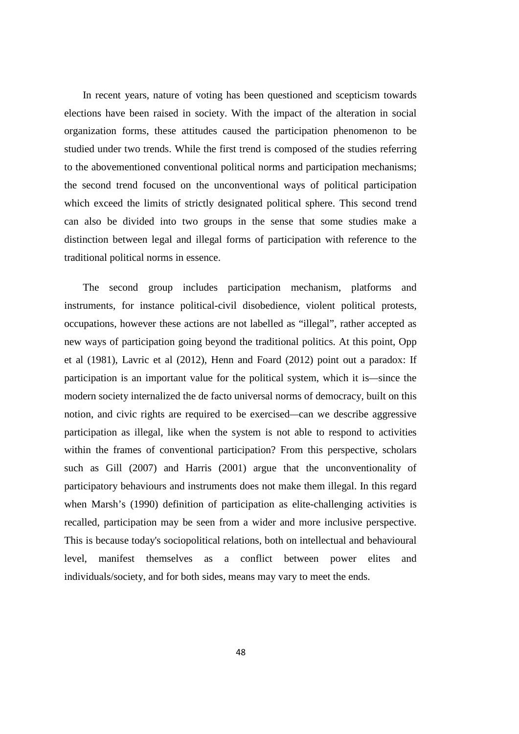In recent years, nature of voting has been questioned and scepticism towards elections have been raised in society. With the impact of the alteration in social organization forms, these attitudes caused the participation phenomenon to be studied under two trends. While the first trend is composed of the studies referring to the abovementioned conventional political norms and participation mechanisms; the second trend focused on the unconventional ways of political participation which exceed the limits of strictly designated political sphere. This second trend can also be divided into two groups in the sense that some studies make a distinction between legal and illegal forms of participation with reference to the traditional political norms in essence.

The second group includes participation mechanism, platforms and instruments, for instance political-civil disobedience, violent political protests, occupations, however these actions are not labelled as "illegal", rather accepted as new ways of participation going beyond the traditional politics. At this point, Opp et al (1981), Lavric et al (2012), Henn and Foard (2012) point out a paradox: If participation is an important value for the political system, which it is—since the modern society internalized the de facto universal norms of democracy, built on this notion, and civic rights are required to be exercised—can we describe aggressive participation as illegal, like when the system is not able to respond to activities within the frames of conventional participation? From this perspective, scholars such as Gill (2007) and Harris (2001) argue that the unconventionality of participatory behaviours and instruments does not make them illegal. In this regard when Marsh's (1990) definition of participation as elite-challenging activities is recalled, participation may be seen from a wider and more inclusive perspective. This is because today's sociopolitical relations, both on intellectual and behavioural level, manifest themselves as a conflict between power elites and individuals/society, and for both sides, means may vary to meet the ends.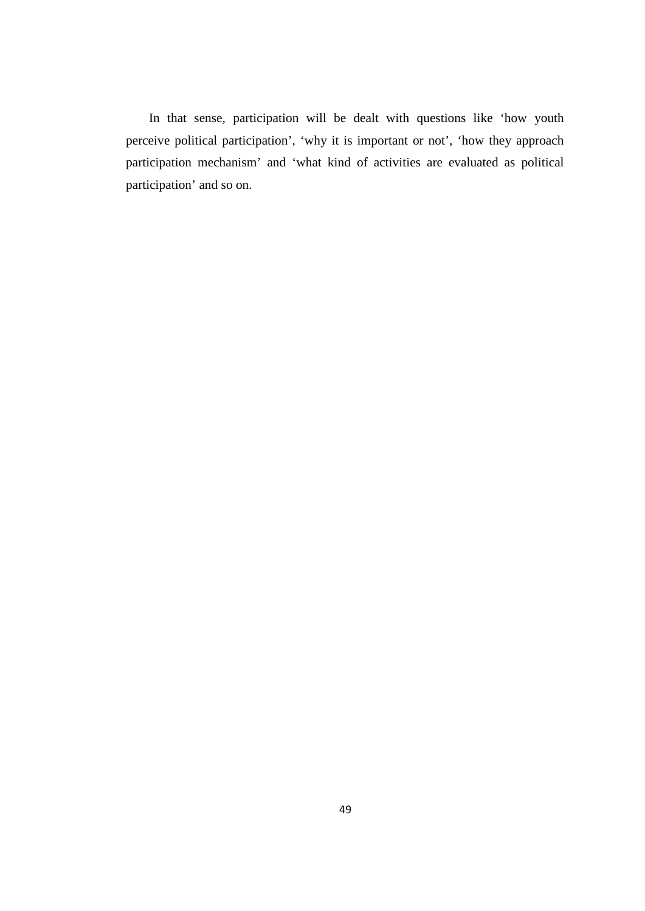In that sense, participation will be dealt with questions like ‘how youth perceive political participation’, ‘why it is important or not’, ‘how they approach participation mechanism’ and ‘what kind of activities are evaluated as political participation’ and so on.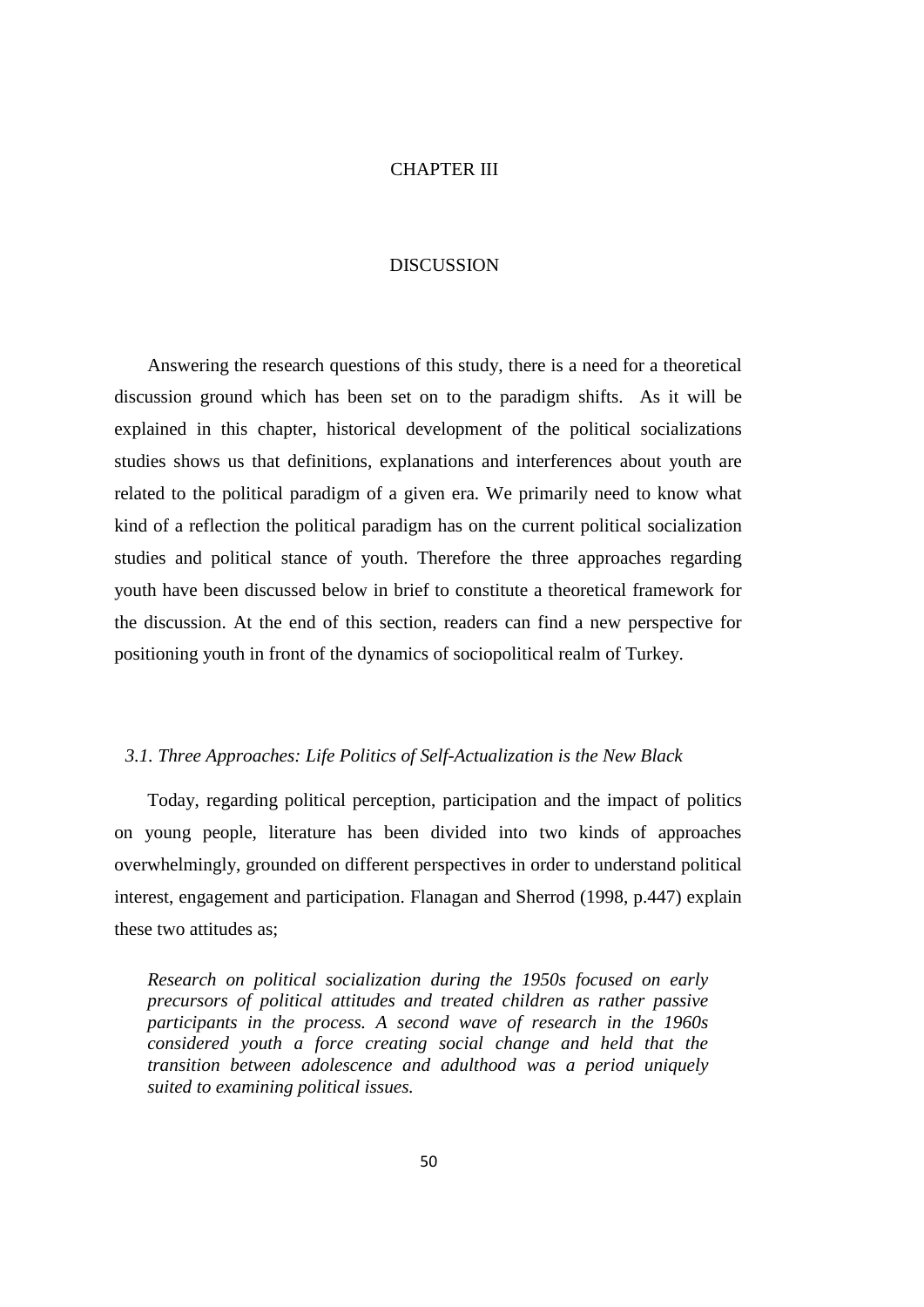# CHAPTER III

# DISCUSSION

Answering the research questions of this study, there is a need for a theoretical discussion ground which has been set on to the paradigm shifts. As it will be explained in this chapter, historical development of the political socializations studies shows us that definitions, explanations and interferences about youth are related to the political paradigm of a given era. We primarily need to know what kind of a reflection the political paradigm has on the current political socialization studies and political stance of youth. Therefore the three approaches regarding youth have been discussed below in brief to constitute a theoretical framework for the discussion. At the end of this section, readers can find a new perspective for positioning youth in front of the dynamics of sociopolitical realm of Turkey.

## *3.1. Three Approaches: Life Politics of Self-Actualization is the New Black*

Today, regarding political perception, participation and the impact of politics on young people, literature has been divided into two kinds of approaches overwhelmingly, grounded on different perspectives in order to understand political interest, engagement and participation. Flanagan and Sherrod (1998, p.447) explain these two attitudes as;

> *Research on political socialization during the 1950s focused on early precursors of political attitudes and treated children as rather passive participants in the process. A second wave of research in the 1960s considered youth a force creating social change and held that the transition between adolescence and adulthood was a period uniquely suited to examining political issues.*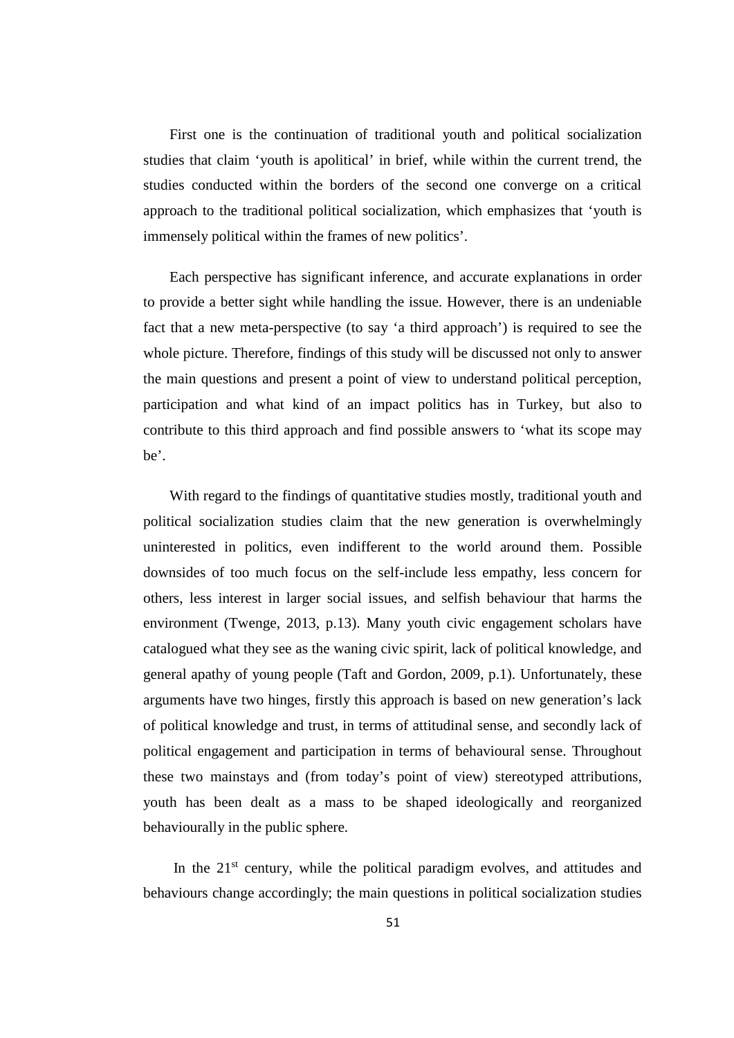First one is the continuation of traditional youth and political socialization studies that claim 'youth is apolitical' in brief, while within the current trend, the studies conducted within the borders of the second one converge on a critical approach to the traditional political socialization, which emphasizes that 'youth is immensely political within the frames of new politics'.

Each perspective has significant inference, and accurate explanations in order to provide a better sight while handling the issue. However, there is an undeniable fact that a new meta-perspective (to say 'a third approach') is required to see the whole picture. Therefore, findings of this study will be discussed not only to answer the main questions and present a point of view to understand political perception, participation and what kind of an impact politics has in Turkey, but also to contribute to this third approach and find possible answers to 'what its scope may be'.

With regard to the findings of quantitative studies mostly, traditional youth and political socialization studies claim that the new generation is overwhelmingly uninterested in politics, even indifferent to the world around them. Possible downsides of too much focus on the self-include less empathy, less concern for others, less interest in larger social issues, and selfish behaviour that harms the environment (Twenge, 2013, p.13). Many youth civic engagement scholars have catalogued what they see as the waning civic spirit, lack of political knowledge, and general apathy of young people (Taft and Gordon, 2009, p.1). Unfortunately, these arguments have two hinges, firstly this approach is based on new generation's lack of political knowledge and trust, in terms of attitudinal sense, and secondly lack of political engagement and participation in terms of behavioural sense. Throughout these two mainstays and (from today's point of view) stereotyped attributions, youth has been dealt as a mass to be shaped ideologically and reorganized behaviourally in the public sphere.

In the 21st century, while the political paradigm evolves, and attitudes and behaviours change accordingly; the main questions in political socialization studies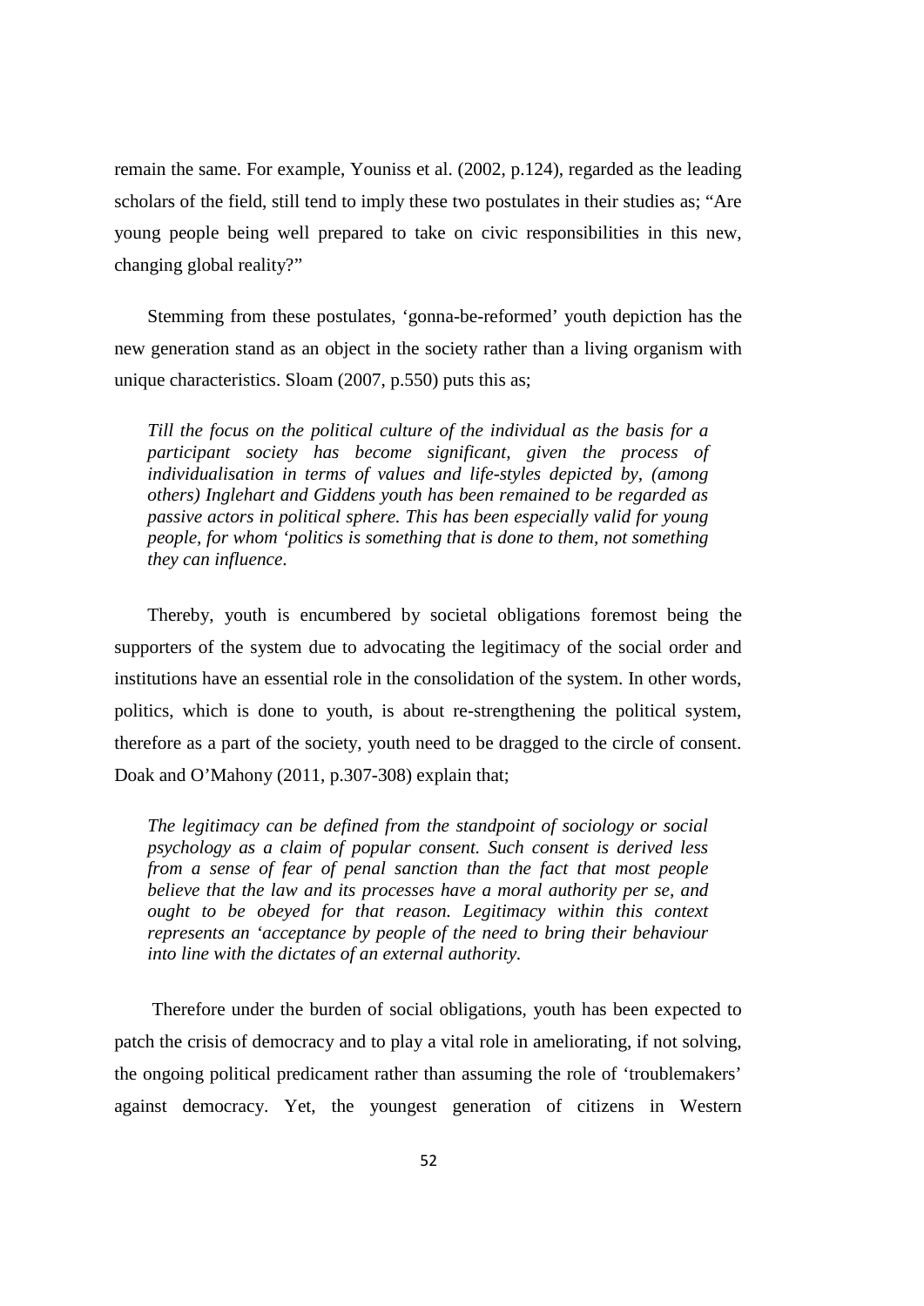remain the same. For example, Youniss et al. (2002, p.124), regarded as the leading scholars of the field, still tend to imply these two postulates in their studies as; "Are young people being well prepared to take on civic responsibilities in this new, changing global reality?"

Stemming from these postulates, 'gonna-be-reformed' youth depiction has the new generation stand as an object in the society rather than a living organism with unique characteristics. Sloam (2007, p.550) puts this as;

> *Till the focus on the political culture of the individual as the basis for a participant society has become significant, given the process of individualisation in terms of values and life-styles depicted by, (among others) Inglehart and Giddens youth has been remained to be regarded as passive actors in political sphere. This has been especially valid for young people, for whom 'politics is something that is done to them, not something they can influence.*

Thereby, youth is encumbered by societal obligations foremost being the supporters of the system due to advocating the legitimacy of the social order and institutions have an essential role in the consolidation of the system. In other words, politics, which is done to youth, is about re-strengthening the political system, therefore as a part of the society, youth need to be dragged to the circle of consent. Doak and O'Mahony (2011, p.307-308) explain that;

> *The legitimacy can be defined from the standpoint of sociology or social psychology as a claim of popular consent. Such consent is derived less from a sense of fear of penal sanction than the fact that most people believe that the law and its processes have a moral authority per se, and ought to be obeyed for that reason. Legitimacy within this context represents an 'acceptance by people of the need to bring their behaviour into line with the dictates of an external authority.*

Therefore under the burden of social obligations, youth has been expected to patch the crisis of democracy and to play a vital role in ameliorating, if not solving, the ongoing political predicament rather than assuming the role of 'troublemakers' against democracy. Yet, the youngest generation of citizens in Western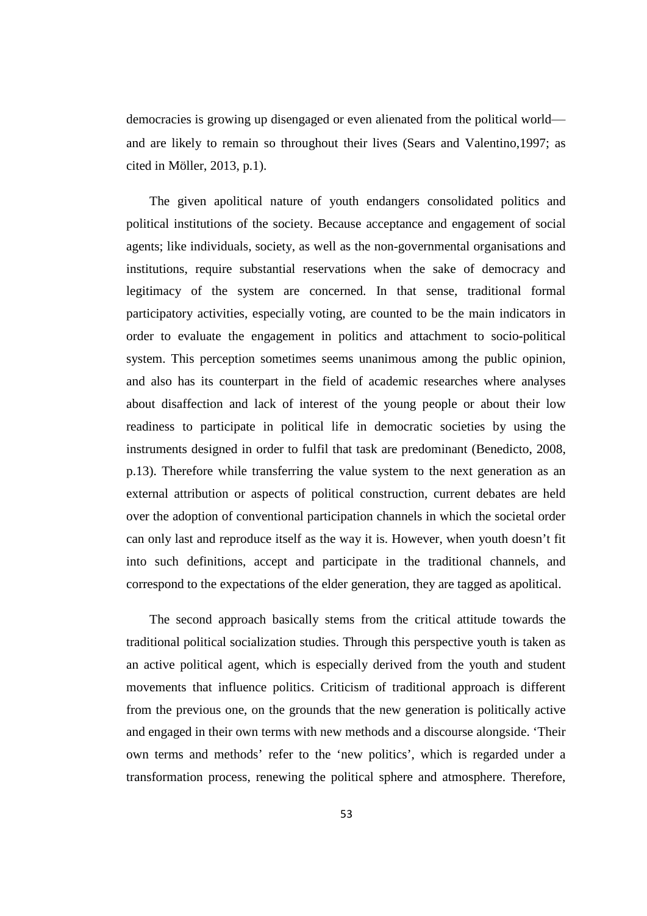democracies is growing up disengaged or even alienated from the political world—and are likely to remain so throughout their lives (Sears and Valentino,1997; as cited in Möller, 2013, p.1).

The given apolitical nature of youth endangers consolidated politics and political institutions of the society. Because acceptance and engagement of social agents; like individuals, society, as well as the non-governmental organisations and institutions, require substantial reservations when the sake of democracy and legitimacy of the system are concerned. In that sense, traditional formal participatory activities, especially voting, are counted to be the main indicators in order to evaluate the engagement in politics and attachment to socio-political system. This perception sometimes seems unanimous among the public opinion, and also has its counterpart in the field of academic researches where analyses about disaffection and lack of interest of the young people or about their low readiness to participate in political life in democratic societies by using the instruments designed in order to fulfil that task are predominant (Benedicto, 2008, p.13). Therefore while transferring the value system to the next generation as an external attribution or aspects of political construction, current debates are held over the adoption of conventional participation channels in which the societal order can only last and reproduce itself as the way it is. However, when youth doesn't fit into such definitions, accept and participate in the traditional channels, and correspond to the expectations of the elder generation, they are tagged as apolitical.

The second approach basically stems from the critical attitude towards the traditional political socialization studies. Through this perspective youth is taken as an active political agent, which is especially derived from the youth and student movements that influence politics. Criticism of traditional approach is different from the previous one, on the grounds that the new generation is politically active and engaged in their own terms with new methods and a discourse alongside. 'Their own terms and methods' refer to the 'new politics', which is regarded under a transformation process, renewing the political sphere and atmosphere. Therefore,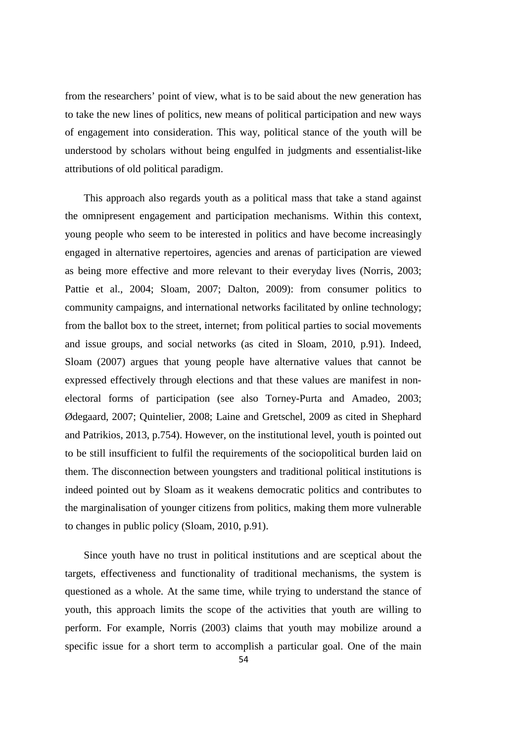from the researchers' point of view, what is to be said about the new generation has to take the new lines of politics, new means of political participation and new ways of engagement into consideration. This way, political stance of the youth will be understood by scholars without being engulfed in judgments and essentialist-like attributions of old political paradigm.

This approach also regards youth as a political mass that take a stand against the omnipresent engagement and participation mechanisms. Within this context, young people who seem to be interested in politics and have become increasingly engaged in alternative repertoires, agencies and arenas of participation are viewed as being more effective and more relevant to their everyday lives (Norris, 2003; Pattie et al., 2004; Sloam, 2007; Dalton, 2009): from consumer politics to community campaigns, and international networks facilitated by online technology; from the ballot box to the street, internet; from political parties to social movements and issue groups, and social networks (as cited in Sloam, 2010, p.91). Indeed, Sloam (2007) argues that young people have alternative values that cannot be expressed effectively through elections and that these values are manifest in non-electoral forms of participation (see also Torney-Purta and Amadeo, 2003; Ødegaard, 2007; Quintelier, 2008; Laine and Gretschel, 2009 as cited in Shephard and Patrikios, 2013, p.754). However, on the institutional level, youth is pointed out to be still insufficient to fulfil the requirements of the sociopolitical burden laid on them. The disconnection between youngsters and traditional political institutions is indeed pointed out by Sloam as it weakens democratic politics and contributes to the marginalisation of younger citizens from politics, making them more vulnerable to changes in public policy (Sloam, 2010, p.91).

Since youth have no trust in political institutions and are sceptical about the targets, effectiveness and functionality of traditional mechanisms, the system is questioned as a whole. At the same time, while trying to understand the stance of youth, this approach limits the scope of the activities that youth are willing to perform. For example, Norris (2003) claims that youth may mobilize around a specific issue for a short term to accomplish a particular goal. One of the main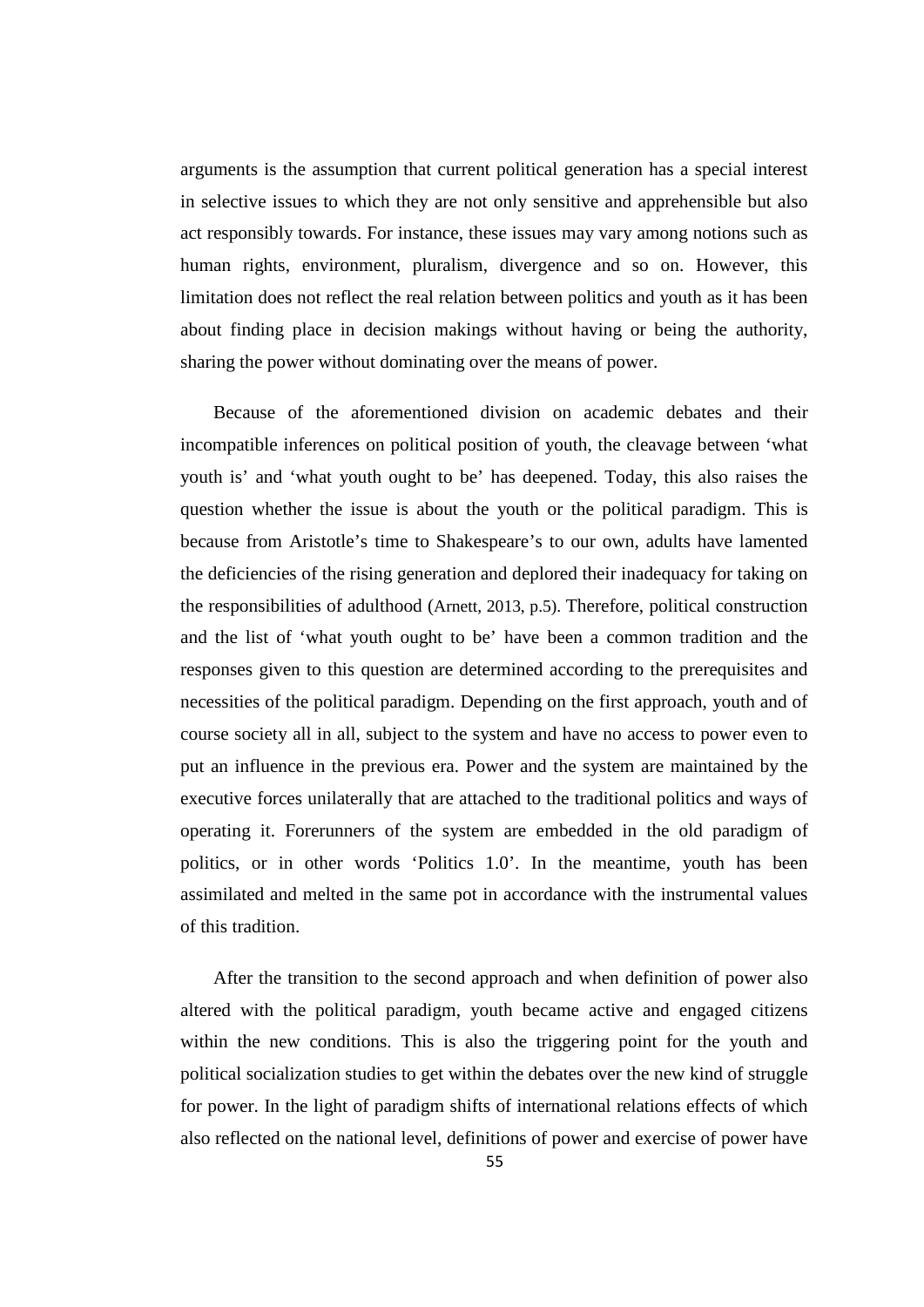arguments is the assumption that current political generation has a special interest in selective issues to which they are not only sensitive and apprehensible but also act responsibly towards. For instance, these issues may vary among notions such as human rights, environment, pluralism, divergence and so on. However, this limitation does not reflect the real relation between politics and youth as it has been about finding place in decision makings without having or being the authority, sharing the power without dominating over the means of power.

Because of the aforementioned division on academic debates and their incompatible inferences on political position of youth, the cleavage between 'what youth is' and 'what youth ought to be' has deepened. Today, this also raises the question whether the issue is about the youth or the political paradigm. This is because from Aristotle's time to Shakespeare's to our own, adults have lamented the deficiencies of the rising generation and deplored their inadequacy for taking on the responsibilities of adulthood (Arnett, 2013, p.5). Therefore, political construction and the list of 'what youth ought to be' have been a common tradition and the responses given to this question are determined according to the prerequisites and necessities of the political paradigm. Depending on the first approach, youth and of course society all in all, subject to the system and have no access to power even to put an influence in the previous era. Power and the system are maintained by the executive forces unilaterally that are attached to the traditional politics and ways of operating it. Forerunners of the system are embedded in the old paradigm of politics, or in other words 'Politics 1.0'. In the meantime, youth has been assimilated and melted in the same pot in accordance with the instrumental values of this tradition.

After the transition to the second approach and when definition of power also altered with the political paradigm, youth became active and engaged citizens within the new conditions. This is also the triggering point for the youth and political socialization studies to get within the debates over the new kind of struggle for power. In the light of paradigm shifts of international relations effects of which also reflected on the national level, definitions of power and exercise of power have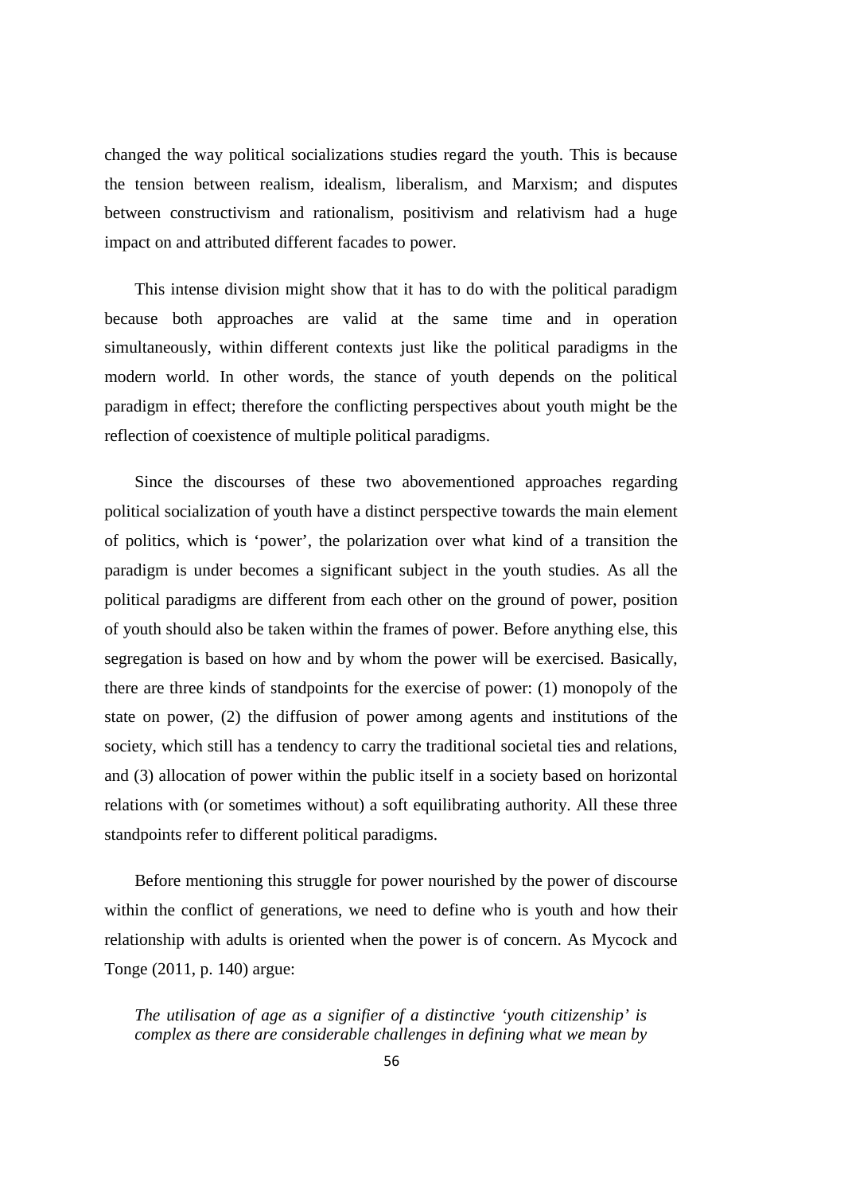changed the way political socializations studies regard the youth. This is because the tension between realism, idealism, liberalism, and Marxism; and disputes between constructivism and rationalism, positivism and relativism had a huge impact on and attributed different facades to power.

This intense division might show that it has to do with the political paradigm because both approaches are valid at the same time and in operation simultaneously, within different contexts just like the political paradigms in the modern world. In other words, the stance of youth depends on the political paradigm in effect; therefore the conflicting perspectives about youth might be the reflection of coexistence of multiple political paradigms.

Since the discourses of these two abovementioned approaches regarding political socialization of youth have a distinct perspective towards the main element of politics, which is 'power', the polarization over what kind of a transition the paradigm is under becomes a significant subject in the youth studies. As all the political paradigms are different from each other on the ground of power, position of youth should also be taken within the frames of power. Before anything else, this segregation is based on how and by whom the power will be exercised. Basically, there are three kinds of standpoints for the exercise of power: (1) monopoly of the state on power, (2) the diffusion of power among agents and institutions of the society, which still has a tendency to carry the traditional societal ties and relations, and (3) allocation of power within the public itself in a society based on horizontal relations with (or sometimes without) a soft equilibrating authority. All these three standpoints refer to different political paradigms.

Before mentioning this struggle for power nourished by the power of discourse within the conflict of generations, we need to define who is youth and how their relationship with adults is oriented when the power is of concern. As Mycock and Tonge (2011, p. 140) argue:

*The utilisation of age as a signifier of a distinctive 'youth citizenship' is complex as there are considerable challenges in defining what we mean by*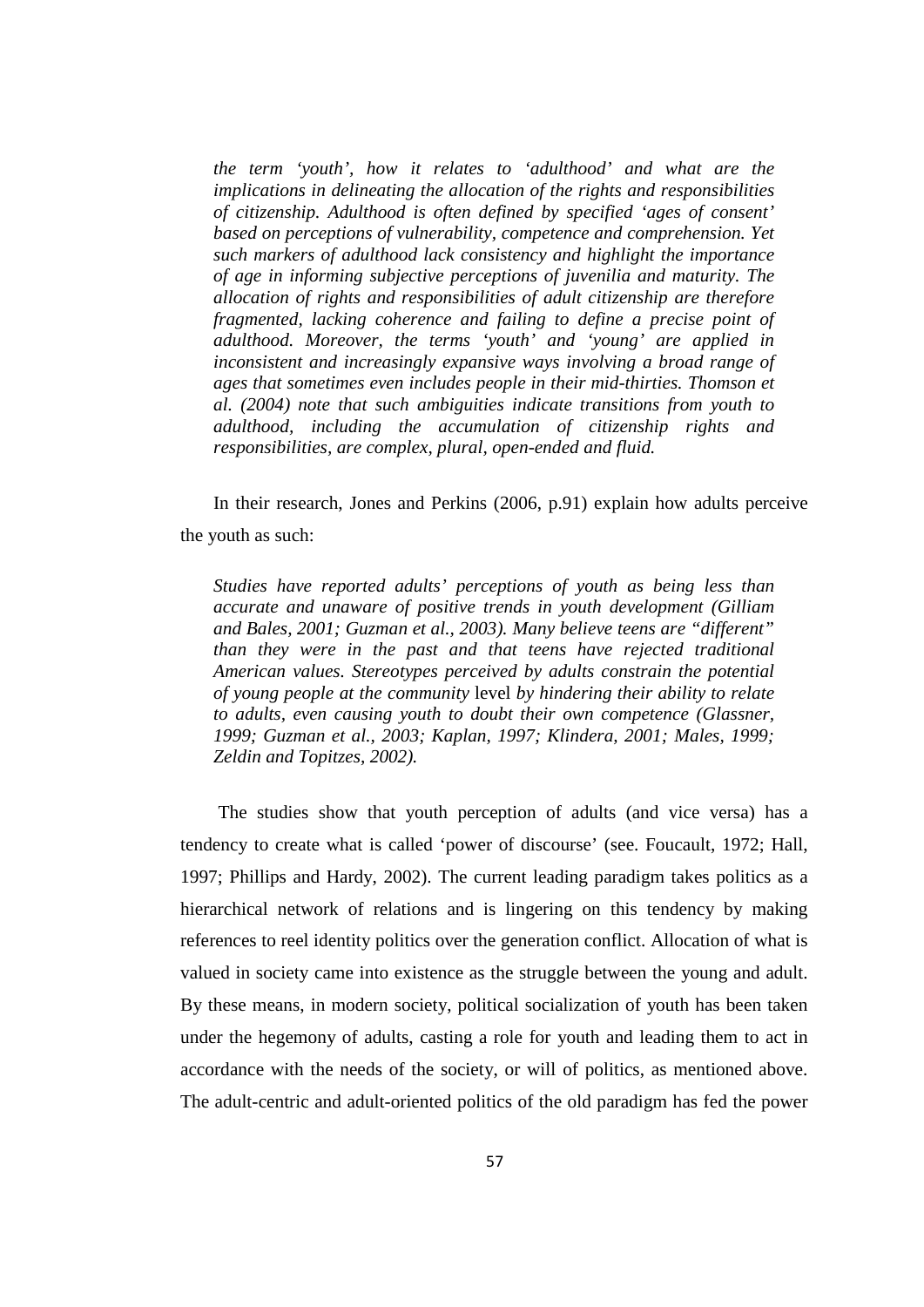*the term 'youth', how it relates to 'adulthood' and what are the implications in delineating the allocation of the rights and responsibilities of citizenship. Adulthood is often defined by specified 'ages of consent' based on perceptions of vulnerability, competence and comprehension. Yet such markers of adulthood lack consistency and highlight the importance of age in informing subjective perceptions of juvenilia and maturity. The allocation of rights and responsibilities of adult citizenship are therefore fragmented, lacking coherence and failing to define a precise point of adulthood. Moreover, the terms 'youth' and 'young' are applied in inconsistent and increasingly expansive ways involving a broad range of ages that sometimes even includes people in their mid-thirties. Thomson et al. (2004) note that such ambiguities indicate transitions from youth to adulthood, including the accumulation of citizenship rights and responsibilities, are complex, plural, open-ended and fluid.*

In their research, Jones and Perkins (2006, p.91) explain how adults perceive the youth as such:

> *Studies have reported adults' perceptions of youth as being less than accurate and unaware of positive trends in youth development (Gilliam and Bales, 2001; Guzman et al., 2003). Many believe teens are "different" than they were in the past and that teens have rejected traditional American values. Stereotypes perceived by adults constrain the potential of young people at the community* level *by hindering their ability to relate to adults, even causing youth to doubt their own competence (Glassner, 1999; Guzman et al., 2003; Kaplan, 1997; Klindera, 2001; Males, 1999; Zeldin and Topitzes, 2002).*

The studies show that youth perception of adults (and vice versa) has a tendency to create what is called 'power of discourse' (see. Foucault, 1972; Hall, 1997; Phillips and Hardy, 2002). The current leading paradigm takes politics as a hierarchical network of relations and is lingering on this tendency by making references to reel identity politics over the generation conflict. Allocation of what is valued in society came into existence as the struggle between the young and adult. By these means, in modern society, political socialization of youth has been taken under the hegemony of adults, casting a role for youth and leading them to act in accordance with the needs of the society, or will of politics, as mentioned above. The adult-centric and adult-oriented politics of the old paradigm has fed the power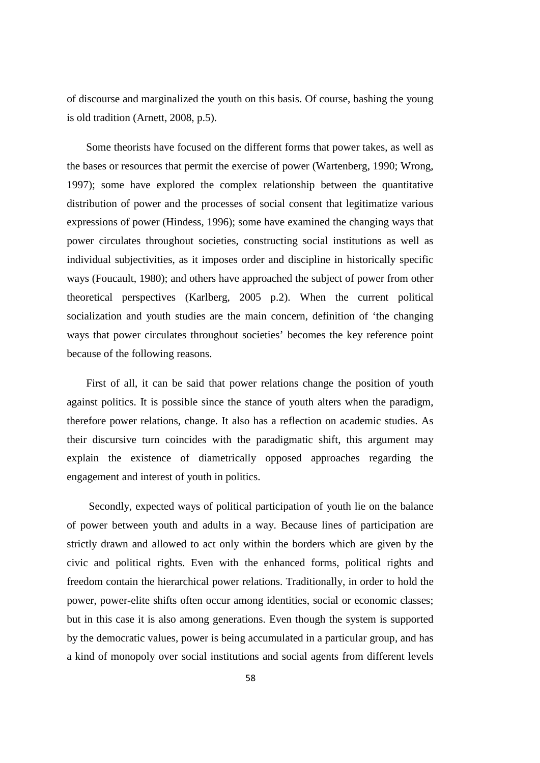of discourse and marginalized the youth on this basis. Of course, bashing the young is old tradition (Arnett, 2008, p.5).

Some theorists have focused on the different forms that power takes, as well as the bases or resources that permit the exercise of power (Wartenberg, 1990; Wrong, 1997); some have explored the complex relationship between the quantitative distribution of power and the processes of social consent that legitimatize various expressions of power (Hindess, 1996); some have examined the changing ways that power circulates throughout societies, constructing social institutions as well as individual subjectivities, as it imposes order and discipline in historically specific ways (Foucault, 1980); and others have approached the subject of power from other theoretical perspectives (Karlberg, 2005 p.2). When the current political socialization and youth studies are the main concern, definition of 'the changing ways that power circulates throughout societies' becomes the key reference point because of the following reasons.

First of all, it can be said that power relations change the position of youth against politics. It is possible since the stance of youth alters when the paradigm, therefore power relations, change. It also has a reflection on academic studies. As their discursive turn coincides with the paradigmatic shift, this argument may explain the existence of diametrically opposed approaches regarding the engagement and interest of youth in politics.

Secondly, expected ways of political participation of youth lie on the balance of power between youth and adults in a way. Because lines of participation are strictly drawn and allowed to act only within the borders which are given by the civic and political rights. Even with the enhanced forms, political rights and freedom contain the hierarchical power relations. Traditionally, in order to hold the power, power-elite shifts often occur among identities, social or economic classes; but in this case it is also among generations. Even though the system is supported by the democratic values, power is being accumulated in a particular group, and has a kind of monopoly over social institutions and social agents from different levels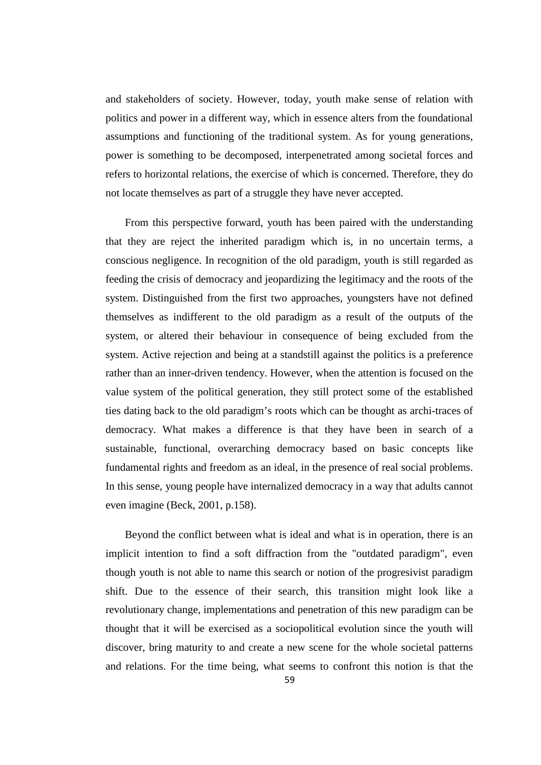and stakeholders of society. However, today, youth make sense of relation with politics and power in a different way, which in essence alters from the foundational assumptions and functioning of the traditional system. As for young generations, power is something to be decomposed, interpenetrated among societal forces and refers to horizontal relations, the exercise of which is concerned. Therefore, they do not locate themselves as part of a struggle they have never accepted.

From this perspective forward, youth has been paired with the understanding that they are reject the inherited paradigm which is, in no uncertain terms, a conscious negligence. In recognition of the old paradigm, youth is still regarded as feeding the crisis of democracy and jeopardizing the legitimacy and the roots of the system. Distinguished from the first two approaches, youngsters have not defined themselves as indifferent to the old paradigm as a result of the outputs of the system, or altered their behaviour in consequence of being excluded from the system. Active rejection and being at a standstill against the politics is a preference rather than an inner-driven tendency. However, when the attention is focused on the value system of the political generation, they still protect some of the established ties dating back to the old paradigm's roots which can be thought as archi-traces of democracy. What makes a difference is that they have been in search of a sustainable, functional, overarching democracy based on basic concepts like fundamental rights and freedom as an ideal, in the presence of real social problems. In this sense, young people have internalized democracy in a way that adults cannot even imagine (Beck, 2001, p.158).

Beyond the conflict between what is ideal and what is in operation, there is an implicit intention to find a soft diffraction from the "outdated paradigm", even though youth is not able to name this search or notion of the progresivist paradigm shift. Due to the essence of their search, this transition might look like a revolutionary change, implementations and penetration of this new paradigm can be thought that it will be exercised as a sociopolitical evolution since the youth will discover, bring maturity to and create a new scene for the whole societal patterns and relations. For the time being, what seems to confront this notion is that the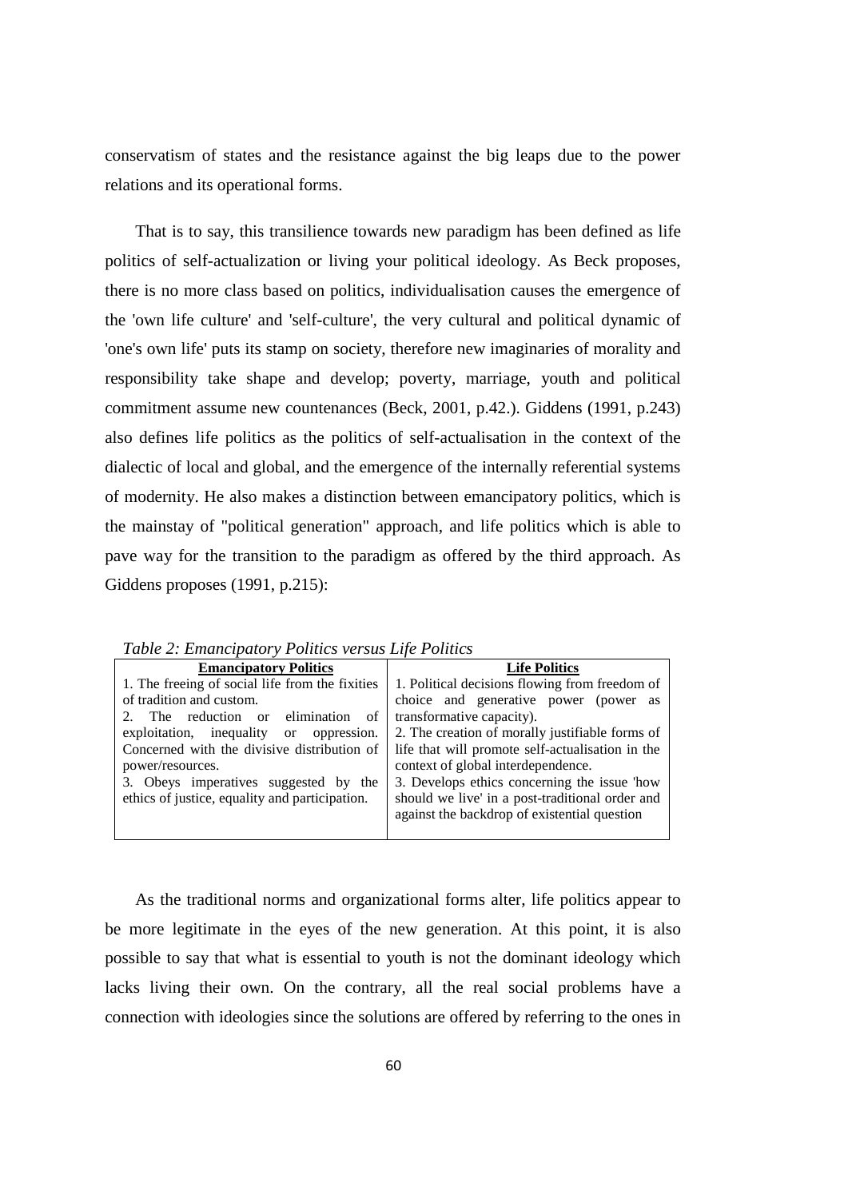conservatism of states and the resistance against the big leaps due to the power relations and its operational forms.

That is to say, this transilience towards new paradigm has been defined as life politics of self-actualization or living your political ideology. As Beck proposes, there is no more class based on politics, individualisation causes the emergence of the 'own life culture' and 'self-culture', the very cultural and political dynamic of 'one's own life' puts its stamp on society, therefore new imaginaries of morality and responsibility take shape and develop; poverty, marriage, youth and political commitment assume new countenances (Beck, 2001, p.42.). Giddens (1991, p.243) also defines life politics as the politics of self-actualisation in the context of the dialectic of local and global, and the emergence of the internally referential systems of modernity. He also makes a distinction between emancipatory politics, which is the mainstay of "political generation" approach, and life politics which is able to pave way for the transition to the paradigm as offered by the third approach. As Giddens proposes (1991, p.215):

*Table 2: Emancipatory Politics versus Life Politics*

| **Emancipatory Politics** | **Life Politics** |
|---|---|
| 1. The freeing of social life from the fixities of tradition and custom.<br>2. The reduction or elimination of exploitation, inequality or oppression. Concerned with the divisive distribution of power/resources.<br>3. Obeys imperatives suggested by the ethics of justice, equality and participation. | 1. Political decisions flowing from freedom of choice and generative power (power as transformative capacity).<br>2. The creation of morally justifiable forms of life that will promote self-actualisation in the context of global interdependence.<br>3. Develops ethics concerning the issue 'how should we live' in a post-traditional order and against the backdrop of existential question |

As the traditional norms and organizational forms alter, life politics appear to be more legitimate in the eyes of the new generation. At this point, it is also possible to say that what is essential to youth is not the dominant ideology which lacks living their own. On the contrary, all the real social problems have a connection with ideologies since the solutions are offered by referring to the ones in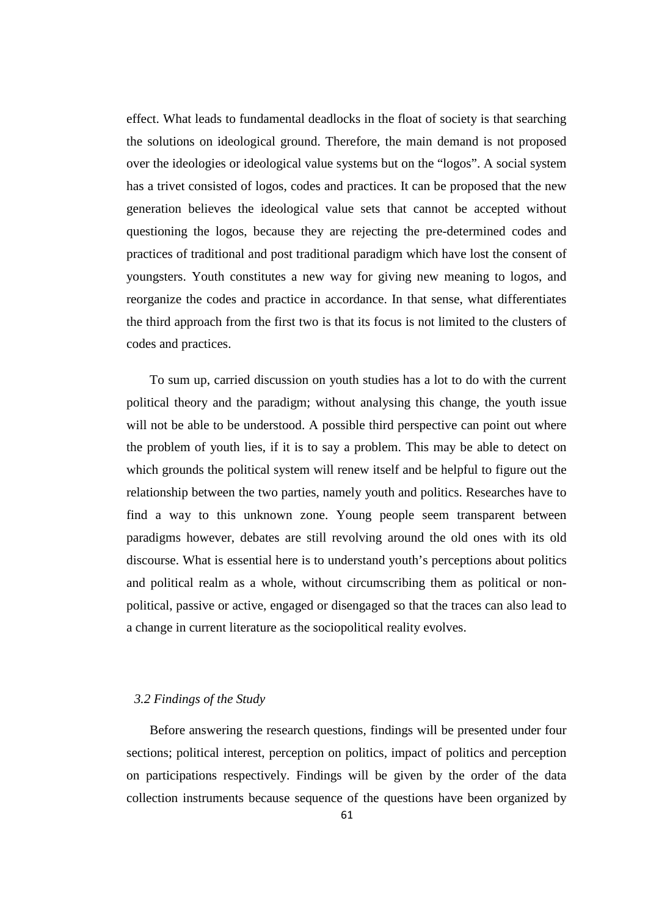effect. What leads to fundamental deadlocks in the float of society is that searching the solutions on ideological ground. Therefore, the main demand is not proposed over the ideologies or ideological value systems but on the "logos". A social system has a trivet consisted of logos, codes and practices. It can be proposed that the new generation believes the ideological value sets that cannot be accepted without questioning the logos, because they are rejecting the pre-determined codes and practices of traditional and post traditional paradigm which have lost the consent of youngsters. Youth constitutes a new way for giving new meaning to logos, and reorganize the codes and practice in accordance. In that sense, what differentiates the third approach from the first two is that its focus is not limited to the clusters of codes and practices.

To sum up, carried discussion on youth studies has a lot to do with the current political theory and the paradigm; without analysing this change, the youth issue will not be able to be understood. A possible third perspective can point out where the problem of youth lies, if it is to say a problem. This may be able to detect on which grounds the political system will renew itself and be helpful to figure out the relationship between the two parties, namely youth and politics. Researches have to find a way to this unknown zone. Young people seem transparent between paradigms however, debates are still revolving around the old ones with its old discourse. What is essential here is to understand youth's perceptions about politics and political realm as a whole, without circumscribing them as political or non-political, passive or active, engaged or disengaged so that the traces can also lead to a change in current literature as the sociopolitical reality evolves.

### *3.2 Findings of the Study*

Before answering the research questions, findings will be presented under four sections; political interest, perception on politics, impact of politics and perception on participations respectively. Findings will be given by the order of the data collection instruments because sequence of the questions have been organized by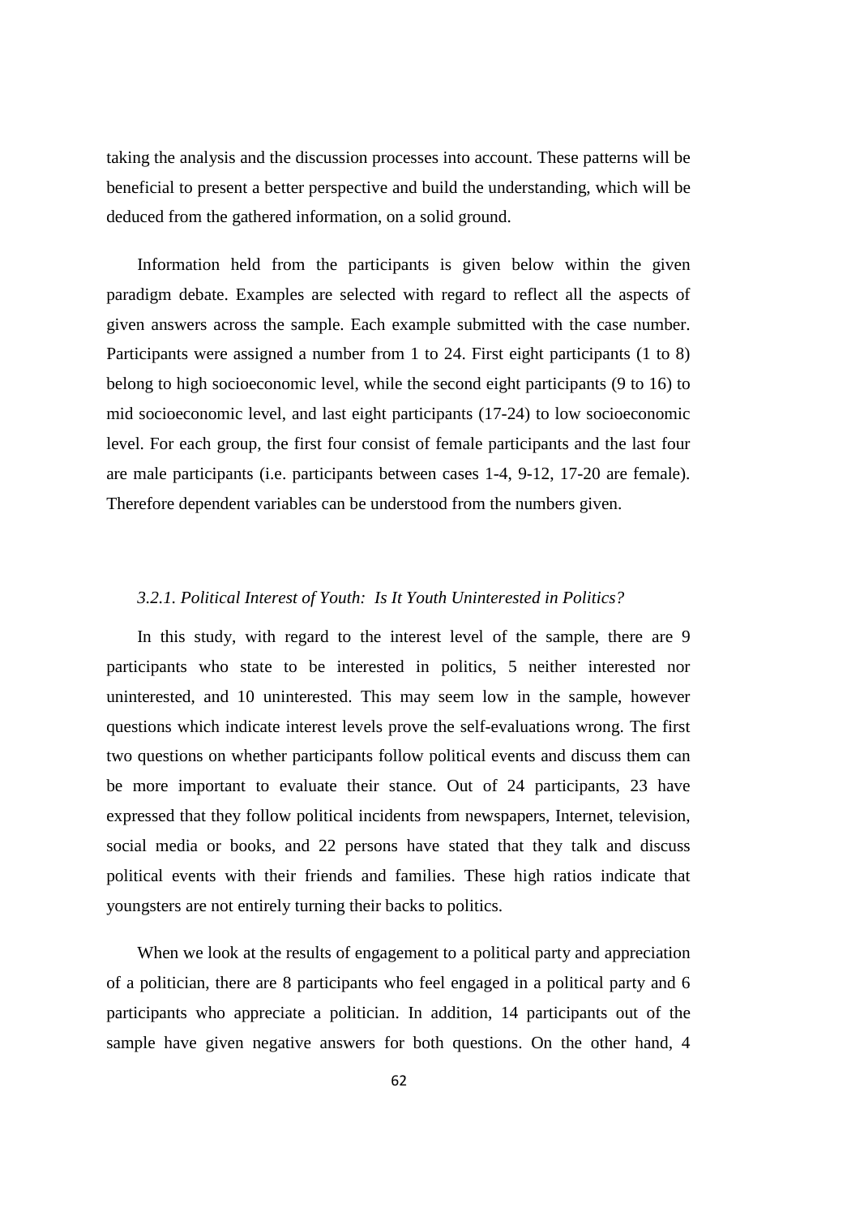taking the analysis and the discussion processes into account. These patterns will be beneficial to present a better perspective and build the understanding, which will be deduced from the gathered information, on a solid ground.

Information held from the participants is given below within the given paradigm debate. Examples are selected with regard to reflect all the aspects of given answers across the sample. Each example submitted with the case number. Participants were assigned a number from 1 to 24. First eight participants (1 to 8) belong to high socioeconomic level, while the second eight participants (9 to 16) to mid socioeconomic level, and last eight participants (17-24) to low socioeconomic level. For each group, the first four consist of female participants and the last four are male participants (i.e. participants between cases 1-4, 9-12, 17-20 are female). Therefore dependent variables can be understood from the numbers given.

### *3.2.1. Political Interest of Youth: Is It Youth Uninterested in Politics?*

In this study, with regard to the interest level of the sample, there are 9 participants who state to be interested in politics, 5 neither interested nor uninterested, and 10 uninterested. This may seem low in the sample, however questions which indicate interest levels prove the self-evaluations wrong. The first two questions on whether participants follow political events and discuss them can be more important to evaluate their stance. Out of 24 participants, 23 have expressed that they follow political incidents from newspapers, Internet, television, social media or books, and 22 persons have stated that they talk and discuss political events with their friends and families. These high ratios indicate that youngsters are not entirely turning their backs to politics.

When we look at the results of engagement to a political party and appreciation of a politician, there are 8 participants who feel engaged in a political party and 6 participants who appreciate a politician. In addition, 14 participants out of the sample have given negative answers for both questions. On the other hand, 4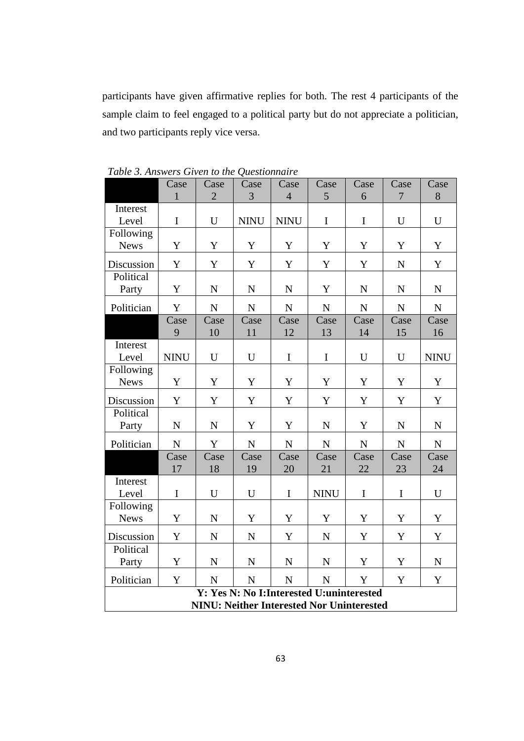participants have given affirmative replies for both. The rest 4 participants of the sample claim to feel engaged to a political party but do not appreciate a politician, and two participants reply vice versa.

*Table 3. Answers Given to the Questionnaire*

| | Case 1 | Case 2 | Case 3 | Case 4 | Case 5 | Case 6 | Case 7 | Case 8 |
|---|---|---|---|---|---|---|---|---|
| Interest Level | I | U | NINU | NINU | I | I | U | U |
| Following News | Y | Y | Y | Y | Y | Y | Y | Y |
| Discussion | Y | Y | Y | Y | Y | Y | N | Y |
| Political Party | Y | N | N | N | Y | N | N | N |
| Politician | Y | N | N | N | N | N | N | N |
| | Case 9 | Case 10 | Case 11 | Case 12 | Case 13 | Case 14 | Case 15 | Case 16 |
| Interest Level | NINU | U | U | I | I | U | U | NINU |
| Following News | Y | Y | Y | Y | Y | Y | Y | Y |
| Discussion | Y | Y | Y | Y | Y | Y | Y | Y |
| Political Party | N | N | Y | Y | N | Y | N | N |
| Politician | N | Y | N | N | N | N | N | N |
| | Case 17 | Case 18 | Case 19 | Case 20 | Case 21 | Case 22 | Case 23 | Case 24 |
| Interest Level | I | U | U | I | NINU | I | I | U |
| Following News | Y | N | Y | Y | Y | Y | Y | Y |
| Discussion | Y | N | N | Y | N | Y | Y | Y |
| Political Party | Y | N | N | N | N | Y | Y | N |
| Politician | Y | N | N | N | N | Y | Y | Y |

**Y: Yes N: No I:Interested U:uninterested**
**NINU: Neither Interested Nor Uninterested**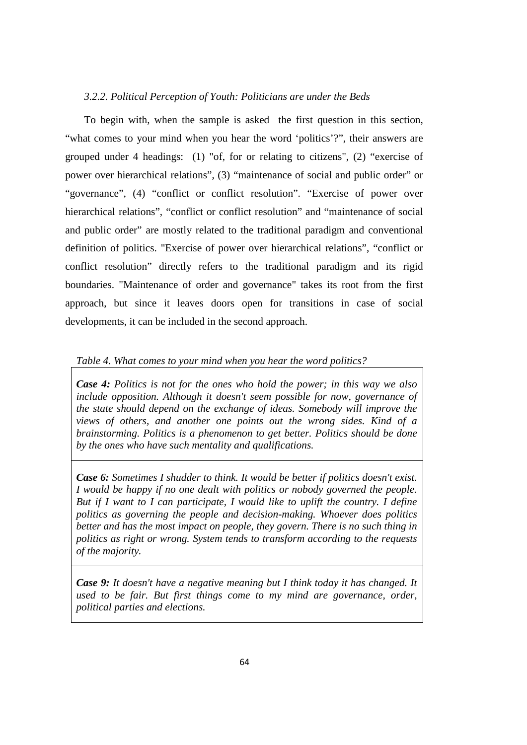### *3.2.2. Political Perception of Youth: Politicians are under the Beds*

To begin with, when the sample is asked the first question in this section, “what comes to your mind when you hear the word ‘politics’?”, their answers are grouped under 4 headings: (1) "of, for or relating to citizens", (2) “exercise of power over hierarchical relations”, (3) “maintenance of social and public order” or “governance”, (4) “conflict or conflict resolution”. “Exercise of power over hierarchical relations”, “conflict or conflict resolution” and “maintenance of social and public order” are mostly related to the traditional paradigm and conventional definition of politics. "Exercise of power over hierarchical relations”, “conflict or conflict resolution” directly refers to the traditional paradigm and its rigid boundaries. "Maintenance of order and governance" takes its root from the first approach, but since it leaves doors open for transitions in case of social developments, it can be included in the second approach.

*Table 4. What comes to your mind when you hear the word politics?*

| |
|---|
| ***Case 4:*** *Politics is not for the ones who hold the power; in this way we also include opposition. Although it doesn't seem possible for now, governance of the state should depend on the exchange of ideas. Somebody will improve the views of others, and another one points out the wrong sides. Kind of a brainstorming. Politics is a phenomenon to get better. Politics should be done by the ones who have such mentality and qualifications.* |
| ***Case 6:*** *Sometimes I shudder to think. It would be better if politics doesn't exist. I would be happy if no one dealt with politics or nobody governed the people. But if I want to I can participate, I would like to uplift the country. I define politics as governing the people and decision-making. Whoever does politics better and has the most impact on people, they govern. There is no such thing in politics as right or wrong. System tends to transform according to the requests of the majority.* |
| ***Case 9:*** *It doesn't have a negative meaning but I think today it has changed. It used to be fair. But first things come to my mind are governance, order, political parties and elections.* |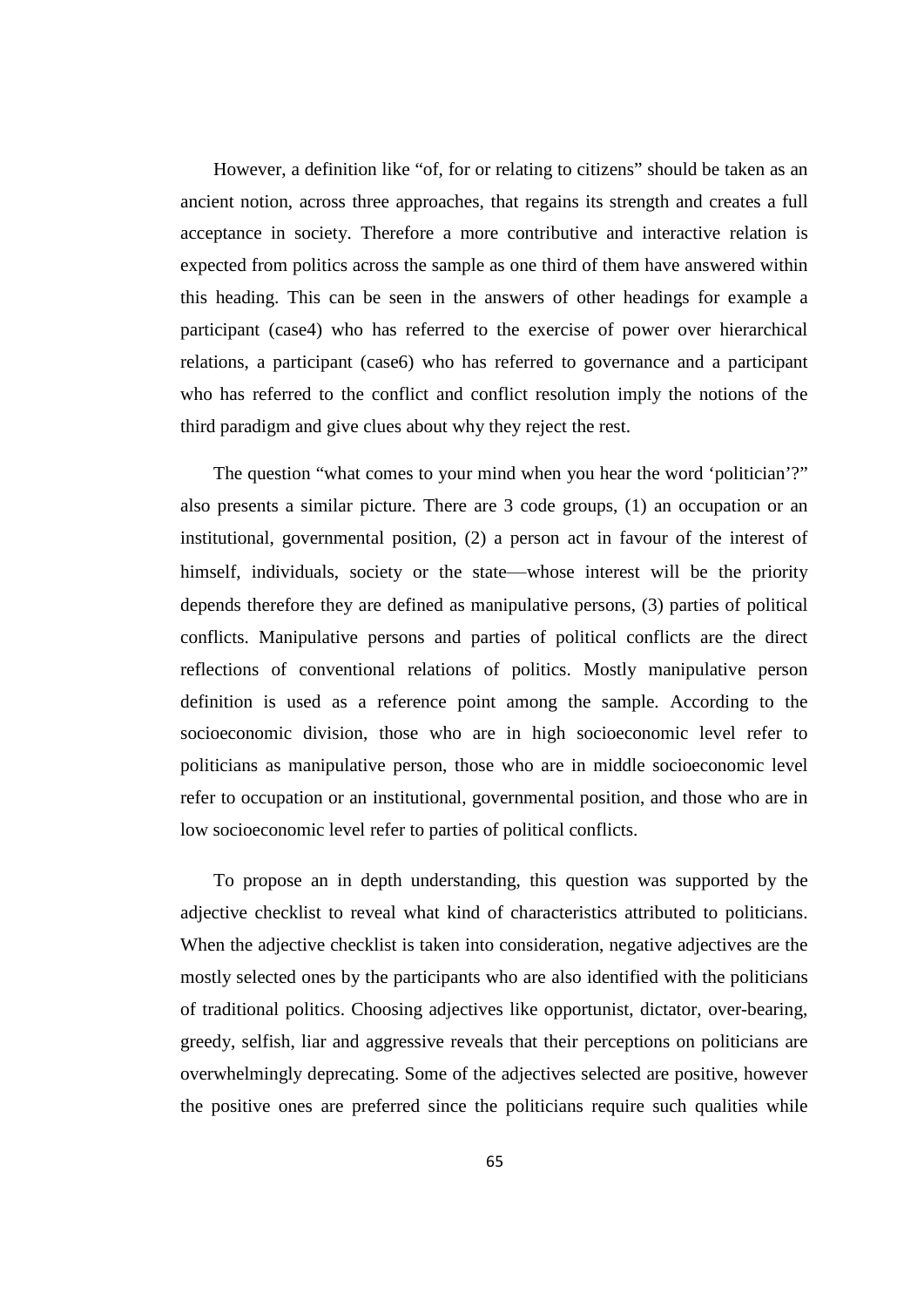However, a definition like "of, for or relating to citizens" should be taken as an ancient notion, across three approaches, that regains its strength and creates a full acceptance in society. Therefore a more contributive and interactive relation is expected from politics across the sample as one third of them have answered within this heading. This can be seen in the answers of other headings for example a participant (case4) who has referred to the exercise of power over hierarchical relations, a participant (case6) who has referred to governance and a participant who has referred to the conflict and conflict resolution imply the notions of the third paradigm and give clues about why they reject the rest.

The question "what comes to your mind when you hear the word 'politician'?" also presents a similar picture. There are 3 code groups, (1) an occupation or an institutional, governmental position, (2) a person act in favour of the interest of himself, individuals, society or the state—whose interest will be the priority depends therefore they are defined as manipulative persons, (3) parties of political conflicts. Manipulative persons and parties of political conflicts are the direct reflections of conventional relations of politics. Mostly manipulative person definition is used as a reference point among the sample. According to the socioeconomic division, those who are in high socioeconomic level refer to politicians as manipulative person, those who are in middle socioeconomic level refer to occupation or an institutional, governmental position, and those who are in low socioeconomic level refer to parties of political conflicts.

To propose an in depth understanding, this question was supported by the adjective checklist to reveal what kind of characteristics attributed to politicians. When the adjective checklist is taken into consideration, negative adjectives are the mostly selected ones by the participants who are also identified with the politicians of traditional politics. Choosing adjectives like opportunist, dictator, over-bearing, greedy, selfish, liar and aggressive reveals that their perceptions on politicians are overwhelmingly deprecating. Some of the adjectives selected are positive, however the positive ones are preferred since the politicians require such qualities while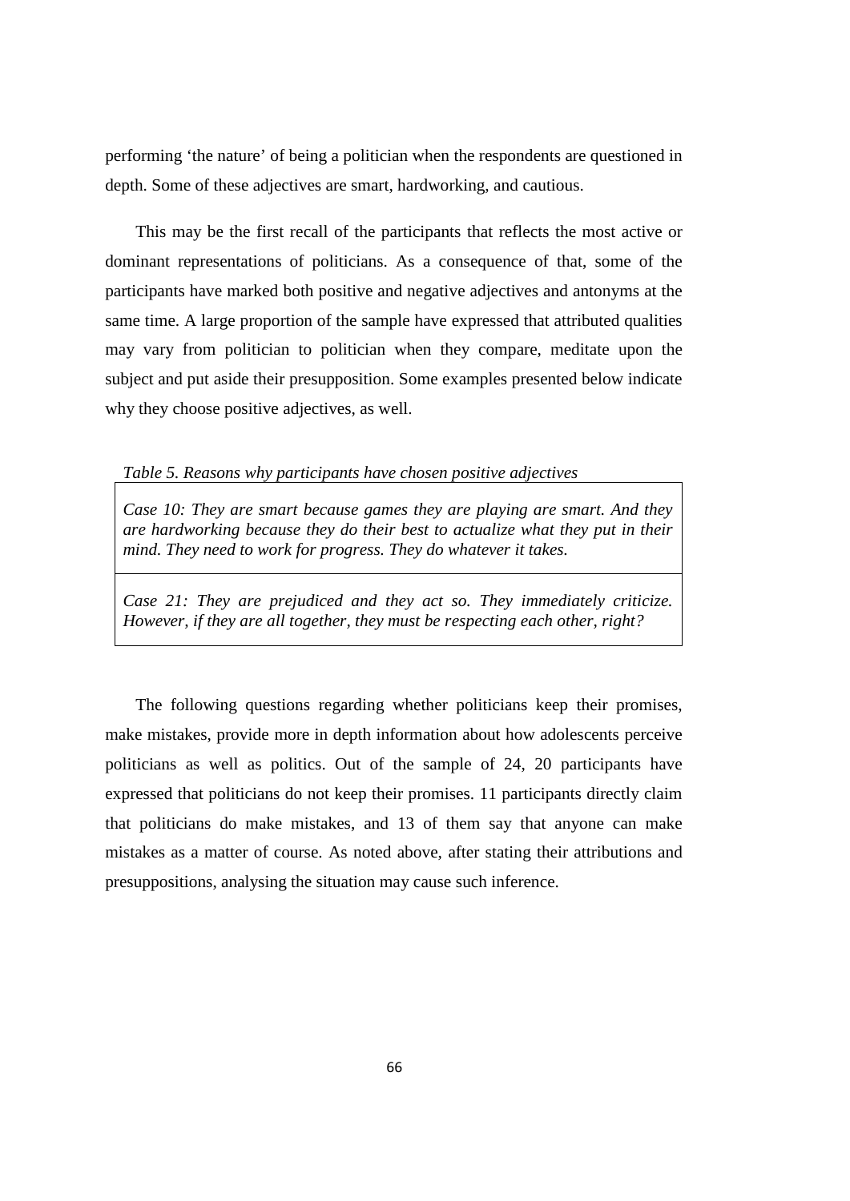performing 'the nature' of being a politician when the respondents are questioned in depth. Some of these adjectives are smart, hardworking, and cautious.

This may be the first recall of the participants that reflects the most active or dominant representations of politicians. As a consequence of that, some of the participants have marked both positive and negative adjectives and antonyms at the same time. A large proportion of the sample have expressed that attributed qualities may vary from politician to politician when they compare, meditate upon the subject and put aside their presupposition. Some examples presented below indicate why they choose positive adjectives, as well.

*Table 5. Reasons why participants have chosen positive adjectives*

| |
|---|
| *Case 10: They are smart because games they are playing are smart. And they are hardworking because they do their best to actualize what they put in their mind. They need to work for progress. They do whatever it takes.* |
| *Case 21: They are prejudiced and they act so. They immediately criticize. However, if they are all together, they must be respecting each other, right?* |

The following questions regarding whether politicians keep their promises, make mistakes, provide more in depth information about how adolescents perceive politicians as well as politics. Out of the sample of 24, 20 participants have expressed that politicians do not keep their promises. 11 participants directly claim that politicians do make mistakes, and 13 of them say that anyone can make mistakes as a matter of course. As noted above, after stating their attributions and presuppositions, analysing the situation may cause such inference.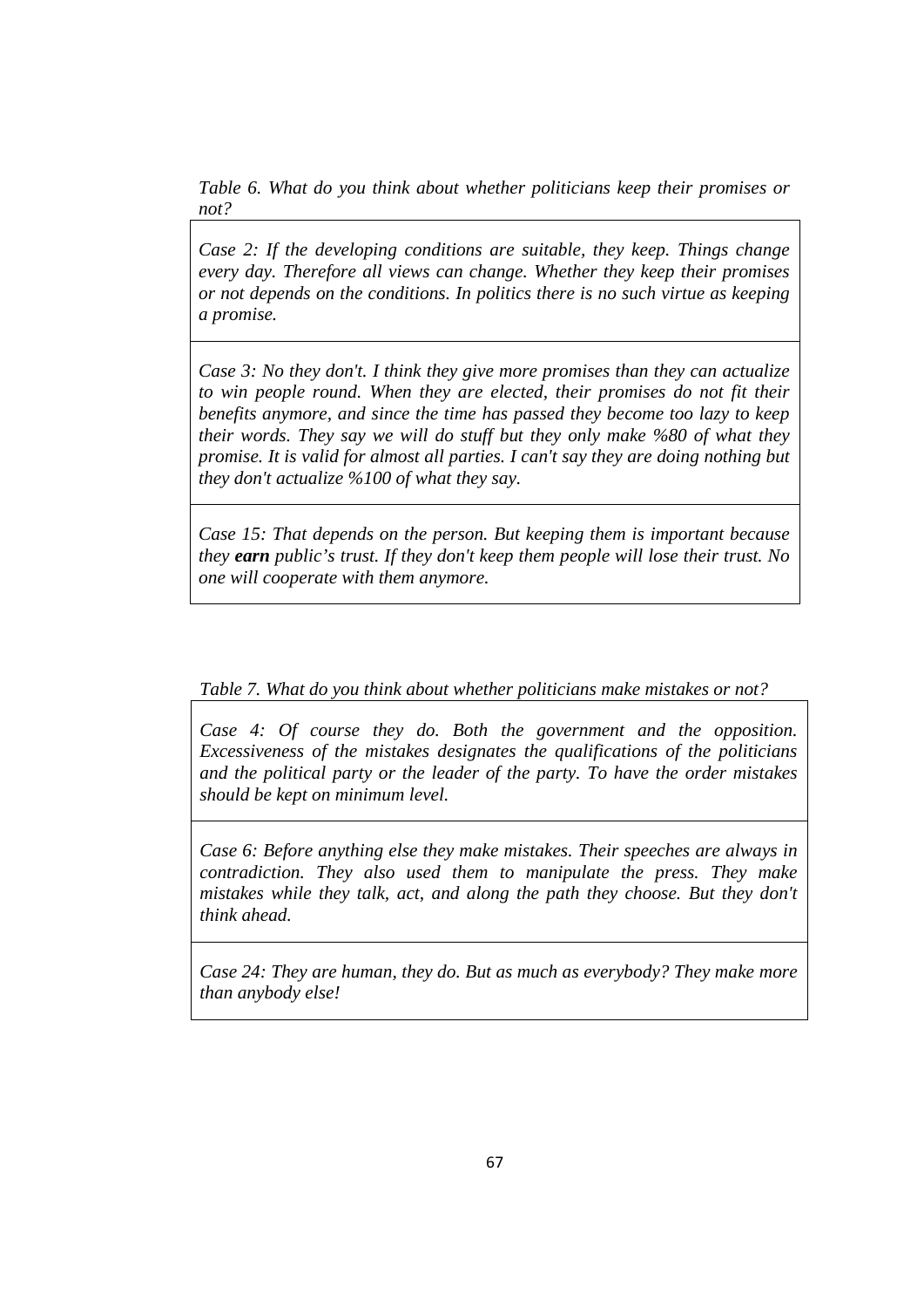*Table 6. What do you think about whether politicians keep their promises or not?*

| *Case 2: If the developing conditions are suitable, they keep. Things change every day. Therefore all views can change. Whether they keep their promises or not depends on the conditions. In politics there is no such virtue as keeping a promise.* |
|---|
| *Case 3: No they don't. I think they give more promises than they can actualize to win people round. When they are elected, their promises do not fit their benefits anymore, and since the time has passed they become too lazy to keep their words. They say we will do stuff but they only make %80 of what they promise. It is valid for almost all parties. I can't say they are doing nothing but they don't actualize %100 of what they say.* |
| *Case 15: That depends on the person. But keeping them is important because they* ***earn*** *public's trust. If they don't keep them people will lose their trust. No one will cooperate with them anymore.* |

*Table 7. What do you think about whether politicians make mistakes or not?*

| *Case 4: Of course they do. Both the government and the opposition. Excessiveness of the mistakes designates the qualifications of the politicians and the political party or the leader of the party. To have the order mistakes should be kept on minimum level.* |
|---|
| *Case 6: Before anything else they make mistakes. Their speeches are always in contradiction. They also used them to manipulate the press. They make mistakes while they talk, act, and along the path they choose. But they don't think ahead.* |
| *Case 24: They are human, they do. But as much as everybody? They make more than anybody else!* |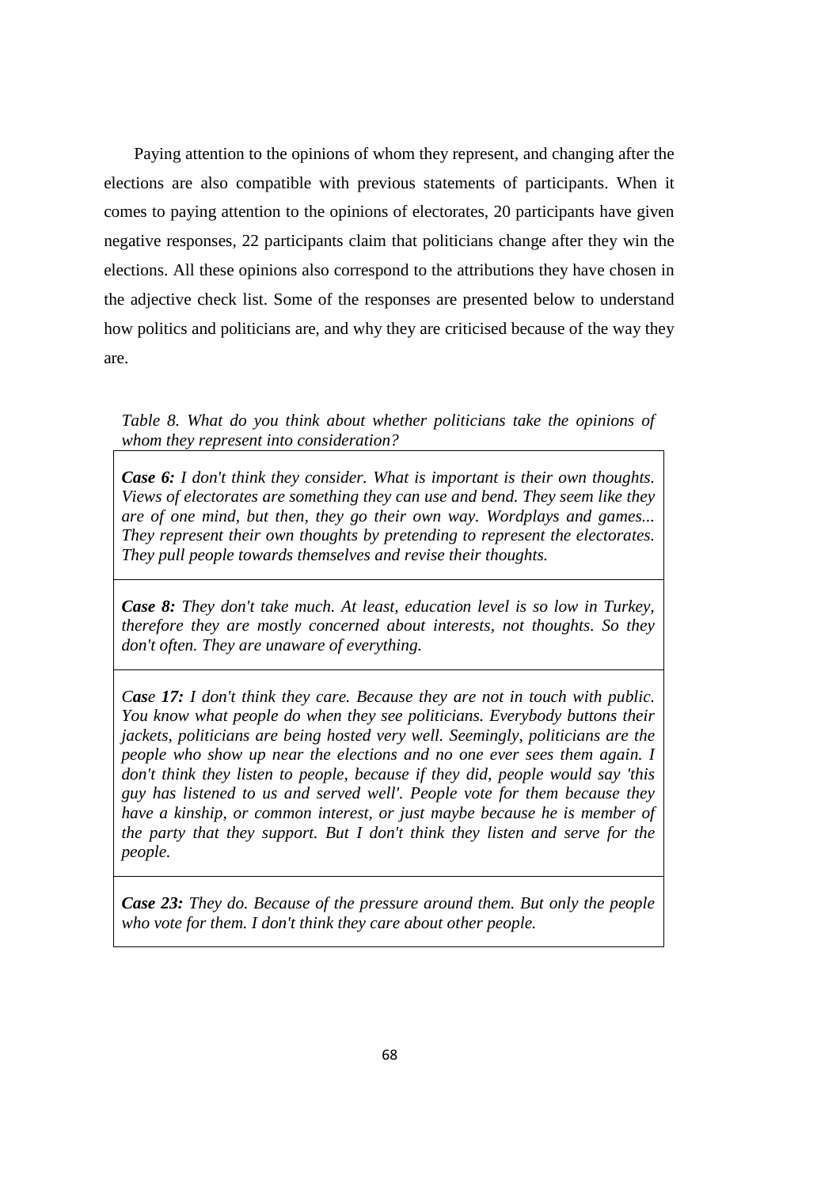Paying attention to the opinions of whom they represent, and changing after the elections are also compatible with previous statements of participants. When it comes to paying attention to the opinions of electorates, 20 participants have given negative responses, 22 participants claim that politicians change after they win the elections. All these opinions also correspond to the attributions they have chosen in the adjective check list. Some of the responses are presented below to understand how politics and politicians are, and why they are criticised because of the way they are.

*Table 8. What do you think about whether politicians take the opinions of whom they represent into consideration?*

| |
|---|
| ***Case 6:*** *I don't think they consider. What is important is their own thoughts. Views of electorates are something they can use and bend. They seem like they are of one mind, but then, they go their own way. Wordplays and games... They represent their own thoughts by pretending to represent the electorates. They pull people towards themselves and revise their thoughts.* |
| ***Case 8:*** *They don't take much. At least, education level is so low in Turkey, therefore they are mostly concerned about interests, not thoughts. So they don't often. They are unaware of everything.* |
| ***Case 17:*** *I don't think they care. Because they are not in touch with public. You know what people do when they see politicians. Everybody buttons their jackets, politicians are being hosted very well. Seemingly, politicians are the people who show up near the elections and no one ever sees them again. I don't think they listen to people, because if they did, people would say 'this guy has listened to us and served well'. People vote for them because they have a kinship, or common interest, or just maybe because he is member of the party that they support. But I don't think they listen and serve for the people.* |
| ***Case 23:*** *They do. Because of the pressure around them. But only the people who vote for them. I don't think they care about other people.* |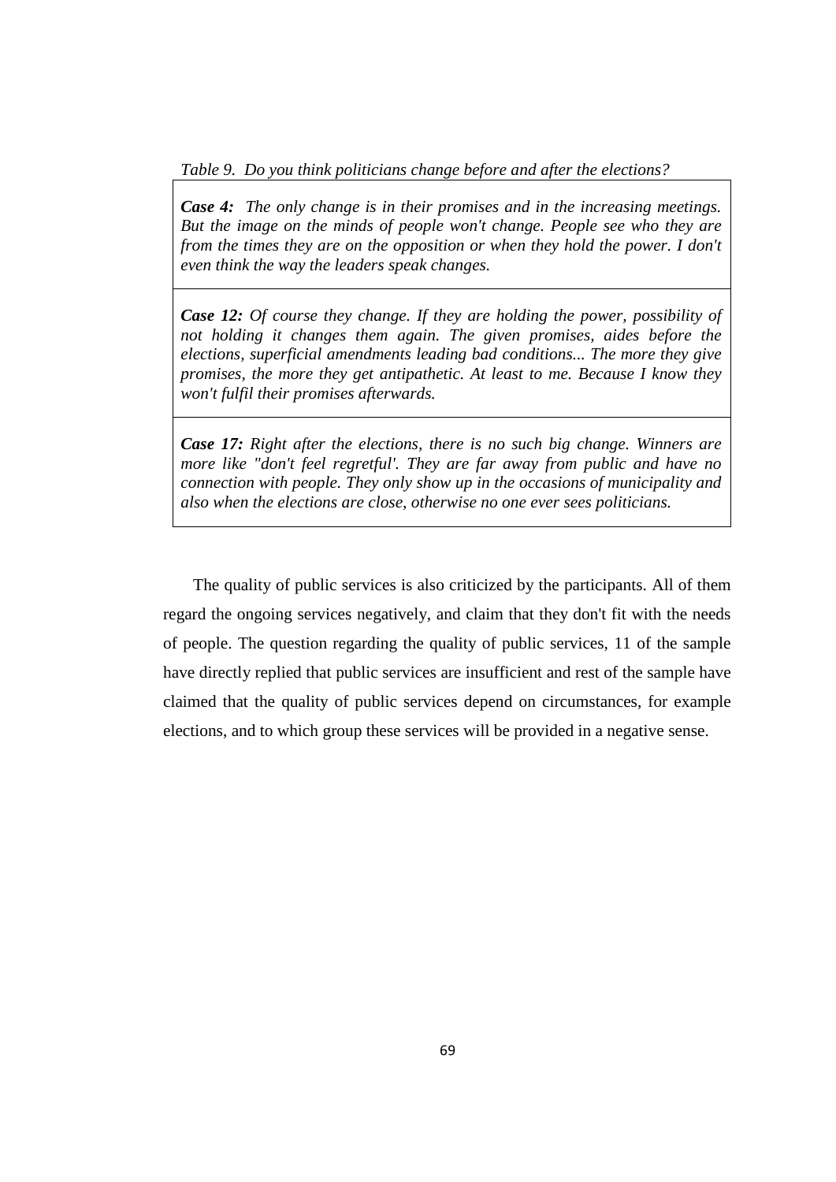*Table 9. Do you think politicians change before and after the elections?*

| |
|---|
| ***Case 4:*** *The only change is in their promises and in the increasing meetings. But the image on the minds of people won't change. People see who they are from the times they are on the opposition or when they hold the power. I don't even think the way the leaders speak changes.* |
| ***Case 12:*** *Of course they change. If they are holding the power, possibility of not holding it changes them again. The given promises, aides before the elections, superficial amendments leading bad conditions... The more they give promises, the more they get antipathetic. At least to me. Because I know they won't fulfil their promises afterwards.* |
| ***Case 17:*** *Right after the elections, there is no such big change. Winners are more like "don't feel regretful'. They are far away from public and have no connection with people. They only show up in the occasions of municipality and also when the elections are close, otherwise no one ever sees politicians.* |

The quality of public services is also criticized by the participants. All of them regard the ongoing services negatively, and claim that they don't fit with the needs of people. The question regarding the quality of public services, 11 of the sample have directly replied that public services are insufficient and rest of the sample have claimed that the quality of public services depend on circumstances, for example elections, and to which group these services will be provided in a negative sense.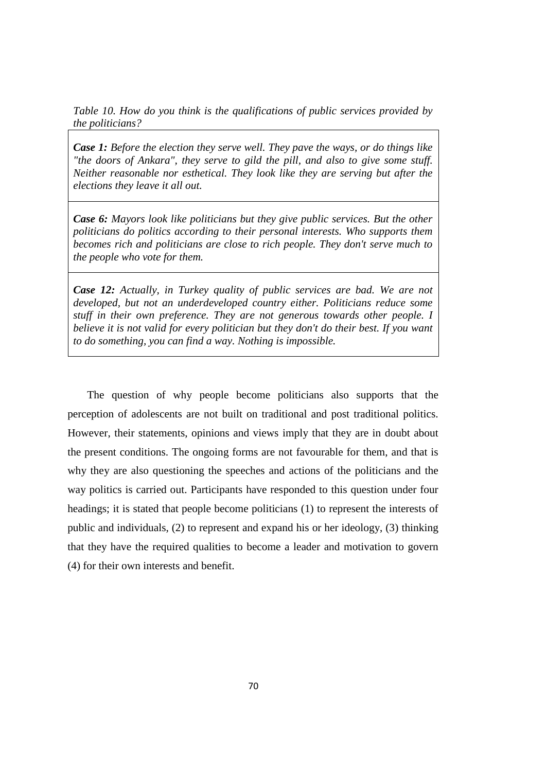*Table 10. How do you think is the qualifications of public services provided by the politicians?*

| |
|---|
| ***Case 1:*** *Before the election they serve well. They pave the ways, or do things like "the doors of Ankara", they serve to gild the pill, and also to give some stuff. Neither reasonable nor esthetical. They look like they are serving but after the elections they leave it all out.* |
| ***Case 6:*** *Mayors look like politicians but they give public services. But the other politicians do politics according to their personal interests. Who supports them becomes rich and politicians are close to rich people. They don't serve much to the people who vote for them.* |
| ***Case 12:*** *Actually, in Turkey quality of public services are bad. We are not developed, but not an underdeveloped country either. Politicians reduce some stuff in their own preference. They are not generous towards other people. I believe it is not valid for every politician but they don't do their best. If you want to do something, you can find a way. Nothing is impossible.* |

The question of why people become politicians also supports that the perception of adolescents are not built on traditional and post traditional politics. However, their statements, opinions and views imply that they are in doubt about the present conditions. The ongoing forms are not favourable for them, and that is why they are also questioning the speeches and actions of the politicians and the way politics is carried out. Participants have responded to this question under four headings; it is stated that people become politicians (1) to represent the interests of public and individuals, (2) to represent and expand his or her ideology, (3) thinking that they have the required qualities to become a leader and motivation to govern (4) for their own interests and benefit.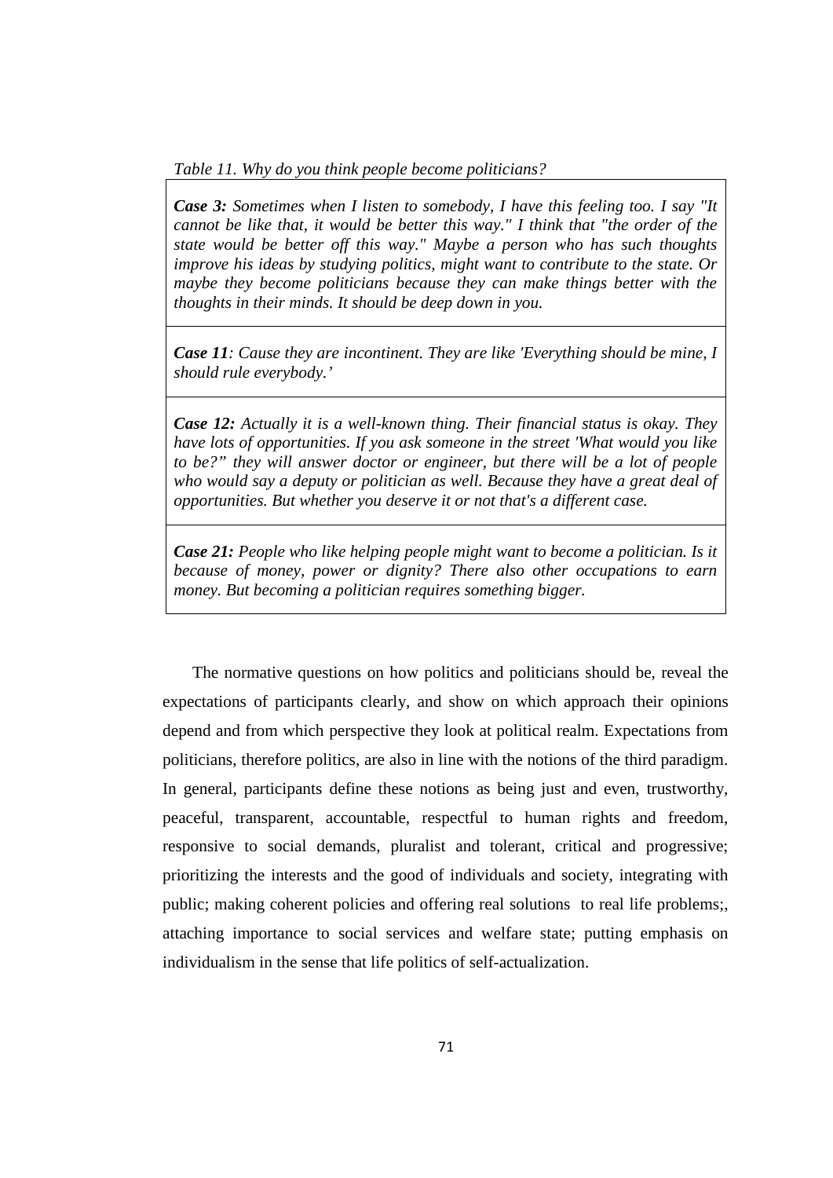*Table 11. Why do you think people become politicians?*

| |
|---|
| ***Case 3:*** *Sometimes when I listen to somebody, I have this feeling too. I say "It cannot be like that, it would be better this way." I think that "the order of the state would be better off this way." Maybe a person who has such thoughts improve his ideas by studying politics, might want to contribute to the state. Or maybe they become politicians because they can make things better with the thoughts in their minds. It should be deep down in you.* |
| ***Case 11****: Cause they are incontinent. They are like 'Everything should be mine, I should rule everybody.'* |
| ***Case 12:*** *Actually it is a well-known thing. Their financial status is okay. They have lots of opportunities. If you ask someone in the street 'What would you like to be?" they will answer doctor or engineer, but there will be a lot of people who would say a deputy or politician as well. Because they have a great deal of opportunities. But whether you deserve it or not that's a different case.* |
| ***Case 21:*** *People who like helping people might want to become a politician. Is it because of money, power or dignity? There also other occupations to earn money. But becoming a politician requires something bigger.* |

The normative questions on how politics and politicians should be, reveal the expectations of participants clearly, and show on which approach their opinions depend and from which perspective they look at political realm. Expectations from politicians, therefore politics, are also in line with the notions of the third paradigm. In general, participants define these notions as being just and even, trustworthy, peaceful, transparent, accountable, respectful to human rights and freedom, responsive to social demands, pluralist and tolerant, critical and progressive; prioritizing the interests and the good of individuals and society, integrating with public; making coherent policies and offering real solutions to real life problems;, attaching importance to social services and welfare state; putting emphasis on individualism in the sense that life politics of self-actualization.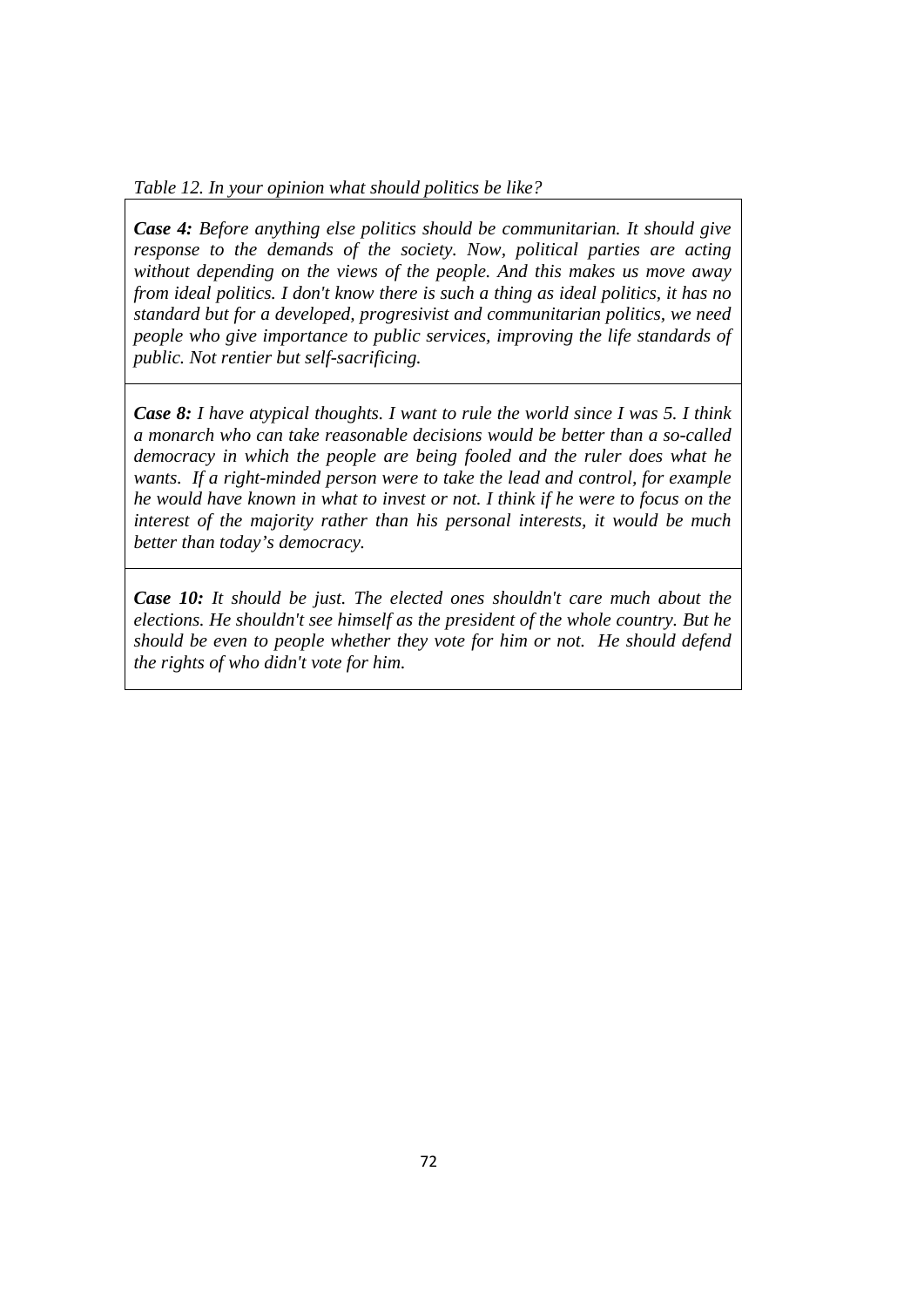*Table 12. In your opinion what should politics be like?*

| |
|---|
| ***Case 4:*** *Before anything else politics should be communitarian. It should give response to the demands of the society. Now, political parties are acting without depending on the views of the people. And this makes us move away from ideal politics. I don't know there is such a thing as ideal politics, it has no standard but for a developed, progresivist and communitarian politics, we need people who give importance to public services, improving the life standards of public. Not rentier but self-sacrificing.* |
| ***Case 8:*** *I have atypical thoughts. I want to rule the world since I was 5. I think a monarch who can take reasonable decisions would be better than a so-called democracy in which the people are being fooled and the ruler does what he wants. If a right-minded person were to take the lead and control, for example he would have known in what to invest or not. I think if he were to focus on the interest of the majority rather than his personal interests, it would be much better than today's democracy.* |
| ***Case 10:*** *It should be just. The elected ones shouldn't care much about the elections. He shouldn't see himself as the president of the whole country. But he should be even to people whether they vote for him or not. He should defend the rights of who didn't vote for him.* |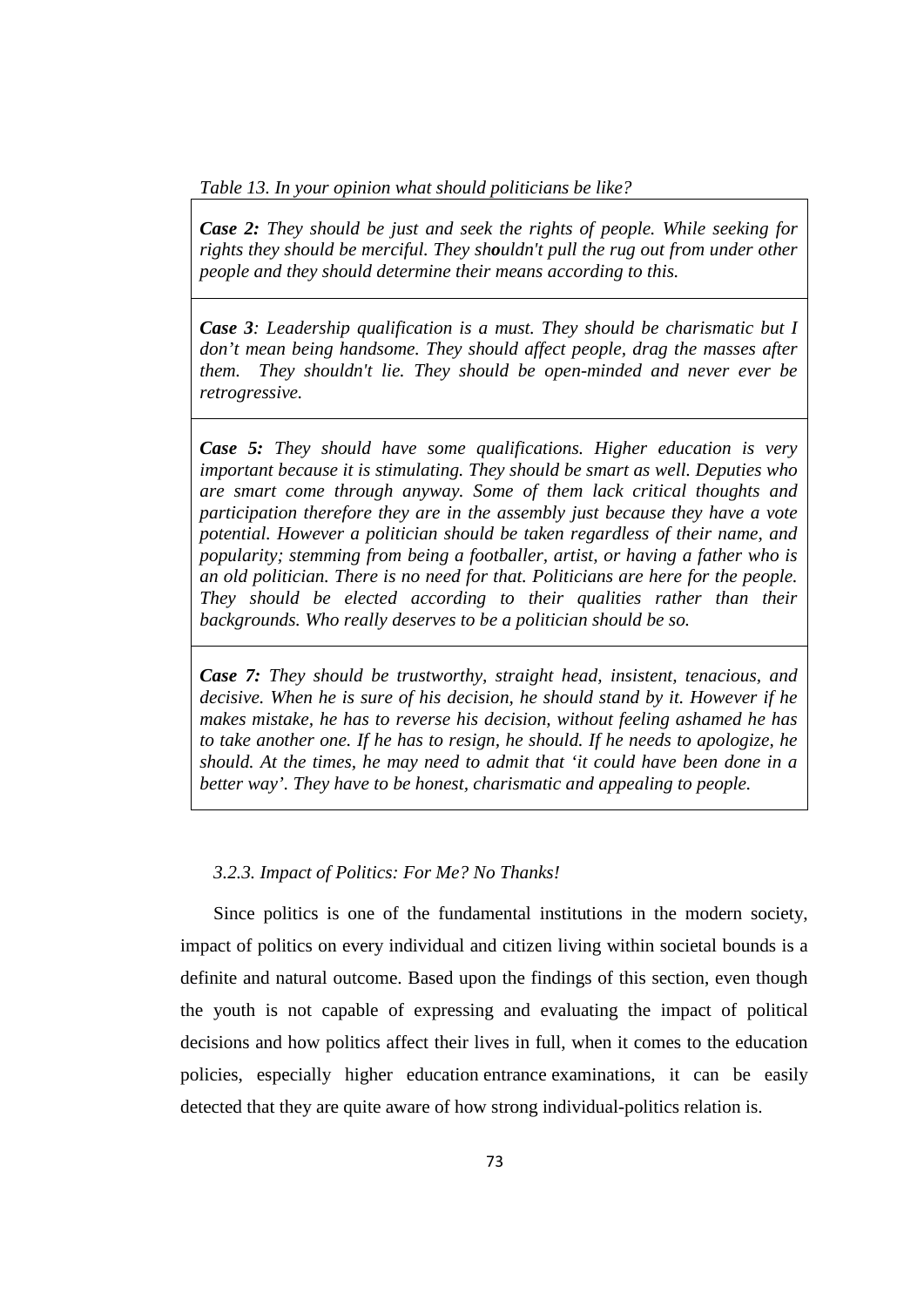*Table 13. In your opinion what should politicians be like?*

| |
|---|
| ***Case 2:*** *They should be just and seek the rights of people. While seeking for rights they should be merciful. They shouldn't pull the rug out from under other people and they should determine their means according to this.* |
| ***Case 3****: Leadership qualification is a must. They should be charismatic but I don't mean being handsome. They should affect people, drag the masses after them. They shouldn't lie. They should be open-minded and never ever be retrogressive.* |
| ***Case 5:*** *They should have some qualifications. Higher education is very important because it is stimulating. They should be smart as well. Deputies who are smart come through anyway. Some of them lack critical thoughts and participation therefore they are in the assembly just because they have a vote potential. However a politician should be taken regardless of their name, and popularity; stemming from being a footballer, artist, or having a father who is an old politician. There is no need for that. Politicians are here for the people. They should be elected according to their qualities rather than their backgrounds. Who really deserves to be a politician should be so.* |
| ***Case 7:*** *They should be trustworthy, straight head, insistent, tenacious, and decisive. When he is sure of his decision, he should stand by it. However if he makes mistake, he has to reverse his decision, without feeling ashamed he has to take another one. If he has to resign, he should. If he needs to apologize, he should. At the times, he may need to admit that 'it could have been done in a better way'. They have to be honest, charismatic and appealing to people.* |

### *3.2.3. Impact of Politics: For Me? No Thanks!*

Since politics is one of the fundamental institutions in the modern society, impact of politics on every individual and citizen living within societal bounds is a definite and natural outcome. Based upon the findings of this section, even though the youth is not capable of expressing and evaluating the impact of political decisions and how politics affect their lives in full, when it comes to the education policies, especially higher education entrance examinations, it can be easily detected that they are quite aware of how strong individual-politics relation is.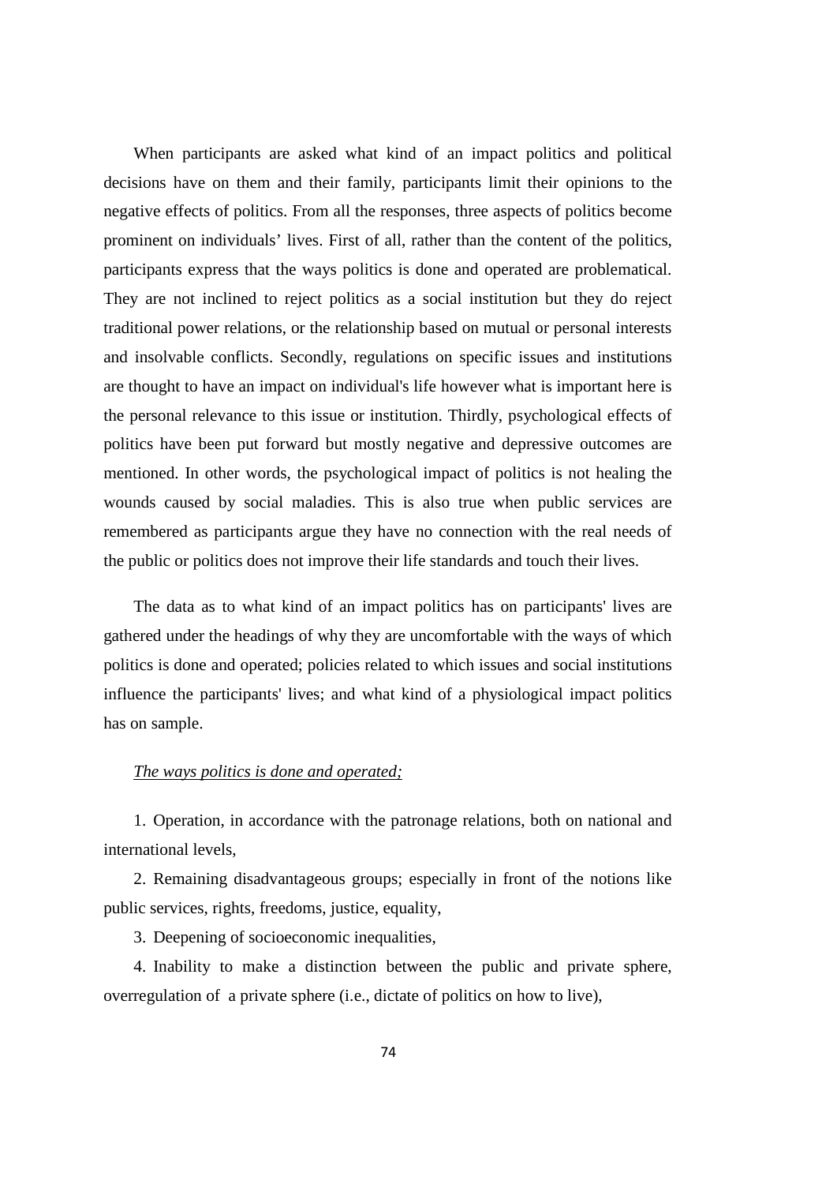When participants are asked what kind of an impact politics and political decisions have on them and their family, participants limit their opinions to the negative effects of politics. From all the responses, three aspects of politics become prominent on individuals' lives. First of all, rather than the content of the politics, participants express that the ways politics is done and operated are problematical. They are not inclined to reject politics as a social institution but they do reject traditional power relations, or the relationship based on mutual or personal interests and insolvable conflicts. Secondly, regulations on specific issues and institutions are thought to have an impact on individual's life however what is important here is the personal relevance to this issue or institution. Thirdly, psychological effects of politics have been put forward but mostly negative and depressive outcomes are mentioned. In other words, the psychological impact of politics is not healing the wounds caused by social maladies. This is also true when public services are remembered as participants argue they have no connection with the real needs of the public or politics does not improve their life standards and touch their lives.

The data as to what kind of an impact politics has on participants' lives are gathered under the headings of why they are uncomfortable with the ways of which politics is done and operated; policies related to which issues and social institutions influence the participants' lives; and what kind of a physiological impact politics has on sample.

*The ways politics is done and operated;*

1. Operation, in accordance with the patronage relations, both on national and international levels,

2. Remaining disadvantageous groups; especially in front of the notions like public services, rights, freedoms, justice, equality,

3. Deepening of socioeconomic inequalities,

4. Inability to make a distinction between the public and private sphere, overregulation of a private sphere (i.e., dictate of politics on how to live),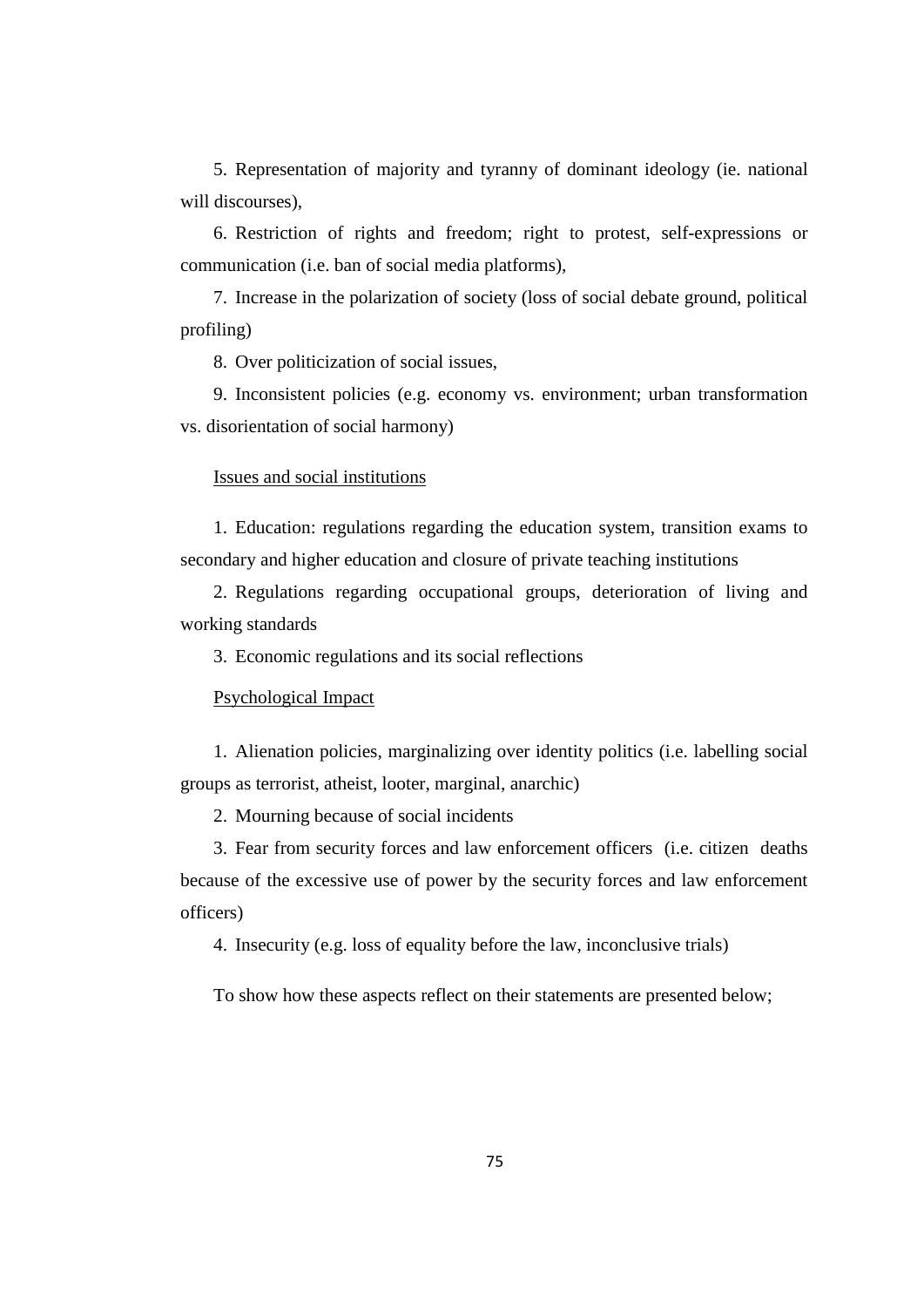5. Representation of majority and tyranny of dominant ideology (ie. national will discourses),

6. Restriction of rights and freedom; right to protest, self-expressions or communication (i.e. ban of social media platforms),

7. Increase in the polarization of society (loss of social debate ground, political profiling)

8. Over politicization of social issues,

9. Inconsistent policies (e.g. economy vs. environment; urban transformation vs. disorientation of social harmony)

<u>Issues and social institutions</u>

1. Education: regulations regarding the education system, transition exams to secondary and higher education and closure of private teaching institutions

2. Regulations regarding occupational groups, deterioration of living and working standards

3. Economic regulations and its social reflections

<u>Psychological Impact</u>

1. Alienation policies, marginalizing over identity politics (i.e. labelling social groups as terrorist, atheist, looter, marginal, anarchic)

2. Mourning because of social incidents

3. Fear from security forces and law enforcement officers (i.e. citizen deaths because of the excessive use of power by the security forces and law enforcement officers)

4. Insecurity (e.g. loss of equality before the law, inconclusive trials)

To show how these aspects reflect on their statements are presented below;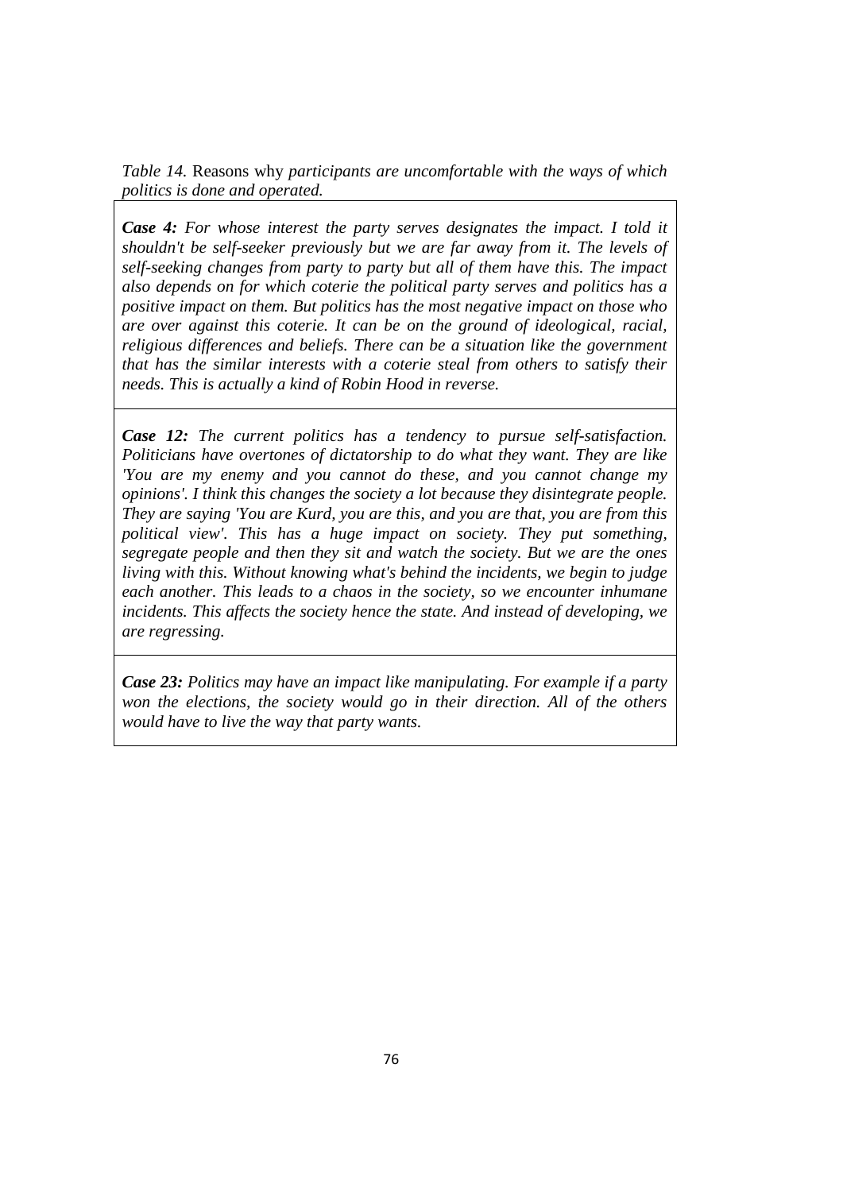*Table 14.* Reasons why *participants are uncomfortable with the ways of which politics is done and operated.*

| |
|---|
| ***Case 4:*** *For whose interest the party serves designates the impact. I told it shouldn't be self-seeker previously but we are far away from it. The levels of self-seeking changes from party to party but all of them have this. The impact also depends on for which coterie the political party serves and politics has a positive impact on them. But politics has the most negative impact on those who are over against this coterie. It can be on the ground of ideological, racial, religious differences and beliefs. There can be a situation like the government that has the similar interests with a coterie steal from others to satisfy their needs. This is actually a kind of Robin Hood in reverse.* |
| ***Case 12:*** *The current politics has a tendency to pursue self-satisfaction. Politicians have overtones of dictatorship to do what they want. They are like 'You are my enemy and you cannot do these, and you cannot change my opinions'. I think this changes the society a lot because they disintegrate people. They are saying 'You are Kurd, you are this, and you are that, you are from this political view'. This has a huge impact on society. They put something, segregate people and then they sit and watch the society. But we are the ones living with this. Without knowing what's behind the incidents, we begin to judge each another. This leads to a chaos in the society, so we encounter inhumane incidents. This affects the society hence the state. And instead of developing, we are regressing.* |
| ***Case 23:*** *Politics may have an impact like manipulating. For example if a party won the elections, the society would go in their direction. All of the others would have to live the way that party wants.* |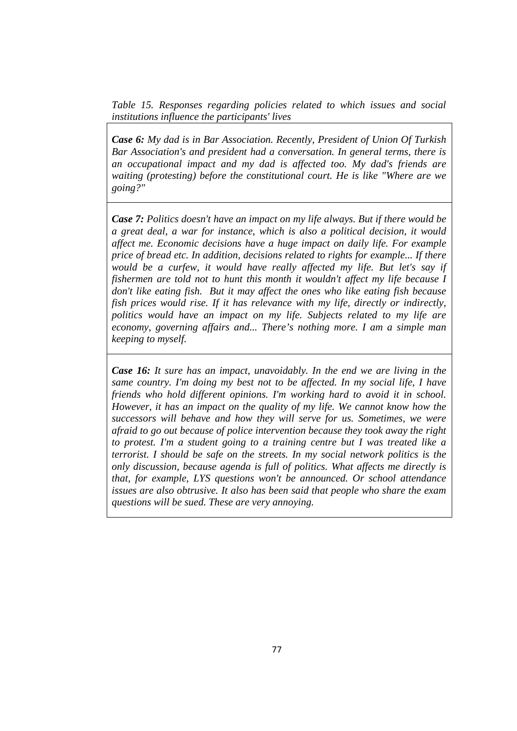*Table 15. Responses regarding policies related to which issues and social institutions influence the participants' lives*

| |
|---|
| ***Case 6:*** *My dad is in Bar Association. Recently, President of Union Of Turkish Bar Association's and president had a conversation. In general terms, there is an occupational impact and my dad is affected too. My dad's friends are waiting (protesting) before the constitutional court. He is like "Where are we going?"* |
| ***Case 7:*** *Politics doesn't have an impact on my life always. But if there would be a great deal, a war for instance, which is also a political decision, it would affect me. Economic decisions have a huge impact on daily life. For example price of bread etc. In addition, decisions related to rights for example... If there would be a curfew, it would have really affected my life. But let's say if fishermen are told not to hunt this month it wouldn't affect my life because I don't like eating fish. But it may affect the ones who like eating fish because fish prices would rise. If it has relevance with my life, directly or indirectly, politics would have an impact on my life. Subjects related to my life are economy, governing affairs and... There's nothing more. I am a simple man keeping to myself.* |
| ***Case 16:*** *It sure has an impact, unavoidably. In the end we are living in the same country. I'm doing my best not to be affected. In my social life, I have friends who hold different opinions. I'm working hard to avoid it in school. However, it has an impact on the quality of my life. We cannot know how the successors will behave and how they will serve for us. Sometimes, we were afraid to go out because of police intervention because they took away the right to protest. I'm a student going to a training centre but I was treated like a terrorist. I should be safe on the streets. In my social network politics is the only discussion, because agenda is full of politics. What affects me directly is that, for example, LYS questions won't be announced. Or school attendance issues are also obtrusive. It also has been said that people who share the exam questions will be sued. These are very annoying.* |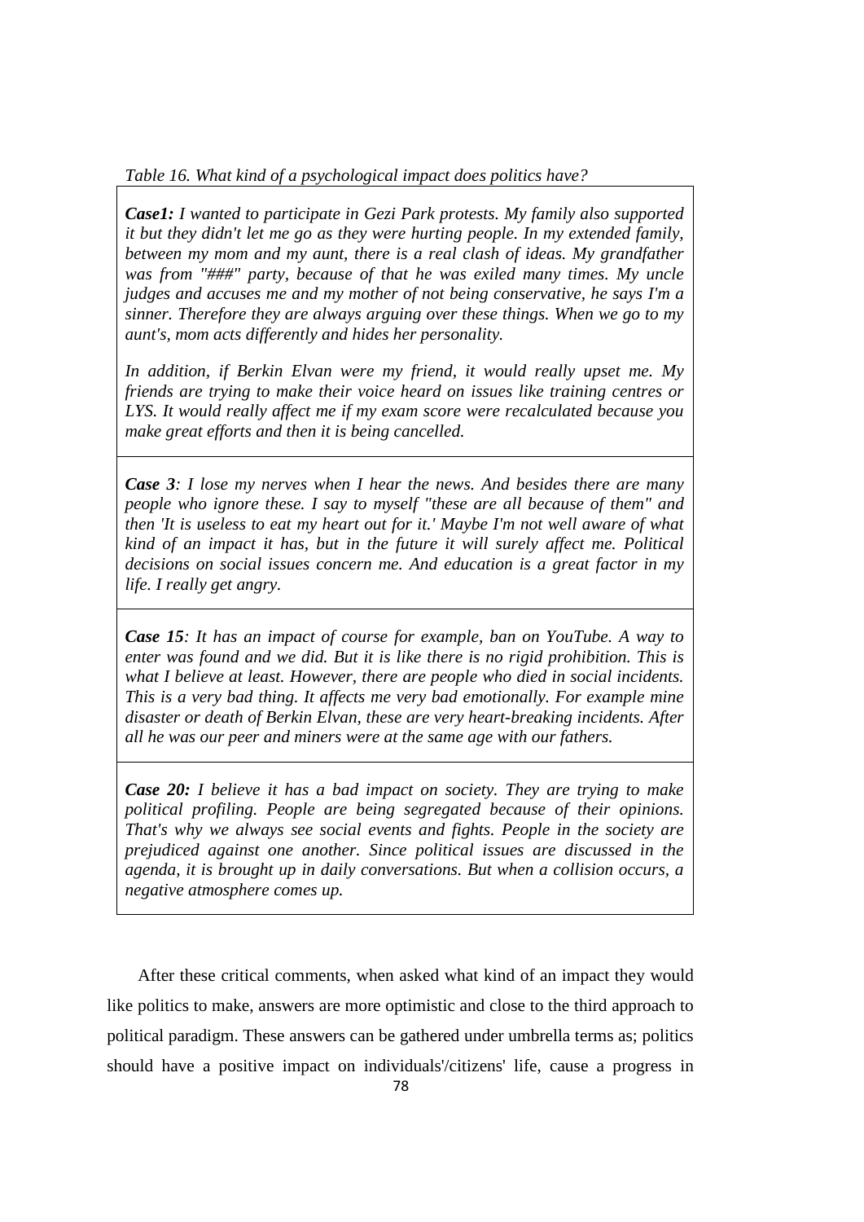*Table 16. What kind of a psychological impact does politics have?*

| |
|---|
| ***Case1:*** *I wanted to participate in Gezi Park protests. My family also supported it but they didn't let me go as they were hurting people. In my extended family, between my mom and my aunt, there is a real clash of ideas. My grandfather was from "###" party, because of that he was exiled many times. My uncle judges and accuses me and my mother of not being conservative, he says I'm a sinner. Therefore they are always arguing over these things. When we go to my aunt's, mom acts differently and hides her personality.*<br><br>*In addition, if Berkin Elvan were my friend, it would really upset me. My friends are trying to make their voice heard on issues like training centres or LYS. It would really affect me if my exam score were recalculated because you make great efforts and then it is being cancelled.* |
| ***Case 3****: I lose my nerves when I hear the news. And besides there are many people who ignore these. I say to myself "these are all because of them" and then 'It is useless to eat my heart out for it.' Maybe I'm not well aware of what kind of an impact it has, but in the future it will surely affect me. Political decisions on social issues concern me. And education is a great factor in my life. I really get angry.* |
| ***Case 15****: It has an impact of course for example, ban on YouTube. A way to enter was found and we did. But it is like there is no rigid prohibition. This is what I believe at least. However, there are people who died in social incidents. This is a very bad thing. It affects me very bad emotionally. For example mine disaster or death of Berkin Elvan, these are very heart-breaking incidents. After all he was our peer and miners were at the same age with our fathers.* |
| ***Case 20:*** *I believe it has a bad impact on society. They are trying to make political profiling. People are being segregated because of their opinions. That's why we always see social events and fights. People in the society are prejudiced against one another. Since political issues are discussed in the agenda, it is brought up in daily conversations. But when a collision occurs, a negative atmosphere comes up.* |

After these critical comments, when asked what kind of an impact they would like politics to make, answers are more optimistic and close to the third approach to political paradigm. These answers can be gathered under umbrella terms as; politics should have a positive impact on individuals'/citizens' life, cause a progress in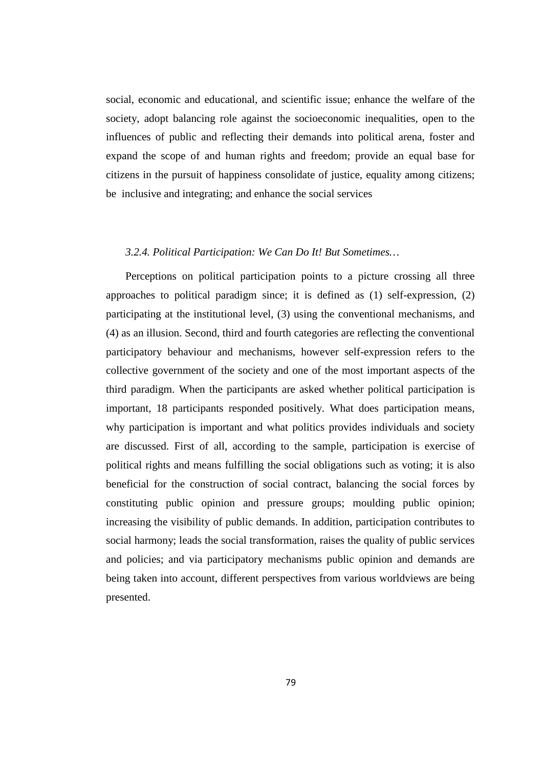social, economic and educational, and scientific issue; enhance the welfare of the society, adopt balancing role against the socioeconomic inequalities, open to the influences of public and reflecting their demands into political arena, foster and expand the scope of and human rights and freedom; provide an equal base for citizens in the pursuit of happiness consolidate of justice, equality among citizens; be inclusive and integrating; and enhance the social services

### *3.2.4. Political Participation: We Can Do It! But Sometimes…*

Perceptions on political participation points to a picture crossing all three approaches to political paradigm since; it is defined as (1) self-expression, (2) participating at the institutional level, (3) using the conventional mechanisms, and (4) as an illusion. Second, third and fourth categories are reflecting the conventional participatory behaviour and mechanisms, however self-expression refers to the collective government of the society and one of the most important aspects of the third paradigm. When the participants are asked whether political participation is important, 18 participants responded positively. What does participation means, why participation is important and what politics provides individuals and society are discussed. First of all, according to the sample, participation is exercise of political rights and means fulfilling the social obligations such as voting; it is also beneficial for the construction of social contract, balancing the social forces by constituting public opinion and pressure groups; moulding public opinion; increasing the visibility of public demands. In addition, participation contributes to social harmony; leads the social transformation, raises the quality of public services and policies; and via participatory mechanisms public opinion and demands are being taken into account, different perspectives from various worldviews are being presented.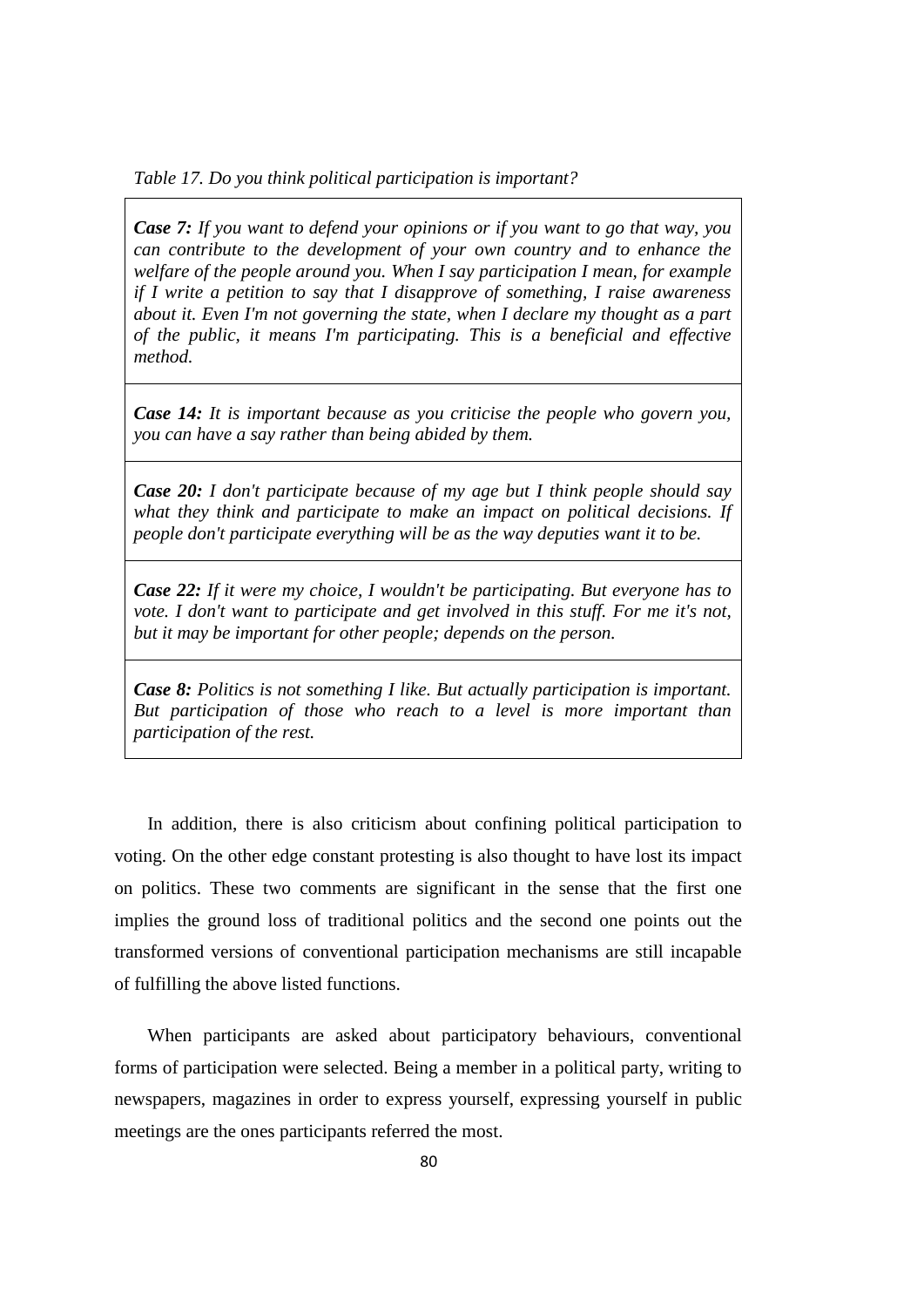*Table 17. Do you think political participation is important?*

| |
|---|
| ***Case 7:*** *If you want to defend your opinions or if you want to go that way, you can contribute to the development of your own country and to enhance the welfare of the people around you. When I say participation I mean, for example if I write a petition to say that I disapprove of something, I raise awareness about it. Even I'm not governing the state, when I declare my thought as a part of the public, it means I'm participating. This is a beneficial and effective method.* |
| ***Case 14:*** *It is important because as you criticise the people who govern you, you can have a say rather than being abided by them.* |
| ***Case 20:*** *I don't participate because of my age but I think people should say what they think and participate to make an impact on political decisions. If people don't participate everything will be as the way deputies want it to be.* |
| ***Case 22:*** *If it were my choice, I wouldn't be participating. But everyone has to vote. I don't want to participate and get involved in this stuff. For me it's not, but it may be important for other people; depends on the person.* |
| ***Case 8:*** *Politics is not something I like. But actually participation is important. But participation of those who reach to a level is more important than participation of the rest.* |

In addition, there is also criticism about confining political participation to voting. On the other edge constant protesting is also thought to have lost its impact on politics. These two comments are significant in the sense that the first one implies the ground loss of traditional politics and the second one points out the transformed versions of conventional participation mechanisms are still incapable of fulfilling the above listed functions.

When participants are asked about participatory behaviours, conventional forms of participation were selected. Being a member in a political party, writing to newspapers, magazines in order to express yourself, expressing yourself in public meetings are the ones participants referred the most.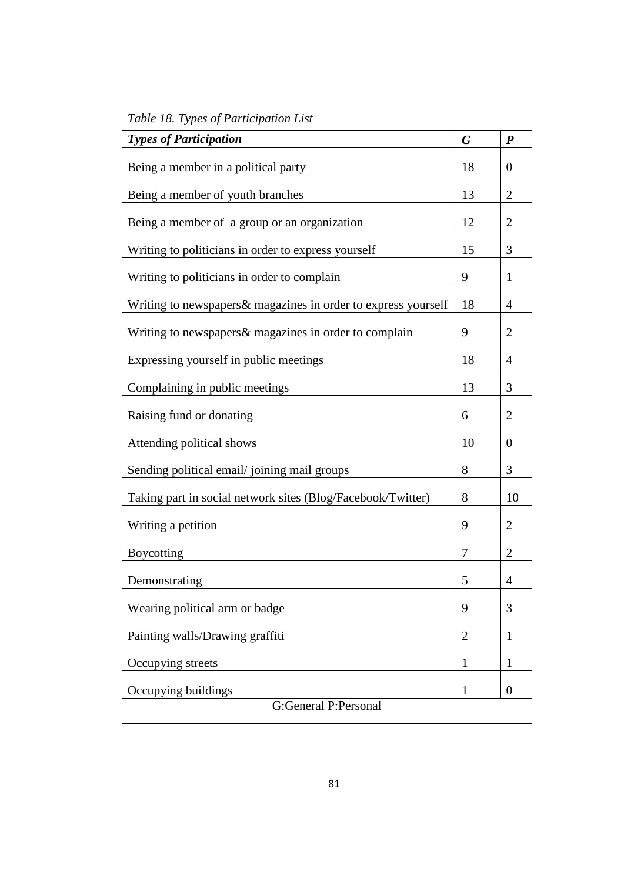*Table 18. Types of Participation List*

| ***Types of Participation*** | ***G*** | ***P*** |
|---|---|---|
| Being a member in a political party | 18 | 0 |
| Being a member of youth branches | 13 | 2 |
| Being a member of a group or an organization | 12 | 2 |
| Writing to politicians in order to express yourself | 15 | 3 |
| Writing to politicians in order to complain | 9 | 1 |
| Writing to newspapers& magazines in order to express yourself | 18 | 4 |
| Writing to newspapers& magazines in order to complain | 9 | 2 |
| Expressing yourself in public meetings | 18 | 4 |
| Complaining in public meetings | 13 | 3 |
| Raising fund or donating | 6 | 2 |
| Attending political shows | 10 | 0 |
| Sending political email/ joining mail groups | 8 | 3 |
| Taking part in social network sites (Blog/Facebook/Twitter) | 8 | 10 |
| Writing a petition | 9 | 2 |
| Boycotting | 7 | 2 |
| Demonstrating | 5 | 4 |
| Wearing political arm or badge | 9 | 3 |
| Painting walls/Drawing graffiti | 2 | 1 |
| Occupying streets | 1 | 1 |
| Occupying buildings | 1 | 0 |
| G:General P:Personal | | |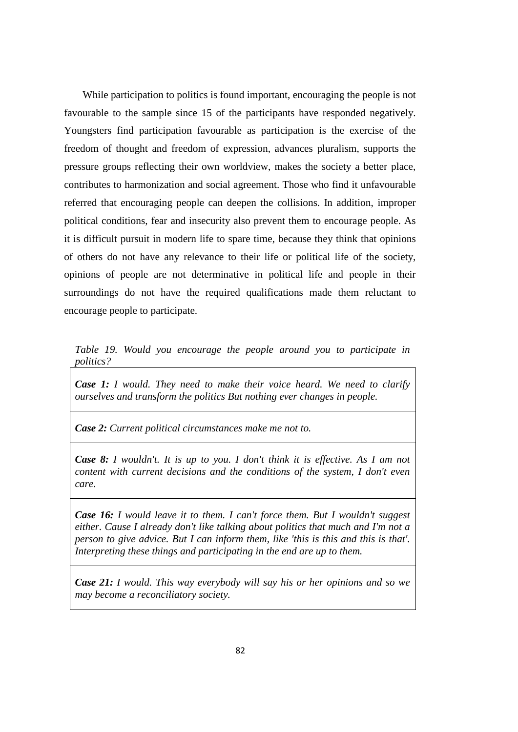While participation to politics is found important, encouraging the people is not favourable to the sample since 15 of the participants have responded negatively. Youngsters find participation favourable as participation is the exercise of the freedom of thought and freedom of expression, advances pluralism, supports the pressure groups reflecting their own worldview, makes the society a better place, contributes to harmonization and social agreement. Those who find it unfavourable referred that encouraging people can deepen the collisions. In addition, improper political conditions, fear and insecurity also prevent them to encourage people. As it is difficult pursuit in modern life to spare time, because they think that opinions of others do not have any relevance to their life or political life of the society, opinions of people are not determinative in political life and people in their surroundings do not have the required qualifications made them reluctant to encourage people to participate.

*Table 19. Would you encourage the people around you to participate in politics?*

| |
|---|
| ***Case 1:*** *I would. They need to make their voice heard. We need to clarify ourselves and transform the politics But nothing ever changes in people.* |
| ***Case 2:*** *Current political circumstances make me not to.* |
| ***Case 8:*** *I wouldn't. It is up to you. I don't think it is effective. As I am not content with current decisions and the conditions of the system, I don't even care.* |
| ***Case 16:*** *I would leave it to them. I can't force them. But I wouldn't suggest either. Cause I already don't like talking about politics that much and I'm not a person to give advice. But I can inform them, like 'this is this and this is that'. Interpreting these things and participating in the end are up to them.* |
| ***Case 21:*** *I would. This way everybody will say his or her opinions and so we may become a reconciliatory society.* |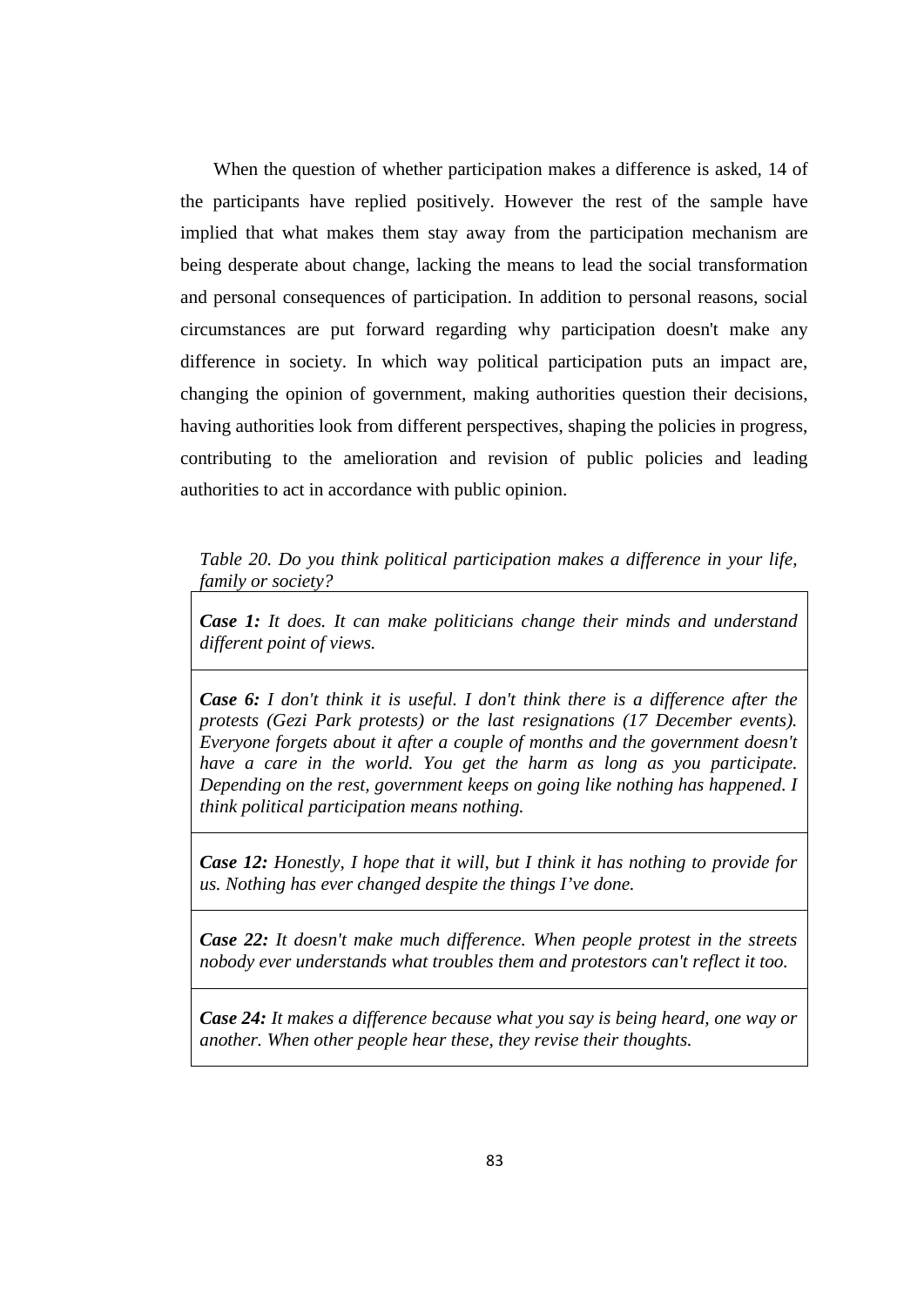When the question of whether participation makes a difference is asked, 14 of the participants have replied positively. However the rest of the sample have implied that what makes them stay away from the participation mechanism are being desperate about change, lacking the means to lead the social transformation and personal consequences of participation. In addition to personal reasons, social circumstances are put forward regarding why participation doesn't make any difference in society. In which way political participation puts an impact are, changing the opinion of government, making authorities question their decisions, having authorities look from different perspectives, shaping the policies in progress, contributing to the amelioration and revision of public policies and leading authorities to act in accordance with public opinion.

*Table 20. Do you think political participation makes a difference in your life, family or society?*

| |
|---|
| ***Case 1:*** *It does. It can make politicians change their minds and understand different point of views.* |
| ***Case 6:*** *I don't think it is useful. I don't think there is a difference after the protests (Gezi Park protests) or the last resignations (17 December events). Everyone forgets about it after a couple of months and the government doesn't have a care in the world. You get the harm as long as you participate. Depending on the rest, government keeps on going like nothing has happened. I think political participation means nothing.* |
| ***Case 12:*** *Honestly, I hope that it will, but I think it has nothing to provide for us. Nothing has ever changed despite the things I've done.* |
| ***Case 22:*** *It doesn't make much difference. When people protest in the streets nobody ever understands what troubles them and protestors can't reflect it too.* |
| ***Case 24:*** *It makes a difference because what you say is being heard, one way or another. When other people hear these, they revise their thoughts.* |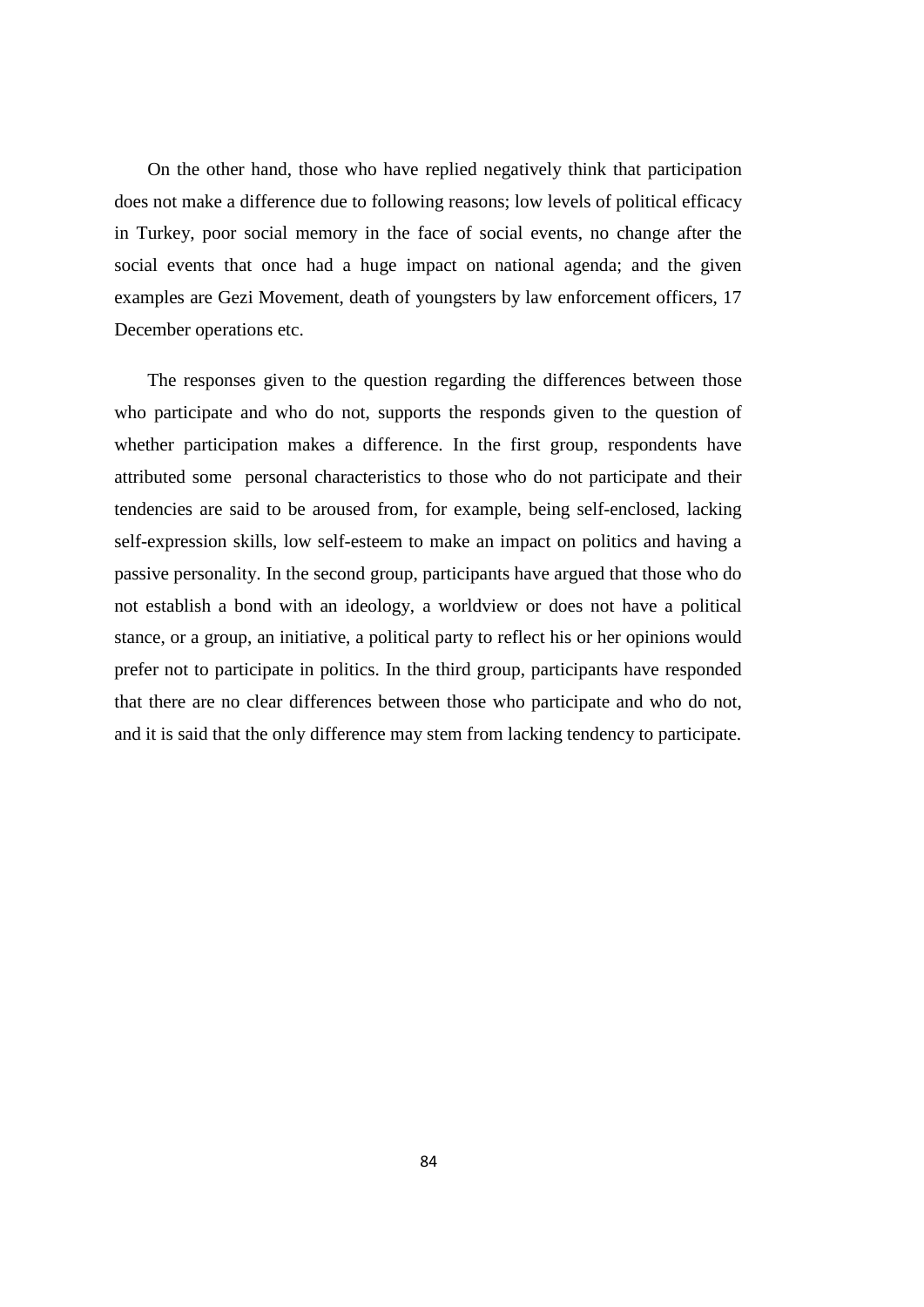On the other hand, those who have replied negatively think that participation does not make a difference due to following reasons; low levels of political efficacy in Turkey, poor social memory in the face of social events, no change after the social events that once had a huge impact on national agenda; and the given examples are Gezi Movement, death of youngsters by law enforcement officers, 17 December operations etc.

The responses given to the question regarding the differences between those who participate and who do not, supports the responds given to the question of whether participation makes a difference. In the first group, respondents have attributed some personal characteristics to those who do not participate and their tendencies are said to be aroused from, for example, being self-enclosed, lacking self-expression skills, low self-esteem to make an impact on politics and having a passive personality. In the second group, participants have argued that those who do not establish a bond with an ideology, a worldview or does not have a political stance, or a group, an initiative, a political party to reflect his or her opinions would prefer not to participate in politics. In the third group, participants have responded that there are no clear differences between those who participate and who do not, and it is said that the only difference may stem from lacking tendency to participate.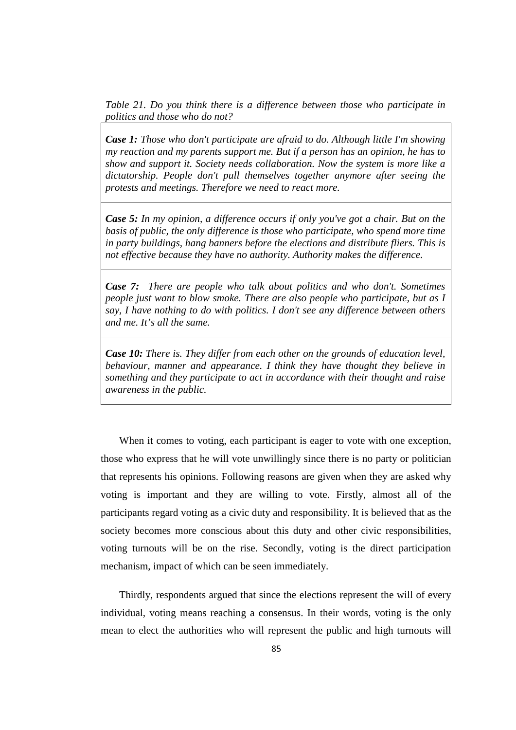*Table 21. Do you think there is a difference between those who participate in politics and those who do not?*

| ***Case 1:*** *Those who don't participate are afraid to do. Although little I'm showing my reaction and my parents support me. But if a person has an opinion, he has to show and support it. Society needs collaboration. Now the system is more like a dictatorship. People don't pull themselves together anymore after seeing the protests and meetings. Therefore we need to react more.* |
|---|
| ***Case 5:*** *In my opinion, a difference occurs if only you've got a chair. But on the basis of public, the only difference is those who participate, who spend more time in party buildings, hang banners before the elections and distribute fliers. This is not effective because they have no authority. Authority makes the difference.* |
| ***Case 7:*** *There are people who talk about politics and who don't. Sometimes people just want to blow smoke. There are also people who participate, but as I say, I have nothing to do with politics. I don't see any difference between others and me. It's all the same.* |
| ***Case 10:*** *There is. They differ from each other on the grounds of education level, behaviour, manner and appearance. I think they have thought they believe in something and they participate to act in accordance with their thought and raise awareness in the public.* |

When it comes to voting, each participant is eager to vote with one exception, those who express that he will vote unwillingly since there is no party or politician that represents his opinions. Following reasons are given when they are asked why voting is important and they are willing to vote. Firstly, almost all of the participants regard voting as a civic duty and responsibility. It is believed that as the society becomes more conscious about this duty and other civic responsibilities, voting turnouts will be on the rise. Secondly, voting is the direct participation mechanism, impact of which can be seen immediately.

Thirdly, respondents argued that since the elections represent the will of every individual, voting means reaching a consensus. In their words, voting is the only mean to elect the authorities who will represent the public and high turnouts will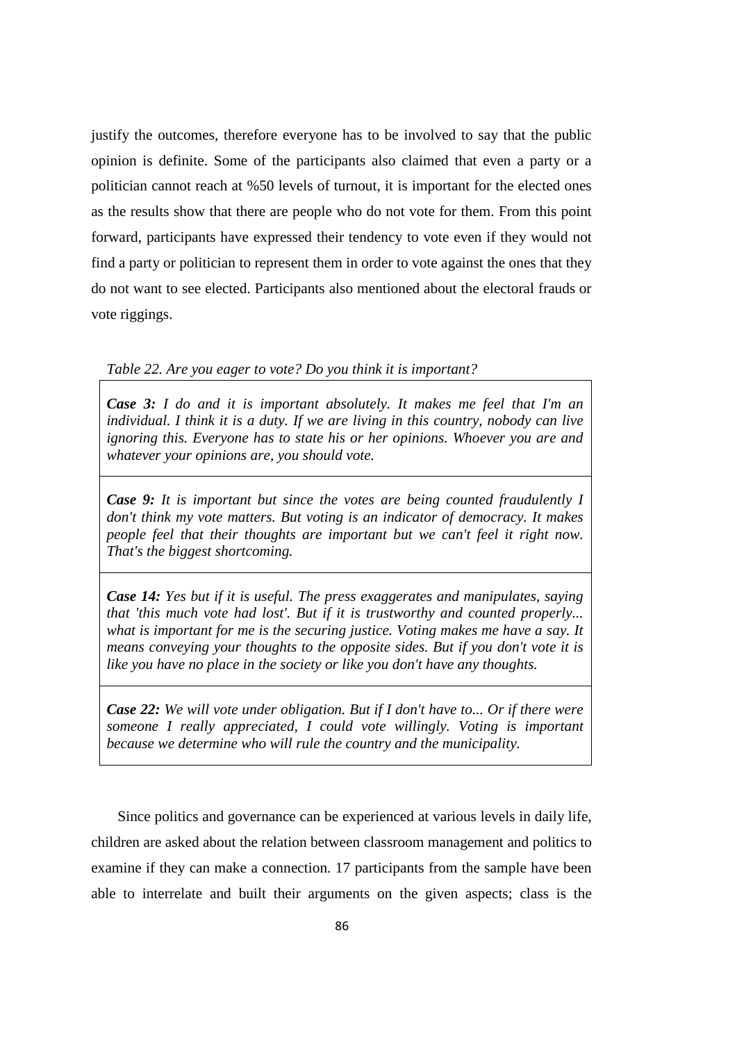justify the outcomes, therefore everyone has to be involved to say that the public opinion is definite. Some of the participants also claimed that even a party or a politician cannot reach at %50 levels of turnout, it is important for the elected ones as the results show that there are people who do not vote for them. From this point forward, participants have expressed their tendency to vote even if they would not find a party or politician to represent them in order to vote against the ones that they do not want to see elected. Participants also mentioned about the electoral frauds or vote riggings.

*Table 22. Are you eager to vote? Do you think it is important?*

| |
|---|
| ***Case 3:*** *I do and it is important absolutely. It makes me feel that I'm an individual. I think it is a duty. If we are living in this country, nobody can live ignoring this. Everyone has to state his or her opinions. Whoever you are and whatever your opinions are, you should vote.* |
| ***Case 9:*** *It is important but since the votes are being counted fraudulently I don't think my vote matters. But voting is an indicator of democracy. It makes people feel that their thoughts are important but we can't feel it right now. That's the biggest shortcoming.* |
| ***Case 14:*** *Yes but if it is useful. The press exaggerates and manipulates, saying that 'this much vote had lost'. But if it is trustworthy and counted properly... what is important for me is the securing justice. Voting makes me have a say. It means conveying your thoughts to the opposite sides. But if you don't vote it is like you have no place in the society or like you don't have any thoughts.* |
| ***Case 22:*** *We will vote under obligation. But if I don't have to... Or if there were someone I really appreciated, I could vote willingly. Voting is important because we determine who will rule the country and the municipality.* |

Since politics and governance can be experienced at various levels in daily life, children are asked about the relation between classroom management and politics to examine if they can make a connection. 17 participants from the sample have been able to interrelate and built their arguments on the given aspects; class is the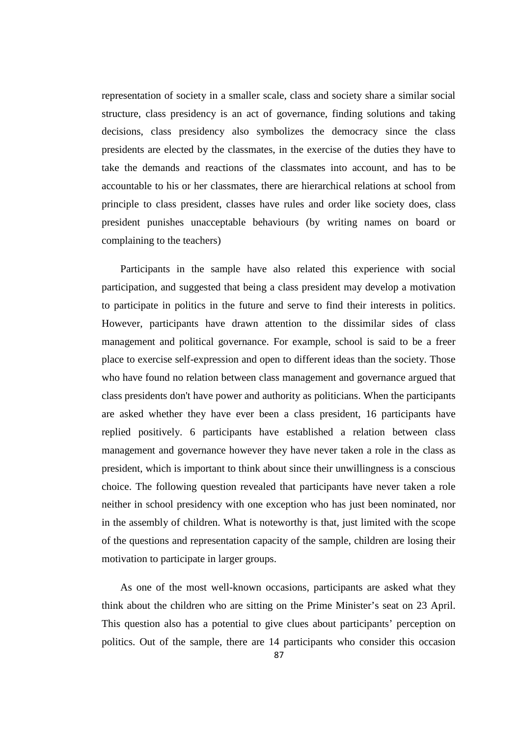representation of society in a smaller scale, class and society share a similar social structure, class presidency is an act of governance, finding solutions and taking decisions, class presidency also symbolizes the democracy since the class presidents are elected by the classmates, in the exercise of the duties they have to take the demands and reactions of the classmates into account, and has to be accountable to his or her classmates, there are hierarchical relations at school from principle to class president, classes have rules and order like society does, class president punishes unacceptable behaviours (by writing names on board or complaining to the teachers)

Participants in the sample have also related this experience with social participation, and suggested that being a class president may develop a motivation to participate in politics in the future and serve to find their interests in politics. However, participants have drawn attention to the dissimilar sides of class management and political governance. For example, school is said to be a freer place to exercise self-expression and open to different ideas than the society. Those who have found no relation between class management and governance argued that class presidents don't have power and authority as politicians. When the participants are asked whether they have ever been a class president, 16 participants have replied positively. 6 participants have established a relation between class management and governance however they have never taken a role in the class as president, which is important to think about since their unwillingness is a conscious choice. The following question revealed that participants have never taken a role neither in school presidency with one exception who has just been nominated, nor in the assembly of children. What is noteworthy is that, just limited with the scope of the questions and representation capacity of the sample, children are losing their motivation to participate in larger groups.

As one of the most well-known occasions, participants are asked what they think about the children who are sitting on the Prime Minister's seat on 23 April. This question also has a potential to give clues about participants' perception on politics. Out of the sample, there are 14 participants who consider this occasion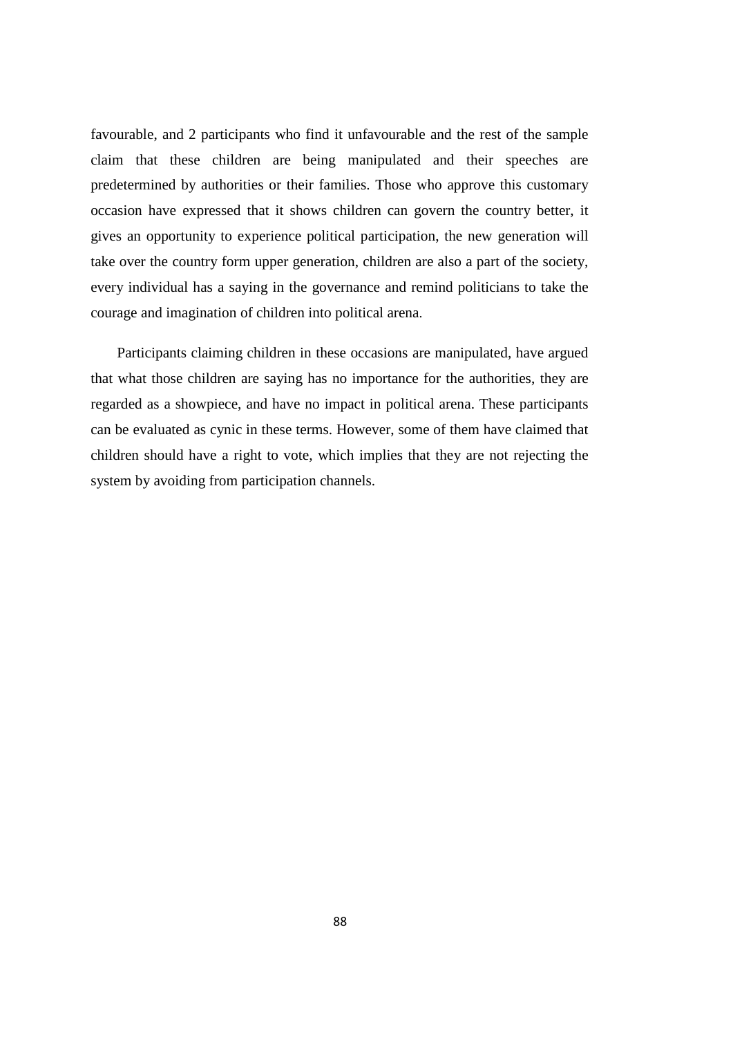favourable, and 2 participants who find it unfavourable and the rest of the sample claim that these children are being manipulated and their speeches are predetermined by authorities or their families. Those who approve this customary occasion have expressed that it shows children can govern the country better, it gives an opportunity to experience political participation, the new generation will take over the country form upper generation, children are also a part of the society, every individual has a saying in the governance and remind politicians to take the courage and imagination of children into political arena.

Participants claiming children in these occasions are manipulated, have argued that what those children are saying has no importance for the authorities, they are regarded as a showpiece, and have no impact in political arena. These participants can be evaluated as cynic in these terms. However, some of them have claimed that children should have a right to vote, which implies that they are not rejecting the system by avoiding from participation channels.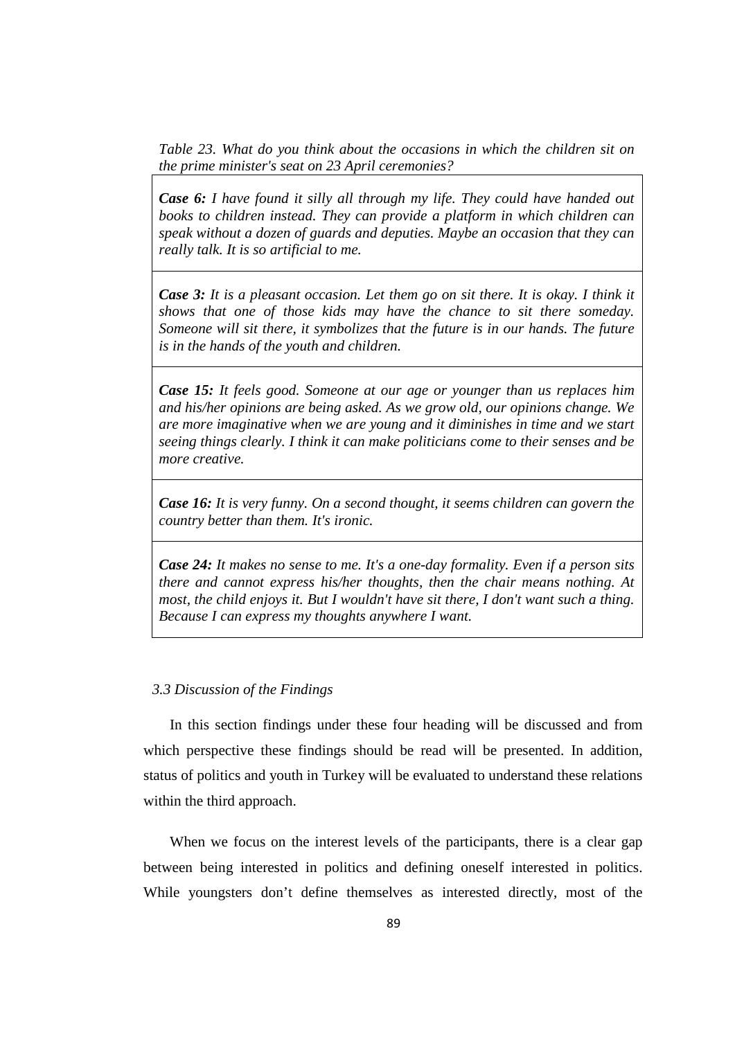*Table 23. What do you think about the occasions in which the children sit on the prime minister's seat on 23 April ceremonies?*

| |
|---|
| ***Case 6:*** *I have found it silly all through my life. They could have handed out books to children instead. They can provide a platform in which children can speak without a dozen of guards and deputies. Maybe an occasion that they can really talk. It is so artificial to me.* |
| ***Case 3:*** *It is a pleasant occasion. Let them go on sit there. It is okay. I think it shows that one of those kids may have the chance to sit there someday. Someone will sit there, it symbolizes that the future is in our hands. The future is in the hands of the youth and children.* |
| ***Case 15:*** *It feels good. Someone at our age or younger than us replaces him and his/her opinions are being asked. As we grow old, our opinions change. We are more imaginative when we are young and it diminishes in time and we start seeing things clearly. I think it can make politicians come to their senses and be more creative.* |
| ***Case 16:*** *It is very funny. On a second thought, it seems children can govern the country better than them. It's ironic.* |
| ***Case 24:*** *It makes no sense to me. It's a one-day formality. Even if a person sits there and cannot express his/her thoughts, then the chair means nothing. At most, the child enjoys it. But I wouldn't have sit there, I don't want such a thing. Because I can express my thoughts anywhere I want.* |

### *3.3 Discussion of the Findings*

In this section findings under these four heading will be discussed and from which perspective these findings should be read will be presented. In addition, status of politics and youth in Turkey will be evaluated to understand these relations within the third approach.

When we focus on the interest levels of the participants, there is a clear gap between being interested in politics and defining oneself interested in politics. While youngsters don't define themselves as interested directly, most of the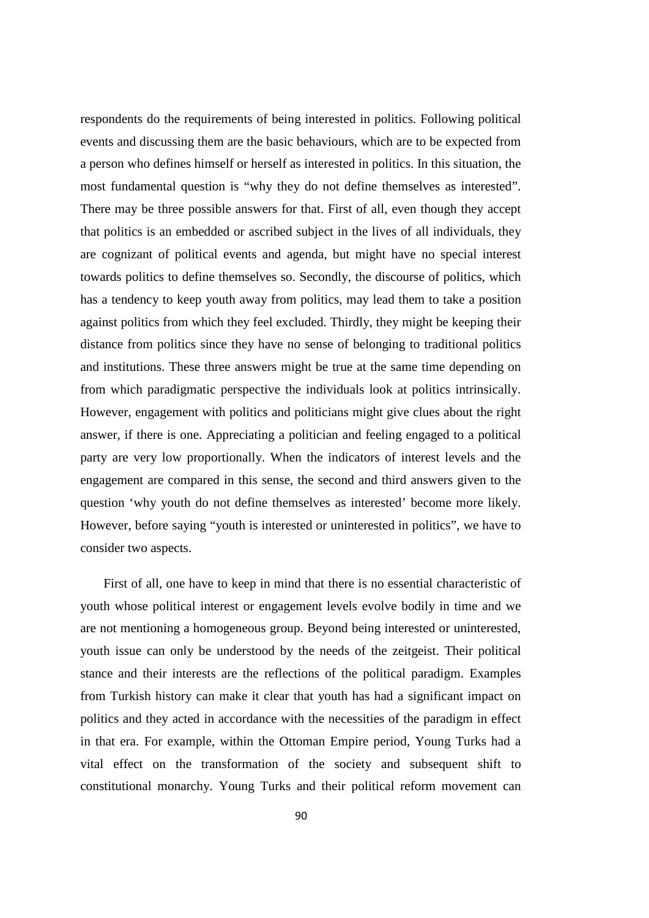respondents do the requirements of being interested in politics. Following political events and discussing them are the basic behaviours, which are to be expected from a person who defines himself or herself as interested in politics. In this situation, the most fundamental question is “why they do not define themselves as interested”. There may be three possible answers for that. First of all, even though they accept that politics is an embedded or ascribed subject in the lives of all individuals, they are cognizant of political events and agenda, but might have no special interest towards politics to define themselves so. Secondly, the discourse of politics, which has a tendency to keep youth away from politics, may lead them to take a position against politics from which they feel excluded. Thirdly, they might be keeping their distance from politics since they have no sense of belonging to traditional politics and institutions. These three answers might be true at the same time depending on from which paradigmatic perspective the individuals look at politics intrinsically. However, engagement with politics and politicians might give clues about the right answer, if there is one. Appreciating a politician and feeling engaged to a political party are very low proportionally. When the indicators of interest levels and the engagement are compared in this sense, the second and third answers given to the question ‘why youth do not define themselves as interested’ become more likely. However, before saying “youth is interested or uninterested in politics”, we have to consider two aspects.

First of all, one have to keep in mind that there is no essential characteristic of youth whose political interest or engagement levels evolve bodily in time and we are not mentioning a homogeneous group. Beyond being interested or uninterested, youth issue can only be understood by the needs of the zeitgeist. Their political stance and their interests are the reflections of the political paradigm. Examples from Turkish history can make it clear that youth has had a significant impact on politics and they acted in accordance with the necessities of the paradigm in effect in that era. For example, within the Ottoman Empire period, Young Turks had a vital effect on the transformation of the society and subsequent shift to constitutional monarchy. Young Turks and their political reform movement can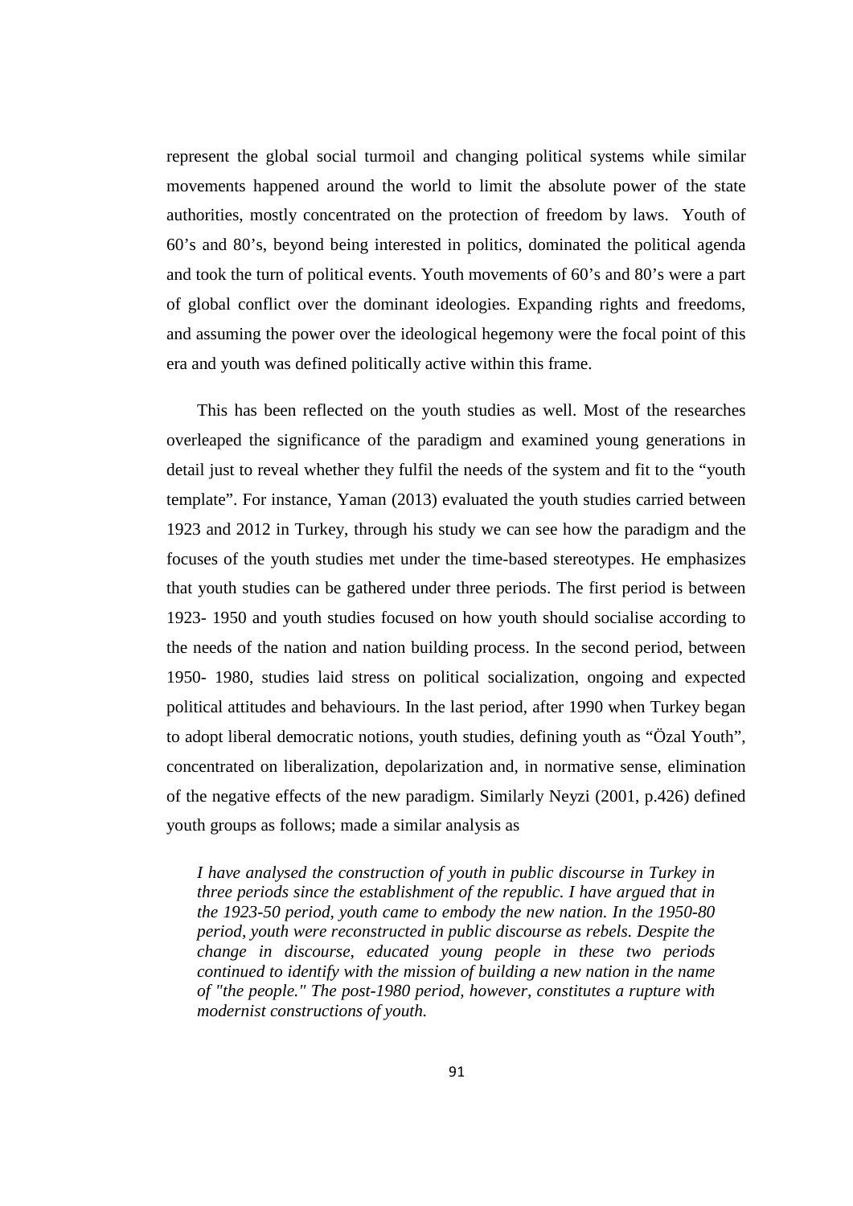represent the global social turmoil and changing political systems while similar movements happened around the world to limit the absolute power of the state authorities, mostly concentrated on the protection of freedom by laws. Youth of 60's and 80's, beyond being interested in politics, dominated the political agenda and took the turn of political events. Youth movements of 60's and 80's were a part of global conflict over the dominant ideologies. Expanding rights and freedoms, and assuming the power over the ideological hegemony were the focal point of this era and youth was defined politically active within this frame.

This has been reflected on the youth studies as well. Most of the researches overleaped the significance of the paradigm and examined young generations in detail just to reveal whether they fulfil the needs of the system and fit to the "youth template". For instance, Yaman (2013) evaluated the youth studies carried between 1923 and 2012 in Turkey, through his study we can see how the paradigm and the focuses of the youth studies met under the time-based stereotypes. He emphasizes that youth studies can be gathered under three periods. The first period is between 1923- 1950 and youth studies focused on how youth should socialise according to the needs of the nation and nation building process. In the second period, between 1950- 1980, studies laid stress on political socialization, ongoing and expected political attitudes and behaviours. In the last period, after 1990 when Turkey began to adopt liberal democratic notions, youth studies, defining youth as "Özal Youth", concentrated on liberalization, depolarization and, in normative sense, elimination of the negative effects of the new paradigm. Similarly Neyzi (2001, p.426) defined youth groups as follows; made a similar analysis as

> *I have analysed the construction of youth in public discourse in Turkey in three periods since the establishment of the republic. I have argued that in the 1923-50 period, youth came to embody the new nation. In the 1950-80 period, youth were reconstructed in public discourse as rebels. Despite the change in discourse, educated young people in these two periods continued to identify with the mission of building a new nation in the name of "the people." The post-1980 period, however, constitutes a rupture with modernist constructions of youth.*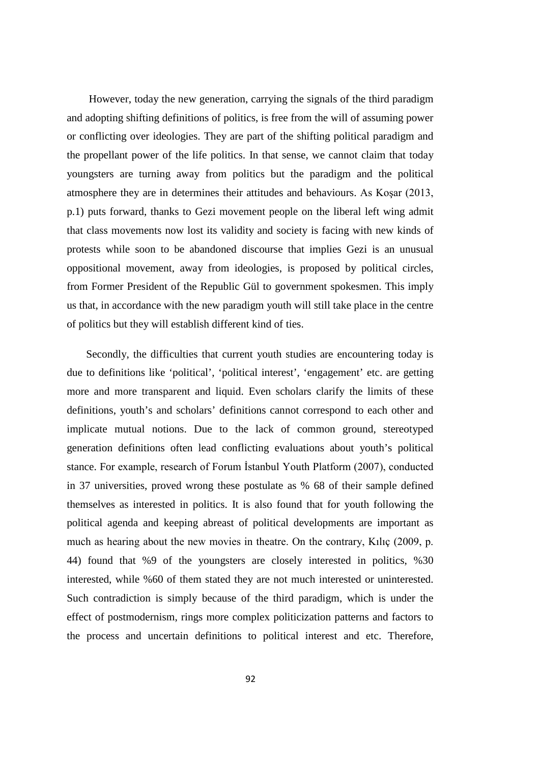However, today the new generation, carrying the signals of the third paradigm and adopting shifting definitions of politics, is free from the will of assuming power or conflicting over ideologies. They are part of the shifting political paradigm and the propellant power of the life politics. In that sense, we cannot claim that today youngsters are turning away from politics but the paradigm and the political atmosphere they are in determines their attitudes and behaviours. As Koşar (2013, p.1) puts forward, thanks to Gezi movement people on the liberal left wing admit that class movements now lost its validity and society is facing with new kinds of protests while soon to be abandoned discourse that implies Gezi is an unusual oppositional movement, away from ideologies, is proposed by political circles, from Former President of the Republic Gül to government spokesmen. This imply us that, in accordance with the new paradigm youth will still take place in the centre of politics but they will establish different kind of ties.

Secondly, the difficulties that current youth studies are encountering today is due to definitions like 'political', 'political interest', 'engagement' etc. are getting more and more transparent and liquid. Even scholars clarify the limits of these definitions, youth's and scholars' definitions cannot correspond to each other and implicate mutual notions. Due to the lack of common ground, stereotyped generation definitions often lead conflicting evaluations about youth's political stance. For example, research of Forum İstanbul Youth Platform (2007), conducted in 37 universities, proved wrong these postulate as % 68 of their sample defined themselves as interested in politics. It is also found that for youth following the political agenda and keeping abreast of political developments are important as much as hearing about the new movies in theatre. On the contrary, Kılıç (2009, p. 44) found that %9 of the youngsters are closely interested in politics, %30 interested, while %60 of them stated they are not much interested or uninterested. Such contradiction is simply because of the third paradigm, which is under the effect of postmodernism, rings more complex politicization patterns and factors to the process and uncertain definitions to political interest and etc. Therefore,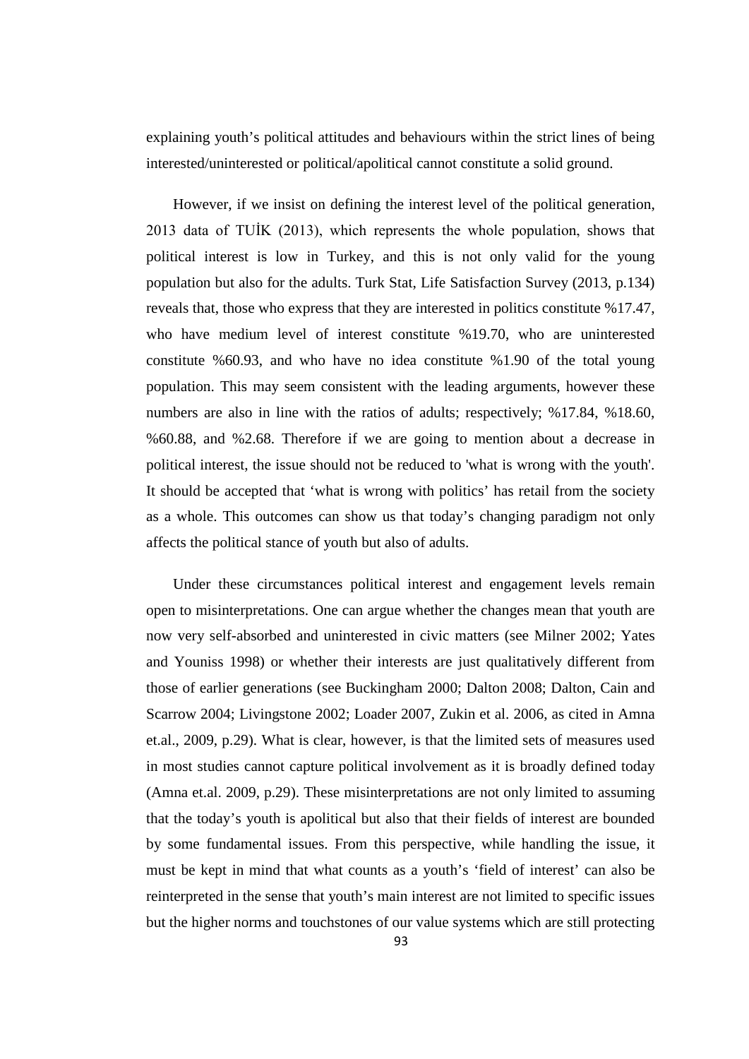explaining youth's political attitudes and behaviours within the strict lines of being interested/uninterested or political/apolitical cannot constitute a solid ground.

However, if we insist on defining the interest level of the political generation, 2013 data of TUİK (2013), which represents the whole population, shows that political interest is low in Turkey, and this is not only valid for the young population but also for the adults. Turk Stat, Life Satisfaction Survey (2013, p.134) reveals that, those who express that they are interested in politics constitute %17.47, who have medium level of interest constitute %19.70, who are uninterested constitute %60.93, and who have no idea constitute %1.90 of the total young population. This may seem consistent with the leading arguments, however these numbers are also in line with the ratios of adults; respectively; %17.84, %18.60, %60.88, and %2.68. Therefore if we are going to mention about a decrease in political interest, the issue should not be reduced to 'what is wrong with the youth'. It should be accepted that 'what is wrong with politics' has retail from the society as a whole. This outcomes can show us that today's changing paradigm not only affects the political stance of youth but also of adults.

Under these circumstances political interest and engagement levels remain open to misinterpretations. One can argue whether the changes mean that youth are now very self-absorbed and uninterested in civic matters (see Milner 2002; Yates and Youniss 1998) or whether their interests are just qualitatively different from those of earlier generations (see Buckingham 2000; Dalton 2008; Dalton, Cain and Scarrow 2004; Livingstone 2002; Loader 2007, Zukin et al. 2006, as cited in Amna et.al., 2009, p.29). What is clear, however, is that the limited sets of measures used in most studies cannot capture political involvement as it is broadly defined today (Amna et.al. 2009, p.29). These misinterpretations are not only limited to assuming that the today's youth is apolitical but also that their fields of interest are bounded by some fundamental issues. From this perspective, while handling the issue, it must be kept in mind that what counts as a youth's 'field of interest' can also be reinterpreted in the sense that youth's main interest are not limited to specific issues but the higher norms and touchstones of our value systems which are still protecting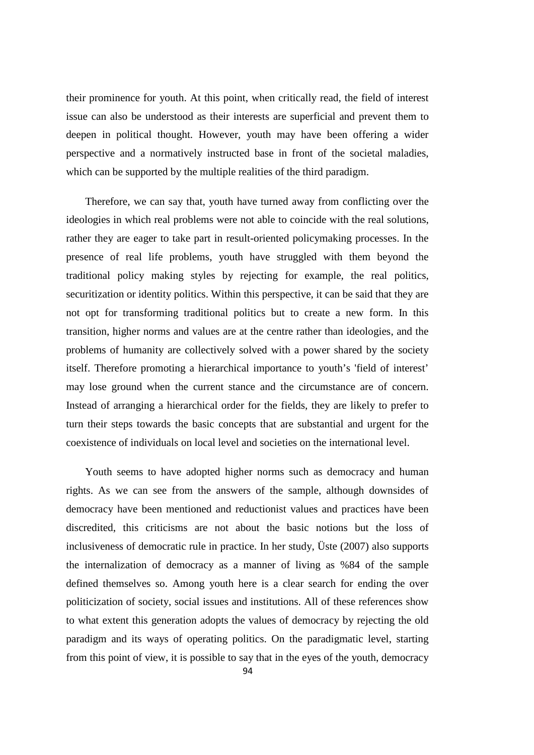their prominence for youth. At this point, when critically read, the field of interest issue can also be understood as their interests are superficial and prevent them to deepen in political thought. However, youth may have been offering a wider perspective and a normatively instructed base in front of the societal maladies, which can be supported by the multiple realities of the third paradigm.

Therefore, we can say that, youth have turned away from conflicting over the ideologies in which real problems were not able to coincide with the real solutions, rather they are eager to take part in result-oriented policymaking processes. In the presence of real life problems, youth have struggled with them beyond the traditional policy making styles by rejecting for example, the real politics, securitization or identity politics. Within this perspective, it can be said that they are not opt for transforming traditional politics but to create a new form. In this transition, higher norms and values are at the centre rather than ideologies, and the problems of humanity are collectively solved with a power shared by the society itself. Therefore promoting a hierarchical importance to youth's 'field of interest' may lose ground when the current stance and the circumstance are of concern. Instead of arranging a hierarchical order for the fields, they are likely to prefer to turn their steps towards the basic concepts that are substantial and urgent for the coexistence of individuals on local level and societies on the international level.

Youth seems to have adopted higher norms such as democracy and human rights. As we can see from the answers of the sample, although downsides of democracy have been mentioned and reductionist values and practices have been discredited, this criticisms are not about the basic notions but the loss of inclusiveness of democratic rule in practice. In her study, Üste (2007) also supports the internalization of democracy as a manner of living as %84 of the sample defined themselves so. Among youth here is a clear search for ending the over politicization of society, social issues and institutions. All of these references show to what extent this generation adopts the values of democracy by rejecting the old paradigm and its ways of operating politics. On the paradigmatic level, starting from this point of view, it is possible to say that in the eyes of the youth, democracy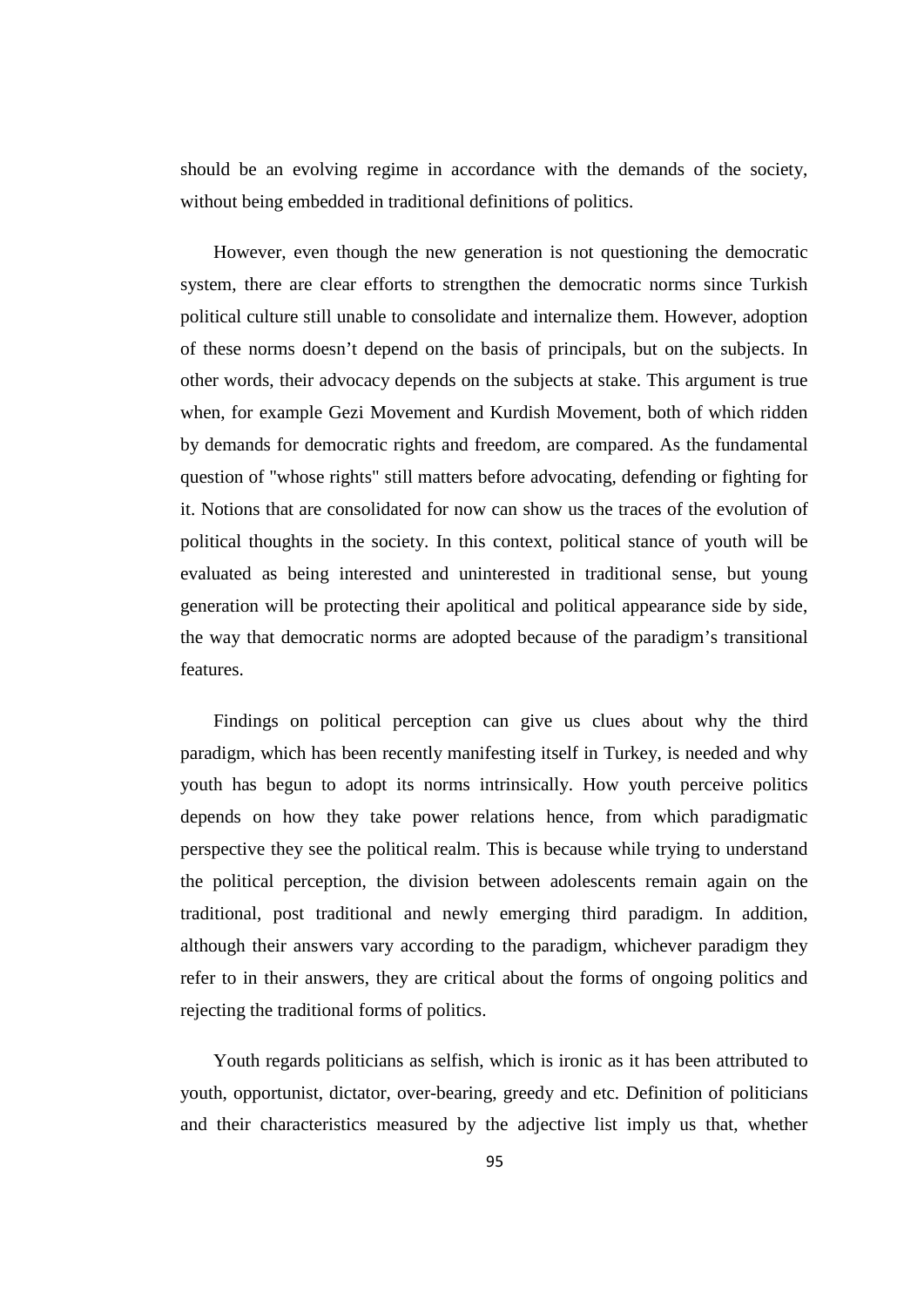should be an evolving regime in accordance with the demands of the society, without being embedded in traditional definitions of politics.

However, even though the new generation is not questioning the democratic system, there are clear efforts to strengthen the democratic norms since Turkish political culture still unable to consolidate and internalize them. However, adoption of these norms doesn't depend on the basis of principals, but on the subjects. In other words, their advocacy depends on the subjects at stake. This argument is true when, for example Gezi Movement and Kurdish Movement, both of which ridden by demands for democratic rights and freedom, are compared. As the fundamental question of "whose rights" still matters before advocating, defending or fighting for it. Notions that are consolidated for now can show us the traces of the evolution of political thoughts in the society. In this context, political stance of youth will be evaluated as being interested and uninterested in traditional sense, but young generation will be protecting their apolitical and political appearance side by side, the way that democratic norms are adopted because of the paradigm's transitional features.

Findings on political perception can give us clues about why the third paradigm, which has been recently manifesting itself in Turkey, is needed and why youth has begun to adopt its norms intrinsically. How youth perceive politics depends on how they take power relations hence, from which paradigmatic perspective they see the political realm. This is because while trying to understand the political perception, the division between adolescents remain again on the traditional, post traditional and newly emerging third paradigm. In addition, although their answers vary according to the paradigm, whichever paradigm they refer to in their answers, they are critical about the forms of ongoing politics and rejecting the traditional forms of politics.

Youth regards politicians as selfish, which is ironic as it has been attributed to youth, opportunist, dictator, over-bearing, greedy and etc. Definition of politicians and their characteristics measured by the adjective list imply us that, whether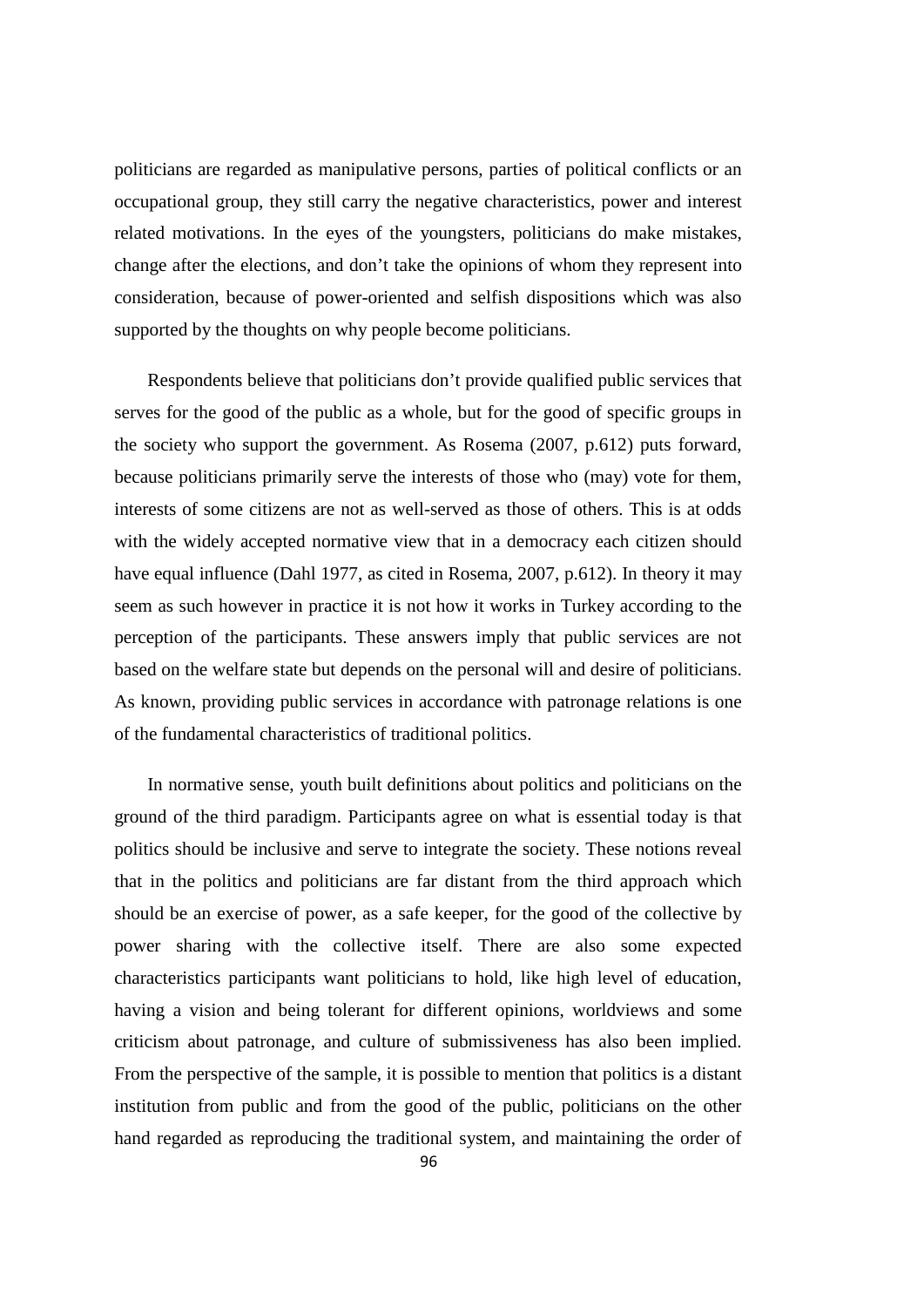politicians are regarded as manipulative persons, parties of political conflicts or an occupational group, they still carry the negative characteristics, power and interest related motivations. In the eyes of the youngsters, politicians do make mistakes, change after the elections, and don't take the opinions of whom they represent into consideration, because of power-oriented and selfish dispositions which was also supported by the thoughts on why people become politicians.

Respondents believe that politicians don't provide qualified public services that serves for the good of the public as a whole, but for the good of specific groups in the society who support the government. As Rosema (2007, p.612) puts forward, because politicians primarily serve the interests of those who (may) vote for them, interests of some citizens are not as well-served as those of others. This is at odds with the widely accepted normative view that in a democracy each citizen should have equal influence (Dahl 1977, as cited in Rosema, 2007, p.612). In theory it may seem as such however in practice it is not how it works in Turkey according to the perception of the participants. These answers imply that public services are not based on the welfare state but depends on the personal will and desire of politicians. As known, providing public services in accordance with patronage relations is one of the fundamental characteristics of traditional politics.

In normative sense, youth built definitions about politics and politicians on the ground of the third paradigm. Participants agree on what is essential today is that politics should be inclusive and serve to integrate the society. These notions reveal that in the politics and politicians are far distant from the third approach which should be an exercise of power, as a safe keeper, for the good of the collective by power sharing with the collective itself. There are also some expected characteristics participants want politicians to hold, like high level of education, having a vision and being tolerant for different opinions, worldviews and some criticism about patronage, and culture of submissiveness has also been implied. From the perspective of the sample, it is possible to mention that politics is a distant institution from public and from the good of the public, politicians on the other hand regarded as reproducing the traditional system, and maintaining the order of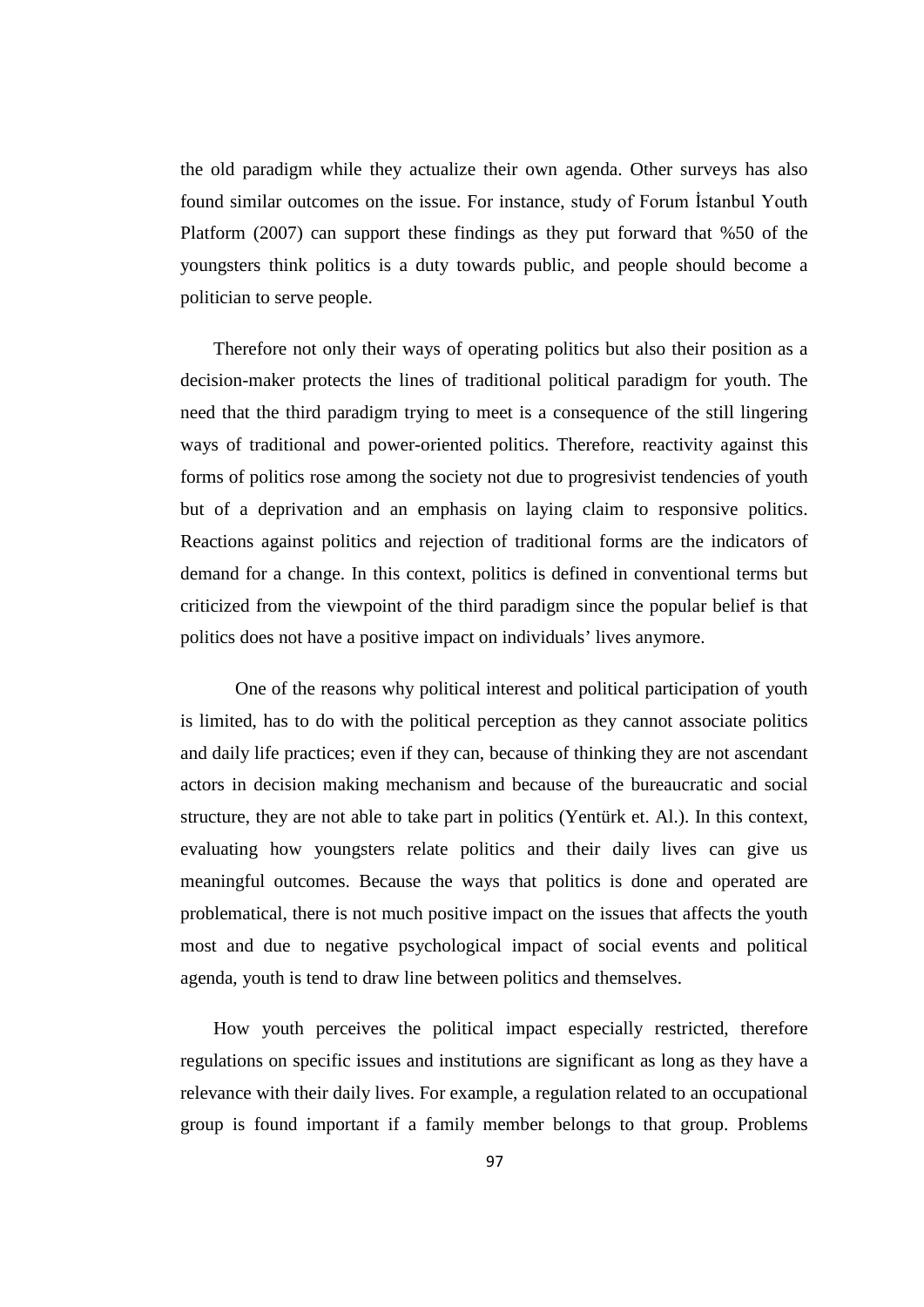the old paradigm while they actualize their own agenda. Other surveys has also found similar outcomes on the issue. For instance, study of Forum İstanbul Youth Platform (2007) can support these findings as they put forward that %50 of the youngsters think politics is a duty towards public, and people should become a politician to serve people.

Therefore not only their ways of operating politics but also their position as a decision-maker protects the lines of traditional political paradigm for youth. The need that the third paradigm trying to meet is a consequence of the still lingering ways of traditional and power-oriented politics. Therefore, reactivity against this forms of politics rose among the society not due to progresivist tendencies of youth but of a deprivation and an emphasis on laying claim to responsive politics. Reactions against politics and rejection of traditional forms are the indicators of demand for a change. In this context, politics is defined in conventional terms but criticized from the viewpoint of the third paradigm since the popular belief is that politics does not have a positive impact on individuals' lives anymore.

One of the reasons why political interest and political participation of youth is limited, has to do with the political perception as they cannot associate politics and daily life practices; even if they can, because of thinking they are not ascendant actors in decision making mechanism and because of the bureaucratic and social structure, they are not able to take part in politics (Yentürk et. Al.). In this context, evaluating how youngsters relate politics and their daily lives can give us meaningful outcomes. Because the ways that politics is done and operated are problematical, there is not much positive impact on the issues that affects the youth most and due to negative psychological impact of social events and political agenda, youth is tend to draw line between politics and themselves.

How youth perceives the political impact especially restricted, therefore regulations on specific issues and institutions are significant as long as they have a relevance with their daily lives. For example, a regulation related to an occupational group is found important if a family member belongs to that group. Problems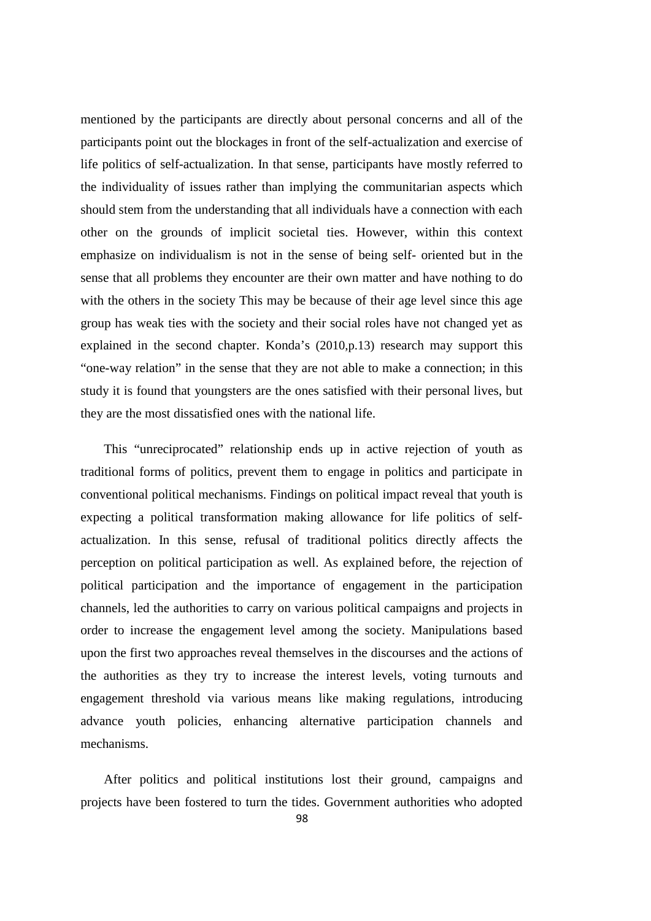mentioned by the participants are directly about personal concerns and all of the participants point out the blockages in front of the self-actualization and exercise of life politics of self-actualization. In that sense, participants have mostly referred to the individuality of issues rather than implying the communitarian aspects which should stem from the understanding that all individuals have a connection with each other on the grounds of implicit societal ties. However, within this context emphasize on individualism is not in the sense of being self- oriented but in the sense that all problems they encounter are their own matter and have nothing to do with the others in the society This may be because of their age level since this age group has weak ties with the society and their social roles have not changed yet as explained in the second chapter. Konda's (2010,p.13) research may support this "one-way relation" in the sense that they are not able to make a connection; in this study it is found that youngsters are the ones satisfied with their personal lives, but they are the most dissatisfied ones with the national life.

This "unreciprocated" relationship ends up in active rejection of youth as traditional forms of politics, prevent them to engage in politics and participate in conventional political mechanisms. Findings on political impact reveal that youth is expecting a political transformation making allowance for life politics of self-actualization. In this sense, refusal of traditional politics directly affects the perception on political participation as well. As explained before, the rejection of political participation and the importance of engagement in the participation channels, led the authorities to carry on various political campaigns and projects in order to increase the engagement level among the society. Manipulations based upon the first two approaches reveal themselves in the discourses and the actions of the authorities as they try to increase the interest levels, voting turnouts and engagement threshold via various means like making regulations, introducing advance youth policies, enhancing alternative participation channels and mechanisms.

After politics and political institutions lost their ground, campaigns and projects have been fostered to turn the tides. Government authorities who adopted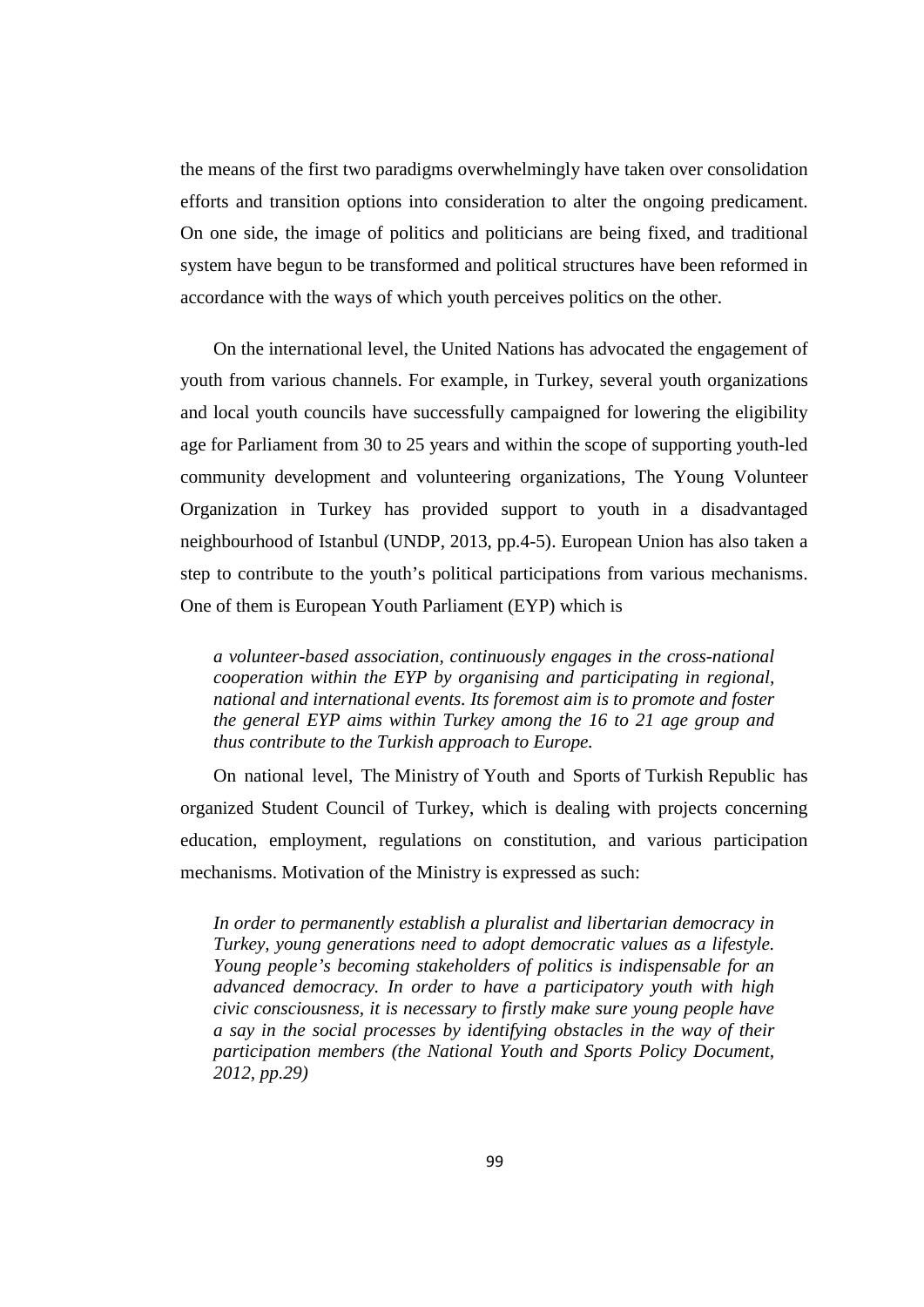the means of the first two paradigms overwhelmingly have taken over consolidation efforts and transition options into consideration to alter the ongoing predicament. On one side, the image of politics and politicians are being fixed, and traditional system have begun to be transformed and political structures have been reformed in accordance with the ways of which youth perceives politics on the other.

On the international level, the United Nations has advocated the engagement of youth from various channels. For example, in Turkey, several youth organizations and local youth councils have successfully campaigned for lowering the eligibility age for Parliament from 30 to 25 years and within the scope of supporting youth-led community development and volunteering organizations, The Young Volunteer Organization in Turkey has provided support to youth in a disadvantaged neighbourhood of Istanbul (UNDP, 2013, pp.4-5). European Union has also taken a step to contribute to the youth's political participations from various mechanisms. One of them is European Youth Parliament (EYP) which is

> *a volunteer-based association, continuously engages in the cross-national cooperation within the EYP by organising and participating in regional, national and international events. Its foremost aim is to promote and foster the general EYP aims within Turkey among the 16 to 21 age group and thus contribute to the Turkish approach to Europe.*

On national level, The Ministry of Youth and Sports of Turkish Republic has organized Student Council of Turkey, which is dealing with projects concerning education, employment, regulations on constitution, and various participation mechanisms. Motivation of the Ministry is expressed as such:

> *In order to permanently establish a pluralist and libertarian democracy in Turkey, young generations need to adopt democratic values as a lifestyle. Young people's becoming stakeholders of politics is indispensable for an advanced democracy. In order to have a participatory youth with high civic consciousness, it is necessary to firstly make sure young people have a say in the social processes by identifying obstacles in the way of their participation members (the National Youth and Sports Policy Document, 2012, pp.29)*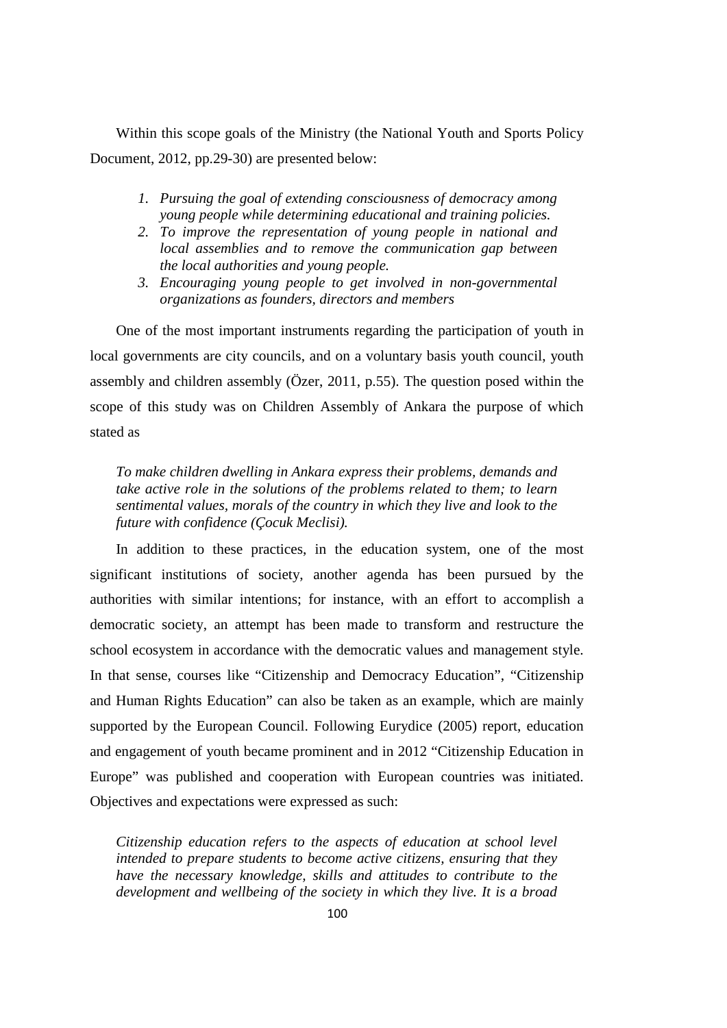Within this scope goals of the Ministry (the National Youth and Sports Policy Document, 2012, pp.29-30) are presented below:

> 1. *Pursuing the goal of extending consciousness of democracy among young people while determining educational and training policies.*
> 2. *To improve the representation of young people in national and local assemblies and to remove the communication gap between the local authorities and young people.*
> 3. *Encouraging young people to get involved in non-governmental organizations as founders, directors and members*

One of the most important instruments regarding the participation of youth in local governments are city councils, and on a voluntary basis youth council, youth assembly and children assembly (Özer, 2011, p.55). The question posed within the scope of this study was on Children Assembly of Ankara the purpose of which stated as

> *To make children dwelling in Ankara express their problems, demands and take active role in the solutions of the problems related to them; to learn sentimental values, morals of the country in which they live and look to the future with confidence (Çocuk Meclisi).*

In addition to these practices, in the education system, one of the most significant institutions of society, another agenda has been pursued by the authorities with similar intentions; for instance, with an effort to accomplish a democratic society, an attempt has been made to transform and restructure the school ecosystem in accordance with the democratic values and management style. In that sense, courses like "Citizenship and Democracy Education", "Citizenship and Human Rights Education" can also be taken as an example, which are mainly supported by the European Council. Following Eurydice (2005) report, education and engagement of youth became prominent and in 2012 "Citizenship Education in Europe" was published and cooperation with European countries was initiated. Objectives and expectations were expressed as such:

> *Citizenship education refers to the aspects of education at school level intended to prepare students to become active citizens, ensuring that they have the necessary knowledge, skills and attitudes to contribute to the development and wellbeing of the society in which they live. It is a broad*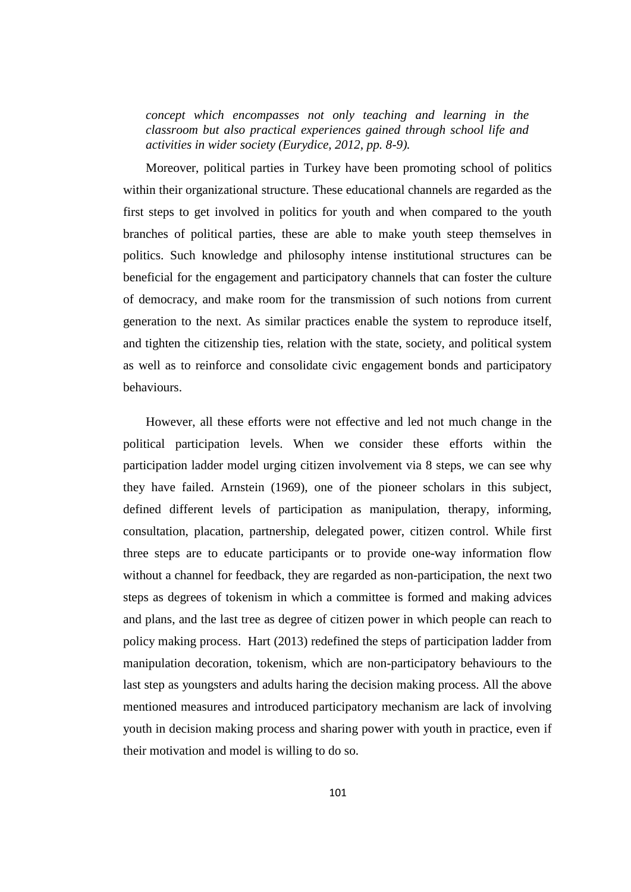*concept which encompasses not only teaching and learning in the classroom but also practical experiences gained through school life and activities in wider society (Eurydice, 2012, pp. 8-9).*

Moreover, political parties in Turkey have been promoting school of politics within their organizational structure. These educational channels are regarded as the first steps to get involved in politics for youth and when compared to the youth branches of political parties, these are able to make youth steep themselves in politics. Such knowledge and philosophy intense institutional structures can be beneficial for the engagement and participatory channels that can foster the culture of democracy, and make room for the transmission of such notions from current generation to the next. As similar practices enable the system to reproduce itself, and tighten the citizenship ties, relation with the state, society, and political system as well as to reinforce and consolidate civic engagement bonds and participatory behaviours.

However, all these efforts were not effective and led not much change in the political participation levels. When we consider these efforts within the participation ladder model urging citizen involvement via 8 steps, we can see why they have failed. Arnstein (1969), one of the pioneer scholars in this subject, defined different levels of participation as manipulation, therapy, informing, consultation, placation, partnership, delegated power, citizen control. While first three steps are to educate participants or to provide one-way information flow without a channel for feedback, they are regarded as non-participation, the next two steps as degrees of tokenism in which a committee is formed and making advices and plans, and the last tree as degree of citizen power in which people can reach to policy making process. Hart (2013) redefined the steps of participation ladder from manipulation decoration, tokenism, which are non-participatory behaviours to the last step as youngsters and adults haring the decision making process. All the above mentioned measures and introduced participatory mechanism are lack of involving youth in decision making process and sharing power with youth in practice, even if their motivation and model is willing to do so.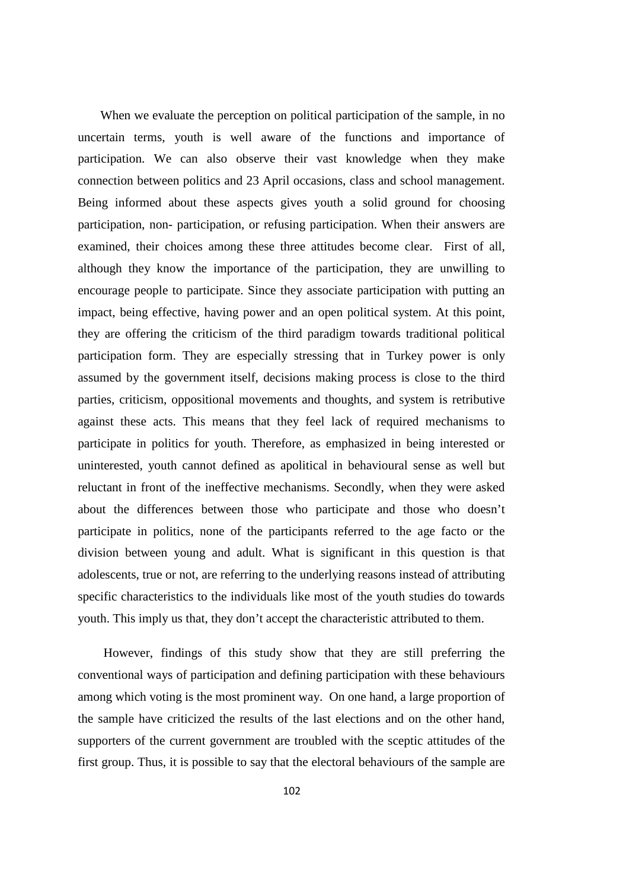When we evaluate the perception on political participation of the sample, in no uncertain terms, youth is well aware of the functions and importance of participation. We can also observe their vast knowledge when they make connection between politics and 23 April occasions, class and school management. Being informed about these aspects gives youth a solid ground for choosing participation, non- participation, or refusing participation. When their answers are examined, their choices among these three attitudes become clear. First of all, although they know the importance of the participation, they are unwilling to encourage people to participate. Since they associate participation with putting an impact, being effective, having power and an open political system. At this point, they are offering the criticism of the third paradigm towards traditional political participation form. They are especially stressing that in Turkey power is only assumed by the government itself, decisions making process is close to the third parties, criticism, oppositional movements and thoughts, and system is retributive against these acts. This means that they feel lack of required mechanisms to participate in politics for youth. Therefore, as emphasized in being interested or uninterested, youth cannot defined as apolitical in behavioural sense as well but reluctant in front of the ineffective mechanisms. Secondly, when they were asked about the differences between those who participate and those who doesn't participate in politics, none of the participants referred to the age facto or the division between young and adult. What is significant in this question is that adolescents, true or not, are referring to the underlying reasons instead of attributing specific characteristics to the individuals like most of the youth studies do towards youth. This imply us that, they don't accept the characteristic attributed to them.

However, findings of this study show that they are still preferring the conventional ways of participation and defining participation with these behaviours among which voting is the most prominent way. On one hand, a large proportion of the sample have criticized the results of the last elections and on the other hand, supporters of the current government are troubled with the sceptic attitudes of the first group. Thus, it is possible to say that the electoral behaviours of the sample are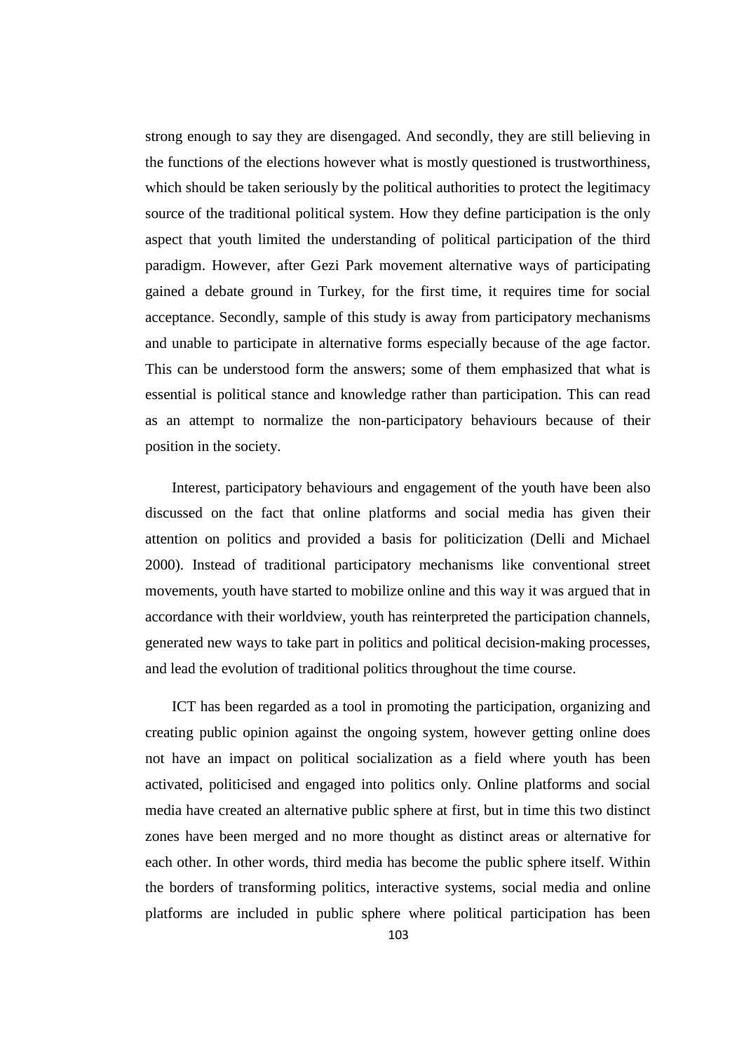strong enough to say they are disengaged. And secondly, they are still believing in the functions of the elections however what is mostly questioned is trustworthiness, which should be taken seriously by the political authorities to protect the legitimacy source of the traditional political system. How they define participation is the only aspect that youth limited the understanding of political participation of the third paradigm. However, after Gezi Park movement alternative ways of participating gained a debate ground in Turkey, for the first time, it requires time for social acceptance. Secondly, sample of this study is away from participatory mechanisms and unable to participate in alternative forms especially because of the age factor. This can be understood form the answers; some of them emphasized that what is essential is political stance and knowledge rather than participation. This can read as an attempt to normalize the non-participatory behaviours because of their position in the society.

Interest, participatory behaviours and engagement of the youth have been also discussed on the fact that online platforms and social media has given their attention on politics and provided a basis for politicization (Delli and Michael 2000). Instead of traditional participatory mechanisms like conventional street movements, youth have started to mobilize online and this way it was argued that in accordance with their worldview, youth has reinterpreted the participation channels, generated new ways to take part in politics and political decision-making processes, and lead the evolution of traditional politics throughout the time course.

ICT has been regarded as a tool in promoting the participation, organizing and creating public opinion against the ongoing system, however getting online does not have an impact on political socialization as a field where youth has been activated, politicised and engaged into politics only. Online platforms and social media have created an alternative public sphere at first, but in time this two distinct zones have been merged and no more thought as distinct areas or alternative for each other. In other words, third media has become the public sphere itself. Within the borders of transforming politics, interactive systems, social media and online platforms are included in public sphere where political participation has been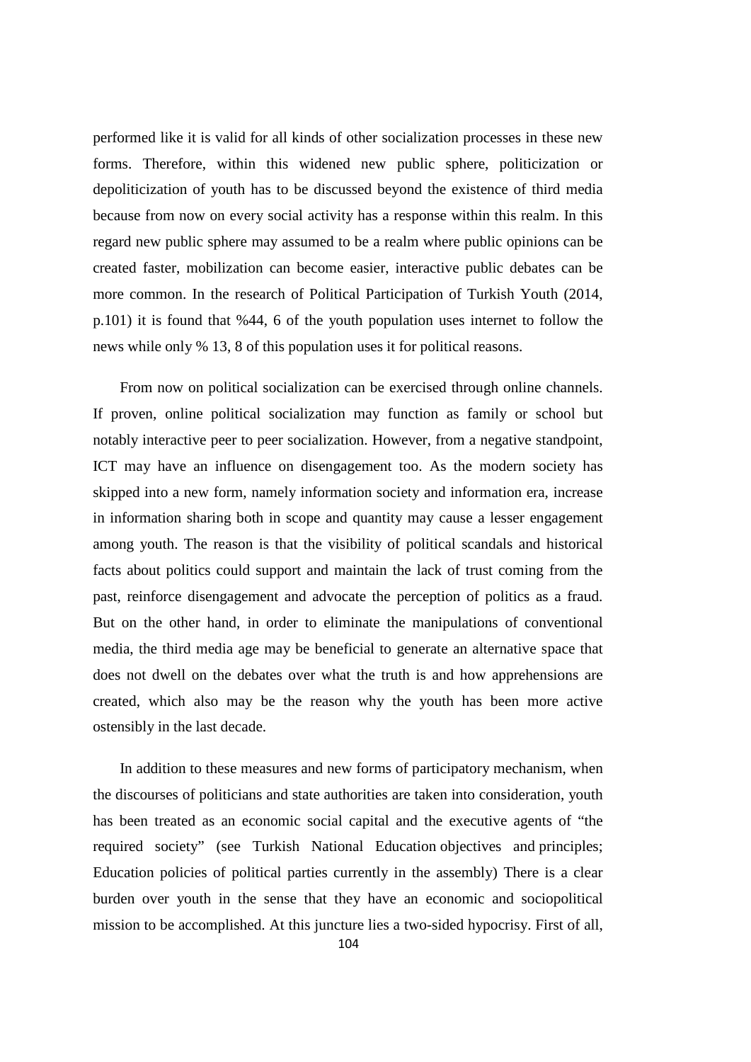performed like it is valid for all kinds of other socialization processes in these new forms. Therefore, within this widened new public sphere, politicization or depoliticization of youth has to be discussed beyond the existence of third media because from now on every social activity has a response within this realm. In this regard new public sphere may assumed to be a realm where public opinions can be created faster, mobilization can become easier, interactive public debates can be more common. In the research of Political Participation of Turkish Youth (2014, p.101) it is found that %44, 6 of the youth population uses internet to follow the news while only % 13, 8 of this population uses it for political reasons.

From now on political socialization can be exercised through online channels. If proven, online political socialization may function as family or school but notably interactive peer to peer socialization. However, from a negative standpoint, ICT may have an influence on disengagement too. As the modern society has skipped into a new form, namely information society and information era, increase in information sharing both in scope and quantity may cause a lesser engagement among youth. The reason is that the visibility of political scandals and historical facts about politics could support and maintain the lack of trust coming from the past, reinforce disengagement and advocate the perception of politics as a fraud. But on the other hand, in order to eliminate the manipulations of conventional media, the third media age may be beneficial to generate an alternative space that does not dwell on the debates over what the truth is and how apprehensions are created, which also may be the reason why the youth has been more active ostensibly in the last decade.

In addition to these measures and new forms of participatory mechanism, when the discourses of politicians and state authorities are taken into consideration, youth has been treated as an economic social capital and the executive agents of "the required society" (see Turkish National Education objectives and principles; Education policies of political parties currently in the assembly) There is a clear burden over youth in the sense that they have an economic and sociopolitical mission to be accomplished. At this juncture lies a two-sided hypocrisy. First of all,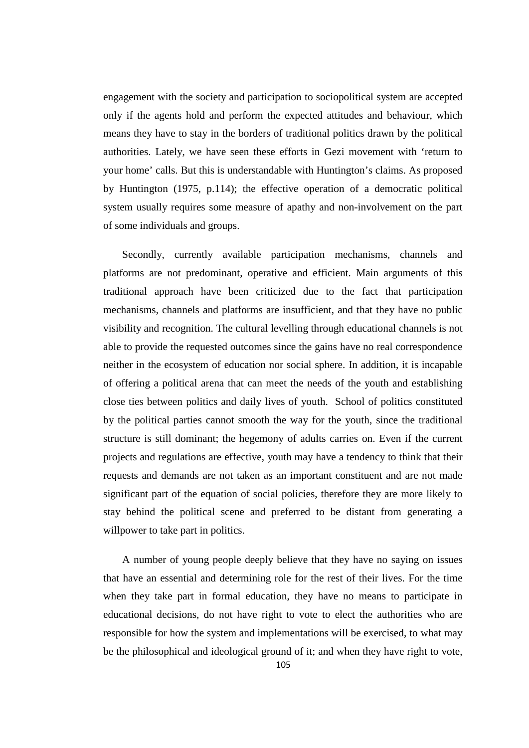engagement with the society and participation to sociopolitical system are accepted only if the agents hold and perform the expected attitudes and behaviour, which means they have to stay in the borders of traditional politics drawn by the political authorities. Lately, we have seen these efforts in Gezi movement with 'return to your home' calls. But this is understandable with Huntington's claims. As proposed by Huntington (1975, p.114); the effective operation of a democratic political system usually requires some measure of apathy and non-involvement on the part of some individuals and groups.

Secondly, currently available participation mechanisms, channels and platforms are not predominant, operative and efficient. Main arguments of this traditional approach have been criticized due to the fact that participation mechanisms, channels and platforms are insufficient, and that they have no public visibility and recognition. The cultural levelling through educational channels is not able to provide the requested outcomes since the gains have no real correspondence neither in the ecosystem of education nor social sphere. In addition, it is incapable of offering a political arena that can meet the needs of the youth and establishing close ties between politics and daily lives of youth. School of politics constituted by the political parties cannot smooth the way for the youth, since the traditional structure is still dominant; the hegemony of adults carries on. Even if the current projects and regulations are effective, youth may have a tendency to think that their requests and demands are not taken as an important constituent and are not made significant part of the equation of social policies, therefore they are more likely to stay behind the political scene and preferred to be distant from generating a willpower to take part in politics.

A number of young people deeply believe that they have no saying on issues that have an essential and determining role for the rest of their lives. For the time when they take part in formal education, they have no means to participate in educational decisions, do not have right to vote to elect the authorities who are responsible for how the system and implementations will be exercised, to what may be the philosophical and ideological ground of it; and when they have right to vote,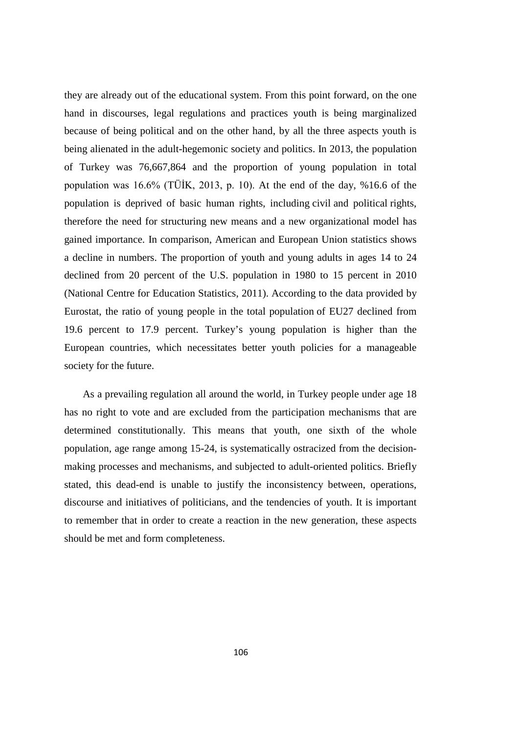they are already out of the educational system. From this point forward, on the one hand in discourses, legal regulations and practices youth is being marginalized because of being political and on the other hand, by all the three aspects youth is being alienated in the adult-hegemonic society and politics. In 2013, the population of Turkey was 76,667,864 and the proportion of young population in total population was 16.6% (TÜİK, 2013, p. 10). At the end of the day, %16.6 of the population is deprived of basic human rights, including civil and political rights, therefore the need for structuring new means and a new organizational model has gained importance. In comparison, American and European Union statistics shows a decline in numbers. The proportion of youth and young adults in ages 14 to 24 declined from 20 percent of the U.S. population in 1980 to 15 percent in 2010 (National Centre for Education Statistics, 2011). According to the data provided by Eurostat, the ratio of young people in the total population of EU27 declined from 19.6 percent to 17.9 percent. Turkey's young population is higher than the European countries, which necessitates better youth policies for a manageable society for the future.

As a prevailing regulation all around the world, in Turkey people under age 18 has no right to vote and are excluded from the participation mechanisms that are determined constitutionally. This means that youth, one sixth of the whole population, age range among 15-24, is systematically ostracized from the decision-making processes and mechanisms, and subjected to adult-oriented politics. Briefly stated, this dead-end is unable to justify the inconsistency between, operations, discourse and initiatives of politicians, and the tendencies of youth. It is important to remember that in order to create a reaction in the new generation, these aspects should be met and form completeness.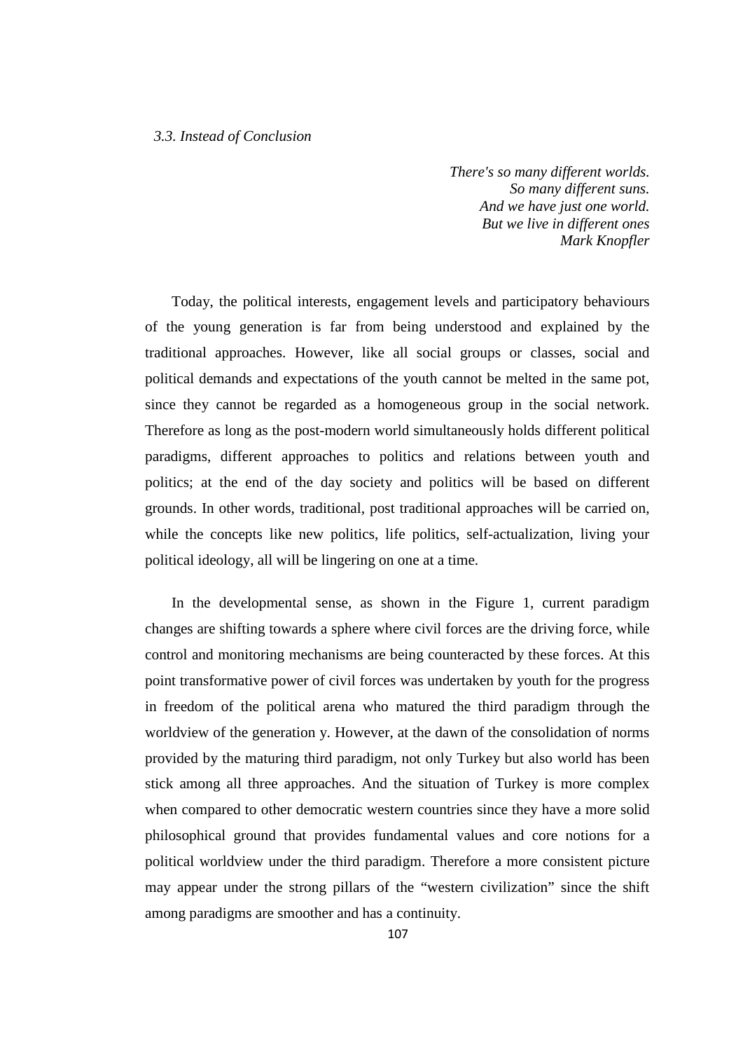### *3.3. Instead of Conclusion*

*There's so many different worlds.*
*So many different suns.*
*And we have just one world.*
*But we live in different ones*
*Mark Knopfler*

Today, the political interests, engagement levels and participatory behaviours of the young generation is far from being understood and explained by the traditional approaches. However, like all social groups or classes, social and political demands and expectations of the youth cannot be melted in the same pot, since they cannot be regarded as a homogeneous group in the social network. Therefore as long as the post-modern world simultaneously holds different political paradigms, different approaches to politics and relations between youth and politics; at the end of the day society and politics will be based on different grounds. In other words, traditional, post traditional approaches will be carried on, while the concepts like new politics, life politics, self-actualization, living your political ideology, all will be lingering on one at a time.

In the developmental sense, as shown in the Figure 1, current paradigm changes are shifting towards a sphere where civil forces are the driving force, while control and monitoring mechanisms are being counteracted by these forces. At this point transformative power of civil forces was undertaken by youth for the progress in freedom of the political arena who matured the third paradigm through the worldview of the generation y. However, at the dawn of the consolidation of norms provided by the maturing third paradigm, not only Turkey but also world has been stick among all three approaches. And the situation of Turkey is more complex when compared to other democratic western countries since they have a more solid philosophical ground that provides fundamental values and core notions for a political worldview under the third paradigm. Therefore a more consistent picture may appear under the strong pillars of the "western civilization" since the shift among paradigms are smoother and has a continuity.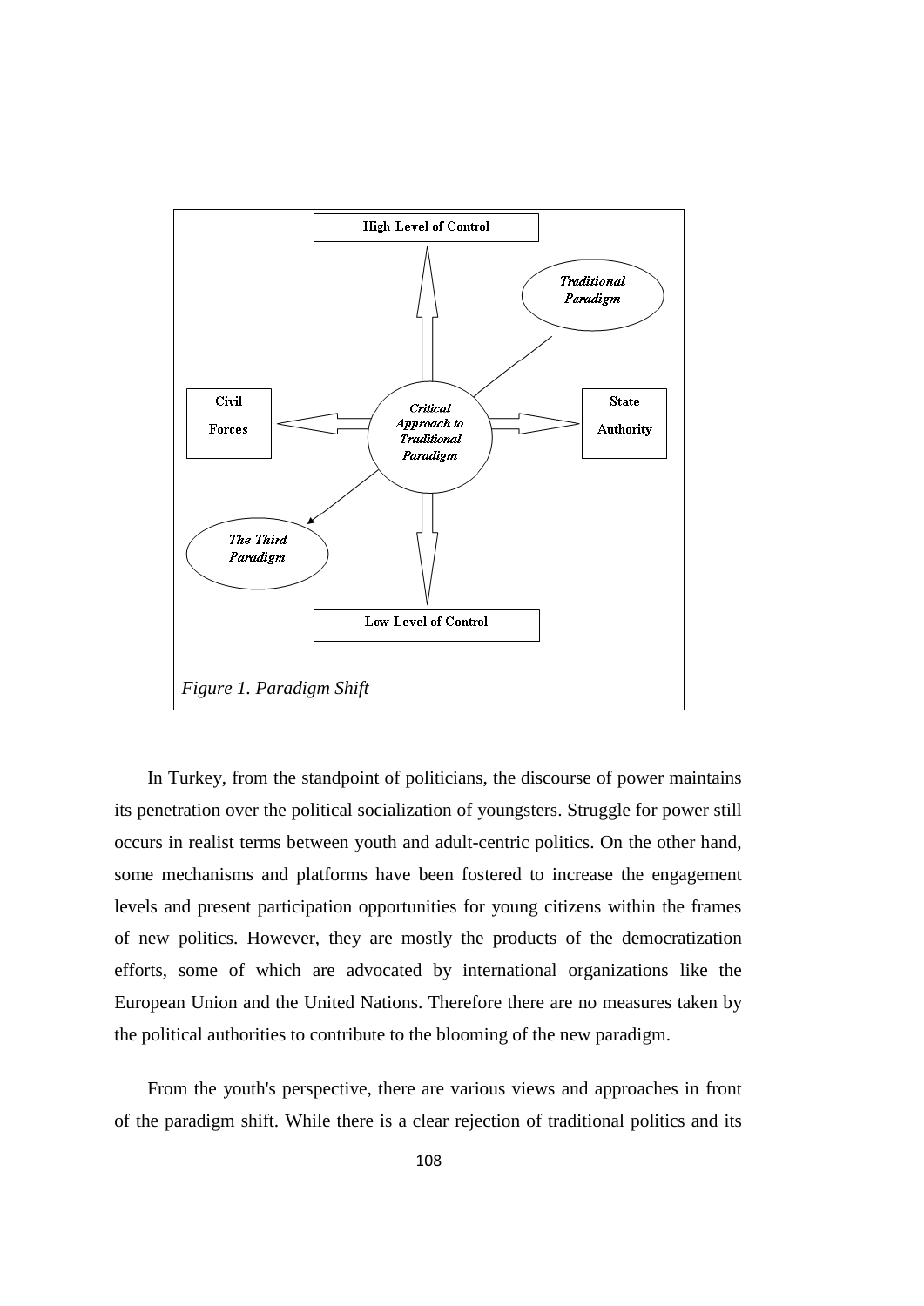High Level of Control

*Traditional Paradigm*

Civil Forces

*Critical Approach to Traditional Paradigm*

State Authority

*The Third Paradigm*

Low Level of Control

*Figure 1. Paradigm Shift*

In Turkey, from the standpoint of politicians, the discourse of power maintains its penetration over the political socialization of youngsters. Struggle for power still occurs in realist terms between youth and adult-centric politics. On the other hand, some mechanisms and platforms have been fostered to increase the engagement levels and present participation opportunities for young citizens within the frames of new politics. However, they are mostly the products of the democratization efforts, some of which are advocated by international organizations like the European Union and the United Nations. Therefore there are no measures taken by the political authorities to contribute to the blooming of the new paradigm.

From the youth's perspective, there are various views and approaches in front of the paradigm shift. While there is a clear rejection of traditional politics and its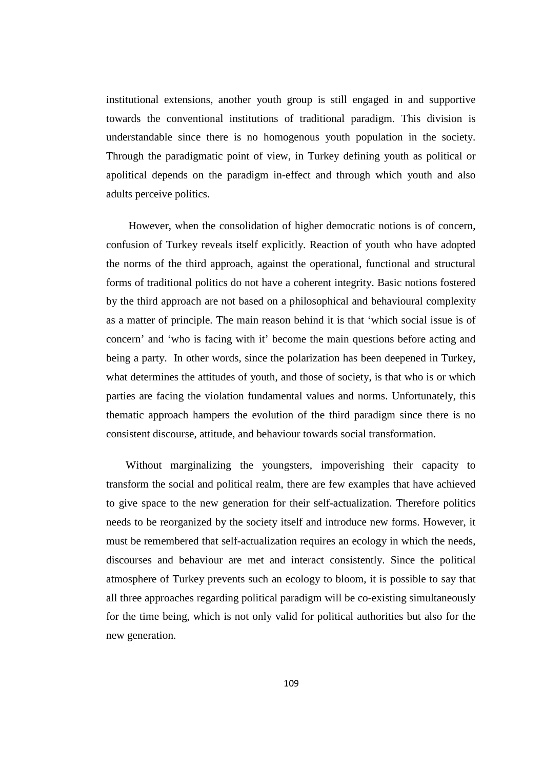institutional extensions, another youth group is still engaged in and supportive towards the conventional institutions of traditional paradigm. This division is understandable since there is no homogenous youth population in the society. Through the paradigmatic point of view, in Turkey defining youth as political or apolitical depends on the paradigm in-effect and through which youth and also adults perceive politics.

However, when the consolidation of higher democratic notions is of concern, confusion of Turkey reveals itself explicitly. Reaction of youth who have adopted the norms of the third approach, against the operational, functional and structural forms of traditional politics do not have a coherent integrity. Basic notions fostered by the third approach are not based on a philosophical and behavioural complexity as a matter of principle. The main reason behind it is that 'which social issue is of concern' and 'who is facing with it' become the main questions before acting and being a party. In other words, since the polarization has been deepened in Turkey, what determines the attitudes of youth, and those of society, is that who is or which parties are facing the violation fundamental values and norms. Unfortunately, this thematic approach hampers the evolution of the third paradigm since there is no consistent discourse, attitude, and behaviour towards social transformation.

Without marginalizing the youngsters, impoverishing their capacity to transform the social and political realm, there are few examples that have achieved to give space to the new generation for their self-actualization. Therefore politics needs to be reorganized by the society itself and introduce new forms. However, it must be remembered that self-actualization requires an ecology in which the needs, discourses and behaviour are met and interact consistently. Since the political atmosphere of Turkey prevents such an ecology to bloom, it is possible to say that all three approaches regarding political paradigm will be co-existing simultaneously for the time being, which is not only valid for political authorities but also for the new generation.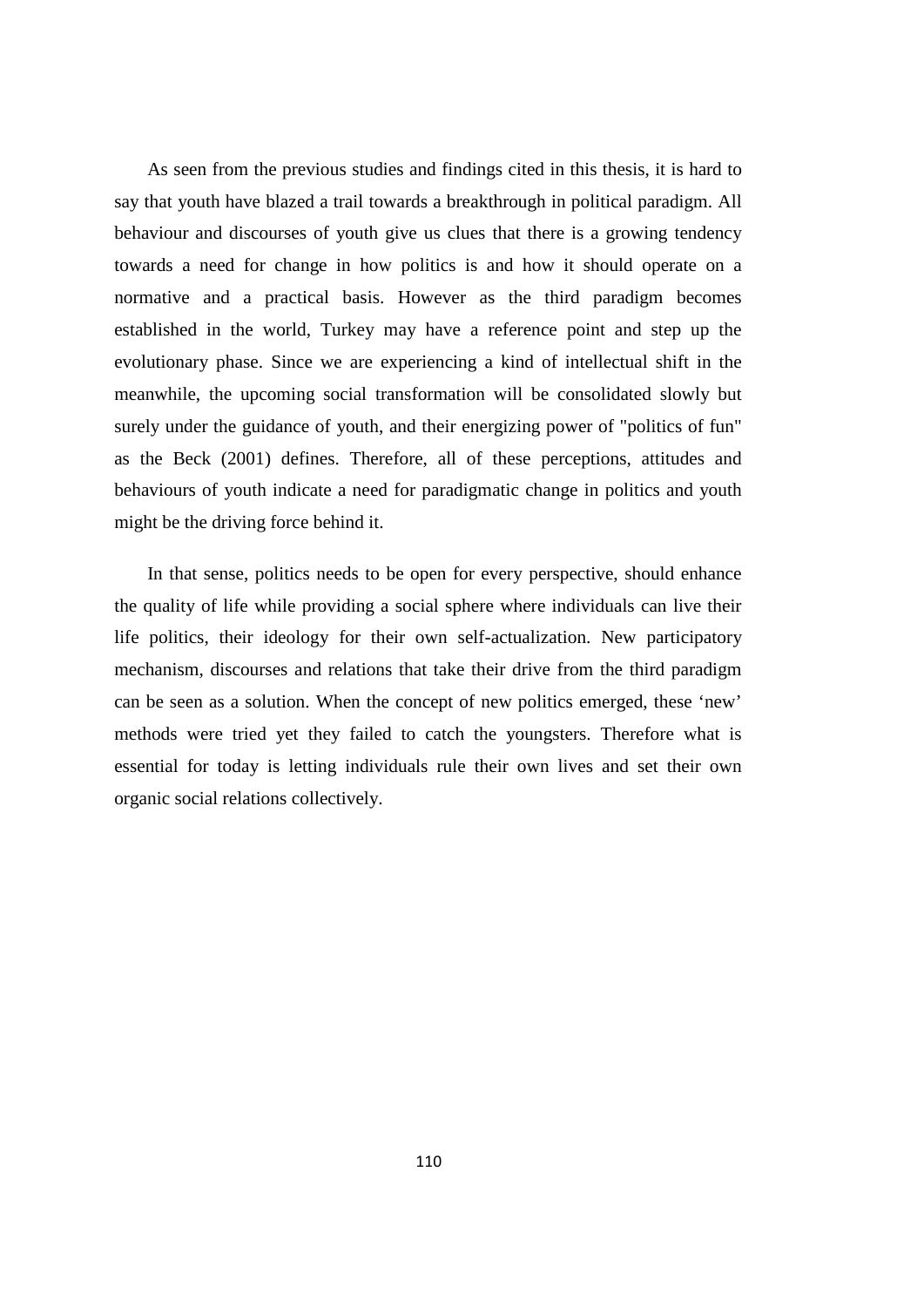As seen from the previous studies and findings cited in this thesis, it is hard to say that youth have blazed a trail towards a breakthrough in political paradigm. All behaviour and discourses of youth give us clues that there is a growing tendency towards a need for change in how politics is and how it should operate on a normative and a practical basis. However as the third paradigm becomes established in the world, Turkey may have a reference point and step up the evolutionary phase. Since we are experiencing a kind of intellectual shift in the meanwhile, the upcoming social transformation will be consolidated slowly but surely under the guidance of youth, and their energizing power of "politics of fun" as the Beck (2001) defines. Therefore, all of these perceptions, attitudes and behaviours of youth indicate a need for paradigmatic change in politics and youth might be the driving force behind it.

In that sense, politics needs to be open for every perspective, should enhance the quality of life while providing a social sphere where individuals can live their life politics, their ideology for their own self-actualization. New participatory mechanism, discourses and relations that take their drive from the third paradigm can be seen as a solution. When the concept of new politics emerged, these 'new' methods were tried yet they failed to catch the youngsters. Therefore what is essential for today is letting individuals rule their own lives and set their own organic social relations collectively.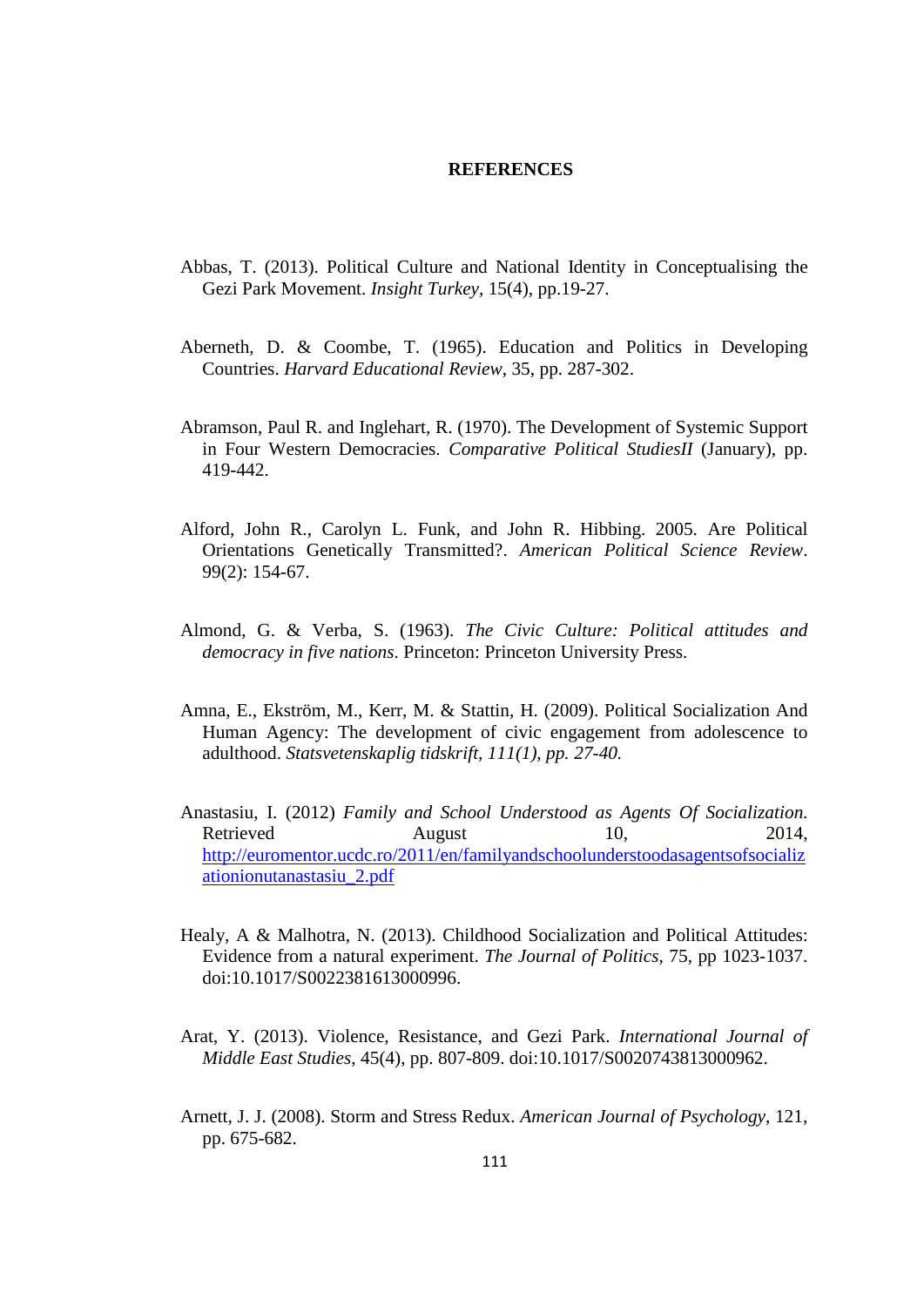# REFERENCES

Abbas, T. (2013). Political Culture and National Identity in Conceptualising the Gezi Park Movement. *Insight Turkey*, 15(4), pp.19-27.

Aberneth, D. & Coombe, T. (1965). Education and Politics in Developing Countries. *Harvard Educational Review*, 35, pp. 287-302.

Abramson, Paul R. and Inglehart, R. (1970). The Development of Systemic Support in Four Western Democracies. *Comparative Political StudiesII* (January), pp. 419-442.

Alford, John R., Carolyn L. Funk, and John R. Hibbing. 2005. Are Political Orientations Genetically Transmitted?. *American Political Science Review*. 99(2): 154-67.

Almond, G. & Verba, S. (1963). *The Civic Culture: Political attitudes and democracy in five nations*. Princeton: Princeton University Press.

Amna, E., Ekström, M., Kerr, M. & Stattin, H. (2009). Political Socialization And Human Agency: The development of civic engagement from adolescence to adulthood. *Statsvetenskaplig tidskrift, 111(1), pp. 27-40.*

Anastasiu, I. (2012) *Family and School Understood as Agents Of Socialization*. Retrieved August 10, 2014, http://euromentor.ucdc.ro/2011/en/familyandschoolunderstoodasagentsofsocializationionutanastasiu_2.pdf

Healy, A & Malhotra, N. (2013). Childhood Socialization and Political Attitudes: Evidence from a natural experiment. *The Journal of Politics*, 75, pp 1023-1037. doi:10.1017/S0022381613000996.

Arat, Y. (2013). Violence, Resistance, and Gezi Park. *International Journal of Middle East Studies*, 45(4), pp. 807-809. doi:10.1017/S0020743813000962.

Arnett, J. J. (2008). Storm and Stress Redux. *American Journal of Psychology*, 121, pp. 675-682.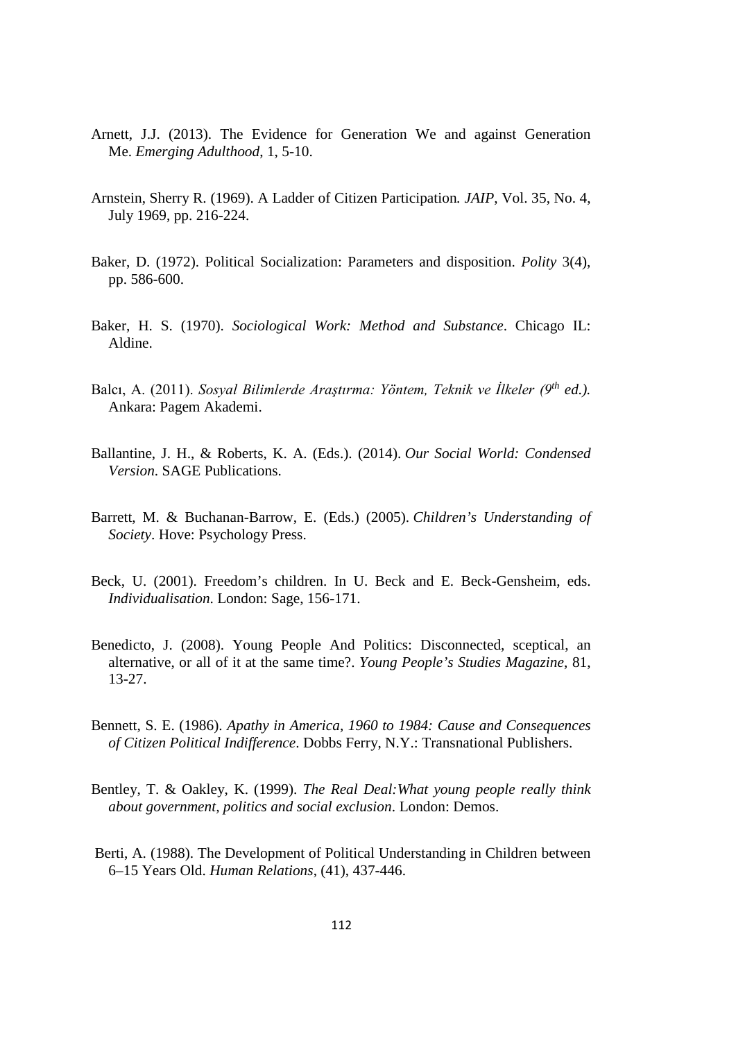Arnett, J.J. (2013). The Evidence for Generation We and against Generation Me. *Emerging Adulthood*, 1, 5-10.

Arnstein, Sherry R. (1969). A Ladder of Citizen Participation. *JAIP*, Vol. 35, No. 4, July 1969, pp. 216-224.

Baker, D. (1972). Political Socialization: Parameters and disposition. *Polity* 3(4), pp. 586-600.

Baker, H. S. (1970). *Sociological Work: Method and Substance*. Chicago IL: Aldine.

Balcı, A. (2011). *Sosyal Bilimlerde Araştırma: Yöntem, Teknik ve İlkeler (9th ed.).* Ankara: Pagem Akademi.

Ballantine, J. H., & Roberts, K. A. (Eds.). (2014). *Our Social World: Condensed Version*. SAGE Publications.

Barrett, M. & Buchanan-Barrow, E. (Eds.) (2005). *Children's Understanding of Society*. Hove: Psychology Press.

Beck, U. (2001). Freedom's children. In U. Beck and E. Beck-Gensheim, eds. *Individualisation*. London: Sage, 156-171.

Benedicto, J. (2008). Young People And Politics: Disconnected, sceptical, an alternative, or all of it at the same time?. *Young People's Studies Magazine*, 81, 13-27.

Bennett, S. E. (1986). *Apathy in America, 1960 to 1984: Cause and Consequences of Citizen Political Indifference*. Dobbs Ferry, N.Y.: Transnational Publishers.

Bentley, T. & Oakley, K. (1999). *The Real Deal:What young people really think about government, politics and social exclusion*. London: Demos.

Berti, A. (1988). The Development of Political Understanding in Children between 6–15 Years Old. *Human Relations*, (41), 437-446.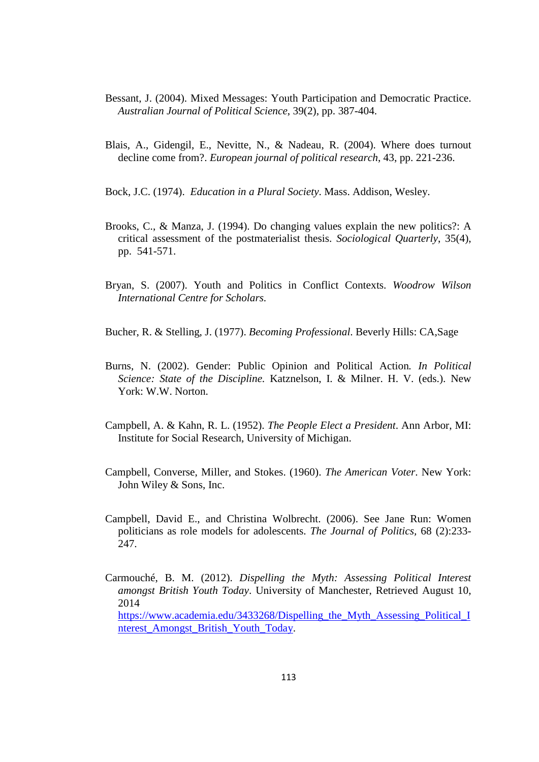Bessant, J. (2004). Mixed Messages: Youth Participation and Democratic Practice. *Australian Journal of Political Science*, 39(2), pp. 387-404.

Blais, A., Gidengil, E., Nevitte, N., & Nadeau, R. (2004). Where does turnout decline come from?. *European journal of political research*, 43, pp. 221-236.

Bock, J.C. (1974). *Education in a Plural Society*. Mass. Addison, Wesley.

Brooks, C., & Manza, J. (1994). Do changing values explain the new politics?: A critical assessment of the postmaterialist thesis. *Sociological Quarterly*, 35(4), pp. 541-571.

Bryan, S. (2007). Youth and Politics in Conflict Contexts. *Woodrow Wilson International Centre for Scholars.*

Bucher, R. & Stelling, J. (1977). *Becoming Professional*. Beverly Hills: CA,Sage

Burns, N. (2002). Gender: Public Opinion and Political Action. *In Political Science: State of the Discipline.* Katznelson, I. & Milner. H. V. (eds.). New York: W.W. Norton.

Campbell, A. & Kahn, R. L. (1952). *The People Elect a President*. Ann Arbor, MI: Institute for Social Research, University of Michigan.

Campbell, Converse, Miller, and Stokes. (1960). *The American Voter*. New York: John Wiley & Sons, Inc.

Campbell, David E., and Christina Wolbrecht. (2006). See Jane Run: Women politicians as role models for adolescents. *The Journal of Politics*, 68 (2):233-247.

Carmouché, B. M. (2012). *Dispelling the Myth: Assessing Political Interest amongst British Youth Today*. University of Manchester, Retrieved August 10, 2014 https://www.academia.edu/3433268/Dispelling_the_Myth_Assessing_Political_Interest_Amongst_British_Youth_Today.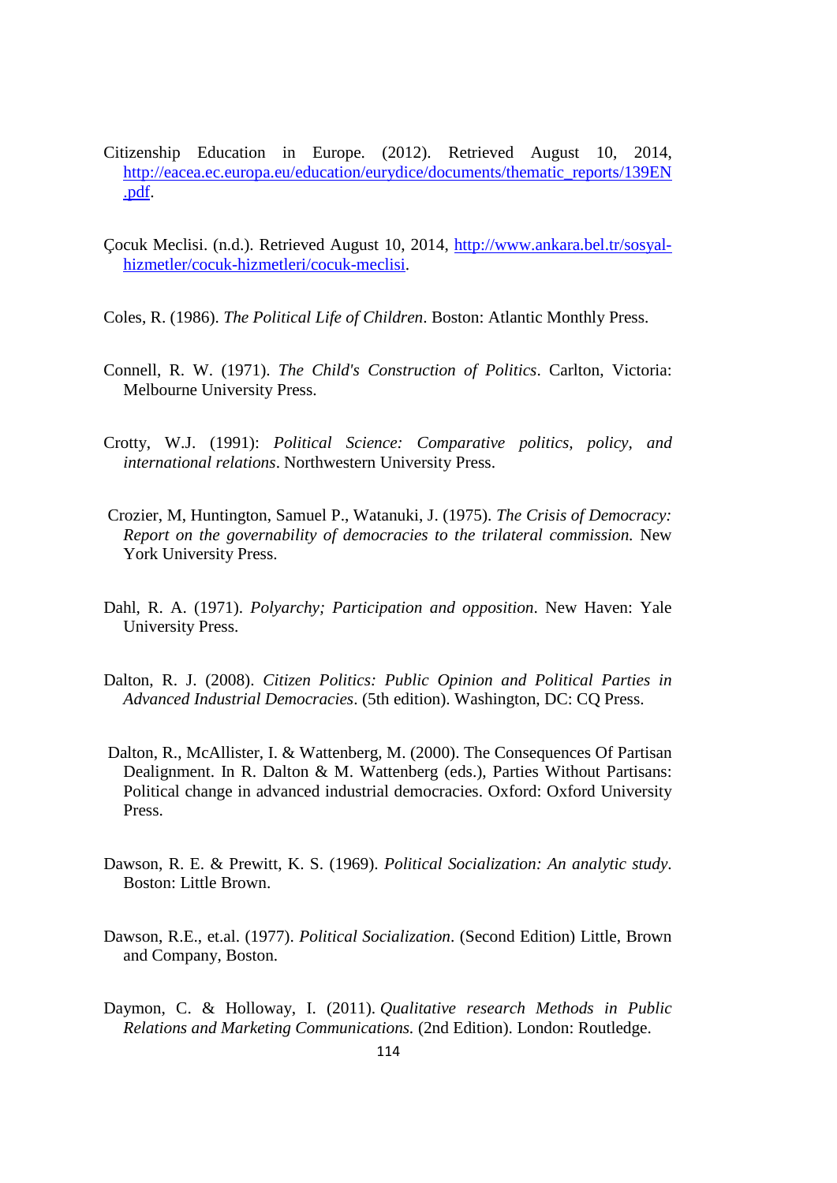Citizenship Education in Europe. (2012). Retrieved August 10, 2014, http://eacea.ec.europa.eu/education/eurydice/documents/thematic_reports/139EN.pdf.

Çocuk Meclisi. (n.d.). Retrieved August 10, 2014, http://www.ankara.bel.tr/sosyal-hizmetler/cocuk-hizmetleri/cocuk-meclisi.

Coles, R. (1986). *The Political Life of Children*. Boston: Atlantic Monthly Press.

Connell, R. W. (1971). *The Child's Construction of Politics*. Carlton, Victoria: Melbourne University Press.

Crotty, W.J. (1991): *Political Science: Comparative politics, policy, and international relations*. Northwestern University Press.

Crozier, M, Huntington, Samuel P., Watanuki, J. (1975). *The Crisis of Democracy: Report on the governability of democracies to the trilateral commission.* New York University Press.

Dahl, R. A. (1971). *Polyarchy; Participation and opposition*. New Haven: Yale University Press.

Dalton, R. J. (2008). *Citizen Politics: Public Opinion and Political Parties in Advanced Industrial Democracies*. (5th edition). Washington, DC: CQ Press.

Dalton, R., McAllister, I. & Wattenberg, M. (2000). The Consequences Of Partisan Dealignment. In R. Dalton & M. Wattenberg (eds.), Parties Without Partisans: Political change in advanced industrial democracies. Oxford: Oxford University Press.

Dawson, R. E. & Prewitt, K. S. (1969). *Political Socialization: An analytic study*. Boston: Little Brown.

Dawson, R.E., et.al. (1977). *Political Socialization*. (Second Edition) Little, Brown and Company, Boston.

Daymon, C. & Holloway, I. (2011). *Qualitative research Methods in Public Relations and Marketing Communications.* (2nd Edition). London: Routledge.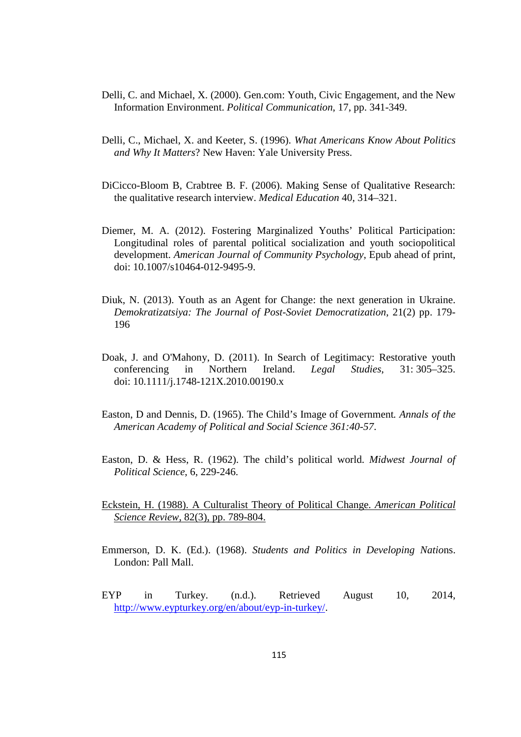Delli, C. and Michael, X. (2000). Gen.com: Youth, Civic Engagement, and the New Information Environment. *Political Communication*, 17, pp. 341-349.

Delli, C., Michael, X. and Keeter, S. (1996). *What Americans Know About Politics and Why It Matters*? New Haven: Yale University Press.

DiCicco-Bloom B, Crabtree B. F. (2006). Making Sense of Qualitative Research: the qualitative research interview. *Medical Education* 40, 314–321.

Diemer, M. A. (2012). Fostering Marginalized Youths' Political Participation: Longitudinal roles of parental political socialization and youth sociopolitical development. *American Journal of Community Psychology*, Epub ahead of print, doi: 10.1007/s10464-012-9495-9.

Diuk, N. (2013). Youth as an Agent for Change: the next generation in Ukraine. *Demokratizatsiya: The Journal of Post-Soviet Democratization*, 21(2) pp. 179-196

Doak, J. and O'Mahony, D. (2011). In Search of Legitimacy: Restorative youth conferencing in Northern Ireland. *Legal Studies*, 31: 305–325. doi: 10.1111/j.1748-121X.2010.00190.x

Easton, D and Dennis, D. (1965). The Child's Image of Government*. Annals of the American Academy of Political and Social Science 361:40-57*.

Easton, D. & Hess, R. (1962). The child's political world. *Midwest Journal of Political Science*, 6, 229-246.

Eckstein, H. (1988). A Culturalist Theory of Political Change. *American Political Science Review*, 82(3), pp. 789-804.

Emmerson, D. K. (Ed.). (1968). *Students and Politics in Developing Natio*ns. London: Pall Mall.

EYP in Turkey. (n.d.). Retrieved August 10, 2014, http://www.eypturkey.org/en/about/eyp-in-turkey/.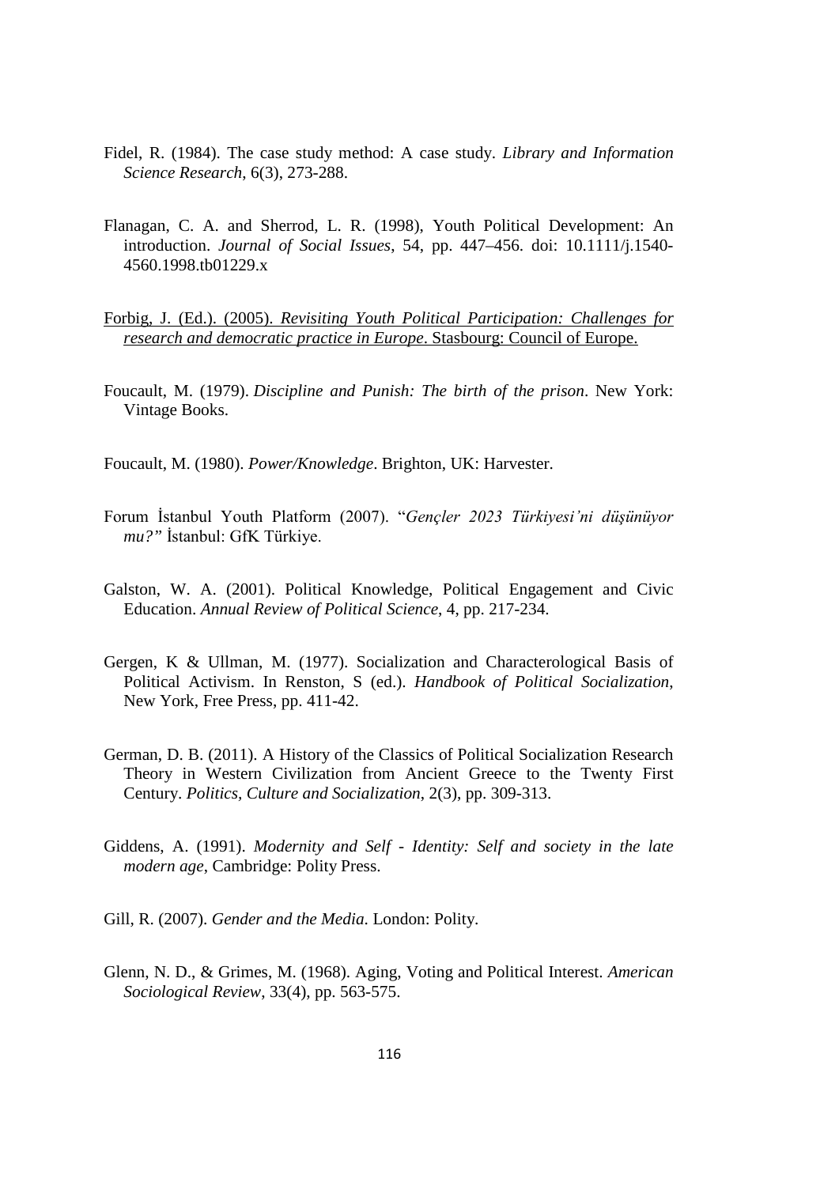Fidel, R. (1984). The case study method: A case study. *Library and Information Science Research*, 6(3), 273-288.

Flanagan, C. A. and Sherrod, L. R. (1998), Youth Political Development: An introduction. *Journal of Social Issues*, 54, pp. 447–456. doi: 10.1111/j.1540-4560.1998.tb01229.x

Forbig, J. (Ed.). (2005). *Revisiting Youth Political Participation: Challenges for research and democratic practice in Europe*. Stasbourg: Council of Europe.

Foucault, M. (1979). *Discipline and Punish: The birth of the prison*. New York: Vintage Books.

Foucault, M. (1980). *Power/Knowledge*. Brighton, UK: Harvester.

Forum İstanbul Youth Platform (2007). "*Gençler 2023 Türkiyesi'ni düşünüyor mu?*" İstanbul: GfK Türkiye.

Galston, W. A. (2001). Political Knowledge, Political Engagement and Civic Education. *Annual Review of Political Science*, 4, pp. 217-234.

Gergen, K & Ullman, M. (1977). Socialization and Characterological Basis of Political Activism. In Renston, S (ed.). *Handbook of Political Socialization*, New York, Free Press, pp. 411-42.

German, D. B. (2011). A History of the Classics of Political Socialization Research Theory in Western Civilization from Ancient Greece to the Twenty First Century. *Politics, Culture and Socialization*, 2(3), pp. 309-313.

Giddens, A. (1991). *Modernity and Self - Identity: Self and society in the late modern age*, Cambridge: Polity Press.

Gill, R. (2007). *Gender and the Media*. London: Polity.

Glenn, N. D., & Grimes, M. (1968). Aging, Voting and Political Interest. *American Sociological Review*, 33(4), pp. 563-575.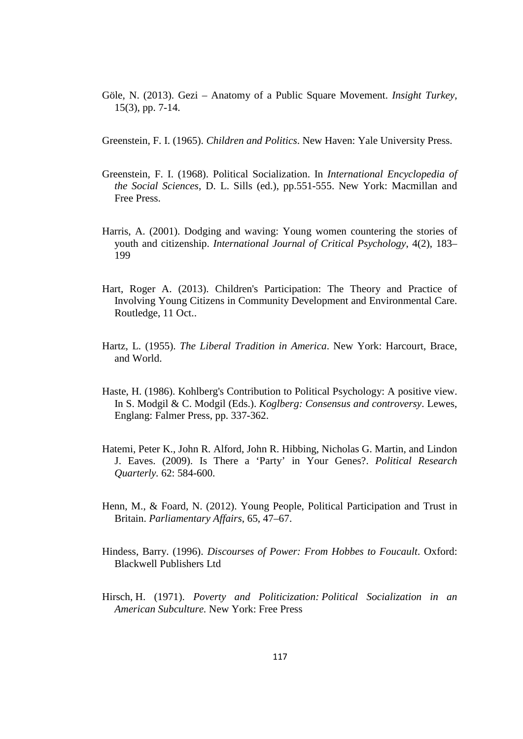Göle, N. (2013). Gezi – Anatomy of a Public Square Movement. *Insight Turkey*, 15(3), pp. 7-14.

Greenstein, F. I. (1965). *Children and Politics*. New Haven: Yale University Press.

Greenstein, F. I. (1968). Political Socialization. In *International Encyclopedia of the Social Sciences*, D. L. Sills (ed.), pp.551-555. New York: Macmillan and Free Press.

Harris, A. (2001). Dodging and waving: Young women countering the stories of youth and citizenship. *International Journal of Critical Psychology*, 4(2), 183–199

Hart, Roger A. (2013). Children's Participation: The Theory and Practice of Involving Young Citizens in Community Development and Environmental Care. Routledge, 11 Oct..

Hartz, L. (1955). *The Liberal Tradition in America*. New York: Harcourt, Brace, and World.

Haste, H. (1986). Kohlberg's Contribution to Political Psychology: A positive view. In S. Modgil & C. Modgil (Eds.). *Koglberg: Consensus and controversy*. Lewes, Englang: Falmer Press, pp. 337-362.

Hatemi, Peter K., John R. Alford, John R. Hibbing, Nicholas G. Martin, and Lindon J. Eaves. (2009). Is There a 'Party' in Your Genes?. *Political Research Quarterly*. 62: 584-600.

Henn, M., & Foard, N. (2012). Young People, Political Participation and Trust in Britain. *Parliamentary Affairs*, 65, 47–67.

Hindess, Barry. (1996). *Discourses of Power: From Hobbes to Foucault*. Oxford: Blackwell Publishers Ltd

Hirsch, H. (1971). *Poverty and Politicization: Political Socialization in an American Subculture.* New York: Free Press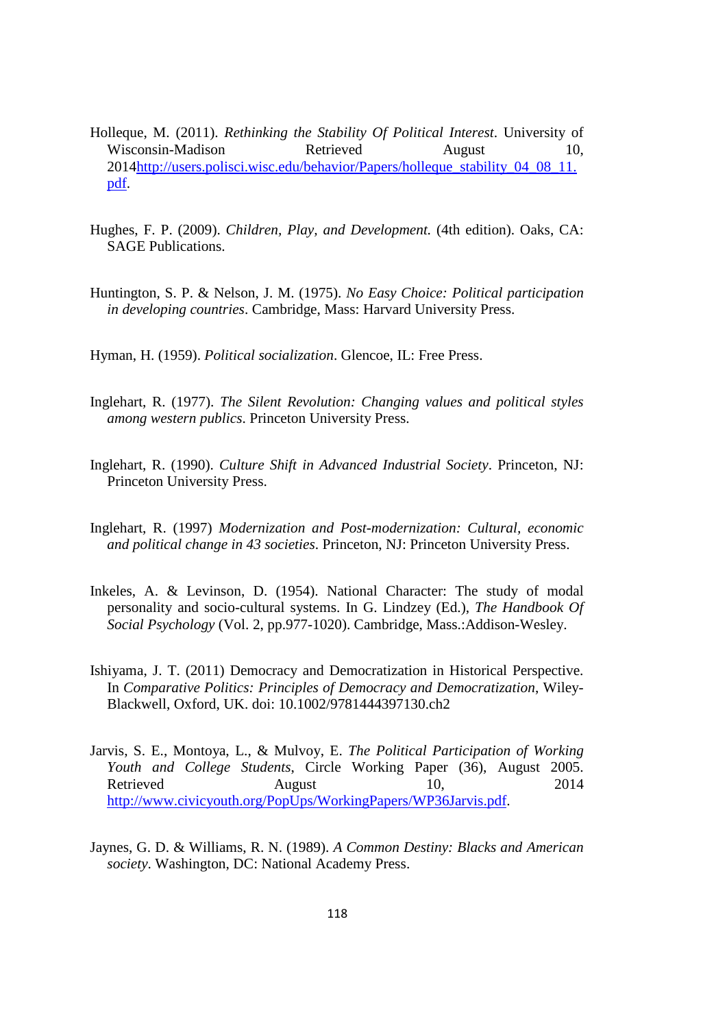Holleque, M. (2011). *Rethinking the Stability Of Political Interest*. University of Wisconsin-Madison Retrieved August 10, 2014http://users.polisci.wisc.edu/behavior/Papers/holleque_stability_04_08_11.pdf.

Hughes, F. P. (2009). *Children, Play, and Development.* (4th edition). Oaks, CA: SAGE Publications.

Huntington, S. P. & Nelson, J. M. (1975). *No Easy Choice: Political participation in developing countries*. Cambridge, Mass: Harvard University Press.

Hyman, H. (1959). *Political socialization*. Glencoe, IL: Free Press.

Inglehart, R. (1977). *The Silent Revolution: Changing values and political styles among western publics*. Princeton University Press.

Inglehart, R. (1990). *Culture Shift in Advanced Industrial Society*. Princeton, NJ: Princeton University Press.

Inglehart, R. (1997) *Modernization and Post-modernization: Cultural, economic and political change in 43 societies*. Princeton, NJ: Princeton University Press.

Inkeles, A. & Levinson, D. (1954). National Character: The study of modal personality and socio-cultural systems. In G. Lindzey (Ed.), *The Handbook Of Social Psychology* (Vol. 2, pp.977-1020). Cambridge, Mass.:Addison-Wesley.

Ishiyama, J. T. (2011) Democracy and Democratization in Historical Perspective. In *Comparative Politics: Principles of Democracy and Democratization*, Wiley-Blackwell, Oxford, UK. doi: 10.1002/9781444397130.ch2

Jarvis, S. E., Montoya, L., & Mulvoy, E. *The Political Participation of Working Youth and College Students*, Circle Working Paper (36), August 2005. Retrieved August 10, 2014 http://www.civicyouth.org/PopUps/WorkingPapers/WP36Jarvis.pdf.

Jaynes, G. D. & Williams, R. N. (1989). *A Common Destiny: Blacks and American society*. Washington, DC: National Academy Press.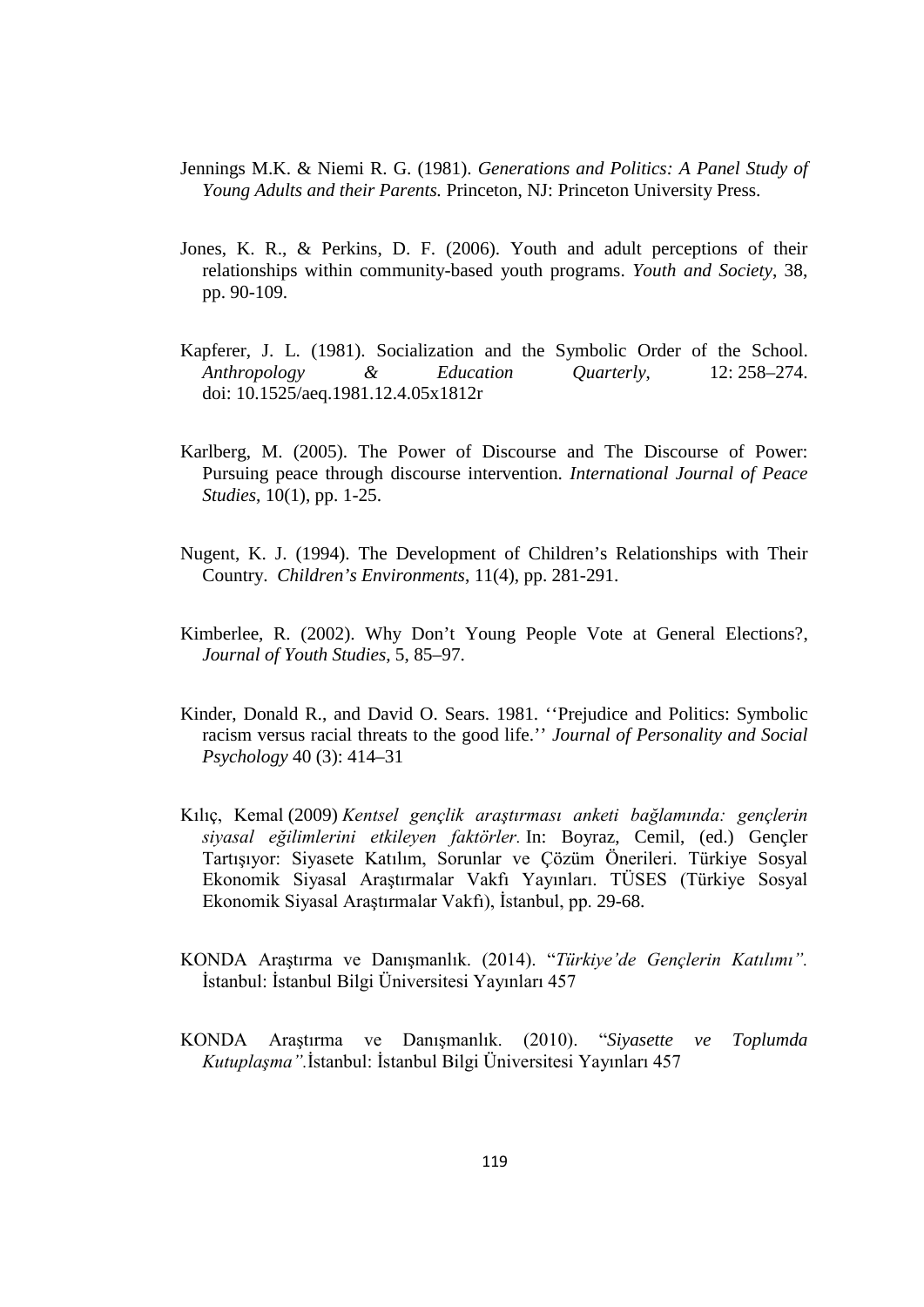Jennings M.K. & Niemi R. G. (1981). *Generations and Politics: A Panel Study of Young Adults and their Parents.* Princeton, NJ: Princeton University Press.

Jones, K. R., & Perkins, D. F. (2006). Youth and adult perceptions of their relationships within community-based youth programs. *Youth and Society*, 38, pp. 90-109.

Kapferer, J. L. (1981). Socialization and the Symbolic Order of the School. *Anthropology & Education Quarterly*, 12: 258–274. doi: 10.1525/aeq.1981.12.4.05x1812r

Karlberg, M. (2005). The Power of Discourse and The Discourse of Power: Pursuing peace through discourse intervention. *International Journal of Peace Studies*, 10(1), pp. 1-25.

Nugent, K. J. (1994). The Development of Children's Relationships with Their Country. *Children's Environments*, 11(4), pp. 281-291.

Kimberlee, R. (2002). Why Don't Young People Vote at General Elections?, *Journal of Youth Studies*, 5, 85–97.

Kinder, Donald R., and David O. Sears. 1981. ''Prejudice and Politics: Symbolic racism versus racial threats to the good life.'' *Journal of Personality and Social Psychology* 40 (3): 414–31

Kılıç, Kemal (2009) *Kentsel gençlik araştırması anketi bağlamında: gençlerin siyasal eğilimlerini etkileyen faktörler.* In: Boyraz, Cemil, (ed.) Gençler Tartışıyor: Siyasete Katılım, Sorunlar ve Çözüm Önerileri. Türkiye Sosyal Ekonomik Siyasal Araştırmalar Vakfı Yayınları. TÜSES (Türkiye Sosyal Ekonomik Siyasal Araştırmalar Vakfı), İstanbul, pp. 29-68.

KONDA Araştırma ve Danışmanlık. (2014). "*Türkiye'de Gençlerin Katılımı".* İstanbul: İstanbul Bilgi Üniversitesi Yayınları 457

KONDA Araştırma ve Danışmanlık. (2010). "*Siyasette ve Toplumda Kutuplaşma".*İstanbul: İstanbul Bilgi Üniversitesi Yayınları 457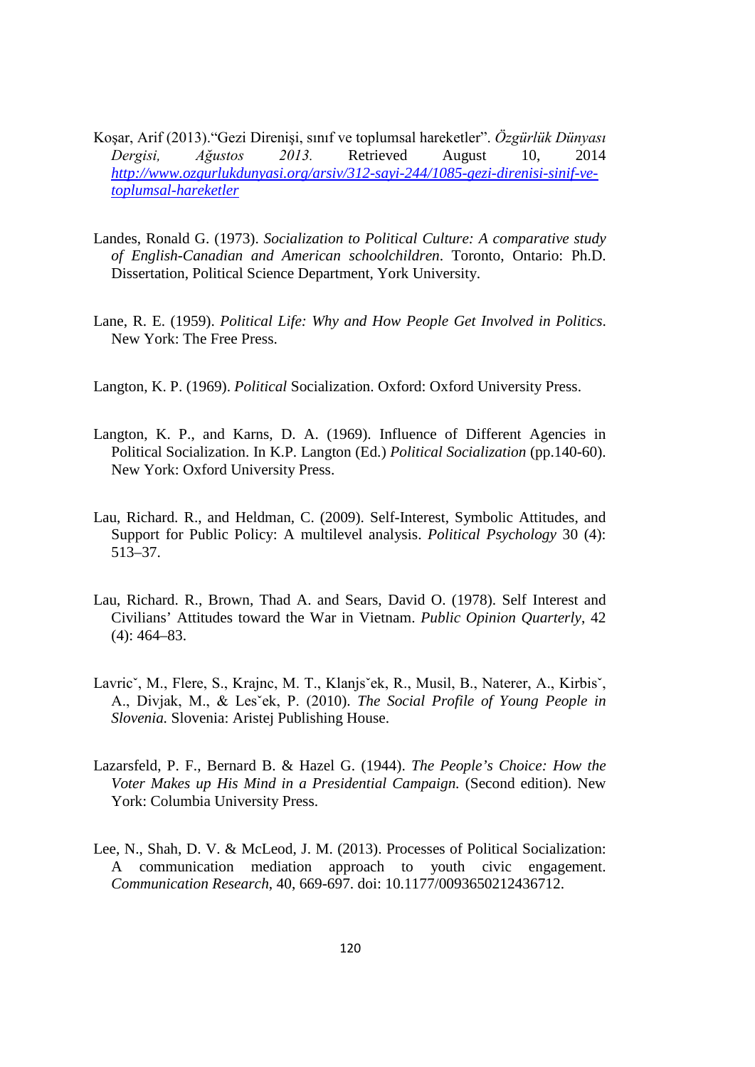Koşar, Arif (2013).“Gezi Direnişi, sınıf ve toplumsal hareketler”. *Özgürlük Dünyası Dergisi, Ağustos 2013.* Retrieved August 10, 2014 [http://www.ozgurlukdunyasi.org/arsiv/312-sayi-244/1085-gezi-direnisi-sinif-ve-toplumsal-hareketler](http://www.ozgurlukdunyasi.org/arsiv/312-sayi-244/1085-gezi-direnisi-sinif-ve-toplumsal-hareketler)

Landes, Ronald G. (1973). *Socialization to Political Culture: A comparative study of English-Canadian and American schoolchildren*. Toronto, Ontario: Ph.D. Dissertation, Political Science Department, York University.

Lane, R. E. (1959). *Political Life: Why and How People Get Involved in Politics*. New York: The Free Press.

Langton, K. P. (1969). *Political* Socialization. Oxford: Oxford University Press.

Langton, K. P., and Karns, D. A. (1969). Influence of Different Agencies in Political Socialization. In K.P. Langton (Ed.) *Political Socialization* (pp.140-60). New York: Oxford University Press.

Lau, Richard. R., and Heldman, C. (2009). Self-Interest, Symbolic Attitudes, and Support for Public Policy: A multilevel analysis. *Political Psychology* 30 (4): 513–37.

Lau, Richard. R., Brown, Thad A. and Sears, David O. (1978). Self Interest and Civilians' Attitudes toward the War in Vietnam. *Public Opinion Quarterly*, 42 (4): 464–83.

Lavricˇ, M., Flere, S., Krajnc, M. T., Klanjsˇek, R., Musil, B., Naterer, A., Kirbisˇ, A., Divjak, M., & Lesˇek, P. (2010). *The Social Profile of Young People in Slovenia.* Slovenia: Aristej Publishing House.

Lazarsfeld, P. F., Bernard B. & Hazel G. (1944). *The People's Choice: How the Voter Makes up His Mind in a Presidential Campaign.* (Second edition). New York: Columbia University Press.

Lee, N., Shah, D. V. & McLeod, J. M. (2013). Processes of Political Socialization: A communication mediation approach to youth civic engagement. *Communication Research*, 40, 669-697. doi: 10.1177/0093650212436712.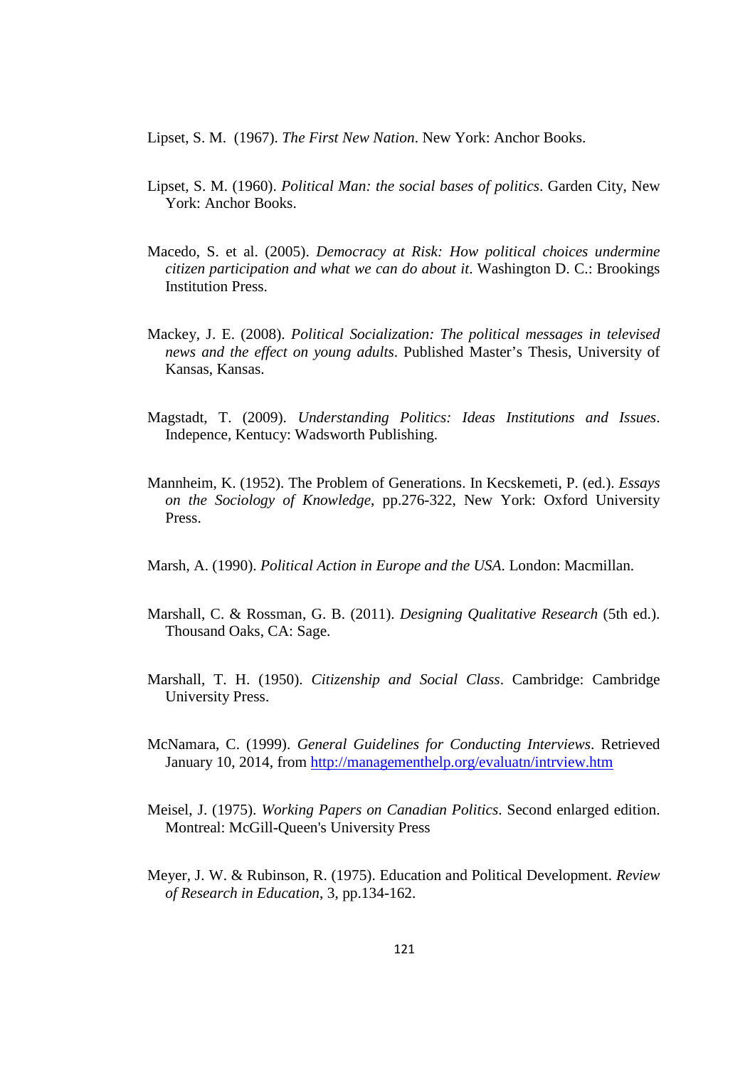Lipset, S. M.  (1967). *The First New Nation*. New York: Anchor Books.

Lipset, S. M. (1960). *Political Man: the social bases of politics*. Garden City, New York: Anchor Books.

Macedo, S. et al. (2005). *Democracy at Risk: How political choices undermine citizen participation and what we can do about it*. Washington D. C.: Brookings Institution Press.

Mackey, J. E. (2008). *Political Socialization: The political messages in televised news and the effect on young adults*. Published Master's Thesis, University of Kansas, Kansas.

Magstadt, T. (2009). *Understanding Politics: Ideas Institutions and Issues*. Indepence, Kentucy: Wadsworth Publishing.

Mannheim, K. (1952). The Problem of Generations. In Kecskemeti, P. (ed.). *Essays on the Sociology of Knowledge*, pp.276-322, New York: Oxford University Press.

Marsh, A. (1990). *Political Action in Europe and the USA*. London: Macmillan.

Marshall, C. & Rossman, G. B. (2011). *Designing Qualitative Research* (5th ed.). Thousand Oaks, CA: Sage.

Marshall, T. H. (1950). *Citizenship and Social Class*. Cambridge: Cambridge University Press.

McNamara, C. (1999). *General Guidelines for Conducting Interviews*. Retrieved January 10, 2014, from http://managementhelp.org/evaluatn/intrview.htm

Meisel, J. (1975). *Working Papers on Canadian Politics*. Second enlarged edition. Montreal: McGill-Queen's University Press

Meyer, J. W. & Rubinson, R. (1975). Education and Political Development. *Review of Research in Education*, 3, pp.134-162.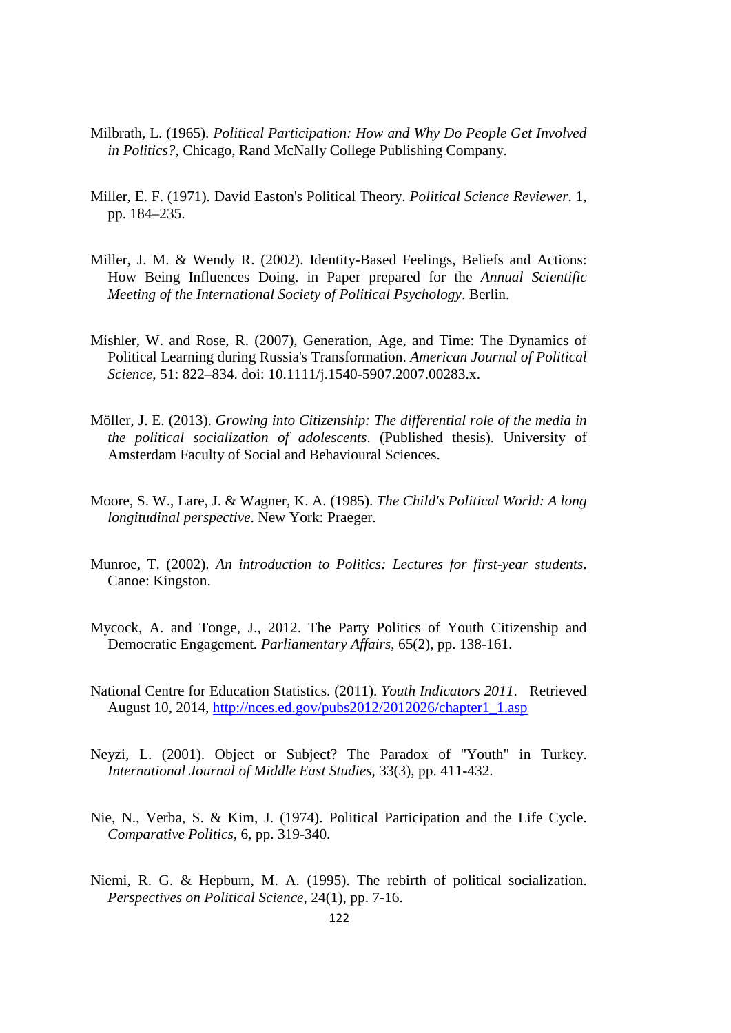Milbrath, L. (1965). *Political Participation: How and Why Do People Get Involved in Politics?*, Chicago, Rand McNally College Publishing Company.

Miller, E. F. (1971). David Easton's Political Theory. *Political Science Reviewer*. 1, pp. 184–235.

Miller, J. M. & Wendy R. (2002). Identity-Based Feelings, Beliefs and Actions: How Being Influences Doing. in Paper prepared for the *Annual Scientific Meeting of the International Society of Political Psychology*. Berlin.

Mishler, W. and Rose, R. (2007), Generation, Age, and Time: The Dynamics of Political Learning during Russia's Transformation. *American Journal of Political Science*, 51: 822–834. doi: 10.1111/j.1540-5907.2007.00283.x.

Möller, J. E. (2013). *Growing into Citizenship: The differential role of the media in the political socialization of adolescents*. (Published thesis). University of Amsterdam Faculty of Social and Behavioural Sciences.

Moore, S. W., Lare, J. & Wagner, K. A. (1985). *The Child's Political World: A long longitudinal perspective*. New York: Praeger.

Munroe, T. (2002). *An introduction to Politics: Lectures for first-year students*. Canoe: Kingston.

Mycock, A. and Tonge, J., 2012. The Party Politics of Youth Citizenship and Democratic Engagement. *Parliamentary Affairs*, 65(2), pp. 138-161.

National Centre for Education Statistics. (2011). *Youth Indicators 2011*. Retrieved August 10, 2014, http://nces.ed.gov/pubs2012/2012026/chapter1_1.asp

Neyzi, L. (2001). Object or Subject? The Paradox of "Youth" in Turkey. *International Journal of Middle East Studies*, 33(3), pp. 411-432.

Nie, N., Verba, S. & Kim, J. (1974). Political Participation and the Life Cycle. *Comparative Politics*, 6, pp. 319-340.

Niemi, R. G. & Hepburn, M. A. (1995). The rebirth of political socialization. *Perspectives on Political Science*, 24(1), pp. 7-16.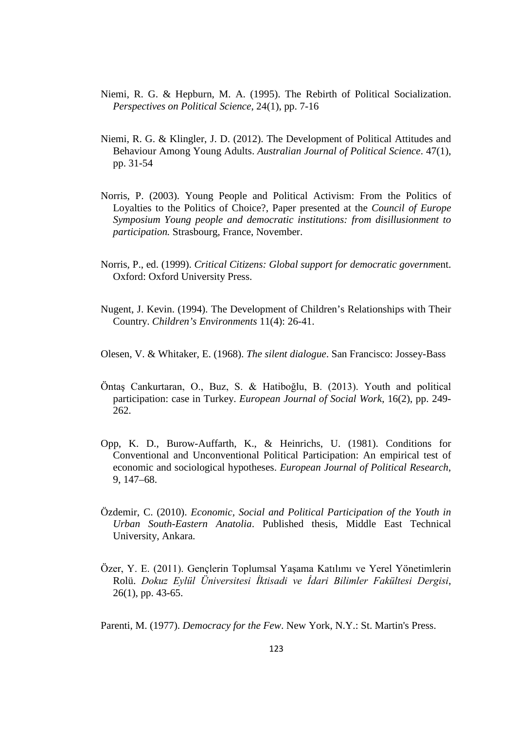Niemi, R. G. & Hepburn, M. A. (1995). The Rebirth of Political Socialization. *Perspectives on Political Science*, 24(1), pp. 7-16

Niemi, R. G. & Klingler, J. D. (2012). The Development of Political Attitudes and Behaviour Among Young Adults. *Australian Journal of Political Science*. 47(1), pp. 31-54

Norris, P. (2003). Young People and Political Activism: From the Politics of Loyalties to the Politics of Choice?, Paper presented at the *Council of Europe Symposium Young people and democratic institutions: from disillusionment to participation.* Strasbourg, France, November.

Norris, P., ed. (1999). *Critical Citizens: Global support for democratic governm*ent. Oxford: Oxford University Press.

Nugent, J. Kevin. (1994). The Development of Children's Relationships with Their Country. *Children's Environments* 11(4): 26-41.

Olesen, V. & Whitaker, E. (1968). *The silent dialogue*. San Francisco: Jossey-Bass

Öntaş Cankurtaran, O., Buz, S. & Hatiboğlu, B. (2013). Youth and political participation: case in Turkey. *European Journal of Social Work*, 16(2), pp. 249-262.

Opp, K. D., Burow-Auffarth, K., & Heinrichs, U. (1981). Conditions for Conventional and Unconventional Political Participation: An empirical test of economic and sociological hypotheses. *European Journal of Political Research*, 9, 147–68.

Özdemir, C. (2010). *Economic, Social and Political Participation of the Youth in Urban South-Eastern Anatolia*. Published thesis, Middle East Technical University, Ankara.

Özer, Y. E. (2011). Gençlerin Toplumsal Yaşama Katılımı ve Yerel Yönetimlerin Rolü. *Dokuz Eylül Üniversitesi İktisadi ve İdari Bilimler Fakültesi Dergisi*, 26(1), pp. 43-65.

Parenti, M. (1977). *Democracy for the Few*. New York, N.Y.: St. Martin's Press.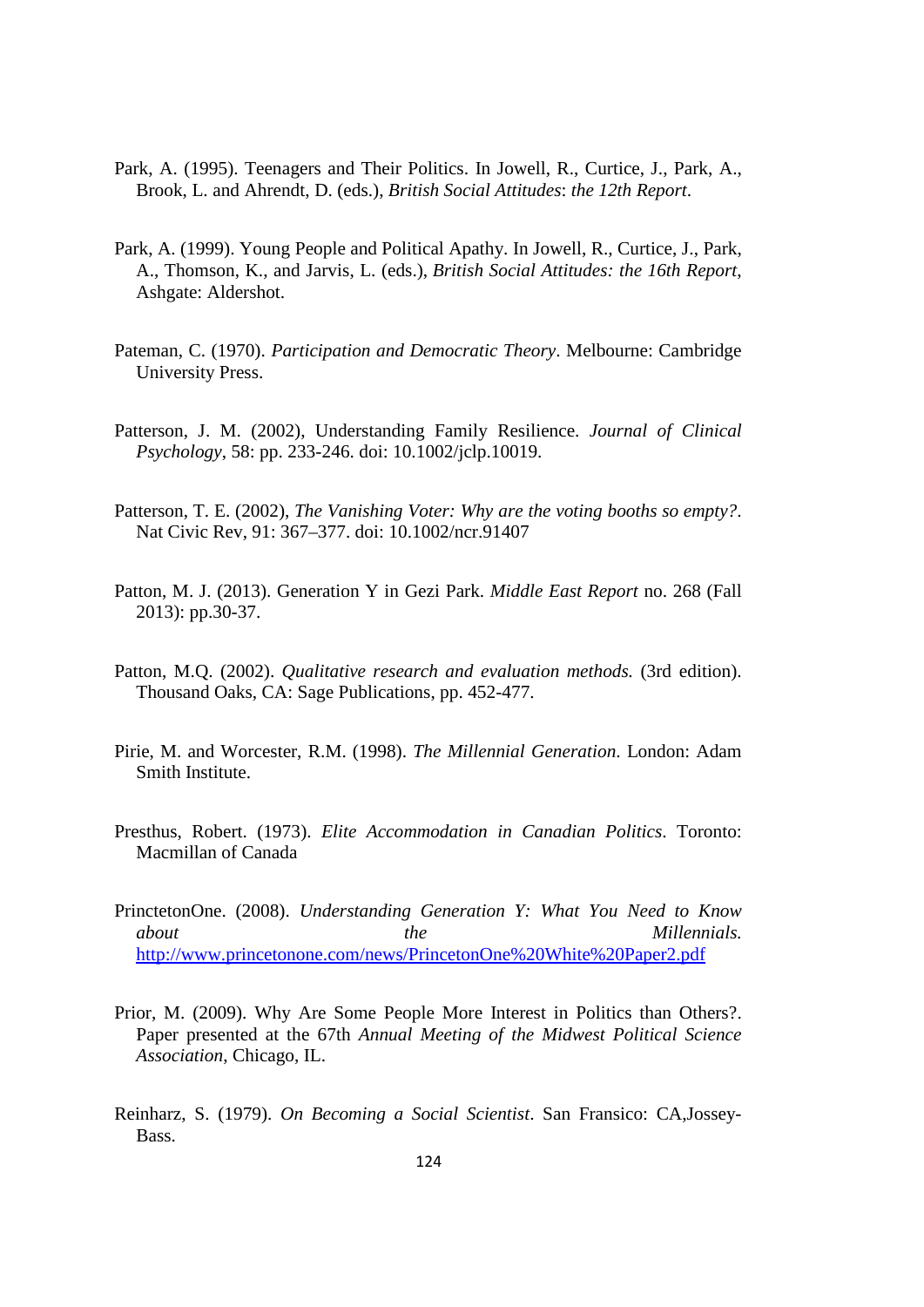Park, A. (1995). Teenagers and Their Politics. In Jowell, R., Curtice, J., Park, A., Brook, L. and Ahrendt, D. (eds.), *British Social Attitudes*: *the 12th Report*.

Park, A. (1999). Young People and Political Apathy. In Jowell, R., Curtice, J., Park, A., Thomson, K., and Jarvis, L. (eds.), *British Social Attitudes: the 16th Report*, Ashgate: Aldershot.

Pateman, C. (1970). *Participation and Democratic Theory*. Melbourne: Cambridge University Press.

Patterson, J. M. (2002), Understanding Family Resilience. *Journal of Clinical Psychology*, 58: pp. 233-246. doi: 10.1002/jclp.10019.

Patterson, T. E. (2002), *The Vanishing Voter: Why are the voting booths so empty?*. Nat Civic Rev, 91: 367–377. doi: 10.1002/ncr.91407

Patton, M. J. (2013). Generation Y in Gezi Park. *Middle East Report* no. 268 (Fall 2013): pp.30-37.

Patton, M.Q. (2002). *Qualitative research and evaluation methods.* (3rd edition). Thousand Oaks, CA: Sage Publications, pp. 452-477.

Pirie, M. and Worcester, R.M. (1998). *The Millennial Generation*. London: Adam Smith Institute.

Presthus, Robert. (1973). *Elite Accommodation in Canadian Politics*. Toronto: Macmillan of Canada

PrinctetonOne. (2008). *Understanding Generation Y: What You Need to Know about the Millennials.* http://www.princetonone.com/news/PrincetonOne%20White%20Paper2.pdf

Prior, M. (2009). Why Are Some People More Interest in Politics than Others?. Paper presented at the 67th *Annual Meeting of the Midwest Political Science Association*, Chicago, IL.

Reinharz, S. (1979). *On Becoming a Social Scientist*. San Fransico: CA,Jossey-Bass.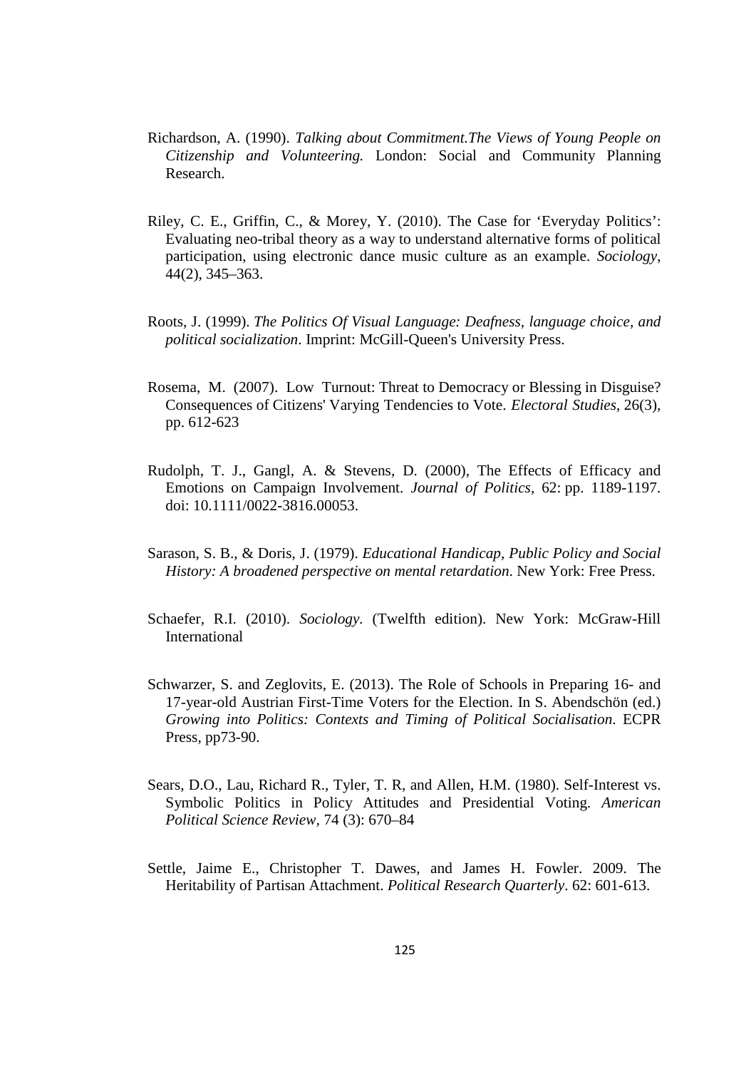Richardson, A. (1990). *Talking about Commitment.The Views of Young People on Citizenship and Volunteering.* London: Social and Community Planning Research.

Riley, C. E., Griffin, C., & Morey, Y. (2010). The Case for 'Everyday Politics': Evaluating neo-tribal theory as a way to understand alternative forms of political participation, using electronic dance music culture as an example. *Sociology*, 44(2), 345–363.

Roots, J. (1999). *The Politics Of Visual Language: Deafness, language choice, and political socialization*. Imprint: McGill-Queen's University Press.

Rosema, M. (2007). Low Turnout: Threat to Democracy or Blessing in Disguise? Consequences of Citizens' Varying Tendencies to Vote. *Electoral Studies*, 26(3), pp. 612-623

Rudolph, T. J., Gangl, A. & Stevens, D. (2000), The Effects of Efficacy and Emotions on Campaign Involvement. *Journal of Politics*, 62: pp. 1189-1197. doi: 10.1111/0022-3816.00053.

Sarason, S. B., & Doris, J. (1979). *Educational Handicap, Public Policy and Social History: A broadened perspective on mental retardation*. New York: Free Press.

Schaefer, R.I. (2010). *Sociology.* (Twelfth edition). New York: McGraw-Hill International

Schwarzer, S. and Zeglovits, E. (2013). The Role of Schools in Preparing 16- and 17-year-old Austrian First-Time Voters for the Election. In S. Abendschön (ed.) *Growing into Politics: Contexts and Timing of Political Socialisation*. ECPR Press, pp73-90.

Sears, D.O., Lau, Richard R., Tyler, T. R, and Allen, H.M. (1980). Self-Interest vs. Symbolic Politics in Policy Attitudes and Presidential Voting. *American Political Science Review*, 74 (3): 670–84

Settle, Jaime E., Christopher T. Dawes, and James H. Fowler. 2009. The Heritability of Partisan Attachment. *Political Research Quarterly*. 62: 601-613.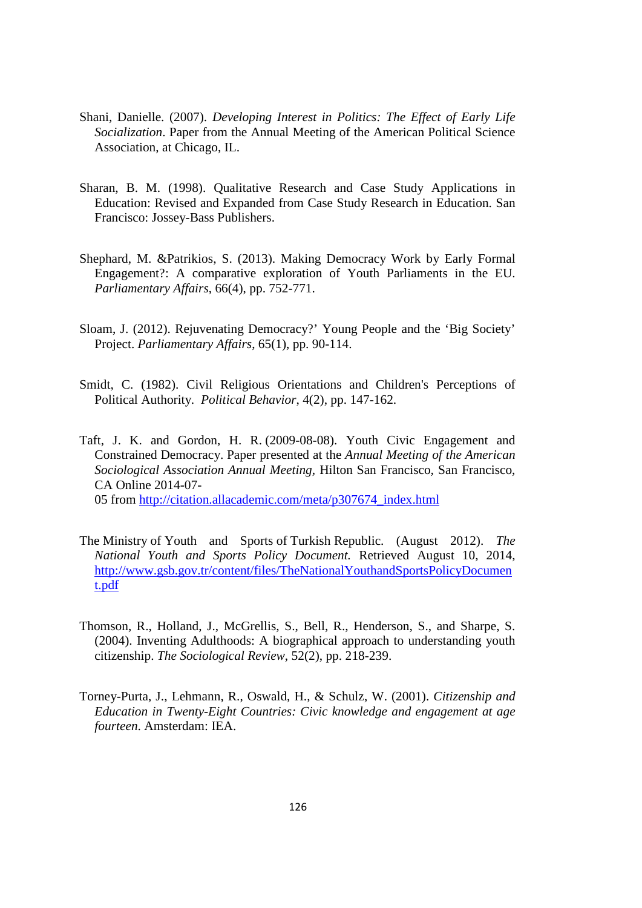Shani, Danielle. (2007). *Developing Interest in Politics: The Effect of Early Life Socialization*. Paper from the Annual Meeting of the American Political Science Association, at Chicago, IL.

Sharan, B. M. (1998). Qualitative Research and Case Study Applications in Education: Revised and Expanded from Case Study Research in Education. San Francisco: Jossey-Bass Publishers.

Shephard, M. &Patrikios, S. (2013). Making Democracy Work by Early Formal Engagement?: A comparative exploration of Youth Parliaments in the EU. *Parliamentary Affairs*, 66(4), pp. 752-771.

Sloam, J. (2012). Rejuvenating Democracy?' Young People and the 'Big Society' Project. *Parliamentary Affairs*, 65(1), pp. 90-114.

Smidt, C. (1982). Civil Religious Orientations and Children's Perceptions of Political Authority. *Political Behavior*, 4(2), pp. 147-162.

Taft, J. K. and Gordon, H. R. (2009-08-08). Youth Civic Engagement and Constrained Democracy. Paper presented at the *Annual Meeting of the American Sociological Association Annual Meeting*, Hilton San Francisco, San Francisco, CA Online 2014-07-05 from http://citation.allacademic.com/meta/p307674_index.html

The Ministry of Youth and Sports of Turkish Republic. (August 2012). *The National Youth and Sports Policy Document.* Retrieved August 10, 2014, http://www.gsb.gov.tr/content/files/TheNationalYouthandSportsPolicyDocument.pdf

Thomson, R., Holland, J., McGrellis, S., Bell, R., Henderson, S., and Sharpe, S. (2004). Inventing Adulthoods: A biographical approach to understanding youth citizenship. *The Sociological Review*, 52(2), pp. 218-239.

Torney-Purta, J., Lehmann, R., Oswald, H., & Schulz, W. (2001). *Citizenship and Education in Twenty-Eight Countries: Civic knowledge and engagement at age fourteen*. Amsterdam: IEA.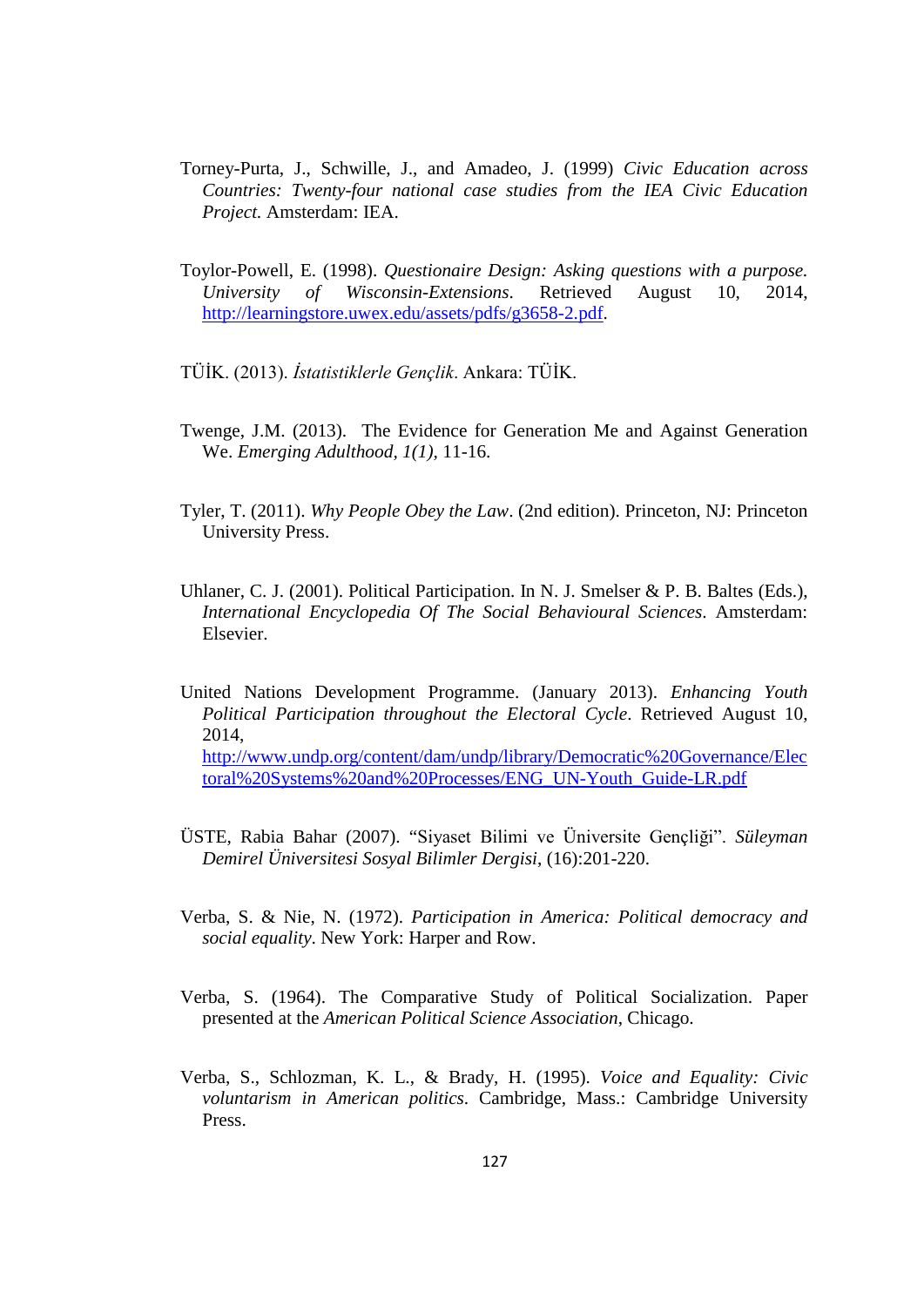Torney-Purta, J., Schwille, J., and Amadeo, J. (1999) *Civic Education across Countries: Twenty-four national case studies from the IEA Civic Education Project.* Amsterdam: IEA.

Toylor-Powell, E. (1998). *Questionaire Design: Asking questions with a purpose. University of Wisconsin-Extensions*. Retrieved August 10, 2014, http://learningstore.uwex.edu/assets/pdfs/g3658-2.pdf.

TÜİK. (2013). *İstatistiklerle Gençlik*. Ankara: TÜİK.

Twenge, J.M. (2013). The Evidence for Generation Me and Against Generation We. *Emerging Adulthood, 1(1),* 11-16.

Tyler, T. (2011). *Why People Obey the Law*. (2nd edition). Princeton, NJ: Princeton University Press.

Uhlaner, C. J. (2001). Political Participation. In N. J. Smelser & P. B. Baltes (Eds.), *International Encyclopedia Of The Social Behavioural Sciences*. Amsterdam: Elsevier.

United Nations Development Programme. (January 2013). *Enhancing Youth Political Participation throughout the Electoral Cycle*. Retrieved August 10, 2014, http://www.undp.org/content/dam/undp/library/Democratic%20Governance/Electoral%20Systems%20and%20Processes/ENG_UN-Youth_Guide-LR.pdf

ÜSTE, Rabia Bahar (2007). "Siyaset Bilimi ve Üniversite Gençliği". *Süleyman Demirel Üniversitesi Sosyal Bilimler Dergisi*, (16):201-220.

Verba, S. & Nie, N. (1972). *Participation in America: Political democracy and social equality*. New York: Harper and Row.

Verba, S. (1964). The Comparative Study of Political Socialization. Paper presented at the *American Political Science Association*, Chicago.

Verba, S., Schlozman, K. L., & Brady, H. (1995). *Voice and Equality: Civic voluntarism in American politics*. Cambridge, Mass.: Cambridge University Press.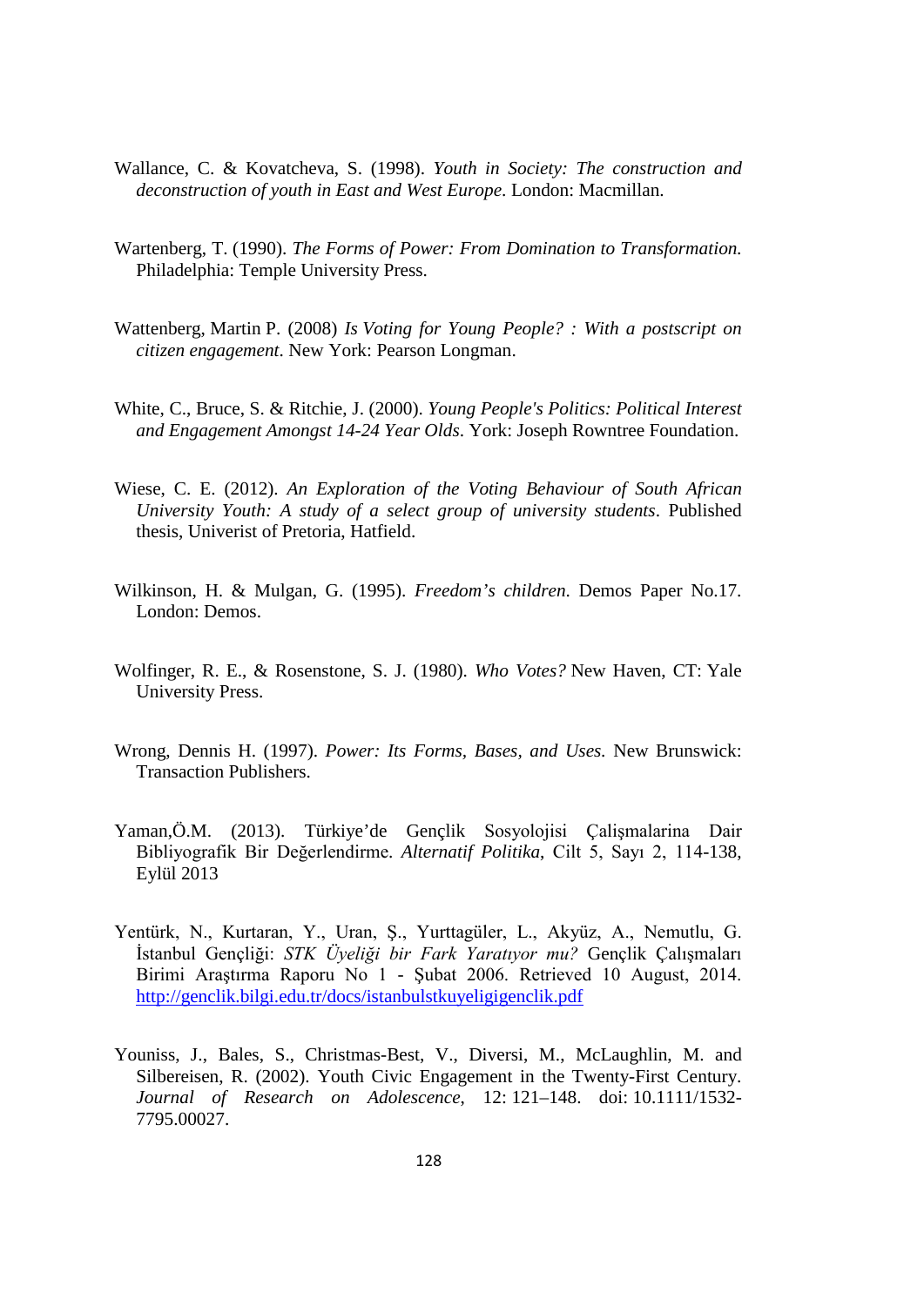Wallance, C. & Kovatcheva, S. (1998). *Youth in Society: The construction and deconstruction of youth in East and West Europe*. London: Macmillan.

Wartenberg, T. (1990). *The Forms of Power: From Domination to Transformation.* Philadelphia: Temple University Press.

Wattenberg, Martin P. (2008) *Is Voting for Young People? : With a postscript on citizen engagement*. New York: Pearson Longman.

White, C., Bruce, S. & Ritchie, J. (2000). *Young People's Politics: Political Interest and Engagement Amongst 14-24 Year Olds*. York: Joseph Rowntree Foundation.

Wiese, C. E. (2012). *An Exploration of the Voting Behaviour of South African University Youth: A study of a select group of university students*. Published thesis, Univerist of Pretoria, Hatfield.

Wilkinson, H. & Mulgan, G. (1995). *Freedom's children*. Demos Paper No.17. London: Demos.

Wolfinger, R. E., & Rosenstone, S. J. (1980). *Who Votes?* New Haven, CT: Yale University Press.

Wrong, Dennis H. (1997). *Power: Its Forms, Bases, and Uses*. New Brunswick: Transaction Publishers.

Yaman,Ö.M. (2013). Türkiye'de Gençlik Sosyolojisi Çalişmalarina Dair Bibliyografik Bir Değerlendirme. *Alternatif Politika*, Cilt 5, Sayı 2, 114-138, Eylül 2013

Yentürk, N., Kurtaran, Y., Uran, Ş., Yurttagüler, L., Akyüz, A., Nemutlu, G. İstanbul Gençliği: *STK Üyeliği bir Fark Yaratıyor mu?* Gençlik Çalışmaları Birimi Araştırma Raporu No 1 - Şubat 2006. Retrieved 10 August, 2014. http://genclik.bilgi.edu.tr/docs/istanbulstkuyeligigenclik.pdf

Youniss, J., Bales, S., Christmas-Best, V., Diversi, M., McLaughlin, M. and Silbereisen, R. (2002). Youth Civic Engagement in the Twenty-First Century. *Journal of Research on Adolescence*, 12: 121–148. doi: 10.1111/1532-7795.00027.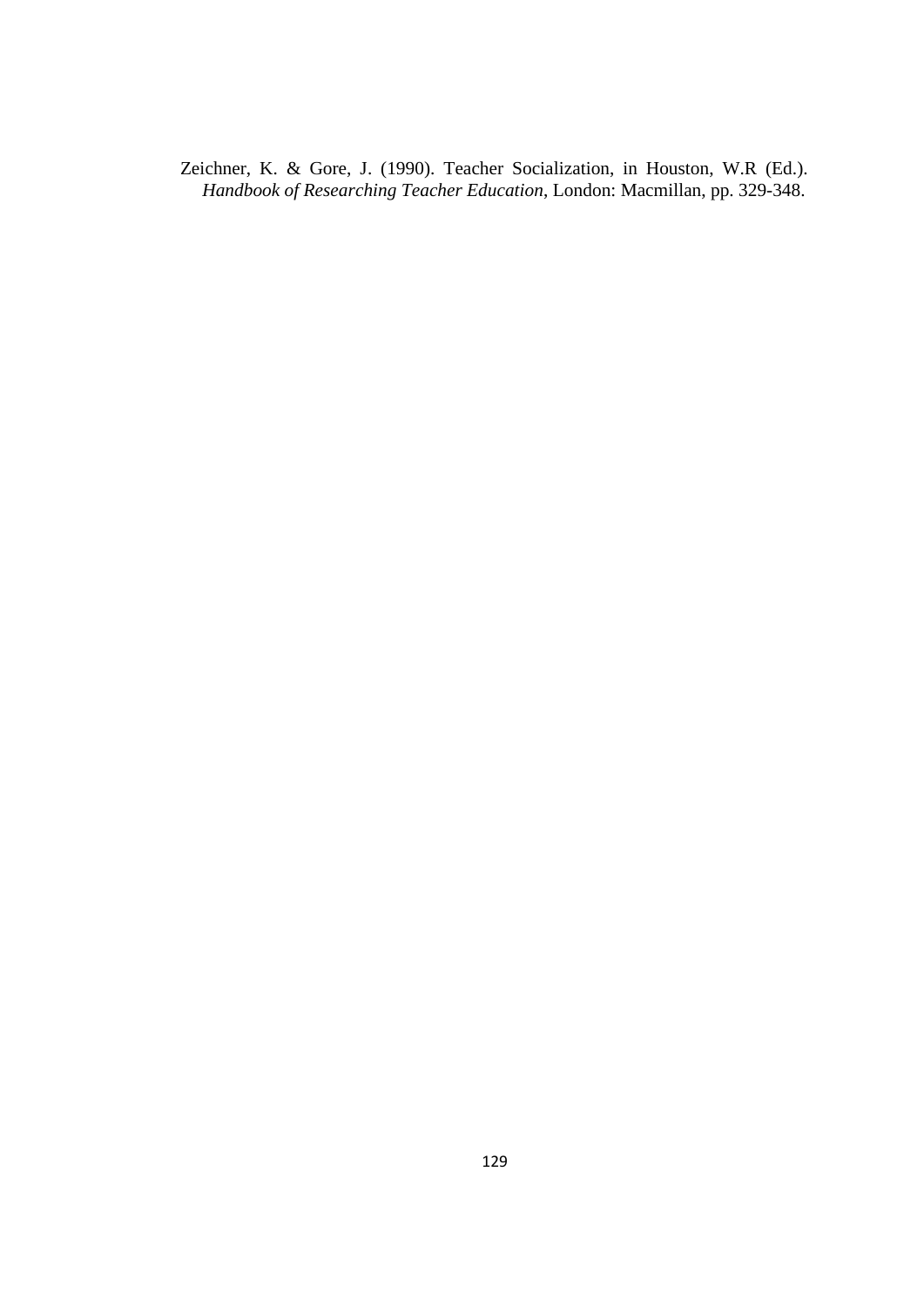Zeichner, K. & Gore, J. (1990). Teacher Socialization, in Houston, W.R (Ed.). *Handbook of Researching Teacher Education*, London: Macmillan, pp. 329-348.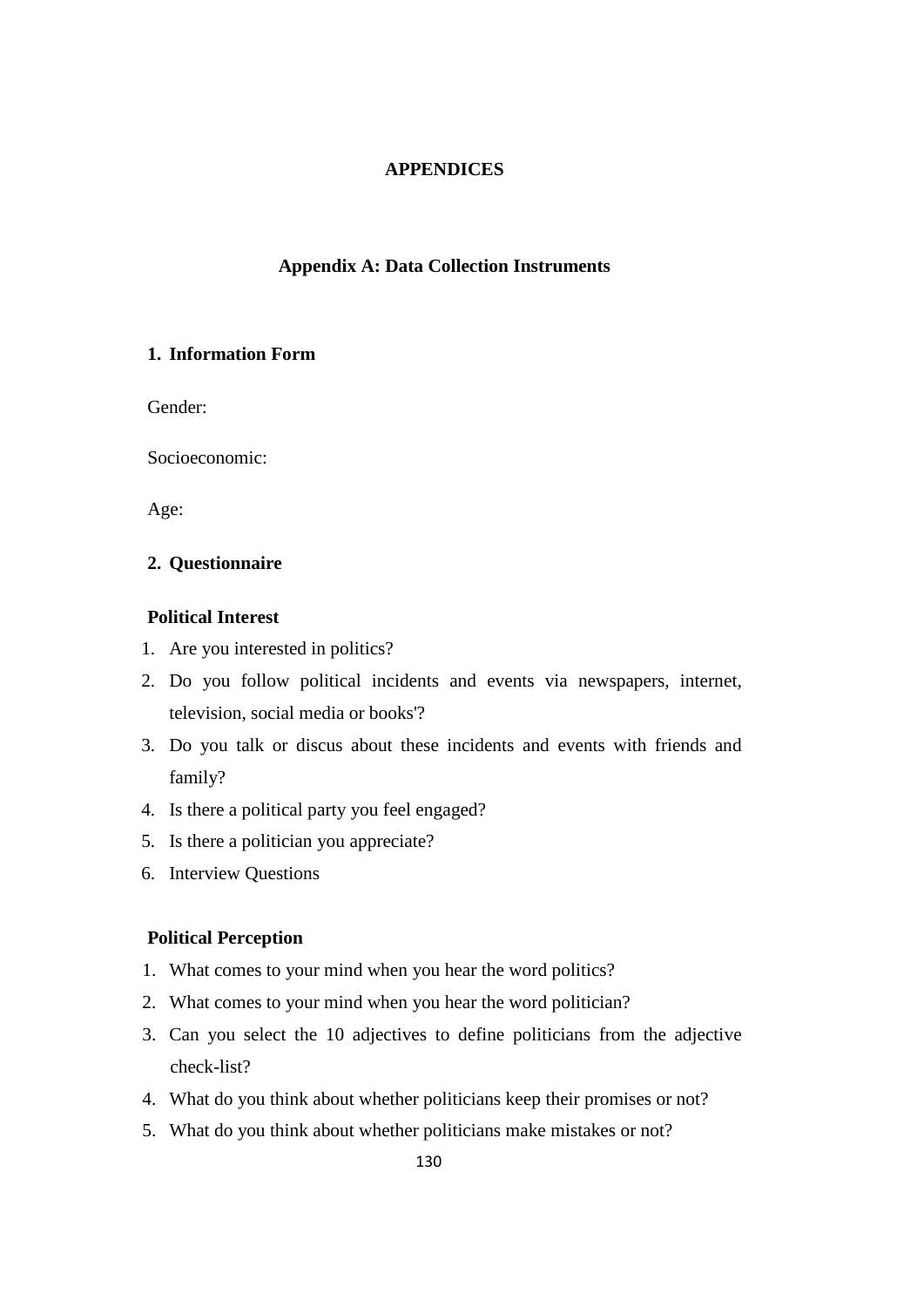# APPENDICES

## Appendix A: Data Collection Instruments

### 1. Information Form

Gender:

Socioeconomic:

Age:

### 2. Questionnaire

**Political Interest**

1. Are you interested in politics?
2. Do you follow political incidents and events via newspapers, internet, television, social media or books'?
3. Do you talk or discus about these incidents and events with friends and family?
4. Is there a political party you feel engaged?
5. Is there a politician you appreciate?
6. Interview Questions

**Political Perception**

1. What comes to your mind when you hear the word politics?
2. What comes to your mind when you hear the word politician?
3. Can you select the 10 adjectives to define politicians from the adjective check-list?
4. What do you think about whether politicians keep their promises or not?
5. What do you think about whether politicians make mistakes or not?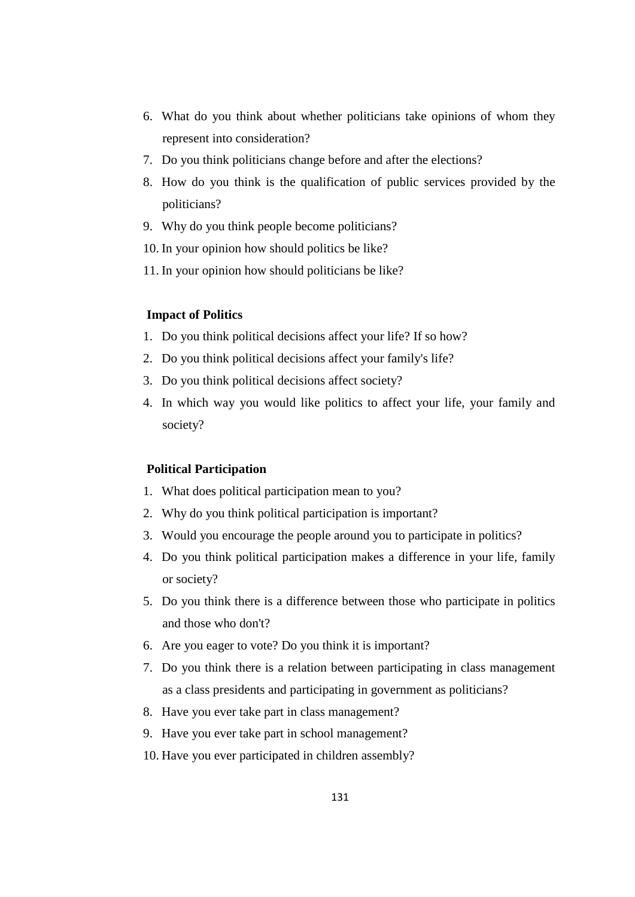6. What do you think about whether politicians take opinions of whom they represent into consideration?
7. Do you think politicians change before and after the elections?
8. How do you think is the qualification of public services provided by the politicians?
9. Why do you think people become politicians?
10. In your opinion how should politics be like?
11. In your opinion how should politicians be like?

**Impact of Politics**

1. Do you think political decisions affect your life? If so how?
2. Do you think political decisions affect your family's life?
3. Do you think political decisions affect society?
4. In which way you would like politics to affect your life, your family and society?

**Political Participation**

1. What does political participation mean to you?
2. Why do you think political participation is important?
3. Would you encourage the people around you to participate in politics?
4. Do you think political participation makes a difference in your life, family or society?
5. Do you think there is a difference between those who participate in politics and those who don't?
6. Are you eager to vote? Do you think it is important?
7. Do you think there is a relation between participating in class management as a class presidents and participating in government as politicians?
8. Have you ever take part in class management?
9. Have you ever take part in school management?
10. Have you ever participated in children assembly?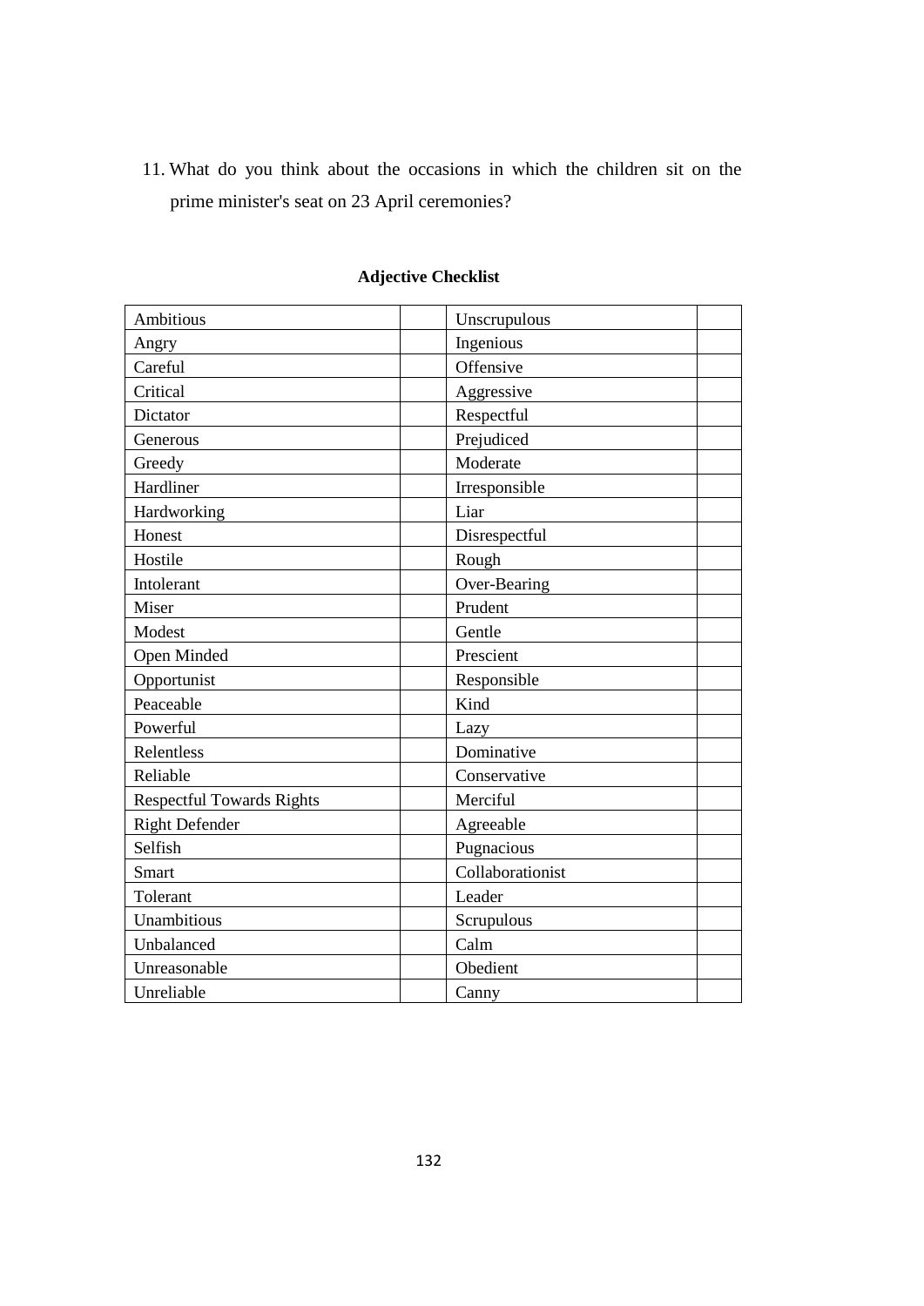11. What do you think about the occasions in which the children sit on the prime minister's seat on 23 April ceremonies?

**Adjective Checklist**

| | | | |
|---|---|---|---|
| Ambitious | | Unscrupulous | |
| Angry | | Ingenious | |
| Careful | | Offensive | |
| Critical | | Aggressive | |
| Dictator | | Respectful | |
| Generous | | Prejudiced | |
| Greedy | | Moderate | |
| Hardliner | | Irresponsible | |
| Hardworking | | Liar | |
| Honest | | Disrespectful | |
| Hostile | | Rough | |
| Intolerant | | Over-Bearing | |
| Miser | | Prudent | |
| Modest | | Gentle | |
| Open Minded | | Prescient | |
| Opportunist | | Responsible | |
| Peaceable | | Kind | |
| Powerful | | Lazy | |
| Relentless | | Dominative | |
| Reliable | | Conservative | |
| Respectful Towards Rights | | Merciful | |
| Right Defender | | Agreeable | |
| Selfish | | Pugnacious | |
| Smart | | Collaborationist | |
| Tolerant | | Leader | |
| Unambitious | | Scrupulous | |
| Unbalanced | | Calm | |
| Unreasonable | | Obedient | |
| Unreliable | | Canny | |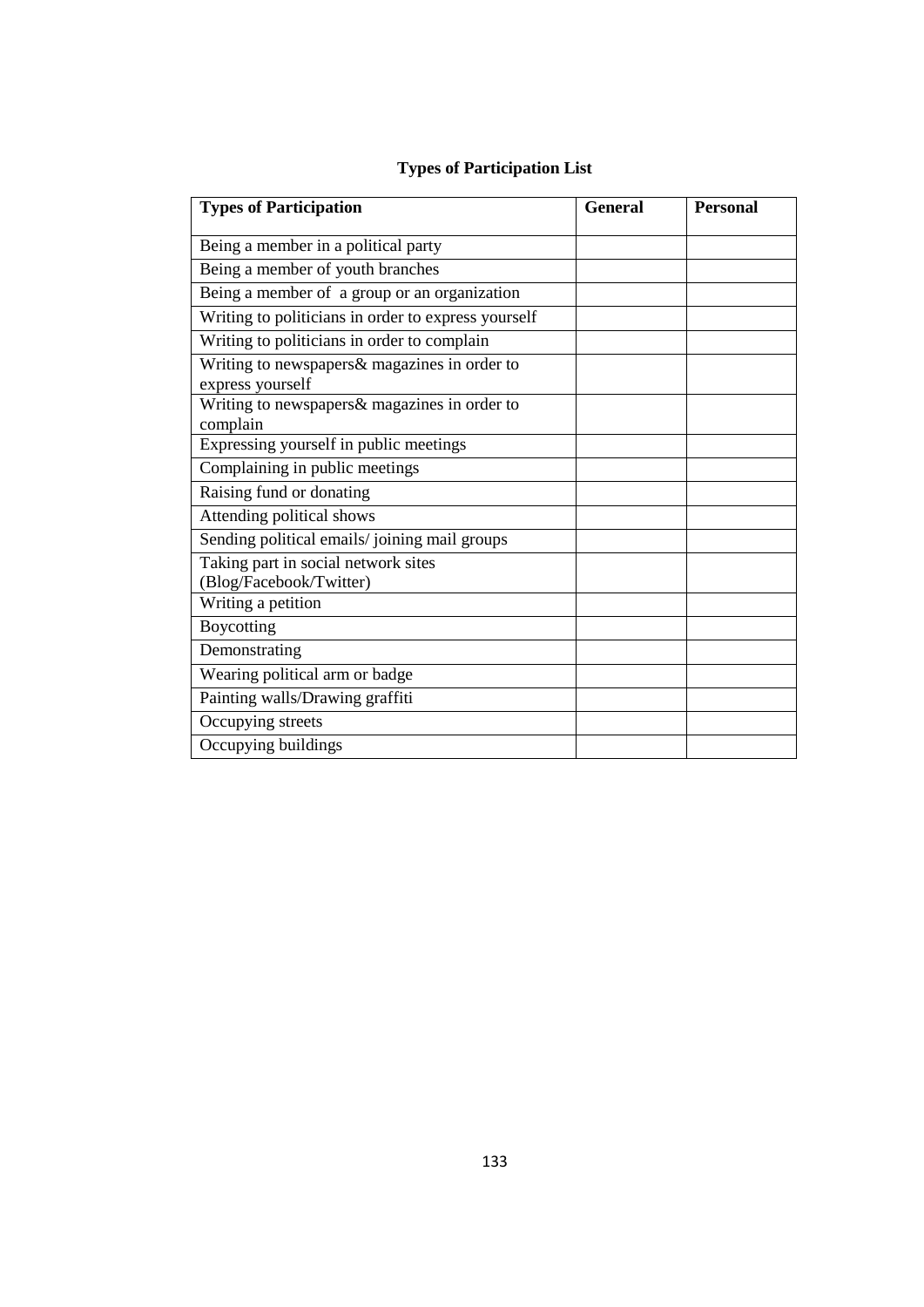**Types of Participation List**

| Types of Participation | General | Personal |
|---|---|---|
| Being a member in a political party | | |
| Being a member of youth branches | | |
| Being a member of a group or an organization | | |
| Writing to politicians in order to express yourself | | |
| Writing to politicians in order to complain | | |
| Writing to newspapers& magazines in order to express yourself | | |
| Writing to newspapers& magazines in order to complain | | |
| Expressing yourself in public meetings | | |
| Complaining in public meetings | | |
| Raising fund or donating | | |
| Attending political shows | | |
| Sending political emails/ joining mail groups | | |
| Taking part in social network sites (Blog/Facebook/Twitter) | | |
| Writing a petition | | |
| Boycotting | | |
| Demonstrating | | |
| Wearing political arm or badge | | |
| Painting walls/Drawing graffiti | | |
| Occupying streets | | |
| Occupying buildings | | |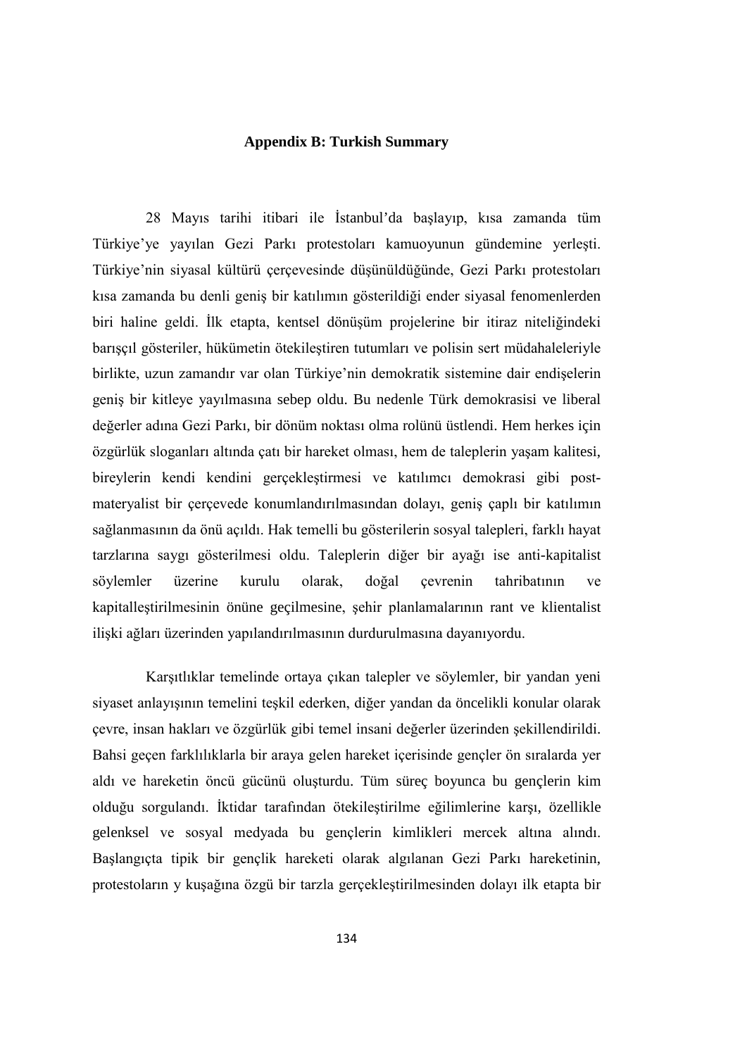## Appendix B: Turkish Summary

28 Mayıs tarihi itibari ile İstanbul'da başlayıp, kısa zamanda tüm Türkiye'ye yayılan Gezi Parkı protestoları kamuoyunun gündemine yerleşti. Türkiye'nin siyasal kültürü çerçevesinde düşünüldüğünde, Gezi Parkı protestoları kısa zamanda bu denli geniş bir katılımın gösterildiği ender siyasal fenomenlerden biri haline geldi. İlk etapta, kentsel dönüşüm projelerine bir itiraz niteliğindeki barışçıl gösteriler, hükümetin ötekileştiren tutumları ve polisin sert müdahaleleriyle birlikte, uzun zamandır var olan Türkiye'nin demokratik sistemine dair endişelerin geniş bir kitleye yayılmasına sebep oldu. Bu nedenle Türk demokrasisi ve liberal değerler adına Gezi Parkı, bir dönüm noktası olma rolünü üstlendi. Hem herkes için özgürlük sloganları altında çatı bir hareket olması, hem de taleplerin yaşam kalitesi, bireylerin kendi kendini gerçekleştirmesi ve katılımcı demokrasi gibi post-materyalist bir çerçevede konumlandırılmasından dolayı, geniş çaplı bir katılımın sağlanmasının da önü açıldı. Hak temelli bu gösterilerin sosyal talepleri, farklı hayat tarzlarına saygı gösterilmesi oldu. Taleplerin diğer bir ayağı ise anti-kapitalist söylemler üzerine kurulu olarak, doğal çevrenin tahribatının ve kapitalleştirilmesinin önüne geçilmesine, şehir planlamalarının rant ve klientalist ilişki ağları üzerinden yapılandırılmasının durdurulmasına dayanıyordu.

Karşıtlıklar temelinde ortaya çıkan talepler ve söylemler, bir yandan yeni siyaset anlayışının temelini teşkil ederken, diğer yandan da öncelikli konular olarak çevre, insan hakları ve özgürlük gibi temel insani değerler üzerinden şekillendirildi. Bahsi geçen farklılıklarla bir araya gelen hareket içerisinde gençler ön sıralarda yer aldı ve hareketin öncü gücünü oluşturdu. Tüm süreç boyunca bu gençlerin kim olduğu sorgulandı. İktidar tarafından ötekileştirilme eğilimlerine karşı, özellikle gelenksel ve sosyal medyada bu gençlerin kimlikleri mercek altına alındı. Başlangıçta tipik bir gençlik hareketi olarak algılanan Gezi Parkı hareketinin, protestoların y kuşağına özgü bir tarzla gerçekleştirilmesinden dolayı ilk etapta bir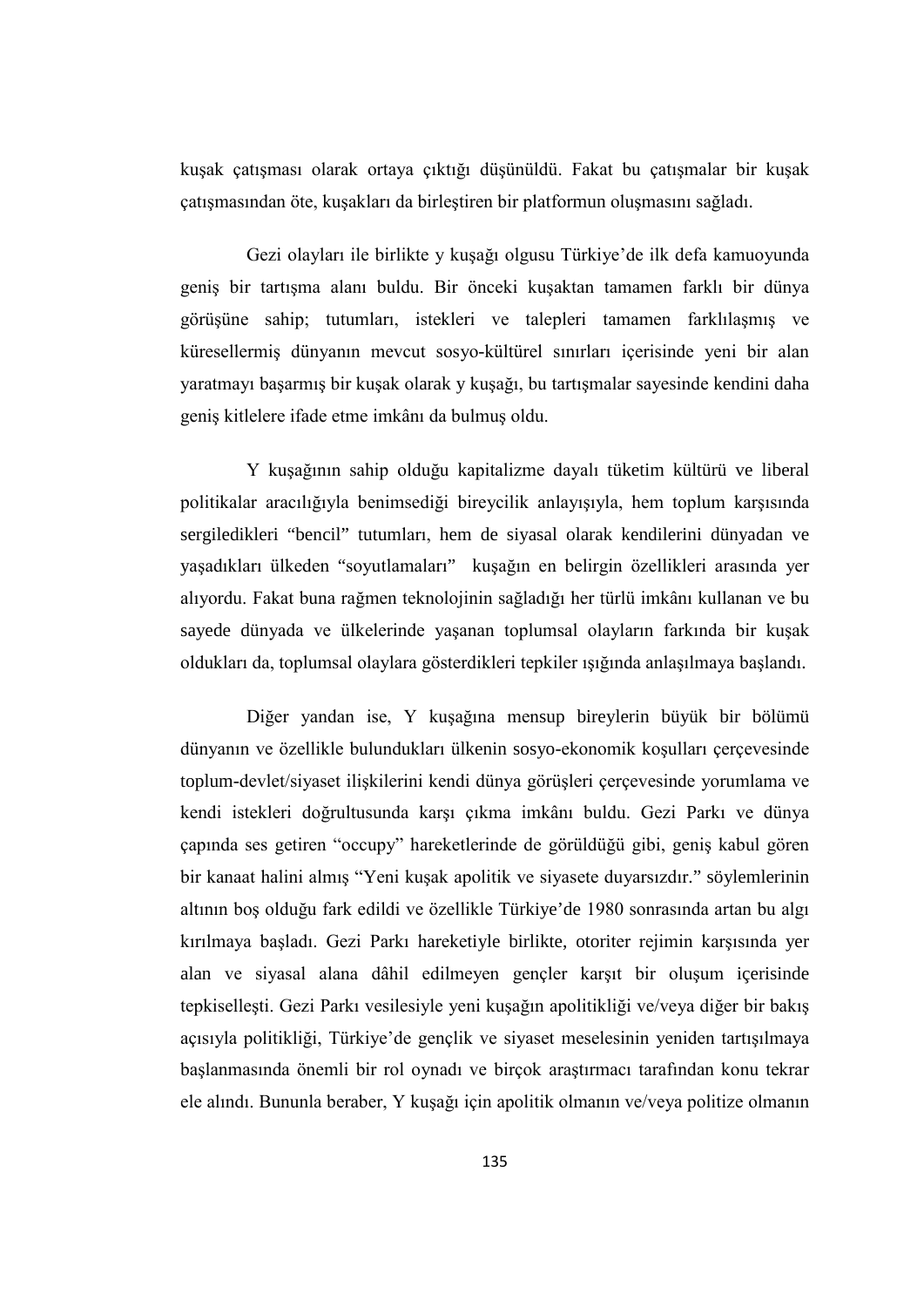kuşak çatışması olarak ortaya çıktığı düşünüldü. Fakat bu çatışmalar bir kuşak çatışmasından öte, kuşakları da birleştiren bir platformun oluşmasını sağladı.

Gezi olayları ile birlikte y kuşağı olgusu Türkiye'de ilk defa kamuoyunda geniş bir tartışma alanı buldu. Bir önceki kuşaktan tamamen farklı bir dünya görüşüne sahip; tutumları, istekleri ve talepleri tamamen farklılaşmış ve küresellermiş dünyanın mevcut sosyo-kültürel sınırları içerisinde yeni bir alan yaratmayı başarmış bir kuşak olarak y kuşağı, bu tartışmalar sayesinde kendini daha geniş kitlelere ifade etme imkânı da bulmuş oldu.

Y kuşağının sahip olduğu kapitalizme dayalı tüketim kültürü ve liberal politikalar aracılığıyla benimsediği bireycilik anlayışıyla, hem toplum karşısında sergiledikleri "bencil" tutumları, hem de siyasal olarak kendilerini dünyadan ve yaşadıkları ülkeden "soyutlamaları" kuşağın en belirgin özellikleri arasında yer alıyordu. Fakat buna rağmen teknolojinin sağladığı her türlü imkânı kullanan ve bu sayede dünyada ve ülkelerinde yaşanan toplumsal olayların farkında bir kuşak oldukları da, toplumsal olaylara gösterdikleri tepkiler ışığında anlaşılmaya başlandı.

Diğer yandan ise, Y kuşağına mensup bireylerin büyük bir bölümü dünyanın ve özellikle bulundukları ülkenin sosyo-ekonomik koşulları çerçevesinde toplum-devlet/siyaset ilişkilerini kendi dünya görüşleri çerçevesinde yorumlama ve kendi istekleri doğrultusunda karşı çıkma imkânı buldu. Gezi Parkı ve dünya çapında ses getiren "occupy" hareketlerinde de görüldüğü gibi, geniş kabul gören bir kanaat halini almış "Yeni kuşak apolitik ve siyasete duyarsızdır." söylemlerinin altının boş olduğu fark edildi ve özellikle Türkiye'de 1980 sonrasında artan bu algı kırılmaya başladı. Gezi Parkı hareketiyle birlikte, otoriter rejimin karşısında yer alan ve siyasal alana dâhil edilmeyen gençler karşıt bir oluşum içerisinde tepkiselleşti. Gezi Parkı vesilesiyle yeni kuşağın apolitikliği ve/veya diğer bir bakış açısıyla politikliği, Türkiye'de gençlik ve siyaset meselesinin yeniden tartışılmaya başlanmasında önemli bir rol oynadı ve birçok araştırmacı tarafından konu tekrar ele alındı. Bununla beraber, Y kuşağı için apolitik olmanın ve/veya politize olmanın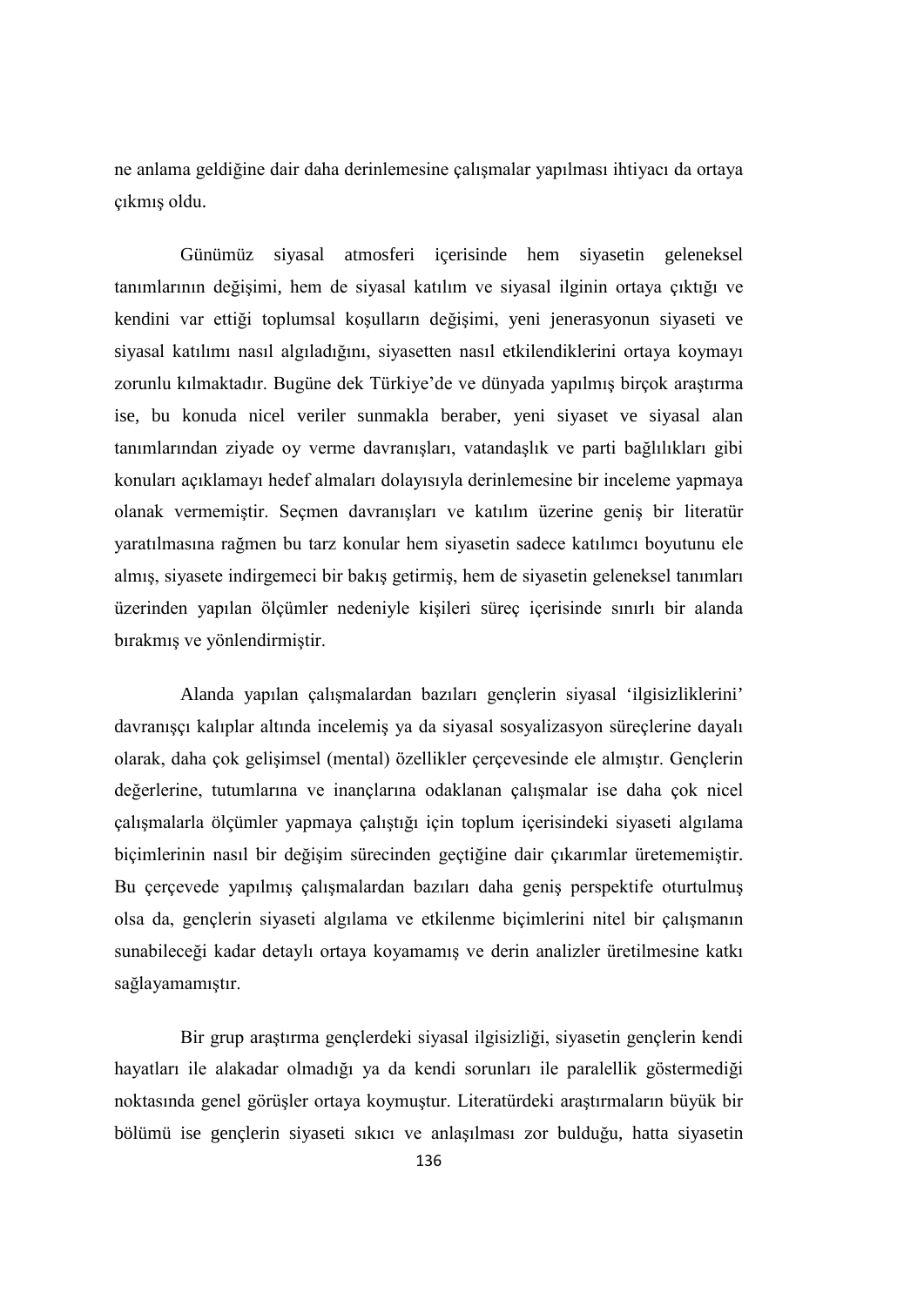ne anlama geldiğine dair daha derinlemesine çalışmalar yapılması ihtiyacı da ortaya çıkmış oldu.

Günümüz siyasal atmosferi içerisinde hem siyasetin geleneksel tanımlarının değişimi, hem de siyasal katılım ve siyasal ilginin ortaya çıktığı ve kendini var ettiği toplumsal koşulların değişimi, yeni jenerasyonun siyaseti ve siyasal katılımı nasıl algıladığını, siyasetten nasıl etkilendiklerini ortaya koymayı zorunlu kılmaktadır. Bugüne dek Türkiye'de ve dünyada yapılmış birçok araştırma ise, bu konuda nicel veriler sunmakla beraber, yeni siyaset ve siyasal alan tanımlarından ziyade oy verme davranışları, vatandaşlık ve parti bağlılıkları gibi konuları açıklamayı hedef almaları dolayısıyla derinlemesine bir inceleme yapmaya olanak vermemiştir. Seçmen davranışları ve katılım üzerine geniş bir literatür yaratılmasına rağmen bu tarz konular hem siyasetin sadece katılımcı boyutunu ele almış, siyasete indirgemeci bir bakış getirmiş, hem de siyasetin geleneksel tanımları üzerinden yapılan ölçümler nedeniyle kişileri süreç içerisinde sınırlı bir alanda bırakmış ve yönlendirmiştir.

Alanda yapılan çalışmalardan bazıları gençlerin siyasal 'ilgisizliklerini' davranışçı kalıplar altında incelemiş ya da siyasal sosyalizasyon süreçlerine dayalı olarak, daha çok gelişimsel (mental) özellikler çerçevesinde ele almıştır. Gençlerin değerlerine, tutumlarına ve inançlarına odaklanan çalışmalar ise daha çok nicel çalışmalarla ölçümler yapmaya çalıştığı için toplum içerisindeki siyaseti algılama biçimlerinin nasıl bir değişim sürecinden geçtiğine dair çıkarımlar üretememiştir. Bu çerçevede yapılmış çalışmalardan bazıları daha geniş perspektife oturtulmuş olsa da, gençlerin siyaseti algılama ve etkilenme biçimlerini nitel bir çalışmanın sunabileceği kadar detaylı ortaya koyamamış ve derin analizler üretilmesine katkı sağlayamamıştır.

Bir grup araştırma gençlerdeki siyasal ilgisizliği, siyasetin gençlerin kendi hayatları ile alakadar olmadığı ya da kendi sorunları ile paralellik göstermediği noktasında genel görüşler ortaya koymuştur. Literatürdeki araştırmaların büyük bir bölümü ise gençlerin siyaseti sıkıcı ve anlaşılması zor bulduğu, hatta siyasetin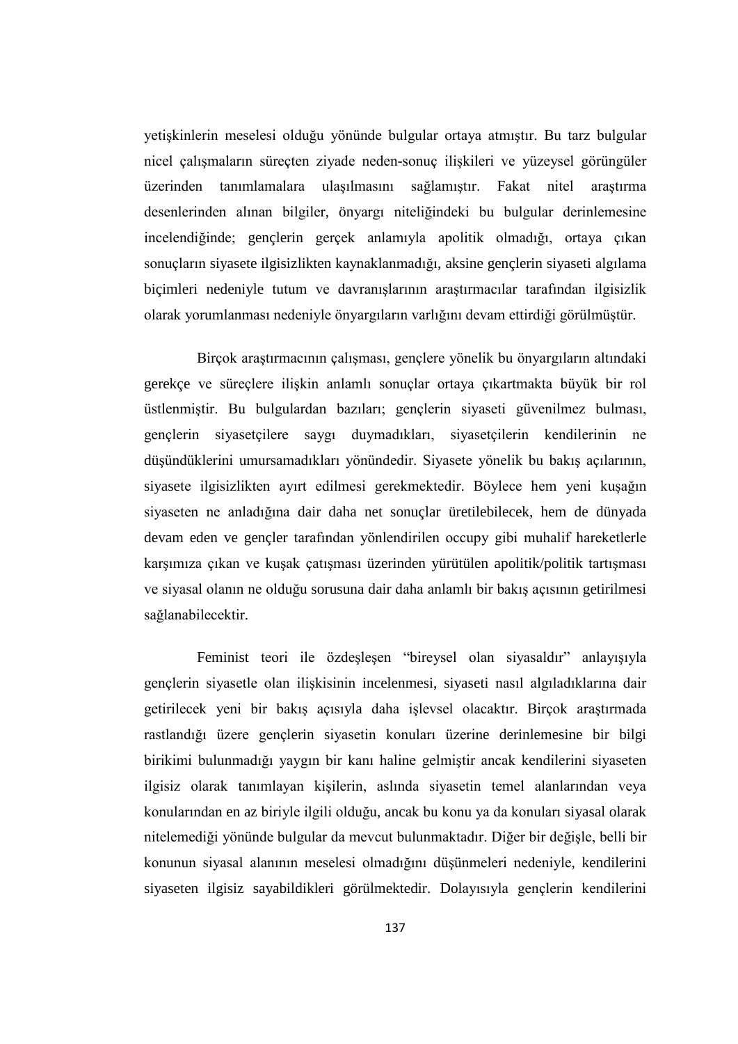yetişkinlerin meselesi olduğu yönünde bulgular ortaya atmıştır. Bu tarz bulgular nicel çalışmaların süreçten ziyade neden-sonuç ilişkileri ve yüzeysel görüngüler üzerinden tanımlamalara ulaşılmasını sağlamıştır. Fakat nitel araştırma desenlerinden alınan bilgiler, önyargı niteliğindeki bu bulgular derinlemesine incelendiğinde; gençlerin gerçek anlamıyla apolitik olmadığı, ortaya çıkan sonuçların siyasete ilgisizlikten kaynaklanmadığı, aksine gençlerin siyaseti algılama biçimleri nedeniyle tutum ve davranışlarının araştırmacılar tarafından ilgisizlik olarak yorumlanması nedeniyle önyargıların varlığını devam ettirdiği görülmüştür.

Birçok araştırmacının çalışması, gençlere yönelik bu önyargıların altındaki gerekçe ve süreçlere ilişkin anlamlı sonuçlar ortaya çıkartmakta büyük bir rol üstlenmiştir. Bu bulgulardan bazıları; gençlerin siyaseti güvenilmez bulması, gençlerin siyasetçilere saygı duymadıkları, siyasetçilerin kendilerinin ne düşündüklerini umursamadıkları yönündedir. Siyasete yönelik bu bakış açılarının, siyasete ilgisizlikten ayırt edilmesi gerekmektedir. Böylece hem yeni kuşağın siyaseten ne anladığına dair daha net sonuçlar üretilebilecek, hem de dünyada devam eden ve gençler tarafından yönlendirilen occupy gibi muhalif hareketlerle karşımıza çıkan ve kuşak çatışması üzerinden yürütülen apolitik/politik tartışması ve siyasal olanın ne olduğu sorusuna dair daha anlamlı bir bakış açısının getirilmesi sağlanabilecektir.

Feminist teori ile özdeşleşen "bireysel olan siyasaldır" anlayışıyla gençlerin siyasetle olan ilişkisinin incelenmesi, siyaseti nasıl algıladıklarına dair getirilecek yeni bir bakış açısıyla daha işlevsel olacaktır. Birçok araştırmada rastlandığı üzere gençlerin siyasetin konuları üzerine derinlemesine bir bilgi birikimi bulunmadığı yaygın bir kanı haline gelmiştir ancak kendilerini siyaseten ilgisiz olarak tanımlayan kişilerin, aslında siyasetin temel alanlarından veya konularından en az biriyle ilgili olduğu, ancak bu konu ya da konuları siyasal olarak nitelemediği yönünde bulgular da mevcut bulunmaktadır. Diğer bir değişle, belli bir konunun siyasal alanının meselesi olmadığını düşünmeleri nedeniyle, kendilerini siyaseten ilgisiz sayabildikleri görülmektedir. Dolayısıyla gençlerin kendilerini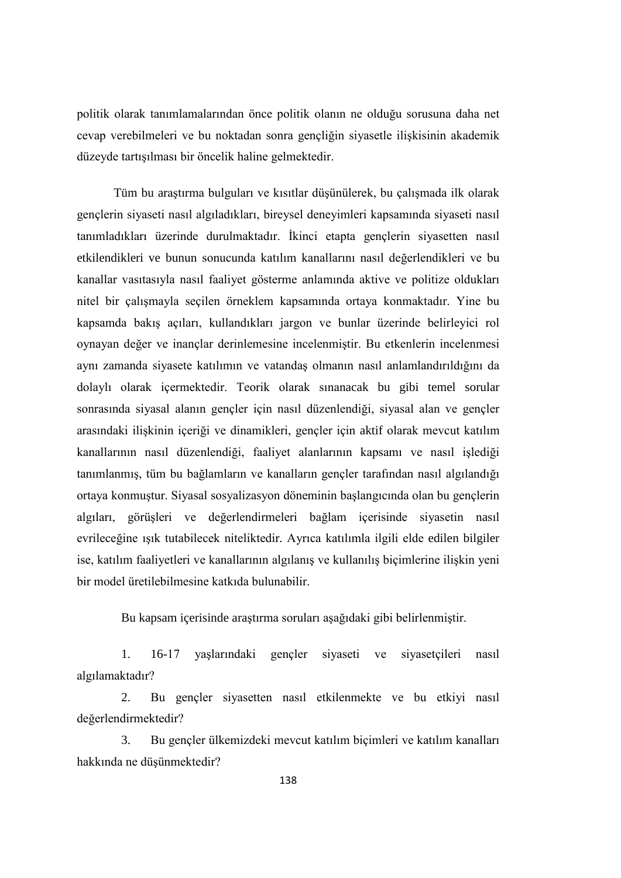politik olarak tanımlamalarından önce politik olanın ne olduğu sorusuna daha net cevap verebilmeleri ve bu noktadan sonra gençliğin siyasetle ilişkisinin akademik düzeyde tartışılması bir öncelik haline gelmektedir.

Tüm bu araştırma bulguları ve kısıtlar düşünülerek, bu çalışmada ilk olarak gençlerin siyaseti nasıl algıladıkları, bireysel deneyimleri kapsamında siyaseti nasıl tanımladıkları üzerinde durulmaktadır. İkinci etapta gençlerin siyasetten nasıl etkilendikleri ve bunun sonucunda katılım kanallarını nasıl değerlendikleri ve bu kanallar vasıtasıyla nasıl faaliyet gösterme anlamında aktive ve politize oldukları nitel bir çalışmayla seçilen örneklem kapsamında ortaya konmaktadır. Yine bu kapsamda bakış açıları, kullandıkları jargon ve bunlar üzerinde belirleyici rol oynayan değer ve inançlar derinlemesine incelenmiştir. Bu etkenlerin incelenmesi aynı zamanda siyasete katılımın ve vatandaş olmanın nasıl anlamlandırıldığını da dolaylı olarak içermektedir. Teorik olarak sınanacak bu gibi temel sorular sonrasında siyasal alanın gençler için nasıl düzenlendiği, siyasal alan ve gençler arasındaki ilişkinin içeriği ve dinamikleri, gençler için aktif olarak mevcut katılım kanallarının nasıl düzenlendiği, faaliyet alanlarının kapsamı ve nasıl işlediği tanımlanmış, tüm bu bağlamların ve kanalların gençler tarafından nasıl algılandığı ortaya konmuştur. Siyasal sosyalizasyon döneminin başlangıcında olan bu gençlerin algıları, görüşleri ve değerlendirmeleri bağlam içerisinde siyasetin nasıl evrileceğine ışık tutabilecek niteliktedir. Ayrıca katılımla ilgili elde edilen bilgiler ise, katılım faaliyetleri ve kanallarının algılanış ve kullanılış biçimlerine ilişkin yeni bir model üretilebilmesine katkıda bulunabilir.

Bu kapsam içerisinde araştırma soruları aşağıdaki gibi belirlenmiştir.

1. 16-17 yaşlarındaki gençler siyaseti ve siyasetçileri nasıl algılamaktadır?
2. Bu gençler siyasetten nasıl etkilenmekte ve bu etkiyi nasıl değerlendirmektedir?
3. Bu gençler ülkemizdeki mevcut katılım biçimleri ve katılım kanalları hakkında ne düşünmektedir?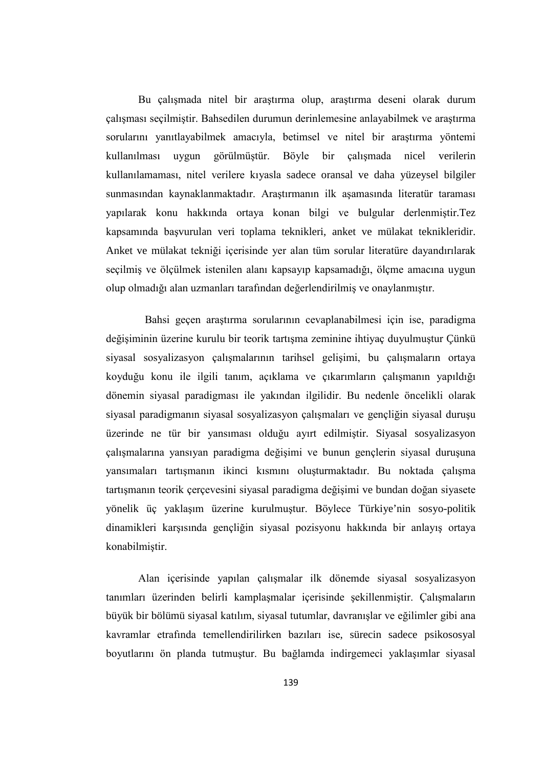Bu çalışmada nitel bir araştırma olup, araştırma deseni olarak durum çalışması seçilmiştir. Bahsedilen durumun derinlemesine anlayabilmek ve araştırma sorularını yanıtlayabilmek amacıyla, betimsel ve nitel bir araştırma yöntemi kullanılması uygun görülmüştür. Böyle bir çalışmada nicel verilerin kullanılamaması, nitel verilere kıyasla sadece oransal ve daha yüzeysel bilgiler sunmasından kaynaklanmaktadır. Araştırmanın ilk aşamasında literatür taraması yapılarak konu hakkında ortaya konan bilgi ve bulgular derlenmiştir.Tez kapsamında başvurulan veri toplama teknikleri, anket ve mülakat teknikleridir. Anket ve mülakat tekniği içerisinde yer alan tüm sorular literatüre dayandırılarak seçilmiş ve ölçülmek istenilen alanı kapsayıp kapsamadığı, ölçme amacına uygun olup olmadığı alan uzmanları tarafından değerlendirilmiş ve onaylanmıştır.

Bahsi geçen araştırma sorularının cevaplanabilmesi için ise, paradigma değişiminin üzerine kurulu bir teorik tartışma zeminine ihtiyaç duyulmuştur Çünkü siyasal sosyalizasyon çalışmalarının tarihsel gelişimi, bu çalışmaların ortaya koyduğu konu ile ilgili tanım, açıklama ve çıkarımların çalışmanın yapıldığı dönemin siyasal paradigması ile yakından ilgilidir. Bu nedenle öncelikli olarak siyasal paradigmanın siyasal sosyalizasyon çalışmaları ve gençliğin siyasal duruşu üzerinde ne tür bir yansıması olduğu ayırt edilmiştir. Siyasal sosyalizasyon çalışmalarına yansıyan paradigma değişimi ve bunun gençlerin siyasal duruşuna yansımaları tartışmanın ikinci kısmını oluşturmaktadır. Bu noktada çalışma tartışmanın teorik çerçevesini siyasal paradigma değişimi ve bundan doğan siyasete yönelik üç yaklaşım üzerine kurulmuştur. Böylece Türkiye'nin sosyo-politik dinamikleri karşısında gençliğin siyasal pozisyonu hakkında bir anlayış ortaya konabilmiştir.

Alan içerisinde yapılan çalışmalar ilk dönemde siyasal sosyalizasyon tanımları üzerinden belirli kamplaşmalar içerisinde şekillenmiştir. Çalışmaların büyük bir bölümü siyasal katılım, siyasal tutumlar, davranışlar ve eğilimler gibi ana kavramlar etrafında temellendirilirken bazıları ise, sürecin sadece psikososyal boyutlarını ön planda tutmuştur. Bu bağlamda indirgemeci yaklaşımlar siyasal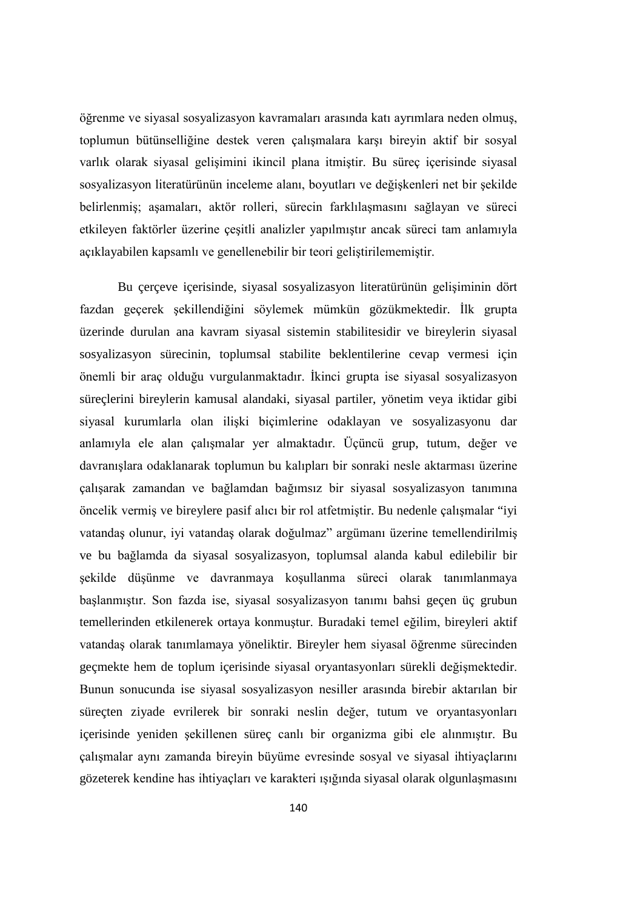öğrenme ve siyasal sosyalizasyon kavramaları arasında katı ayrımlara neden olmuş, toplumun bütünselliğine destek veren çalışmalara karşı bireyin aktif bir sosyal varlık olarak siyasal gelişimini ikincil plana itmiştir. Bu süreç içerisinde siyasal sosyalizasyon literatürünün inceleme alanı, boyutları ve değişkenleri net bir şekilde belirlenmiş; aşamaları, aktör rolleri, sürecin farklılaşmasını sağlayan ve süreci etkileyen faktörler üzerine çeşitli analizler yapılmıştır ancak süreci tam anlamıyla açıklayabilen kapsamlı ve genellenebilir bir teori geliştirilememiştir.

Bu çerçeve içerisinde, siyasal sosyalizasyon literatürünün gelişiminin dört fazdan geçerek şekillendiğini söylemek mümkün gözükmektedir. İlk grupta üzerinde durulan ana kavram siyasal sistemin stabilitesidir ve bireylerin siyasal sosyalizasyon sürecinin, toplumsal stabilite beklentilerine cevap vermesi için önemli bir araç olduğu vurgulanmaktadır. İkinci grupta ise siyasal sosyalizasyon süreçlerini bireylerin kamusal alandaki, siyasal partiler, yönetim veya iktidar gibi siyasal kurumlarla olan ilişki biçimlerine odaklayan ve sosyalizasyonu dar anlamıyla ele alan çalışmalar yer almaktadır. Üçüncü grup, tutum, değer ve davranışlara odaklanarak toplumun bu kalıpları bir sonraki nesle aktarması üzerine çalışarak zamandan ve bağlamdan bağımsız bir siyasal sosyalizasyon tanımına öncelik vermiş ve bireylere pasif alıcı bir rol atfetmiştir. Bu nedenle çalışmalar "iyi vatandaş olunur, iyi vatandaş olarak doğulmaz" argümanı üzerine temellendirilmiş ve bu bağlamda da siyasal sosyalizasyon, toplumsal alanda kabul edilebilir bir şekilde düşünme ve davranmaya koşullanma süreci olarak tanımlanmaya başlanmıştır. Son fazda ise, siyasal sosyalizasyon tanımı bahsi geçen üç grubun temellerinden etkilenerek ortaya konmuştur. Buradaki temel eğilim, bireyleri aktif vatandaş olarak tanımlamaya yöneliktir. Bireyler hem siyasal öğrenme sürecinden geçmekte hem de toplum içerisinde siyasal oryantasyonları sürekli değişmektedir. Bunun sonucunda ise siyasal sosyalizasyon nesiller arasında birebir aktarılan bir süreçten ziyade evrilerek bir sonraki neslin değer, tutum ve oryantasyonları içerisinde yeniden şekillenen süreç canlı bir organizma gibi ele alınmıştır. Bu çalışmalar aynı zamanda bireyin büyüme evresinde sosyal ve siyasal ihtiyaçlarını gözeterek kendine has ihtiyaçları ve karakteri ışığında siyasal olarak olgunlaşmasını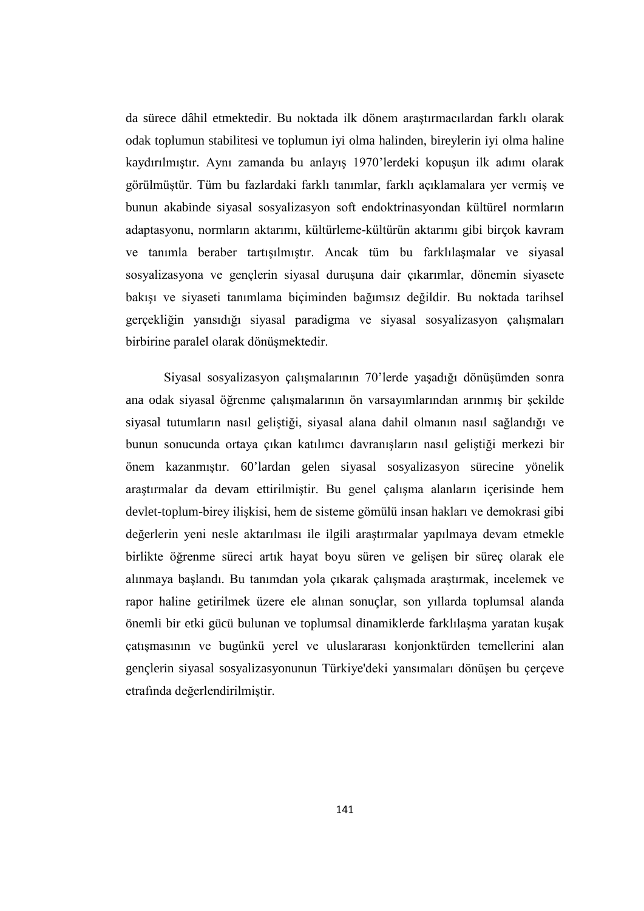da sürece dâhil etmektedir. Bu noktada ilk dönem araştırmacılardan farklı olarak odak toplumun stabilitesi ve toplumun iyi olma halinden, bireylerin iyi olma haline kaydırılmıştır. Aynı zamanda bu anlayış 1970'lerdeki kopuşun ilk adımı olarak görülmüştür. Tüm bu fazlardaki farklı tanımlar, farklı açıklamalara yer vermiş ve bunun akabinde siyasal sosyalizasyon soft endoktrinasyondan kültürel normların adaptasyonu, normların aktarımı, kültürleme-kültürün aktarımı gibi birçok kavram ve tanımla beraber tartışılmıştır. Ancak tüm bu farklılaşmalar ve siyasal sosyalizasyona ve gençlerin siyasal duruşuna dair çıkarımlar, dönemin siyasete bakışı ve siyaseti tanımlama biçiminden bağımsız değildir. Bu noktada tarihsel gerçekliğin yansıdığı siyasal paradigma ve siyasal sosyalizasyon çalışmaları birbirine paralel olarak dönüşmektedir.

Siyasal sosyalizasyon çalışmalarının 70'lerde yaşadığı dönüşümden sonra ana odak siyasal öğrenme çalışmalarının ön varsayımlarından arınmış bir şekilde siyasal tutumların nasıl geliştiği, siyasal alana dahil olmanın nasıl sağlandığı ve bunun sonucunda ortaya çıkan katılımcı davranışların nasıl geliştiği merkezi bir önem kazanmıştır. 60'lardan gelen siyasal sosyalizasyon sürecine yönelik araştırmalar da devam ettirilmiştir. Bu genel çalışma alanların içerisinde hem devlet-toplum-birey ilişkisi, hem de sisteme gömülü insan hakları ve demokrasi gibi değerlerin yeni nesle aktarılması ile ilgili araştırmalar yapılmaya devam etmekle birlikte öğrenme süreci artık hayat boyu süren ve gelişen bir süreç olarak ele alınmaya başlandı. Bu tanımdan yola çıkarak çalışmada araştırmak, incelemek ve rapor haline getirilmek üzere ele alınan sonuçlar, son yıllarda toplumsal alanda önemli bir etki gücü bulunan ve toplumsal dinamiklerde farklılaşma yaratan kuşak çatışmasının ve bugünkü yerel ve uluslararası konjonktürden temellerini alan gençlerin siyasal sosyalizasyonunun Türkiye'deki yansımaları dönüşen bu çerçeve etrafında değerlendirilmiştir.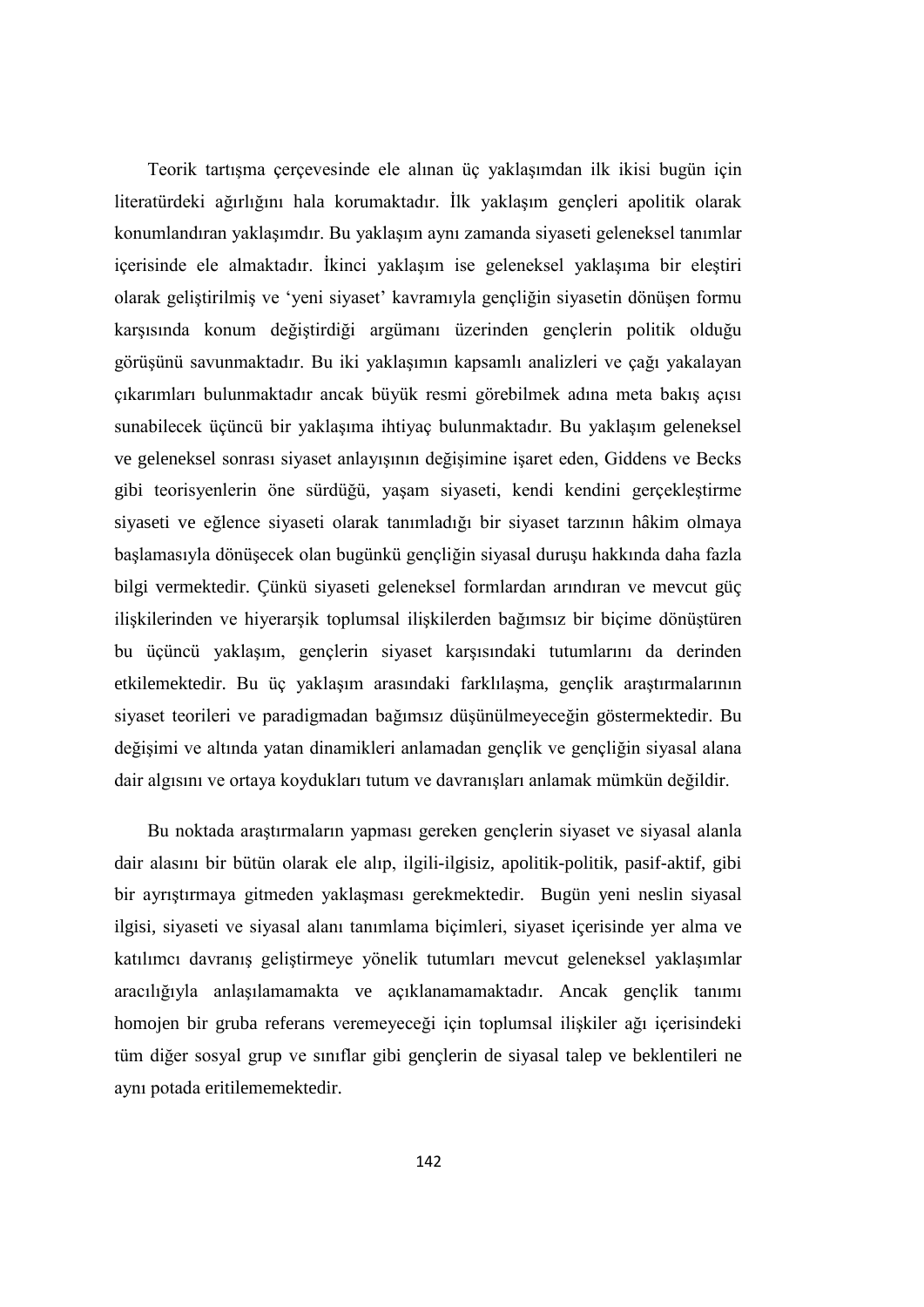Teorik tartışma çerçevesinde ele alınan üç yaklaşımdan ilk ikisi bugün için literatürdeki ağırlığını hala korumaktadır. İlk yaklaşım gençleri apolitik olarak konumlandıran yaklaşımdır. Bu yaklaşım aynı zamanda siyaseti geleneksel tanımlar içerisinde ele almaktadır. İkinci yaklaşım ise geleneksel yaklaşıma bir eleştiri olarak geliştirilmiş ve 'yeni siyaset' kavramıyla gençliğin siyasetin dönüşen formu karşısında konum değiştirdiği argümanı üzerinden gençlerin politik olduğu görüşünü savunmaktadır. Bu iki yaklaşımın kapsamlı analizleri ve çağı yakalayan çıkarımları bulunmaktadır ancak büyük resmi görebilmek adına meta bakış açısı sunabilecek üçüncü bir yaklaşıma ihtiyaç bulunmaktadır. Bu yaklaşım geleneksel ve geleneksel sonrası siyaset anlayışının değişimine işaret eden, Giddens ve Becks gibi teorisyenlerin öne sürdüğü, yaşam siyaseti, kendi kendini gerçekleştirme siyaseti ve eğlence siyaseti olarak tanımladığı bir siyaset tarzının hâkim olmaya başlamasıyla dönüşecek olan bugünkü gençliğin siyasal duruşu hakkında daha fazla bilgi vermektedir. Çünkü siyaseti geleneksel formlardan arındıran ve mevcut güç ilişkilerinden ve hiyerarşik toplumsal ilişkilerden bağımsız bir biçime dönüştüren bu üçüncü yaklaşım, gençlerin siyaset karşısındaki tutumlarını da derinden etkilemektedir. Bu üç yaklaşım arasındaki farklılaşma, gençlik araştırmalarının siyaset teorileri ve paradigmadan bağımsız düşünülmeyeceğin göstermektedir. Bu değişimi ve altında yatan dinamikleri anlamadan gençlik ve gençliğin siyasal alana dair algısını ve ortaya koydukları tutum ve davranışları anlamak mümkün değildir.

Bu noktada araştırmaların yapması gereken gençlerin siyaset ve siyasal alanla dair alasını bir bütün olarak ele alıp, ilgili-ilgisiz, apolitik-politik, pasif-aktif, gibi bir ayrıştırmaya gitmeden yaklaşması gerekmektedir. Bugün yeni neslin siyasal ilgisi, siyaseti ve siyasal alanı tanımlama biçimleri, siyaset içerisinde yer alma ve katılımcı davranış geliştirmeye yönelik tutumları mevcut geleneksel yaklaşımlar aracılığıyla anlaşılamamakta ve açıklanamamaktadır. Ancak gençlik tanımı homojen bir gruba referans veremeyeceği için toplumsal ilişkiler ağı içerisindeki tüm diğer sosyal grup ve sınıflar gibi gençlerin de siyasal talep ve beklentileri ne aynı potada eritilememektedir.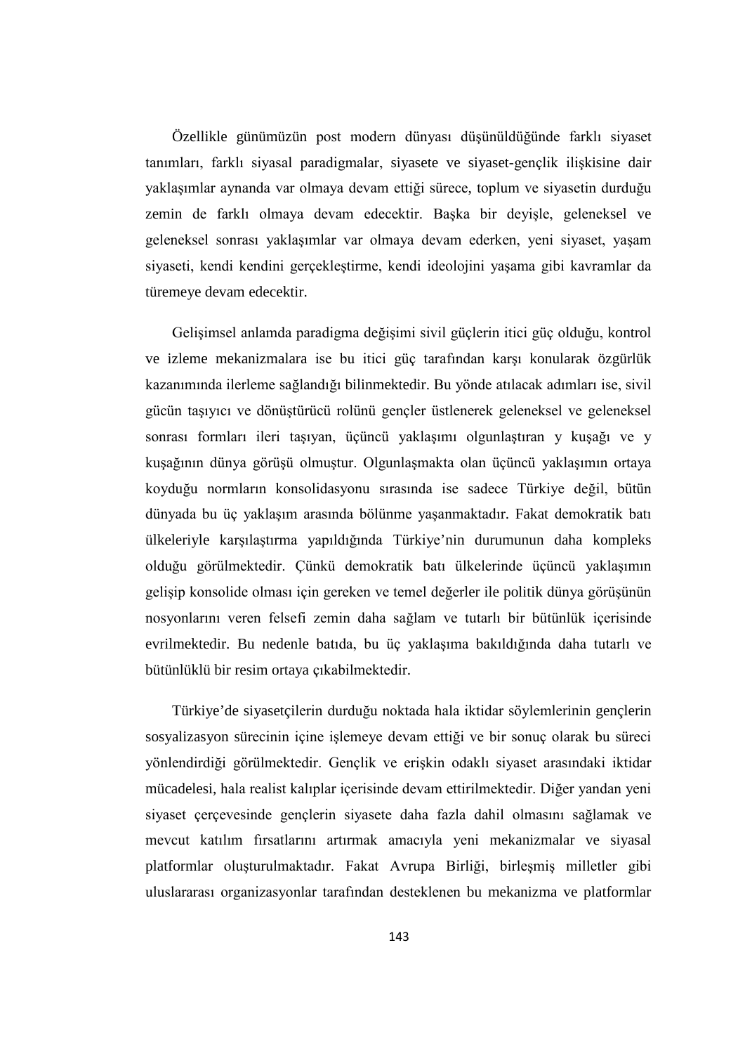Özellikle günümüzün post modern dünyası düşünüldüğünde farklı siyaset tanımları, farklı siyasal paradigmalar, siyasete ve siyaset-gençlik ilişkisine dair yaklaşımlar aynanda var olmaya devam ettiği sürece, toplum ve siyasetin durduğu zemin de farklı olmaya devam edecektir. Başka bir deyişle, geleneksel ve geleneksel sonrası yaklaşımlar var olmaya devam ederken, yeni siyaset, yaşam siyaseti, kendi kendini gerçekleştirme, kendi ideolojini yaşama gibi kavramlar da türemeye devam edecektir.

Gelişimsel anlamda paradigma değişimi sivil güçlerin itici güç olduğu, kontrol ve izleme mekanizmalara ise bu itici güç tarafından karşı konularak özgürlük kazanımında ilerleme sağlandığı bilinmektedir. Bu yönde atılacak adımları ise, sivil gücün taşıyıcı ve dönüştürücü rolünü gençler üstlenerek geleneksel ve geleneksel sonrası formları ileri taşıyan, üçüncü yaklaşımı olgunlaştıran y kuşağı ve y kuşağının dünya görüşü olmuştur. Olgunlaşmakta olan üçüncü yaklaşımın ortaya koyduğu normların konsolidasyonu sırasında ise sadece Türkiye değil, bütün dünyada bu üç yaklaşım arasında bölünme yaşanmaktadır. Fakat demokratik batı ülkeleriyle karşılaştırma yapıldığında Türkiye'nin durumunun daha kompleks olduğu görülmektedir. Çünkü demokratik batı ülkelerinde üçüncü yaklaşımın gelişip konsolide olması için gereken ve temel değerler ile politik dünya görüşünün nosyonlarını veren felsefi zemin daha sağlam ve tutarlı bir bütünlük içerisinde evrilmektedir. Bu nedenle batıda, bu üç yaklaşıma bakıldığında daha tutarlı ve bütünlüklü bir resim ortaya çıkabilmektedir.

Türkiye'de siyasetçilerin durduğu noktada hala iktidar söylemlerinin gençlerin sosyalizasyon sürecinin içine işlemeye devam ettiği ve bir sonuç olarak bu süreci yönlendirdiği görülmektedir. Gençlik ve erişkin odaklı siyaset arasındaki iktidar mücadelesi, hala realist kalıplar içerisinde devam ettirilmektedir. Diğer yandan yeni siyaset çerçevesinde gençlerin siyasete daha fazla dahil olmasını sağlamak ve mevcut katılım fırsatlarını artırmak amacıyla yeni mekanizmalar ve siyasal platformlar oluşturulmaktadır. Fakat Avrupa Birliği, birleşmiş milletler gibi uluslararası organizasyonlar tarafından desteklenen bu mekanizma ve platformlar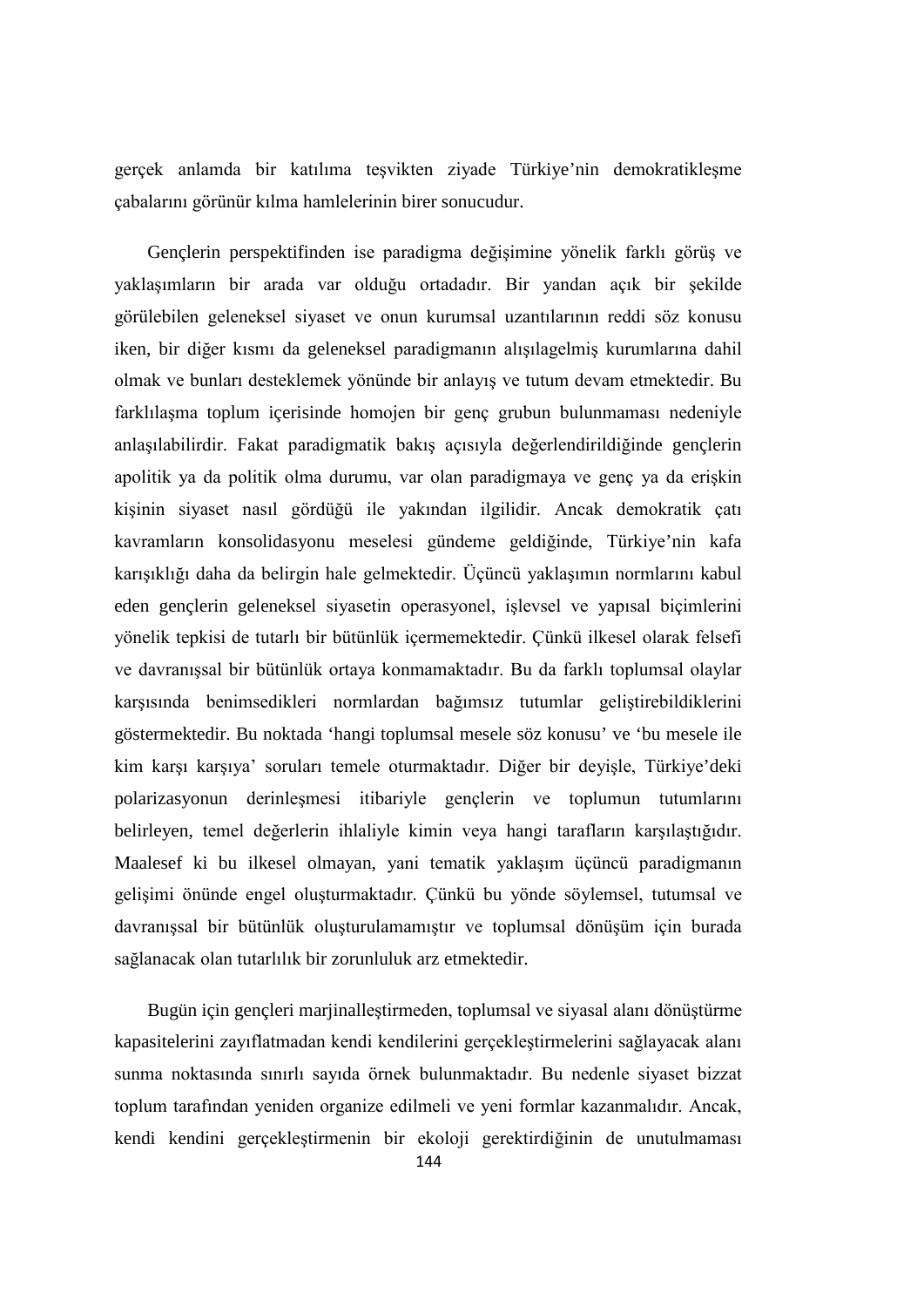gerçek anlamda bir katılıma teşvikten ziyade Türkiye'nin demokratikleşme çabalarını görünür kılma hamlelerinin birer sonucudur.

Gençlerin perspektifinden ise paradigma değişimine yönelik farklı görüş ve yaklaşımların bir arada var olduğu ortadadır. Bir yandan açık bir şekilde görülebilen geleneksel siyaset ve onun kurumsal uzantılarının reddi söz konusu iken, bir diğer kısmı da geleneksel paradigmanın alışılagelmiş kurumlarına dahil olmak ve bunları desteklemek yönünde bir anlayış ve tutum devam etmektedir. Bu farklılaşma toplum içerisinde homojen bir genç grubun bulunmaması nedeniyle anlaşılabilirdir. Fakat paradigmatik bakış açısıyla değerlendirildiğinde gençlerin apolitik ya da politik olma durumu, var olan paradigmaya ve genç ya da erişkin kişinin siyaset nasıl gördüğü ile yakından ilgilidir. Ancak demokratik çatı kavramların konsolidasyonu meselesi gündeme geldiğinde, Türkiye'nin kafa karışıklığı daha da belirgin hale gelmektedir. Üçüncü yaklaşımın normlarını kabul eden gençlerin geleneksel siyasetin operasyonel, işlevsel ve yapısal biçimlerini yönelik tepkisi de tutarlı bir bütünlük içermemektedir. Çünkü ilkesel olarak felsefi ve davranışsal bir bütünlük ortaya konmamaktadır. Bu da farklı toplumsal olaylar karşısında benimsedikleri normlardan bağımsız tutumlar geliştirebildiklerini göstermektedir. Bu noktada 'hangi toplumsal mesele söz konusu' ve 'bu mesele ile kim karşı karşıya' soruları temele oturmaktadır. Diğer bir deyişle, Türkiye'deki polarizasyonun derinleşmesi itibariyle gençlerin ve toplumun tutumlarını belirleyen, temel değerlerin ihlaliyle kimin veya hangi tarafların karşılaştığıdır. Maalesef ki bu ilkesel olmayan, yani tematik yaklaşım üçüncü paradigmanın gelişimi önünde engel oluşturmaktadır. Çünkü bu yönde söylemsel, tutumsal ve davranışsal bir bütünlük oluşturulamamıştır ve toplumsal dönüşüm için burada sağlanacak olan tutarlılık bir zorunluluk arz etmektedir.

Bugün için gençleri marjinalleştirmeden, toplumsal ve siyasal alanı dönüştürme kapasitelerini zayıflatmadan kendi kendilerini gerçekleştirmelerini sağlayacak alanı sunma noktasında sınırlı sayıda örnek bulunmaktadır. Bu nedenle siyaset bizzat toplum tarafından yeniden organize edilmeli ve yeni formlar kazanmalıdır. Ancak, kendi kendini gerçekleştirmenin bir ekoloji gerektirdiğinin de unutulmaması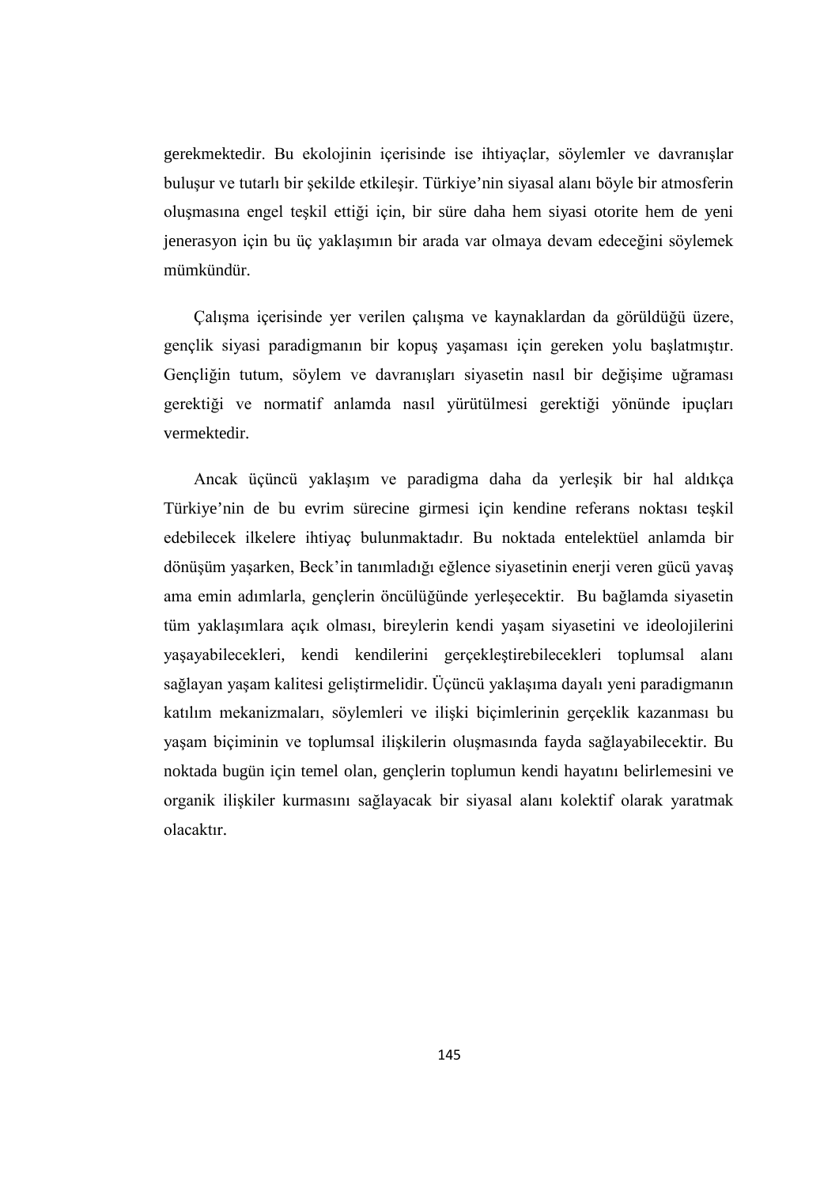gerekmektedir. Bu ekolojinin içerisinde ise ihtiyaçlar, söylemler ve davranışlar buluşur ve tutarlı bir şekilde etkileşir. Türkiye'nin siyasal alanı böyle bir atmosferin oluşmasına engel teşkil ettiği için, bir süre daha hem siyasi otorite hem de yeni jenerasyon için bu üç yaklaşımın bir arada var olmaya devam edeceğini söylemek mümkündür.

Çalışma içerisinde yer verilen çalışma ve kaynaklardan da görüldüğü üzere, gençlik siyasi paradigmanın bir kopuş yaşaması için gereken yolu başlatmıştır. Gençliğin tutum, söylem ve davranışları siyasetin nasıl bir değişime uğraması gerektiği ve normatif anlamda nasıl yürütülmesi gerektiği yönünde ipuçları vermektedir.

Ancak üçüncü yaklaşım ve paradigma daha da yerleşik bir hal aldıkça Türkiye'nin de bu evrim sürecine girmesi için kendine referans noktası teşkil edebilecek ilkelere ihtiyaç bulunmaktadır. Bu noktada entelektüel anlamda bir dönüşüm yaşarken, Beck'in tanımladığı eğlence siyasetinin enerji veren gücü yavaş ama emin adımlarla, gençlerin öncülüğünde yerleşecektir. Bu bağlamda siyasetin tüm yaklaşımlara açık olması, bireylerin kendi yaşam siyasetini ve ideolojilerini yaşayabilecekleri, kendi kendilerini gerçekleştirebilecekleri toplumsal alanı sağlayan yaşam kalitesi geliştirmelidir. Üçüncü yaklaşıma dayalı yeni paradigmanın katılım mekanizmaları, söylemleri ve ilişki biçimlerinin gerçeklik kazanması bu yaşam biçiminin ve toplumsal ilişkilerin oluşmasında fayda sağlayabilecektir. Bu noktada bugün için temel olan, gençlerin toplumun kendi hayatını belirlemesini ve organik ilişkiler kurmasını sağlayacak bir siyasal alanı kolektif olarak yaratmak olacaktır.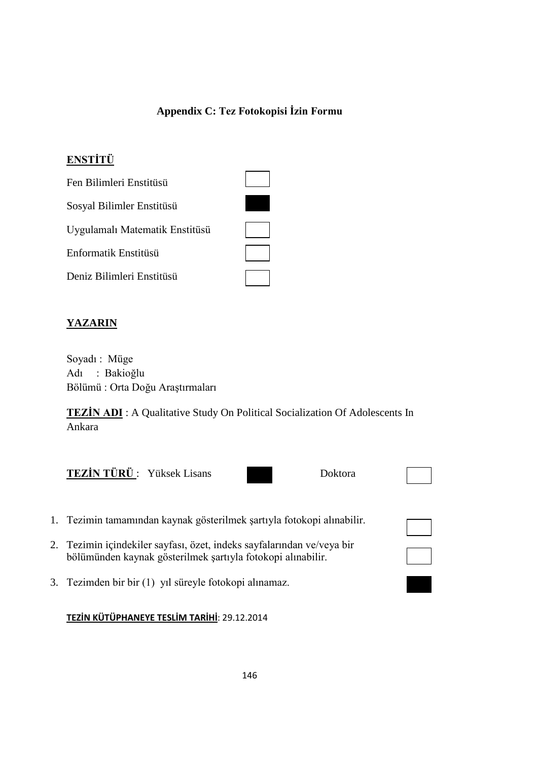## Appendix C: Tez Fotokopisi İzin Formu

**ENSTİTÜ**

| | |
|---|---|
| Fen Bilimleri Enstitüsü | ☐ |
| Sosyal Bilimler Enstitüsü | ■ |
| Uygulamalı Matematik Enstitüsü | ☐ |
| Enformatik Enstitüsü | ☐ |
| Deniz Bilimleri Enstitüsü | ☐ |

**YAZARIN**

Soyadı : Müge
Adı : Bakioğlu
Bölümü : Orta Doğu Araştırmaları

**TEZİN ADI** : A Qualitative Study On Political Socialization Of Adolescents In Ankara

**TEZİN TÜRÜ** : Yüksek Lisans ■ Doktora ☐

1. Tezimin tamamından kaynak gösterilmek şartıyla fotokopi alınabilir. ☐
2. Tezimin içindekiler sayfası, özet, indeks sayfalarından ve/veya bir bölümünden kaynak gösterilmek şartıyla fotokopi alınabilir. ☐
3. Tezimden bir bir (1) yıl süreyle fotokopi alınamaz. ■

**TEZİN KÜTÜPHANEYE TESLİM TARİHİ**: 29.12.2014